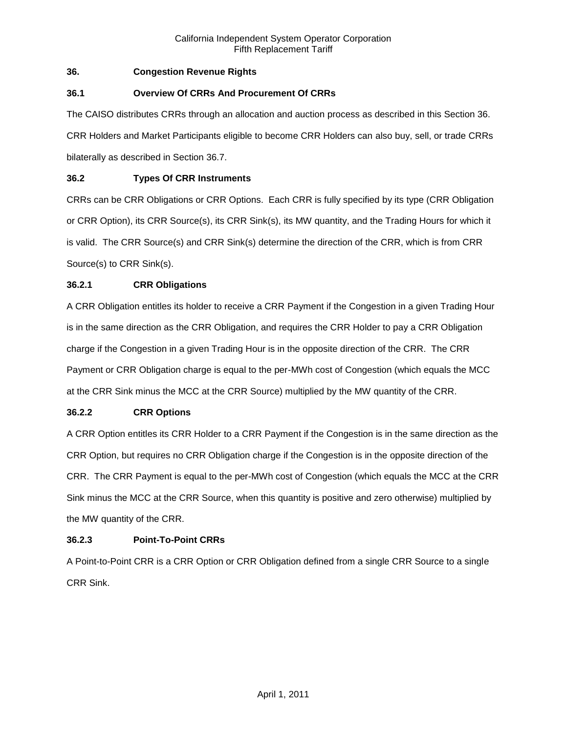## 36. Congestion Revenue Rights

### 36.1 Overview Of CRRs And Procurement Of CRRs

The CAISO distributes CRRs through an allocation and auction process as described in this Section 36. CRR Holders and Market Participants eligible to become CRR Holders can also buy, sell, or trade CRRs bilaterally as described in Section 36.7.

### 36.2 Types Of CRR Instruments

CRRs can be CRR Obligations or CRR Options. Each CRR is fully specified by its type (CRR Obligation or CRR Option), its CRR Source(s), its CRR Sink(s), its MW quantity, and the Trading Hours for which it is valid. The CRR Source(s) and CRR Sink(s) determine the direction of the CRR, which is from CRR Source(s) to CRR Sink(s).

#### 36.2.1 CRR Obligations

A CRR Obligation entitles its holder to receive a CRR Payment if the Congestion in a given Trading Hour is in the same direction as the CRR Obligation, and requires the CRR Holder to pay a CRR Obligation charge if the Congestion in a given Trading Hour is in the opposite direction of the CRR. The CRR Payment or CRR Obligation charge is equal to the per-MWh cost of Congestion (which equals the MCC at the CRR Sink minus the MCC at the CRR Source) multiplied by the MW quantity of the CRR.

#### 36.2.2 CRR Options

A CRR Option entitles its CRR Holder to a CRR Payment if the Congestion is in the same direction as the CRR Option, but requires no CRR Obligation charge if the Congestion is in the opposite direction of the CRR. The CRR Payment is equal to the per-MWh cost of Congestion (which equals the MCC at the CRR Sink minus the MCC at the CRR Source, when this quantity is positive and zero otherwise) multiplied by the MW quantity of the CRR.

#### 36.2.3 Point-To-Point CRRs

A Point-to-Point CRR is a CRR Option or CRR Obligation defined from a single CRR Source to a single CRR Sink.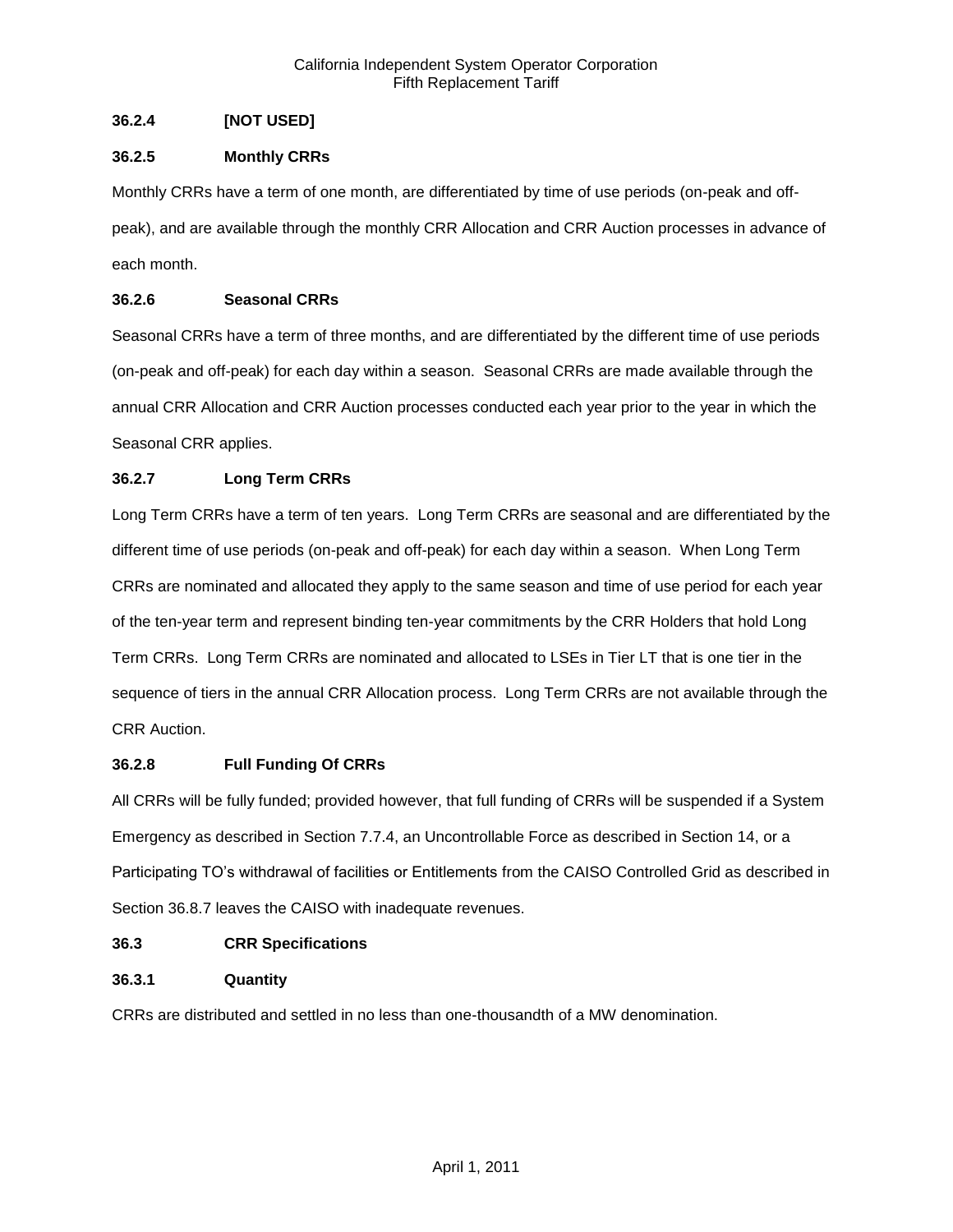### 36.2.4 [NOT USED]

### 36.2.5 Monthly CRRs

Monthly CRRs have a term of one month, are differentiated by time of use periods (on-peak and off-peak), and are available through the monthly CRR Allocation and CRR Auction processes in advance of each month.

### 36.2.6 Seasonal CRRs

Seasonal CRRs have a term of three months, and are differentiated by the different time of use periods (on-peak and off-peak) for each day within a season. Seasonal CRRs are made available through the annual CRR Allocation and CRR Auction processes conducted each year prior to the year in which the Seasonal CRR applies.

### 36.2.7 Long Term CRRs

Long Term CRRs have a term of ten years. Long Term CRRs are seasonal and are differentiated by the different time of use periods (on-peak and off-peak) for each day within a season. When Long Term CRRs are nominated and allocated they apply to the same season and time of use period for each year of the ten-year term and represent binding ten-year commitments by the CRR Holders that hold Long Term CRRs. Long Term CRRs are nominated and allocated to LSEs in Tier LT that is one tier in the sequence of tiers in the annual CRR Allocation process. Long Term CRRs are not available through the CRR Auction.

### 36.2.8 Full Funding Of CRRs

All CRRs will be fully funded; provided however, that full funding of CRRs will be suspended if a System Emergency as described in Section 7.7.4, an Uncontrollable Force as described in Section 14, or a Participating TO's withdrawal of facilities or Entitlements from the CAISO Controlled Grid as described in Section 36.8.7 leaves the CAISO with inadequate revenues.

## 36.3 CRR Specifications

### 36.3.1 Quantity

CRRs are distributed and settled in no less than one-thousandth of a MW denomination.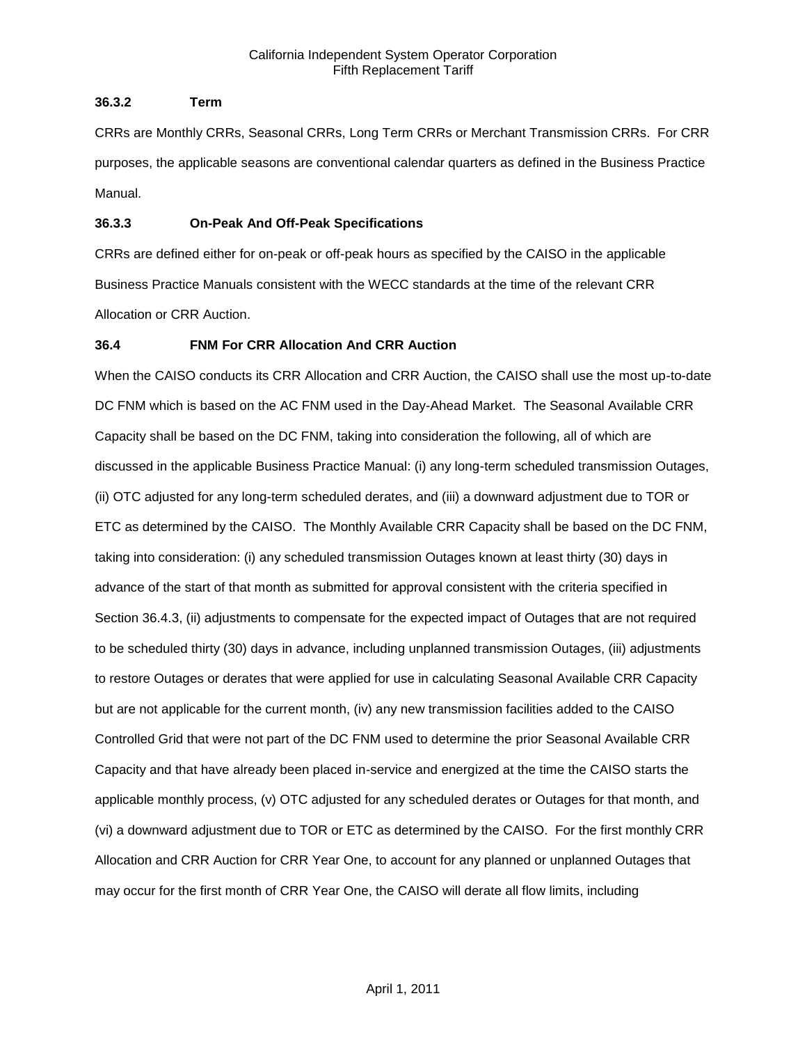### 36.3.2 Term

CRRs are Monthly CRRs, Seasonal CRRs, Long Term CRRs or Merchant Transmission CRRs. For CRR purposes, the applicable seasons are conventional calendar quarters as defined in the Business Practice Manual.

### 36.3.3 On-Peak And Off-Peak Specifications

CRRs are defined either for on-peak or off-peak hours as specified by the CAISO in the applicable Business Practice Manuals consistent with the WECC standards at the time of the relevant CRR Allocation or CRR Auction.

## 36.4 FNM For CRR Allocation And CRR Auction

When the CAISO conducts its CRR Allocation and CRR Auction, the CAISO shall use the most up-to-date DC FNM which is based on the AC FNM used in the Day-Ahead Market. The Seasonal Available CRR Capacity shall be based on the DC FNM, taking into consideration the following, all of which are discussed in the applicable Business Practice Manual: (i) any long-term scheduled transmission Outages, (ii) OTC adjusted for any long-term scheduled derates, and (iii) a downward adjustment due to TOR or ETC as determined by the CAISO. The Monthly Available CRR Capacity shall be based on the DC FNM, taking into consideration: (i) any scheduled transmission Outages known at least thirty (30) days in advance of the start of that month as submitted for approval consistent with the criteria specified in Section 36.4.3, (ii) adjustments to compensate for the expected impact of Outages that are not required to be scheduled thirty (30) days in advance, including unplanned transmission Outages, (iii) adjustments to restore Outages or derates that were applied for use in calculating Seasonal Available CRR Capacity but are not applicable for the current month, (iv) any new transmission facilities added to the CAISO Controlled Grid that were not part of the DC FNM used to determine the prior Seasonal Available CRR Capacity and that have already been placed in-service and energized at the time the CAISO starts the applicable monthly process, (v) OTC adjusted for any scheduled derates or Outages for that month, and (vi) a downward adjustment due to TOR or ETC as determined by the CAISO. For the first monthly CRR Allocation and CRR Auction for CRR Year One, to account for any planned or unplanned Outages that may occur for the first month of CRR Year One, the CAISO will derate all flow limits, including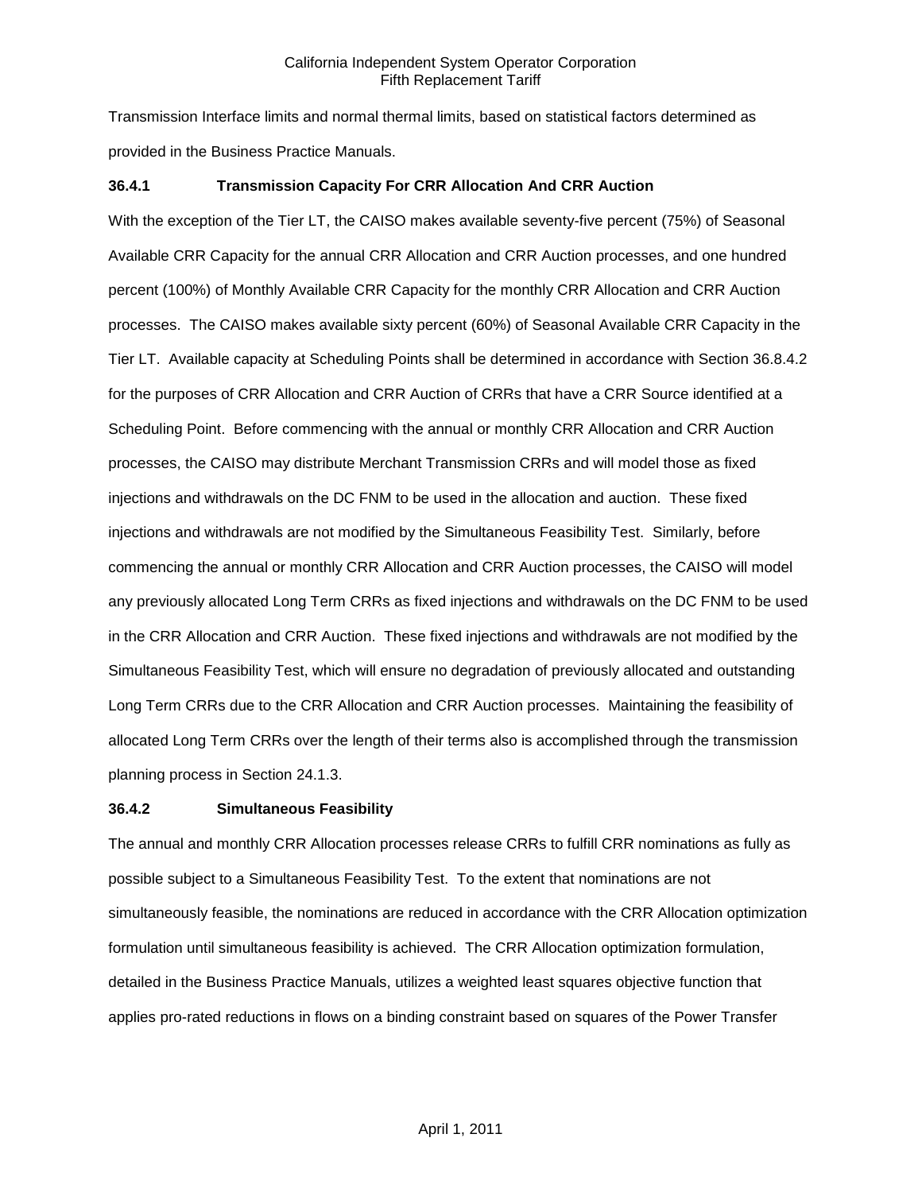Transmission Interface limits and normal thermal limits, based on statistical factors determined as provided in the Business Practice Manuals.

**36.4.1 Transmission Capacity For CRR Allocation And CRR Auction**

With the exception of the Tier LT, the CAISO makes available seventy-five percent (75%) of Seasonal Available CRR Capacity for the annual CRR Allocation and CRR Auction processes, and one hundred percent (100%) of Monthly Available CRR Capacity for the monthly CRR Allocation and CRR Auction processes. The CAISO makes available sixty percent (60%) of Seasonal Available CRR Capacity in the Tier LT. Available capacity at Scheduling Points shall be determined in accordance with Section 36.8.4.2 for the purposes of CRR Allocation and CRR Auction of CRRs that have a CRR Source identified at a Scheduling Point. Before commencing with the annual or monthly CRR Allocation and CRR Auction processes, the CAISO may distribute Merchant Transmission CRRs and will model those as fixed injections and withdrawals on the DC FNM to be used in the allocation and auction. These fixed injections and withdrawals are not modified by the Simultaneous Feasibility Test. Similarly, before commencing the annual or monthly CRR Allocation and CRR Auction processes, the CAISO will model any previously allocated Long Term CRRs as fixed injections and withdrawals on the DC FNM to be used in the CRR Allocation and CRR Auction. These fixed injections and withdrawals are not modified by the Simultaneous Feasibility Test, which will ensure no degradation of previously allocated and outstanding Long Term CRRs due to the CRR Allocation and CRR Auction processes. Maintaining the feasibility of allocated Long Term CRRs over the length of their terms also is accomplished through the transmission planning process in Section 24.1.3.

**36.4.2 Simultaneous Feasibility**

The annual and monthly CRR Allocation processes release CRRs to fulfill CRR nominations as fully as possible subject to a Simultaneous Feasibility Test. To the extent that nominations are not simultaneously feasible, the nominations are reduced in accordance with the CRR Allocation optimization formulation until simultaneous feasibility is achieved. The CRR Allocation optimization formulation, detailed in the Business Practice Manuals, utilizes a weighted least squares objective function that applies pro-rated reductions in flows on a binding constraint based on squares of the Power Transfer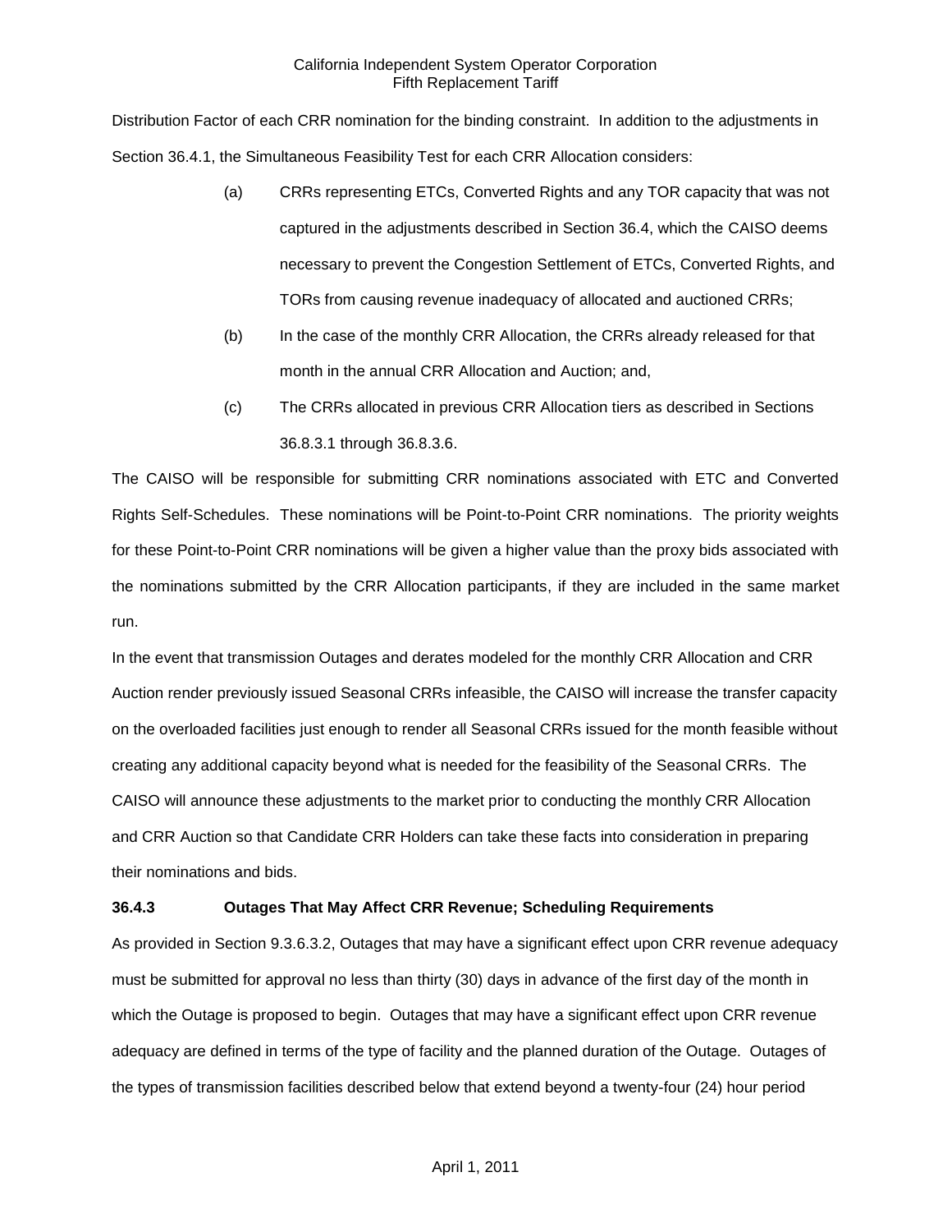Distribution Factor of each CRR nomination for the binding constraint. In addition to the adjustments in Section 36.4.1, the Simultaneous Feasibility Test for each CRR Allocation considers:

(a) CRRs representing ETCs, Converted Rights and any TOR capacity that was not captured in the adjustments described in Section 36.4, which the CAISO deems necessary to prevent the Congestion Settlement of ETCs, Converted Rights, and TORs from causing revenue inadequacy of allocated and auctioned CRRs;

(b) In the case of the monthly CRR Allocation, the CRRs already released for that month in the annual CRR Allocation and Auction; and,

(c) The CRRs allocated in previous CRR Allocation tiers as described in Sections 36.8.3.1 through 36.8.3.6.

The CAISO will be responsible for submitting CRR nominations associated with ETC and Converted Rights Self-Schedules. These nominations will be Point-to-Point CRR nominations. The priority weights for these Point-to-Point CRR nominations will be given a higher value than the proxy bids associated with the nominations submitted by the CRR Allocation participants, if they are included in the same market run.

In the event that transmission Outages and derates modeled for the monthly CRR Allocation and CRR Auction render previously issued Seasonal CRRs infeasible, the CAISO will increase the transfer capacity on the overloaded facilities just enough to render all Seasonal CRRs issued for the month feasible without creating any additional capacity beyond what is needed for the feasibility of the Seasonal CRRs. The CAISO will announce these adjustments to the market prior to conducting the monthly CRR Allocation and CRR Auction so that Candidate CRR Holders can take these facts into consideration in preparing their nominations and bids.

### 36.4.3 Outages That May Affect CRR Revenue; Scheduling Requirements

As provided in Section 9.3.6.3.2, Outages that may have a significant effect upon CRR revenue adequacy must be submitted for approval no less than thirty (30) days in advance of the first day of the month in which the Outage is proposed to begin. Outages that may have a significant effect upon CRR revenue adequacy are defined in terms of the type of facility and the planned duration of the Outage. Outages of the types of transmission facilities described below that extend beyond a twenty-four (24) hour period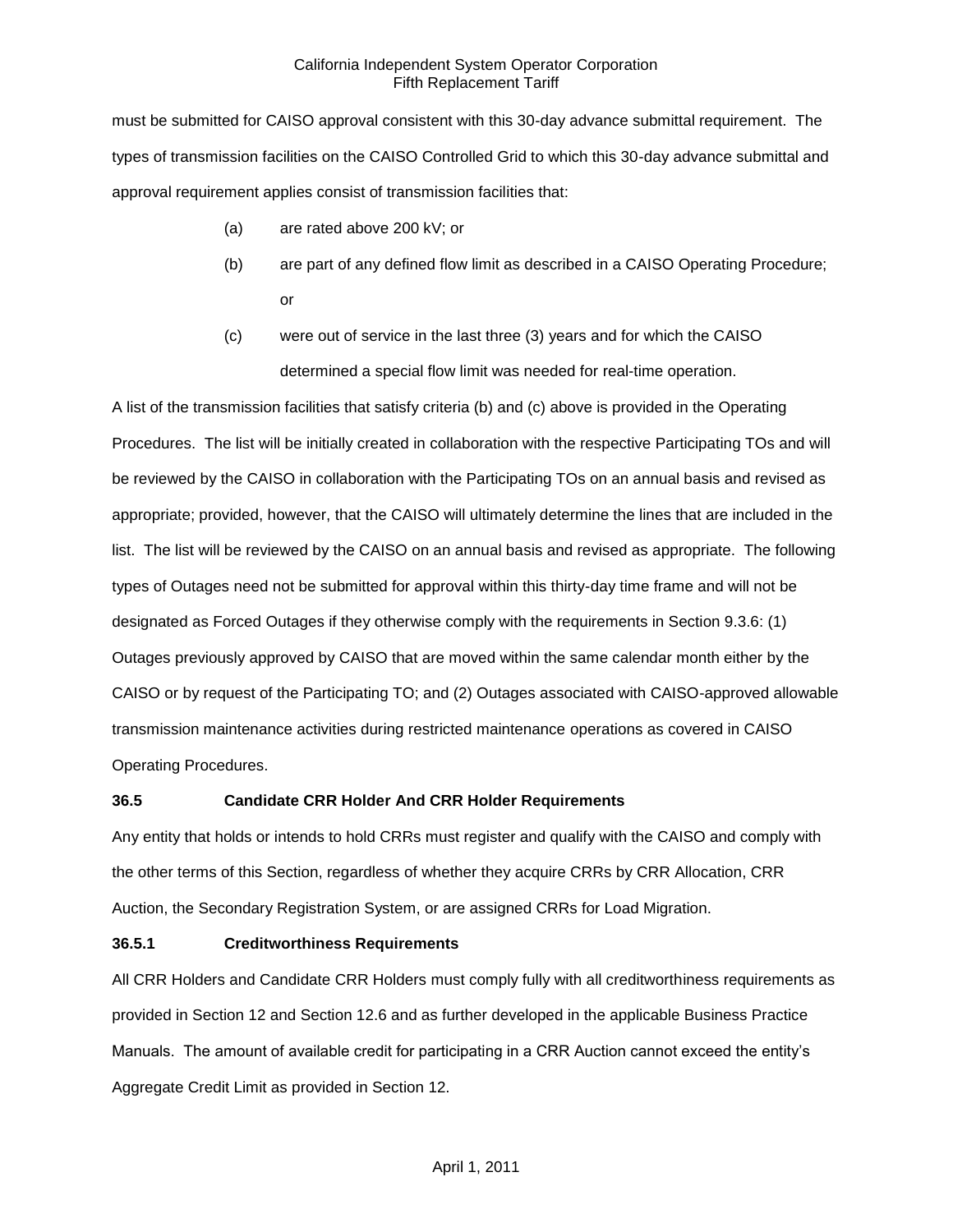must be submitted for CAISO approval consistent with this 30-day advance submittal requirement. The types of transmission facilities on the CAISO Controlled Grid to which this 30-day advance submittal and approval requirement applies consist of transmission facilities that:

(a) are rated above 200 kV; or

(b) are part of any defined flow limit as described in a CAISO Operating Procedure; or

(c) were out of service in the last three (3) years and for which the CAISO determined a special flow limit was needed for real-time operation.

A list of the transmission facilities that satisfy criteria (b) and (c) above is provided in the Operating Procedures. The list will be initially created in collaboration with the respective Participating TOs and will be reviewed by the CAISO in collaboration with the Participating TOs on an annual basis and revised as appropriate; provided, however, that the CAISO will ultimately determine the lines that are included in the list. The list will be reviewed by the CAISO on an annual basis and revised as appropriate. The following types of Outages need not be submitted for approval within this thirty-day time frame and will not be designated as Forced Outages if they otherwise comply with the requirements in Section 9.3.6: (1) Outages previously approved by CAISO that are moved within the same calendar month either by the CAISO or by request of the Participating TO; and (2) Outages associated with CAISO-approved allowable transmission maintenance activities during restricted maintenance operations as covered in CAISO Operating Procedures.

### 36.5 Candidate CRR Holder And CRR Holder Requirements

Any entity that holds or intends to hold CRRs must register and qualify with the CAISO and comply with the other terms of this Section, regardless of whether they acquire CRRs by CRR Allocation, CRR Auction, the Secondary Registration System, or are assigned CRRs for Load Migration.

#### 36.5.1 Creditworthiness Requirements

All CRR Holders and Candidate CRR Holders must comply fully with all creditworthiness requirements as provided in Section 12 and Section 12.6 and as further developed in the applicable Business Practice Manuals. The amount of available credit for participating in a CRR Auction cannot exceed the entity's Aggregate Credit Limit as provided in Section 12.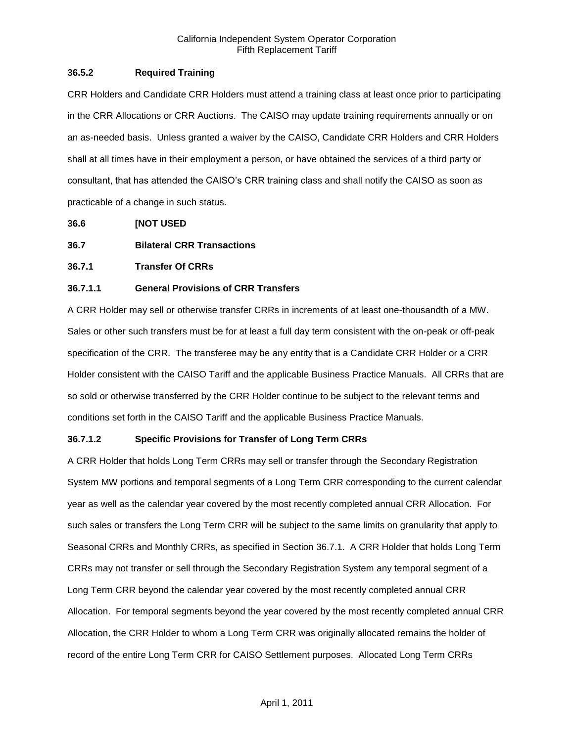### 36.5.2 Required Training

CRR Holders and Candidate CRR Holders must attend a training class at least once prior to participating in the CRR Allocations or CRR Auctions. The CAISO may update training requirements annually or on an as-needed basis. Unless granted a waiver by the CAISO, Candidate CRR Holders and CRR Holders shall at all times have in their employment a person, or have obtained the services of a third party or consultant, that has attended the CAISO's CRR training class and shall notify the CAISO as soon as practicable of a change in such status.

## 36.6 [NOT USED

## 36.7 Bilateral CRR Transactions

### 36.7.1 Transfer Of CRRs

#### 36.7.1.1 General Provisions of CRR Transfers

A CRR Holder may sell or otherwise transfer CRRs in increments of at least one-thousandth of a MW. Sales or other such transfers must be for at least a full day term consistent with the on-peak or off-peak specification of the CRR. The transferee may be any entity that is a Candidate CRR Holder or a CRR Holder consistent with the CAISO Tariff and the applicable Business Practice Manuals. All CRRs that are so sold or otherwise transferred by the CRR Holder continue to be subject to the relevant terms and conditions set forth in the CAISO Tariff and the applicable Business Practice Manuals.

#### 36.7.1.2 Specific Provisions for Transfer of Long Term CRRs

A CRR Holder that holds Long Term CRRs may sell or transfer through the Secondary Registration System MW portions and temporal segments of a Long Term CRR corresponding to the current calendar year as well as the calendar year covered by the most recently completed annual CRR Allocation. For such sales or transfers the Long Term CRR will be subject to the same limits on granularity that apply to Seasonal CRRs and Monthly CRRs, as specified in Section 36.7.1. A CRR Holder that holds Long Term CRRs may not transfer or sell through the Secondary Registration System any temporal segment of a Long Term CRR beyond the calendar year covered by the most recently completed annual CRR Allocation. For temporal segments beyond the year covered by the most recently completed annual CRR Allocation, the CRR Holder to whom a Long Term CRR was originally allocated remains the holder of record of the entire Long Term CRR for CAISO Settlement purposes. Allocated Long Term CRRs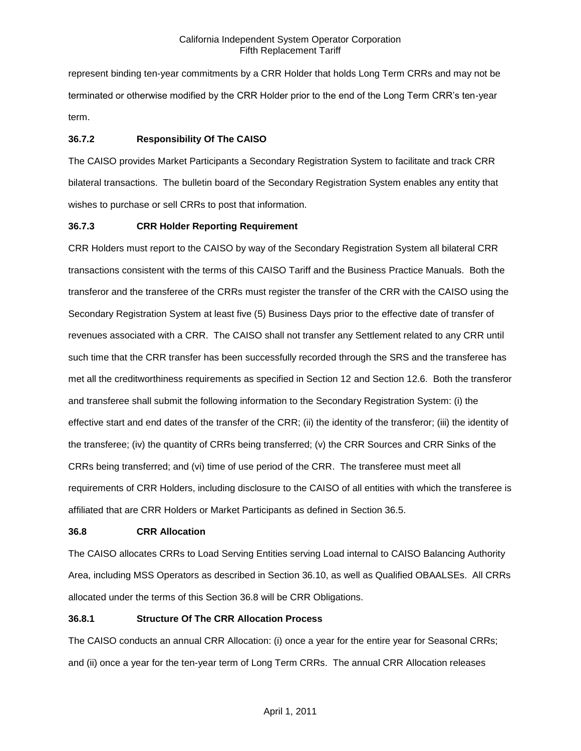represent binding ten-year commitments by a CRR Holder that holds Long Term CRRs and may not be terminated or otherwise modified by the CRR Holder prior to the end of the Long Term CRR's ten-year term.

### 36.7.2 Responsibility Of The CAISO

The CAISO provides Market Participants a Secondary Registration System to facilitate and track CRR bilateral transactions. The bulletin board of the Secondary Registration System enables any entity that wishes to purchase or sell CRRs to post that information.

### 36.7.3 CRR Holder Reporting Requirement

CRR Holders must report to the CAISO by way of the Secondary Registration System all bilateral CRR transactions consistent with the terms of this CAISO Tariff and the Business Practice Manuals. Both the transferor and the transferee of the CRRs must register the transfer of the CRR with the CAISO using the Secondary Registration System at least five (5) Business Days prior to the effective date of transfer of revenues associated with a CRR. The CAISO shall not transfer any Settlement related to any CRR until such time that the CRR transfer has been successfully recorded through the SRS and the transferee has met all the creditworthiness requirements as specified in Section 12 and Section 12.6. Both the transferor and transferee shall submit the following information to the Secondary Registration System: (i) the effective start and end dates of the transfer of the CRR; (ii) the identity of the transferor; (iii) the identity of the transferee; (iv) the quantity of CRRs being transferred; (v) the CRR Sources and CRR Sinks of the CRRs being transferred; and (vi) time of use period of the CRR. The transferee must meet all requirements of CRR Holders, including disclosure to the CAISO of all entities with which the transferee is affiliated that are CRR Holders or Market Participants as defined in Section 36.5.

## 36.8 CRR Allocation

The CAISO allocates CRRs to Load Serving Entities serving Load internal to CAISO Balancing Authority Area, including MSS Operators as described in Section 36.10, as well as Qualified OBAALSEs. All CRRs allocated under the terms of this Section 36.8 will be CRR Obligations.

### 36.8.1 Structure Of The CRR Allocation Process

The CAISO conducts an annual CRR Allocation: (i) once a year for the entire year for Seasonal CRRs; and (ii) once a year for the ten-year term of Long Term CRRs. The annual CRR Allocation releases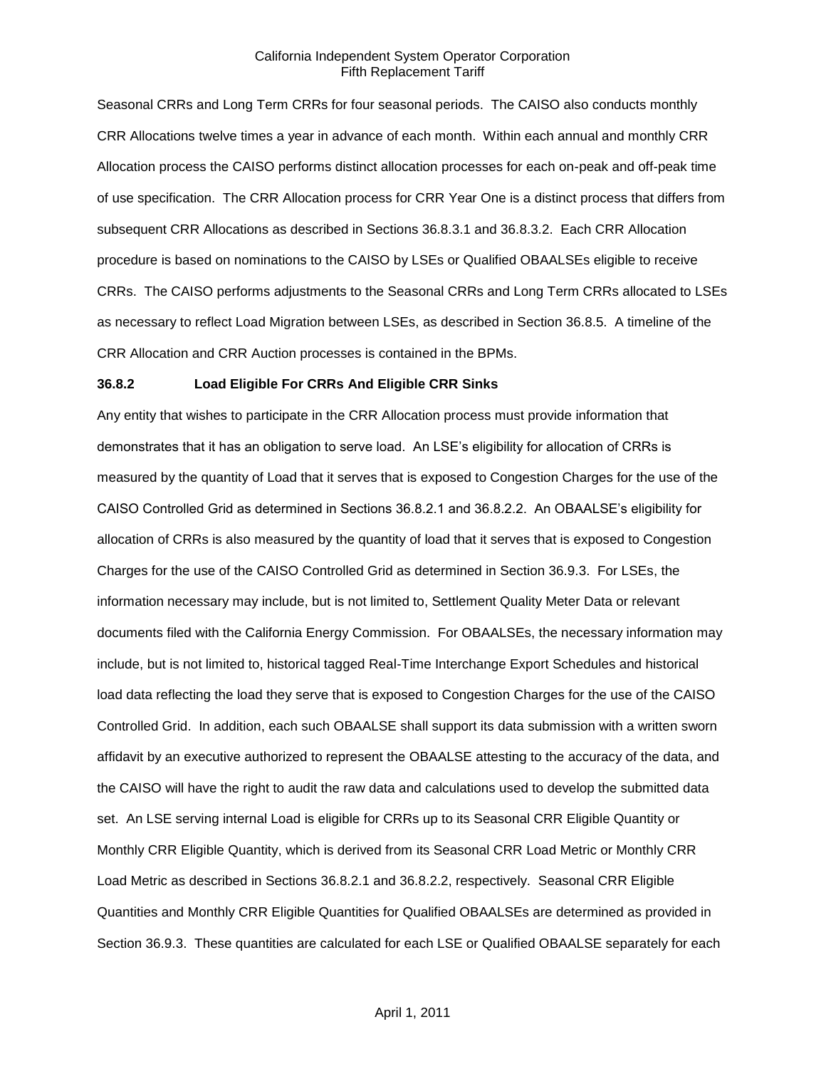Seasonal CRRs and Long Term CRRs for four seasonal periods. The CAISO also conducts monthly CRR Allocations twelve times a year in advance of each month. Within each annual and monthly CRR Allocation process the CAISO performs distinct allocation processes for each on-peak and off-peak time of use specification. The CRR Allocation process for CRR Year One is a distinct process that differs from subsequent CRR Allocations as described in Sections 36.8.3.1 and 36.8.3.2. Each CRR Allocation procedure is based on nominations to the CAISO by LSEs or Qualified OBAALSEs eligible to receive CRRs. The CAISO performs adjustments to the Seasonal CRRs and Long Term CRRs allocated to LSEs as necessary to reflect Load Migration between LSEs, as described in Section 36.8.5. A timeline of the CRR Allocation and CRR Auction processes is contained in the BPMs.

**36.8.2 Load Eligible For CRRs And Eligible CRR Sinks**

Any entity that wishes to participate in the CRR Allocation process must provide information that demonstrates that it has an obligation to serve load. An LSE's eligibility for allocation of CRRs is measured by the quantity of Load that it serves that is exposed to Congestion Charges for the use of the CAISO Controlled Grid as determined in Sections 36.8.2.1 and 36.8.2.2. An OBAALSE's eligibility for allocation of CRRs is also measured by the quantity of load that it serves that is exposed to Congestion Charges for the use of the CAISO Controlled Grid as determined in Section 36.9.3. For LSEs, the information necessary may include, but is not limited to, Settlement Quality Meter Data or relevant documents filed with the California Energy Commission. For OBAALSEs, the necessary information may include, but is not limited to, historical tagged Real-Time Interchange Export Schedules and historical load data reflecting the load they serve that is exposed to Congestion Charges for the use of the CAISO Controlled Grid. In addition, each such OBAALSE shall support its data submission with a written sworn affidavit by an executive authorized to represent the OBAALSE attesting to the accuracy of the data, and the CAISO will have the right to audit the raw data and calculations used to develop the submitted data set. An LSE serving internal Load is eligible for CRRs up to its Seasonal CRR Eligible Quantity or Monthly CRR Eligible Quantity, which is derived from its Seasonal CRR Load Metric or Monthly CRR Load Metric as described in Sections 36.8.2.1 and 36.8.2.2, respectively. Seasonal CRR Eligible Quantities and Monthly CRR Eligible Quantities for Qualified OBAALSEs are determined as provided in Section 36.9.3. These quantities are calculated for each LSE or Qualified OBAALSE separately for each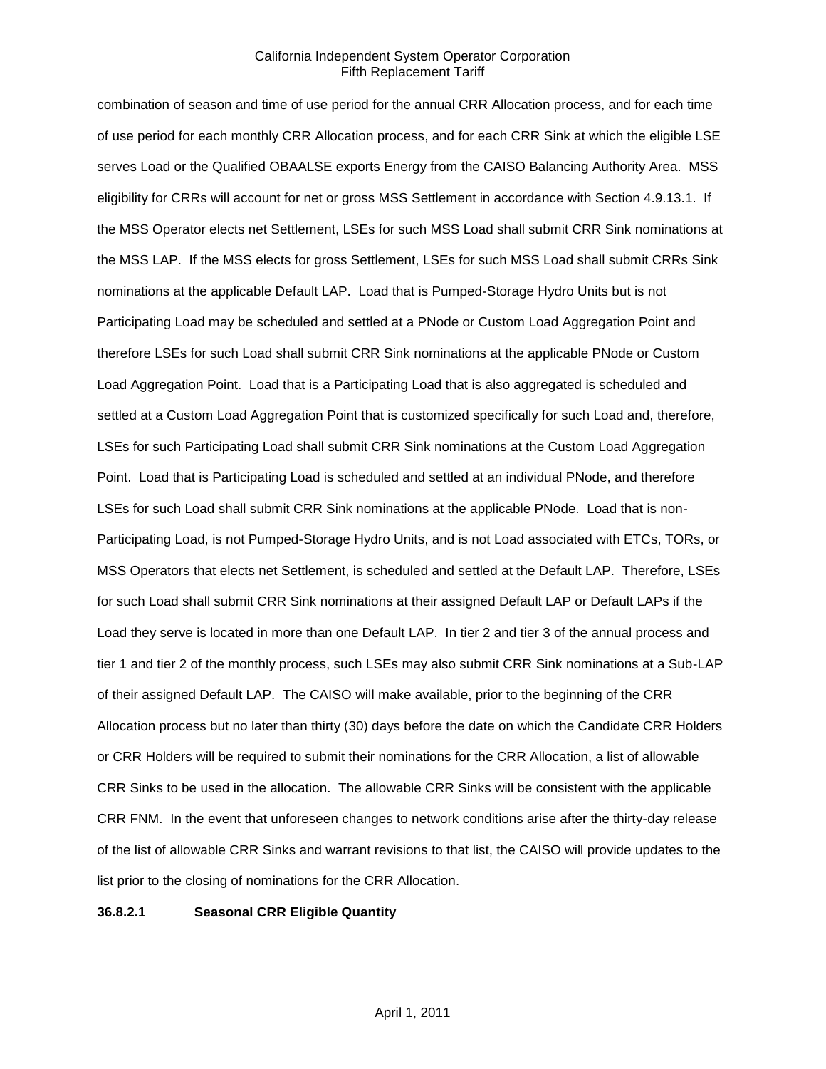combination of season and time of use period for the annual CRR Allocation process, and for each time of use period for each monthly CRR Allocation process, and for each CRR Sink at which the eligible LSE serves Load or the Qualified OBAALSE exports Energy from the CAISO Balancing Authority Area. MSS eligibility for CRRs will account for net or gross MSS Settlement in accordance with Section 4.9.13.1. If the MSS Operator elects net Settlement, LSEs for such MSS Load shall submit CRR Sink nominations at the MSS LAP. If the MSS elects for gross Settlement, LSEs for such MSS Load shall submit CRRs Sink nominations at the applicable Default LAP. Load that is Pumped-Storage Hydro Units but is not Participating Load may be scheduled and settled at a PNode or Custom Load Aggregation Point and therefore LSEs for such Load shall submit CRR Sink nominations at the applicable PNode or Custom Load Aggregation Point. Load that is a Participating Load that is also aggregated is scheduled and settled at a Custom Load Aggregation Point that is customized specifically for such Load and, therefore, LSEs for such Participating Load shall submit CRR Sink nominations at the Custom Load Aggregation Point. Load that is Participating Load is scheduled and settled at an individual PNode, and therefore LSEs for such Load shall submit CRR Sink nominations at the applicable PNode. Load that is non-Participating Load, is not Pumped-Storage Hydro Units, and is not Load associated with ETCs, TORs, or MSS Operators that elects net Settlement, is scheduled and settled at the Default LAP. Therefore, LSEs for such Load shall submit CRR Sink nominations at their assigned Default LAP or Default LAPs if the Load they serve is located in more than one Default LAP. In tier 2 and tier 3 of the annual process and tier 1 and tier 2 of the monthly process, such LSEs may also submit CRR Sink nominations at a Sub-LAP of their assigned Default LAP. The CAISO will make available, prior to the beginning of the CRR Allocation process but no later than thirty (30) days before the date on which the Candidate CRR Holders or CRR Holders will be required to submit their nominations for the CRR Allocation, a list of allowable CRR Sinks to be used in the allocation. The allowable CRR Sinks will be consistent with the applicable CRR FNM. In the event that unforeseen changes to network conditions arise after the thirty-day release of the list of allowable CRR Sinks and warrant revisions to that list, the CAISO will provide updates to the list prior to the closing of nominations for the CRR Allocation.

**36.8.2.1 Seasonal CRR Eligible Quantity**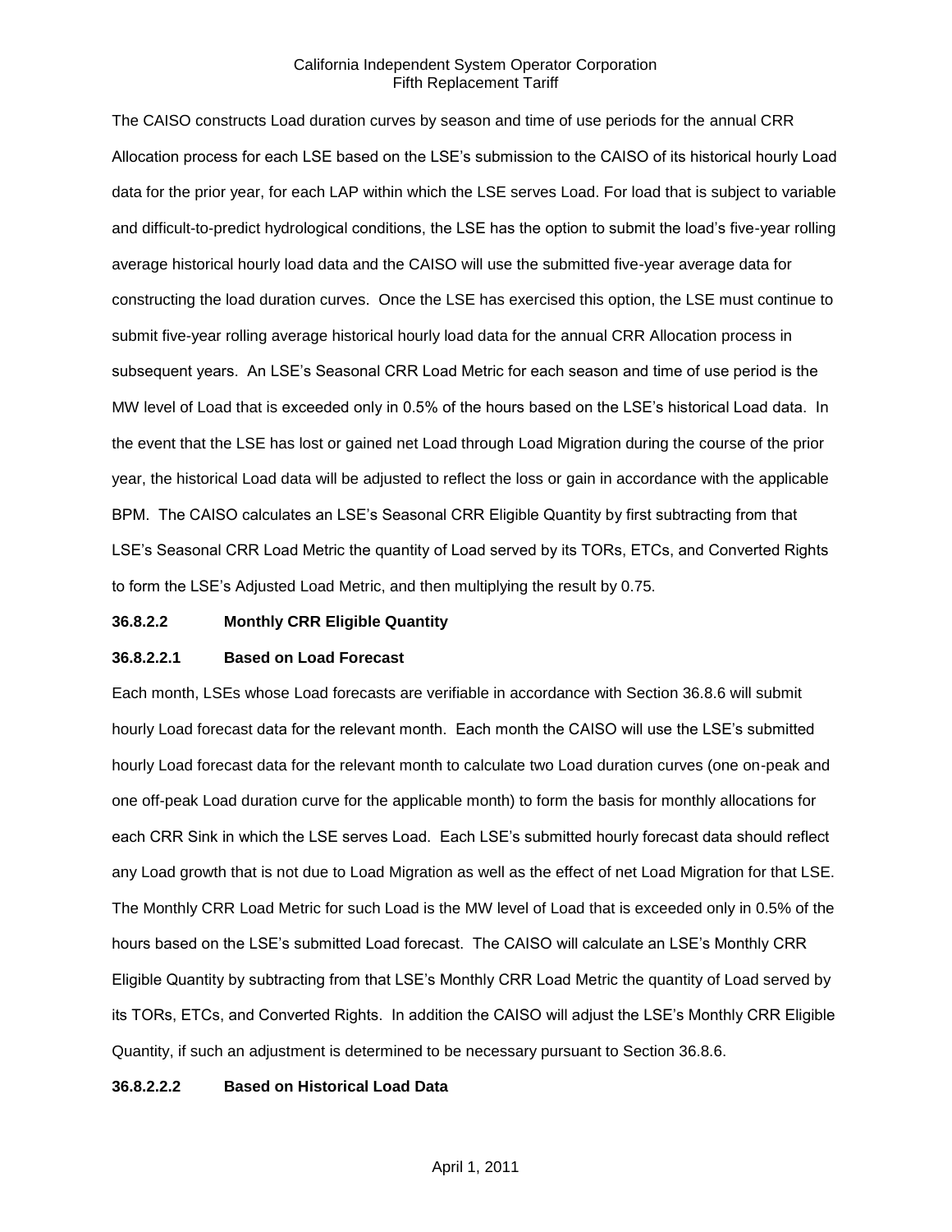The CAISO constructs Load duration curves by season and time of use periods for the annual CRR Allocation process for each LSE based on the LSE's submission to the CAISO of its historical hourly Load data for the prior year, for each LAP within which the LSE serves Load. For load that is subject to variable and difficult-to-predict hydrological conditions, the LSE has the option to submit the load's five-year rolling average historical hourly load data and the CAISO will use the submitted five-year average data for constructing the load duration curves. Once the LSE has exercised this option, the LSE must continue to submit five-year rolling average historical hourly load data for the annual CRR Allocation process in subsequent years. An LSE's Seasonal CRR Load Metric for each season and time of use period is the MW level of Load that is exceeded only in 0.5% of the hours based on the LSE's historical Load data. In the event that the LSE has lost or gained net Load through Load Migration during the course of the prior year, the historical Load data will be adjusted to reflect the loss or gain in accordance with the applicable BPM. The CAISO calculates an LSE's Seasonal CRR Eligible Quantity by first subtracting from that LSE's Seasonal CRR Load Metric the quantity of Load served by its TORs, ETCs, and Converted Rights to form the LSE's Adjusted Load Metric, and then multiplying the result by 0.75.

**36.8.2.2 Monthly CRR Eligible Quantity**

**36.8.2.2.1 Based on Load Forecast**

Each month, LSEs whose Load forecasts are verifiable in accordance with Section 36.8.6 will submit hourly Load forecast data for the relevant month. Each month the CAISO will use the LSE's submitted hourly Load forecast data for the relevant month to calculate two Load duration curves (one on-peak and one off-peak Load duration curve for the applicable month) to form the basis for monthly allocations for each CRR Sink in which the LSE serves Load. Each LSE's submitted hourly forecast data should reflect any Load growth that is not due to Load Migration as well as the effect of net Load Migration for that LSE. The Monthly CRR Load Metric for such Load is the MW level of Load that is exceeded only in 0.5% of the hours based on the LSE's submitted Load forecast. The CAISO will calculate an LSE's Monthly CRR Eligible Quantity by subtracting from that LSE's Monthly CRR Load Metric the quantity of Load served by its TORs, ETCs, and Converted Rights. In addition the CAISO will adjust the LSE's Monthly CRR Eligible Quantity, if such an adjustment is determined to be necessary pursuant to Section 36.8.6.

**36.8.2.2.2 Based on Historical Load Data**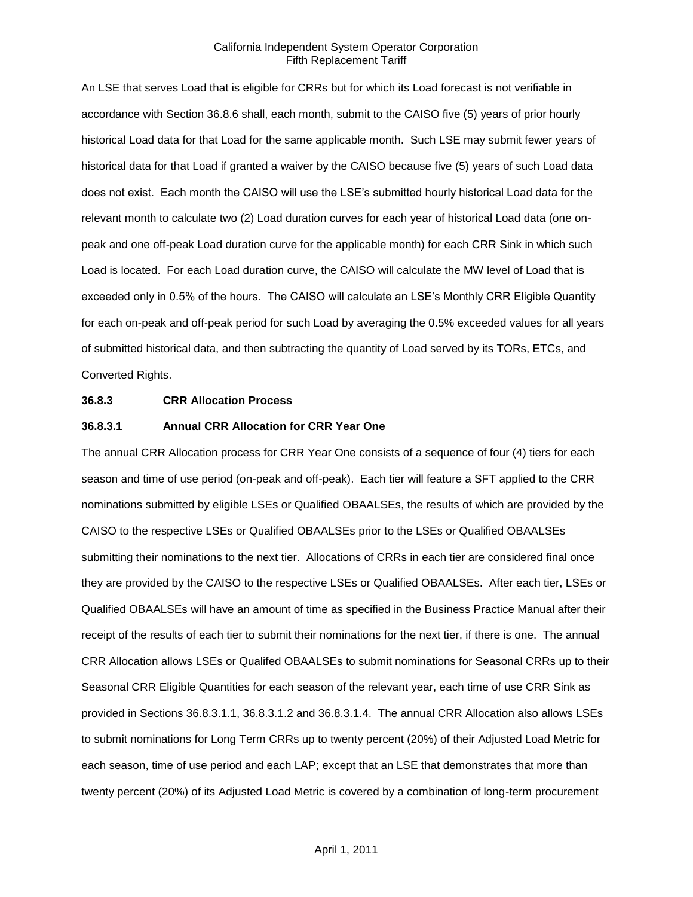An LSE that serves Load that is eligible for CRRs but for which its Load forecast is not verifiable in accordance with Section 36.8.6 shall, each month, submit to the CAISO five (5) years of prior hourly historical Load data for that Load for the same applicable month. Such LSE may submit fewer years of historical data for that Load if granted a waiver by the CAISO because five (5) years of such Load data does not exist. Each month the CAISO will use the LSE's submitted hourly historical Load data for the relevant month to calculate two (2) Load duration curves for each year of historical Load data (one on-peak and one off-peak Load duration curve for the applicable month) for each CRR Sink in which such Load is located. For each Load duration curve, the CAISO will calculate the MW level of Load that is exceeded only in 0.5% of the hours. The CAISO will calculate an LSE's Monthly CRR Eligible Quantity for each on-peak and off-peak period for such Load by averaging the 0.5% exceeded values for all years of submitted historical data, and then subtracting the quantity of Load served by its TORs, ETCs, and Converted Rights.

**36.8.3 CRR Allocation Process**

**36.8.3.1 Annual CRR Allocation for CRR Year One**

The annual CRR Allocation process for CRR Year One consists of a sequence of four (4) tiers for each season and time of use period (on-peak and off-peak). Each tier will feature a SFT applied to the CRR nominations submitted by eligible LSEs or Qualified OBAALSEs, the results of which are provided by the CAISO to the respective LSEs or Qualified OBAALSEs prior to the LSEs or Qualified OBAALSEs submitting their nominations to the next tier. Allocations of CRRs in each tier are considered final once they are provided by the CAISO to the respective LSEs or Qualified OBAALSEs. After each tier, LSEs or Qualified OBAALSEs will have an amount of time as specified in the Business Practice Manual after their receipt of the results of each tier to submit their nominations for the next tier, if there is one. The annual CRR Allocation allows LSEs or Qualifed OBAALSEs to submit nominations for Seasonal CRRs up to their Seasonal CRR Eligible Quantities for each season of the relevant year, each time of use CRR Sink as provided in Sections 36.8.3.1.1, 36.8.3.1.2 and 36.8.3.1.4. The annual CRR Allocation also allows LSEs to submit nominations for Long Term CRRs up to twenty percent (20%) of their Adjusted Load Metric for each season, time of use period and each LAP; except that an LSE that demonstrates that more than twenty percent (20%) of its Adjusted Load Metric is covered by a combination of long-term procurement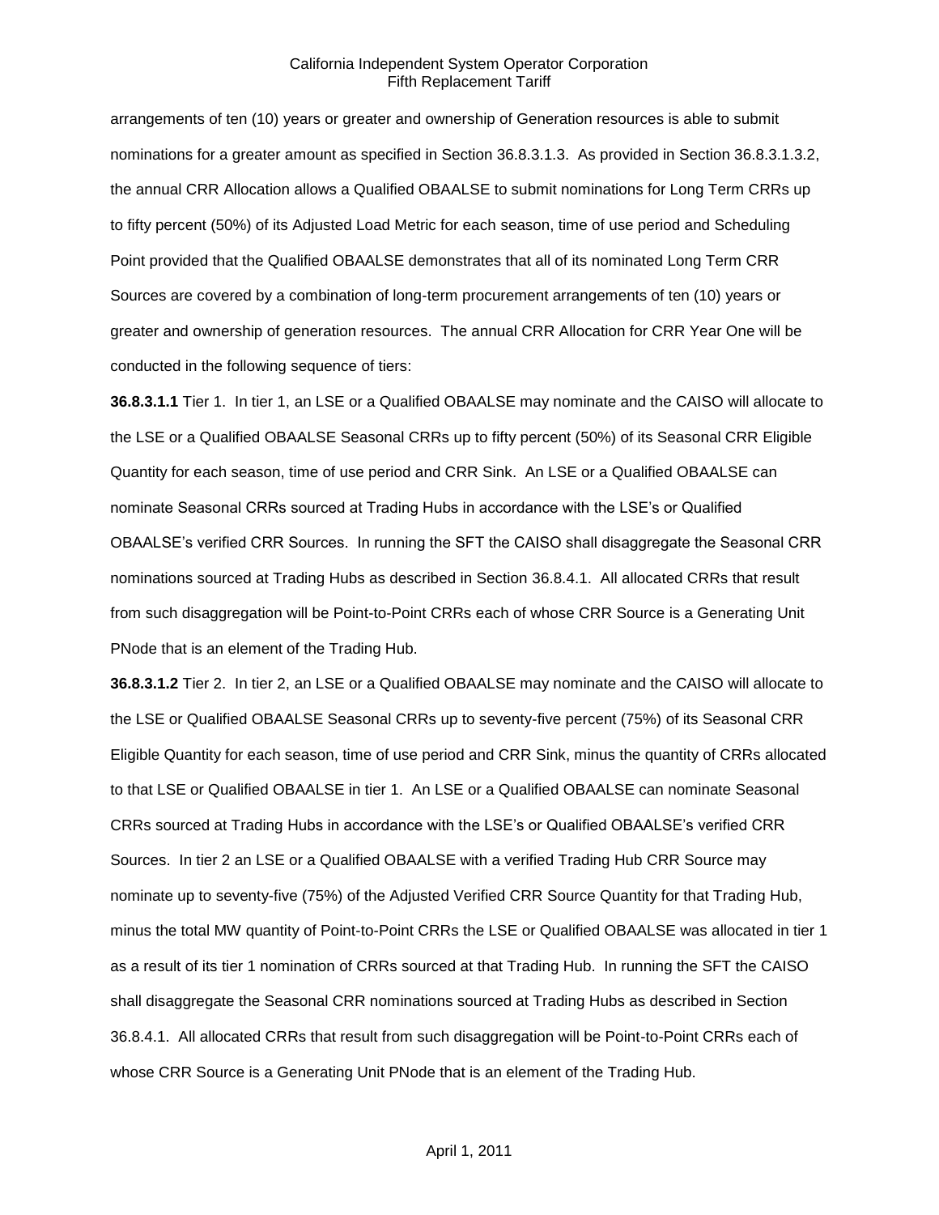arrangements of ten (10) years or greater and ownership of Generation resources is able to submit nominations for a greater amount as specified in Section 36.8.3.1.3. As provided in Section 36.8.3.1.3.2, the annual CRR Allocation allows a Qualified OBAALSE to submit nominations for Long Term CRRs up to fifty percent (50%) of its Adjusted Load Metric for each season, time of use period and Scheduling Point provided that the Qualified OBAALSE demonstrates that all of its nominated Long Term CRR Sources are covered by a combination of long-term procurement arrangements of ten (10) years or greater and ownership of generation resources. The annual CRR Allocation for CRR Year One will be conducted in the following sequence of tiers:

**36.8.3.1.1** Tier 1. In tier 1, an LSE or a Qualified OBAALSE may nominate and the CAISO will allocate to the LSE or a Qualified OBAALSE Seasonal CRRs up to fifty percent (50%) of its Seasonal CRR Eligible Quantity for each season, time of use period and CRR Sink. An LSE or a Qualified OBAALSE can nominate Seasonal CRRs sourced at Trading Hubs in accordance with the LSE's or Qualified OBAALSE's verified CRR Sources. In running the SFT the CAISO shall disaggregate the Seasonal CRR nominations sourced at Trading Hubs as described in Section 36.8.4.1. All allocated CRRs that result from such disaggregation will be Point-to-Point CRRs each of whose CRR Source is a Generating Unit PNode that is an element of the Trading Hub.

**36.8.3.1.2** Tier 2. In tier 2, an LSE or a Qualified OBAALSE may nominate and the CAISO will allocate to the LSE or Qualified OBAALSE Seasonal CRRs up to seventy-five percent (75%) of its Seasonal CRR Eligible Quantity for each season, time of use period and CRR Sink, minus the quantity of CRRs allocated to that LSE or Qualified OBAALSE in tier 1. An LSE or a Qualified OBAALSE can nominate Seasonal CRRs sourced at Trading Hubs in accordance with the LSE's or Qualified OBAALSE's verified CRR Sources. In tier 2 an LSE or a Qualified OBAALSE with a verified Trading Hub CRR Source may nominate up to seventy-five (75%) of the Adjusted Verified CRR Source Quantity for that Trading Hub, minus the total MW quantity of Point-to-Point CRRs the LSE or Qualified OBAALSE was allocated in tier 1 as a result of its tier 1 nomination of CRRs sourced at that Trading Hub. In running the SFT the CAISO shall disaggregate the Seasonal CRR nominations sourced at Trading Hubs as described in Section 36.8.4.1. All allocated CRRs that result from such disaggregation will be Point-to-Point CRRs each of whose CRR Source is a Generating Unit PNode that is an element of the Trading Hub.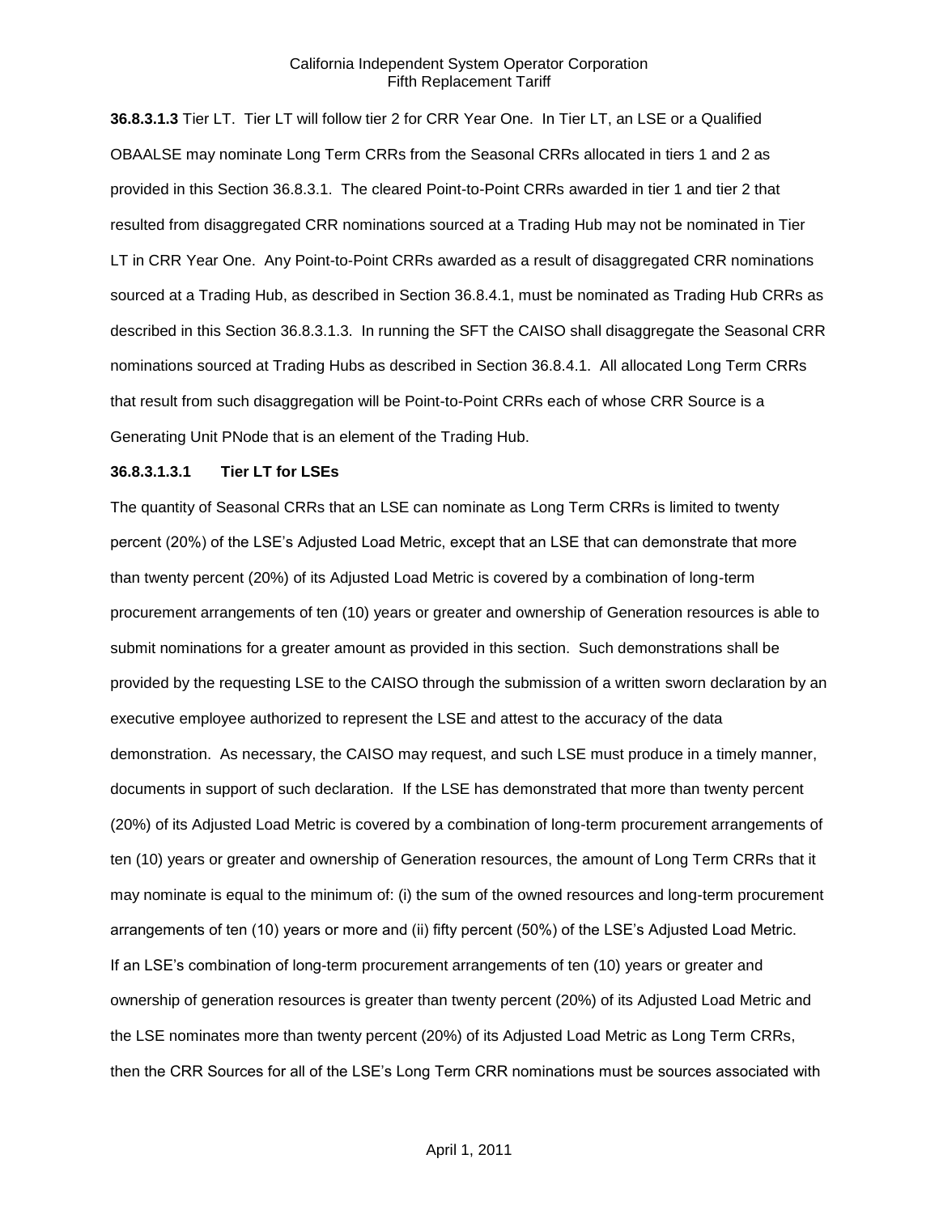**36.8.3.1.3** Tier LT. Tier LT will follow tier 2 for CRR Year One. In Tier LT, an LSE or a Qualified OBAALSE may nominate Long Term CRRs from the Seasonal CRRs allocated in tiers 1 and 2 as provided in this Section 36.8.3.1. The cleared Point-to-Point CRRs awarded in tier 1 and tier 2 that resulted from disaggregated CRR nominations sourced at a Trading Hub may not be nominated in Tier LT in CRR Year One. Any Point-to-Point CRRs awarded as a result of disaggregated CRR nominations sourced at a Trading Hub, as described in Section 36.8.4.1, must be nominated as Trading Hub CRRs as described in this Section 36.8.3.1.3. In running the SFT the CAISO shall disaggregate the Seasonal CRR nominations sourced at Trading Hubs as described in Section 36.8.4.1. All allocated Long Term CRRs that result from such disaggregation will be Point-to-Point CRRs each of whose CRR Source is a Generating Unit PNode that is an element of the Trading Hub.

**36.8.3.1.3.1 Tier LT for LSEs**

The quantity of Seasonal CRRs that an LSE can nominate as Long Term CRRs is limited to twenty percent (20%) of the LSE's Adjusted Load Metric, except that an LSE that can demonstrate that more than twenty percent (20%) of its Adjusted Load Metric is covered by a combination of long-term procurement arrangements of ten (10) years or greater and ownership of Generation resources is able to submit nominations for a greater amount as provided in this section. Such demonstrations shall be provided by the requesting LSE to the CAISO through the submission of a written sworn declaration by an executive employee authorized to represent the LSE and attest to the accuracy of the data demonstration. As necessary, the CAISO may request, and such LSE must produce in a timely manner, documents in support of such declaration. If the LSE has demonstrated that more than twenty percent (20%) of its Adjusted Load Metric is covered by a combination of long-term procurement arrangements of ten (10) years or greater and ownership of Generation resources, the amount of Long Term CRRs that it may nominate is equal to the minimum of: (i) the sum of the owned resources and long-term procurement arrangements of ten (10) years or more and (ii) fifty percent (50%) of the LSE's Adjusted Load Metric. If an LSE's combination of long-term procurement arrangements of ten (10) years or greater and ownership of generation resources is greater than twenty percent (20%) of its Adjusted Load Metric and the LSE nominates more than twenty percent (20%) of its Adjusted Load Metric as Long Term CRRs, then the CRR Sources for all of the LSE's Long Term CRR nominations must be sources associated with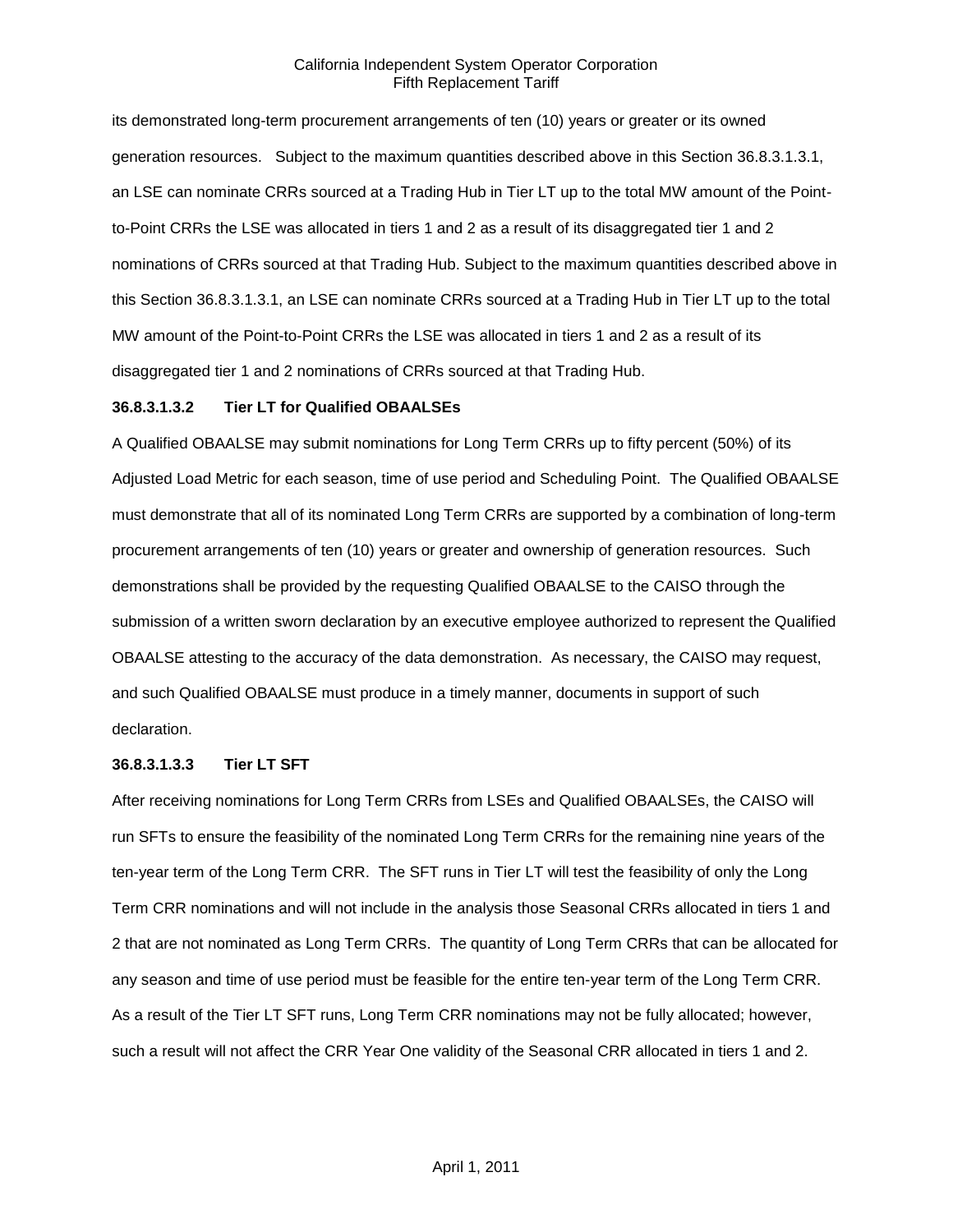its demonstrated long-term procurement arrangements of ten (10) years or greater or its owned generation resources. Subject to the maximum quantities described above in this Section 36.8.3.1.3.1, an LSE can nominate CRRs sourced at a Trading Hub in Tier LT up to the total MW amount of the Point-to-Point CRRs the LSE was allocated in tiers 1 and 2 as a result of its disaggregated tier 1 and 2 nominations of CRRs sourced at that Trading Hub. Subject to the maximum quantities described above in this Section 36.8.3.1.3.1, an LSE can nominate CRRs sourced at a Trading Hub in Tier LT up to the total MW amount of the Point-to-Point CRRs the LSE was allocated in tiers 1 and 2 as a result of its disaggregated tier 1 and 2 nominations of CRRs sourced at that Trading Hub.

**36.8.3.1.3.2 Tier LT for Qualified OBAALSEs**

A Qualified OBAALSE may submit nominations for Long Term CRRs up to fifty percent (50%) of its Adjusted Load Metric for each season, time of use period and Scheduling Point. The Qualified OBAALSE must demonstrate that all of its nominated Long Term CRRs are supported by a combination of long-term procurement arrangements of ten (10) years or greater and ownership of generation resources. Such demonstrations shall be provided by the requesting Qualified OBAALSE to the CAISO through the submission of a written sworn declaration by an executive employee authorized to represent the Qualified OBAALSE attesting to the accuracy of the data demonstration. As necessary, the CAISO may request, and such Qualified OBAALSE must produce in a timely manner, documents in support of such declaration.

**36.8.3.1.3.3 Tier LT SFT**

After receiving nominations for Long Term CRRs from LSEs and Qualified OBAALSEs, the CAISO will run SFTs to ensure the feasibility of the nominated Long Term CRRs for the remaining nine years of the ten-year term of the Long Term CRR. The SFT runs in Tier LT will test the feasibility of only the Long Term CRR nominations and will not include in the analysis those Seasonal CRRs allocated in tiers 1 and 2 that are not nominated as Long Term CRRs. The quantity of Long Term CRRs that can be allocated for any season and time of use period must be feasible for the entire ten-year term of the Long Term CRR. As a result of the Tier LT SFT runs, Long Term CRR nominations may not be fully allocated; however, such a result will not affect the CRR Year One validity of the Seasonal CRR allocated in tiers 1 and 2.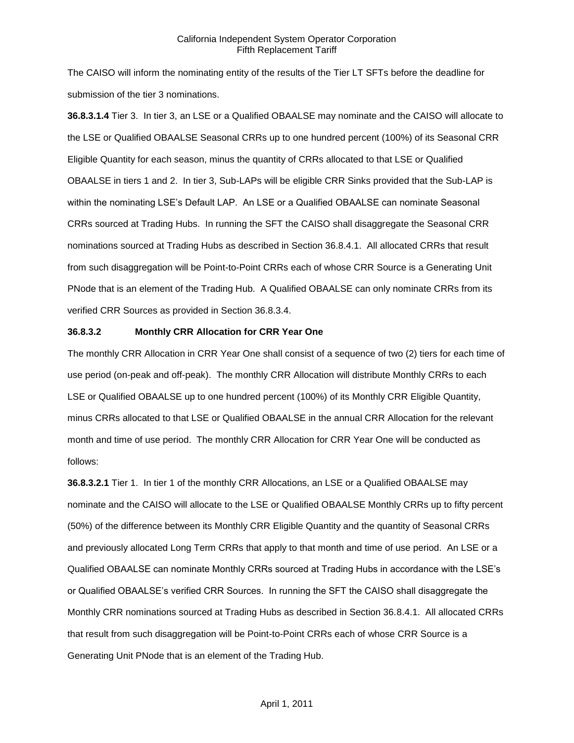The CAISO will inform the nominating entity of the results of the Tier LT SFTs before the deadline for submission of the tier 3 nominations.

**36.8.3.1.4** Tier 3. In tier 3, an LSE or a Qualified OBAALSE may nominate and the CAISO will allocate to the LSE or Qualified OBAALSE Seasonal CRRs up to one hundred percent (100%) of its Seasonal CRR Eligible Quantity for each season, minus the quantity of CRRs allocated to that LSE or Qualified OBAALSE in tiers 1 and 2. In tier 3, Sub-LAPs will be eligible CRR Sinks provided that the Sub-LAP is within the nominating LSE's Default LAP. An LSE or a Qualified OBAALSE can nominate Seasonal CRRs sourced at Trading Hubs. In running the SFT the CAISO shall disaggregate the Seasonal CRR nominations sourced at Trading Hubs as described in Section 36.8.4.1. All allocated CRRs that result from such disaggregation will be Point-to-Point CRRs each of whose CRR Source is a Generating Unit PNode that is an element of the Trading Hub. A Qualified OBAALSE can only nominate CRRs from its verified CRR Sources as provided in Section 36.8.3.4.

**36.8.3.2 Monthly CRR Allocation for CRR Year One**

The monthly CRR Allocation in CRR Year One shall consist of a sequence of two (2) tiers for each time of use period (on-peak and off-peak). The monthly CRR Allocation will distribute Monthly CRRs to each LSE or Qualified OBAALSE up to one hundred percent (100%) of its Monthly CRR Eligible Quantity, minus CRRs allocated to that LSE or Qualified OBAALSE in the annual CRR Allocation for the relevant month and time of use period. The monthly CRR Allocation for CRR Year One will be conducted as follows:

**36.8.3.2.1** Tier 1. In tier 1 of the monthly CRR Allocations, an LSE or a Qualified OBAALSE may nominate and the CAISO will allocate to the LSE or Qualified OBAALSE Monthly CRRs up to fifty percent (50%) of the difference between its Monthly CRR Eligible Quantity and the quantity of Seasonal CRRs and previously allocated Long Term CRRs that apply to that month and time of use period. An LSE or a Qualified OBAALSE can nominate Monthly CRRs sourced at Trading Hubs in accordance with the LSE's or Qualified OBAALSE's verified CRR Sources. In running the SFT the CAISO shall disaggregate the Monthly CRR nominations sourced at Trading Hubs as described in Section 36.8.4.1. All allocated CRRs that result from such disaggregation will be Point-to-Point CRRs each of whose CRR Source is a Generating Unit PNode that is an element of the Trading Hub.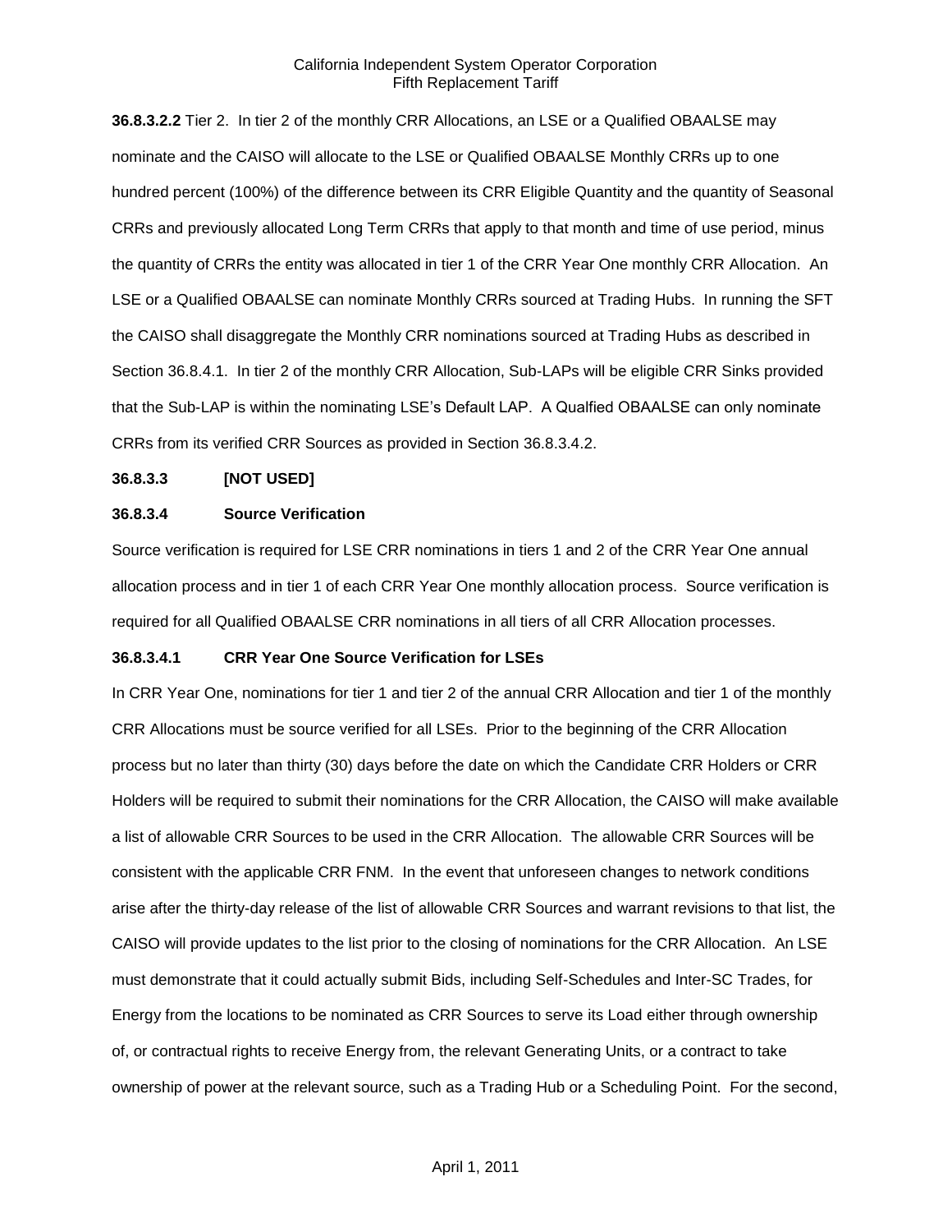**36.8.3.2.2** Tier 2. In tier 2 of the monthly CRR Allocations, an LSE or a Qualified OBAALSE may nominate and the CAISO will allocate to the LSE or Qualified OBAALSE Monthly CRRs up to one hundred percent (100%) of the difference between its CRR Eligible Quantity and the quantity of Seasonal CRRs and previously allocated Long Term CRRs that apply to that month and time of use period, minus the quantity of CRRs the entity was allocated in tier 1 of the CRR Year One monthly CRR Allocation. An LSE or a Qualified OBAALSE can nominate Monthly CRRs sourced at Trading Hubs. In running the SFT the CAISO shall disaggregate the Monthly CRR nominations sourced at Trading Hubs as described in Section 36.8.4.1. In tier 2 of the monthly CRR Allocation, Sub-LAPs will be eligible CRR Sinks provided that the Sub-LAP is within the nominating LSE's Default LAP. A Qualfied OBAALSE can only nominate CRRs from its verified CRR Sources as provided in Section 36.8.3.4.2.

**36.8.3.3 [NOT USED]**

**36.8.3.4 Source Verification**

Source verification is required for LSE CRR nominations in tiers 1 and 2 of the CRR Year One annual allocation process and in tier 1 of each CRR Year One monthly allocation process. Source verification is required for all Qualified OBAALSE CRR nominations in all tiers of all CRR Allocation processes.

**36.8.3.4.1 CRR Year One Source Verification for LSEs**

In CRR Year One, nominations for tier 1 and tier 2 of the annual CRR Allocation and tier 1 of the monthly CRR Allocations must be source verified for all LSEs. Prior to the beginning of the CRR Allocation process but no later than thirty (30) days before the date on which the Candidate CRR Holders or CRR Holders will be required to submit their nominations for the CRR Allocation, the CAISO will make available a list of allowable CRR Sources to be used in the CRR Allocation. The allowable CRR Sources will be consistent with the applicable CRR FNM. In the event that unforeseen changes to network conditions arise after the thirty-day release of the list of allowable CRR Sources and warrant revisions to that list, the CAISO will provide updates to the list prior to the closing of nominations for the CRR Allocation. An LSE must demonstrate that it could actually submit Bids, including Self-Schedules and Inter-SC Trades, for Energy from the locations to be nominated as CRR Sources to serve its Load either through ownership of, or contractual rights to receive Energy from, the relevant Generating Units, or a contract to take ownership of power at the relevant source, such as a Trading Hub or a Scheduling Point. For the second,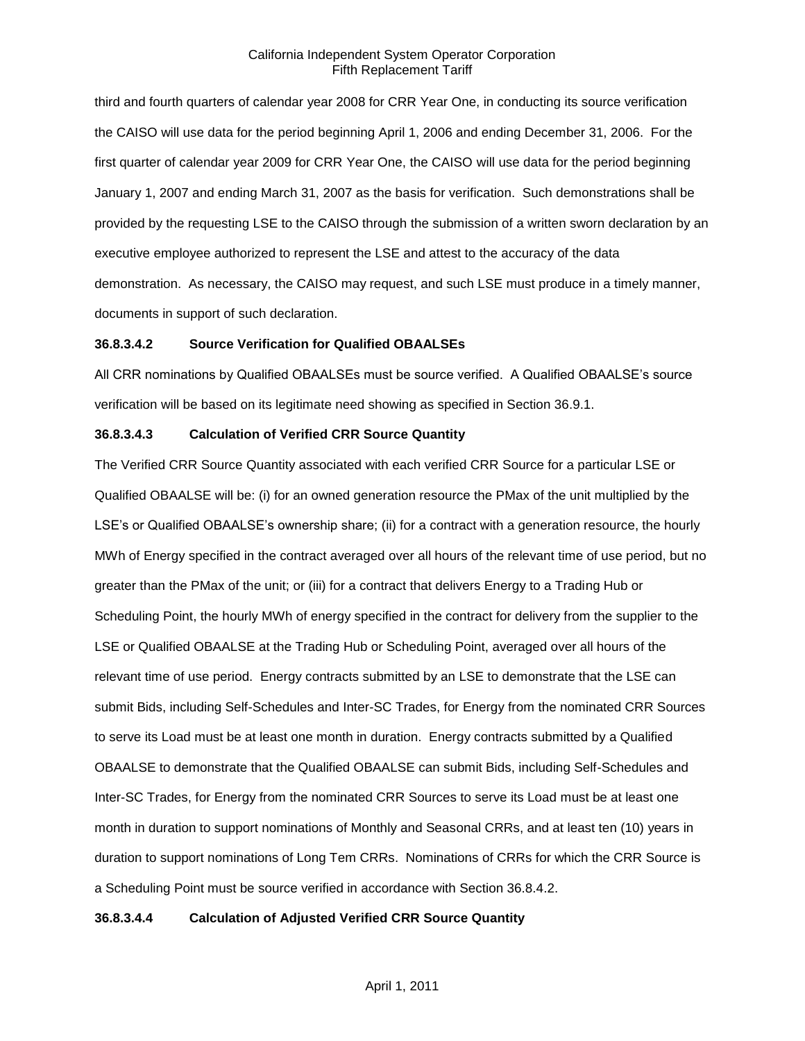third and fourth quarters of calendar year 2008 for CRR Year One, in conducting its source verification the CAISO will use data for the period beginning April 1, 2006 and ending December 31, 2006. For the first quarter of calendar year 2009 for CRR Year One, the CAISO will use data for the period beginning January 1, 2007 and ending March 31, 2007 as the basis for verification. Such demonstrations shall be provided by the requesting LSE to the CAISO through the submission of a written sworn declaration by an executive employee authorized to represent the LSE and attest to the accuracy of the data demonstration. As necessary, the CAISO may request, and such LSE must produce in a timely manner, documents in support of such declaration.

**36.8.3.4.2 Source Verification for Qualified OBAALSEs**

All CRR nominations by Qualified OBAALSEs must be source verified. A Qualified OBAALSE's source verification will be based on its legitimate need showing as specified in Section 36.9.1.

**36.8.3.4.3 Calculation of Verified CRR Source Quantity**

The Verified CRR Source Quantity associated with each verified CRR Source for a particular LSE or Qualified OBAALSE will be: (i) for an owned generation resource the PMax of the unit multiplied by the LSE's or Qualified OBAALSE's ownership share; (ii) for a contract with a generation resource, the hourly MWh of Energy specified in the contract averaged over all hours of the relevant time of use period, but no greater than the PMax of the unit; or (iii) for a contract that delivers Energy to a Trading Hub or Scheduling Point, the hourly MWh of energy specified in the contract for delivery from the supplier to the LSE or Qualified OBAALSE at the Trading Hub or Scheduling Point, averaged over all hours of the relevant time of use period. Energy contracts submitted by an LSE to demonstrate that the LSE can submit Bids, including Self-Schedules and Inter-SC Trades, for Energy from the nominated CRR Sources to serve its Load must be at least one month in duration. Energy contracts submitted by a Qualified OBAALSE to demonstrate that the Qualified OBAALSE can submit Bids, including Self-Schedules and Inter-SC Trades, for Energy from the nominated CRR Sources to serve its Load must be at least one month in duration to support nominations of Monthly and Seasonal CRRs, and at least ten (10) years in duration to support nominations of Long Tem CRRs. Nominations of CRRs for which the CRR Source is a Scheduling Point must be source verified in accordance with Section 36.8.4.2.

**36.8.3.4.4 Calculation of Adjusted Verified CRR Source Quantity**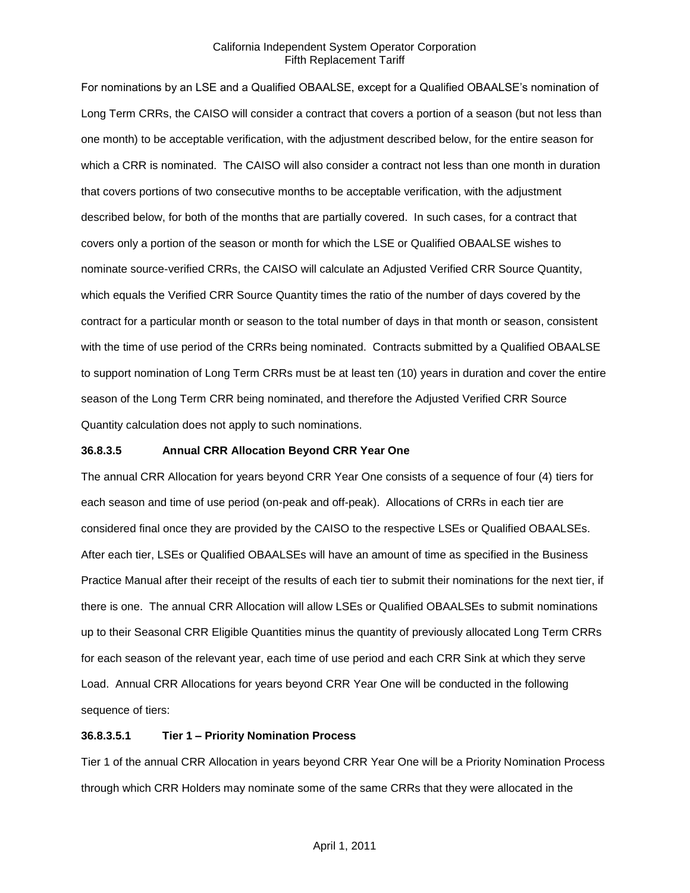For nominations by an LSE and a Qualified OBAALSE, except for a Qualified OBAALSE's nomination of Long Term CRRs, the CAISO will consider a contract that covers a portion of a season (but not less than one month) to be acceptable verification, with the adjustment described below, for the entire season for which a CRR is nominated. The CAISO will also consider a contract not less than one month in duration that covers portions of two consecutive months to be acceptable verification, with the adjustment described below, for both of the months that are partially covered. In such cases, for a contract that covers only a portion of the season or month for which the LSE or Qualified OBAALSE wishes to nominate source-verified CRRs, the CAISO will calculate an Adjusted Verified CRR Source Quantity, which equals the Verified CRR Source Quantity times the ratio of the number of days covered by the contract for a particular month or season to the total number of days in that month or season, consistent with the time of use period of the CRRs being nominated. Contracts submitted by a Qualified OBAALSE to support nomination of Long Term CRRs must be at least ten (10) years in duration and cover the entire season of the Long Term CRR being nominated, and therefore the Adjusted Verified CRR Source Quantity calculation does not apply to such nominations.

**36.8.3.5 Annual CRR Allocation Beyond CRR Year One**

The annual CRR Allocation for years beyond CRR Year One consists of a sequence of four (4) tiers for each season and time of use period (on-peak and off-peak). Allocations of CRRs in each tier are considered final once they are provided by the CAISO to the respective LSEs or Qualified OBAALSEs. After each tier, LSEs or Qualified OBAALSEs will have an amount of time as specified in the Business Practice Manual after their receipt of the results of each tier to submit their nominations for the next tier, if there is one. The annual CRR Allocation will allow LSEs or Qualified OBAALSEs to submit nominations up to their Seasonal CRR Eligible Quantities minus the quantity of previously allocated Long Term CRRs for each season of the relevant year, each time of use period and each CRR Sink at which they serve Load. Annual CRR Allocations for years beyond CRR Year One will be conducted in the following sequence of tiers:

**36.8.3.5.1 Tier 1 – Priority Nomination Process**

Tier 1 of the annual CRR Allocation in years beyond CRR Year One will be a Priority Nomination Process through which CRR Holders may nominate some of the same CRRs that they were allocated in the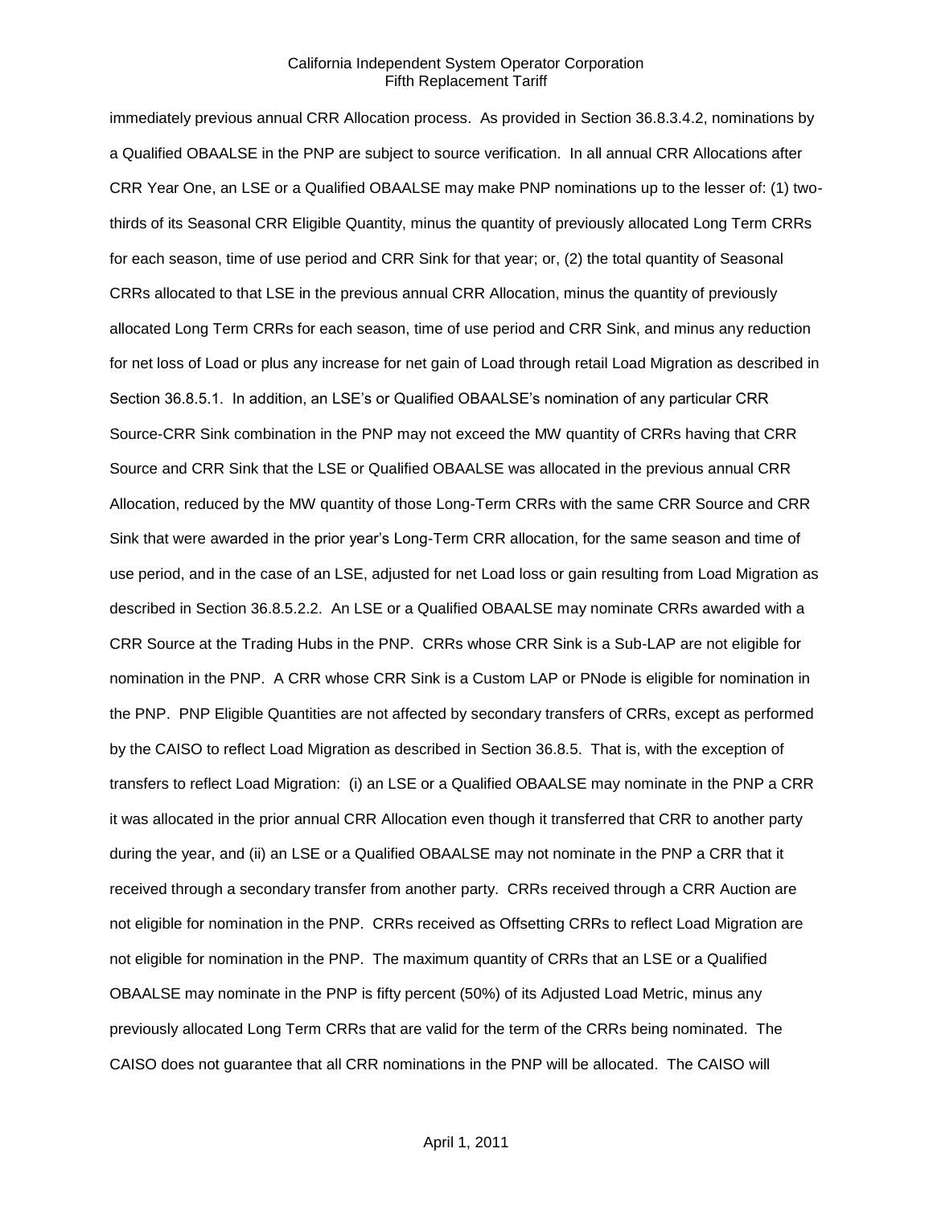immediately previous annual CRR Allocation process. As provided in Section 36.8.3.4.2, nominations by a Qualified OBAALSE in the PNP are subject to source verification. In all annual CRR Allocations after CRR Year One, an LSE or a Qualified OBAALSE may make PNP nominations up to the lesser of: (1) two-thirds of its Seasonal CRR Eligible Quantity, minus the quantity of previously allocated Long Term CRRs for each season, time of use period and CRR Sink for that year; or, (2) the total quantity of Seasonal CRRs allocated to that LSE in the previous annual CRR Allocation, minus the quantity of previously allocated Long Term CRRs for each season, time of use period and CRR Sink, and minus any reduction for net loss of Load or plus any increase for net gain of Load through retail Load Migration as described in Section 36.8.5.1. In addition, an LSE's or Qualified OBAALSE's nomination of any particular CRR Source-CRR Sink combination in the PNP may not exceed the MW quantity of CRRs having that CRR Source and CRR Sink that the LSE or Qualified OBAALSE was allocated in the previous annual CRR Allocation, reduced by the MW quantity of those Long-Term CRRs with the same CRR Source and CRR Sink that were awarded in the prior year's Long-Term CRR allocation, for the same season and time of use period, and in the case of an LSE, adjusted for net Load loss or gain resulting from Load Migration as described in Section 36.8.5.2.2. An LSE or a Qualified OBAALSE may nominate CRRs awarded with a CRR Source at the Trading Hubs in the PNP. CRRs whose CRR Sink is a Sub-LAP are not eligible for nomination in the PNP. A CRR whose CRR Sink is a Custom LAP or PNode is eligible for nomination in the PNP. PNP Eligible Quantities are not affected by secondary transfers of CRRs, except as performed by the CAISO to reflect Load Migration as described in Section 36.8.5. That is, with the exception of transfers to reflect Load Migration: (i) an LSE or a Qualified OBAALSE may nominate in the PNP a CRR it was allocated in the prior annual CRR Allocation even though it transferred that CRR to another party during the year, and (ii) an LSE or a Qualified OBAALSE may not nominate in the PNP a CRR that it received through a secondary transfer from another party. CRRs received through a CRR Auction are not eligible for nomination in the PNP. CRRs received as Offsetting CRRs to reflect Load Migration are not eligible for nomination in the PNP. The maximum quantity of CRRs that an LSE or a Qualified OBAALSE may nominate in the PNP is fifty percent (50%) of its Adjusted Load Metric, minus any previously allocated Long Term CRRs that are valid for the term of the CRRs being nominated. The CAISO does not guarantee that all CRR nominations in the PNP will be allocated. The CAISO will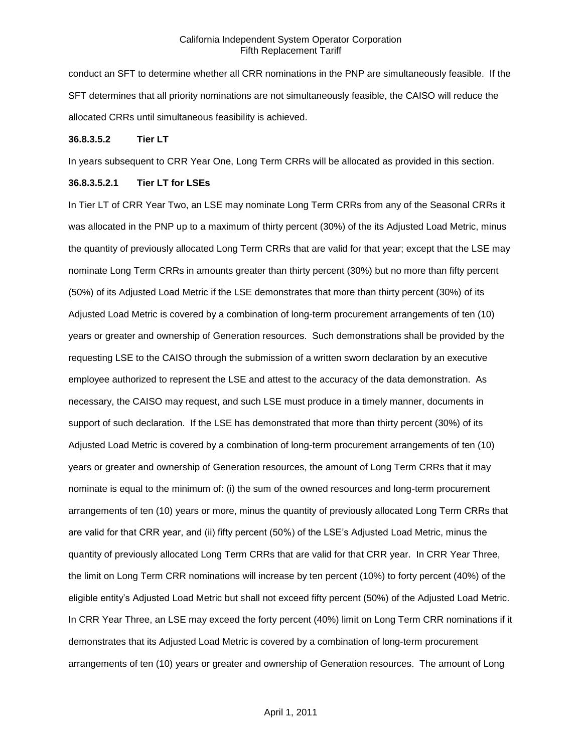conduct an SFT to determine whether all CRR nominations in the PNP are simultaneously feasible. If the SFT determines that all priority nominations are not simultaneously feasible, the CAISO will reduce the allocated CRRs until simultaneous feasibility is achieved.

**36.8.3.5.2 Tier LT**

In years subsequent to CRR Year One, Long Term CRRs will be allocated as provided in this section.

**36.8.3.5.2.1 Tier LT for LSEs**

In Tier LT of CRR Year Two, an LSE may nominate Long Term CRRs from any of the Seasonal CRRs it was allocated in the PNP up to a maximum of thirty percent (30%) of the its Adjusted Load Metric, minus the quantity of previously allocated Long Term CRRs that are valid for that year; except that the LSE may nominate Long Term CRRs in amounts greater than thirty percent (30%) but no more than fifty percent (50%) of its Adjusted Load Metric if the LSE demonstrates that more than thirty percent (30%) of its Adjusted Load Metric is covered by a combination of long-term procurement arrangements of ten (10) years or greater and ownership of Generation resources. Such demonstrations shall be provided by the requesting LSE to the CAISO through the submission of a written sworn declaration by an executive employee authorized to represent the LSE and attest to the accuracy of the data demonstration. As necessary, the CAISO may request, and such LSE must produce in a timely manner, documents in support of such declaration. If the LSE has demonstrated that more than thirty percent (30%) of its Adjusted Load Metric is covered by a combination of long-term procurement arrangements of ten (10) years or greater and ownership of Generation resources, the amount of Long Term CRRs that it may nominate is equal to the minimum of: (i) the sum of the owned resources and long-term procurement arrangements of ten (10) years or more, minus the quantity of previously allocated Long Term CRRs that are valid for that CRR year, and (ii) fifty percent (50%) of the LSE's Adjusted Load Metric, minus the quantity of previously allocated Long Term CRRs that are valid for that CRR year. In CRR Year Three, the limit on Long Term CRR nominations will increase by ten percent (10%) to forty percent (40%) of the eligible entity's Adjusted Load Metric but shall not exceed fifty percent (50%) of the Adjusted Load Metric. In CRR Year Three, an LSE may exceed the forty percent (40%) limit on Long Term CRR nominations if it demonstrates that its Adjusted Load Metric is covered by a combination of long-term procurement arrangements of ten (10) years or greater and ownership of Generation resources. The amount of Long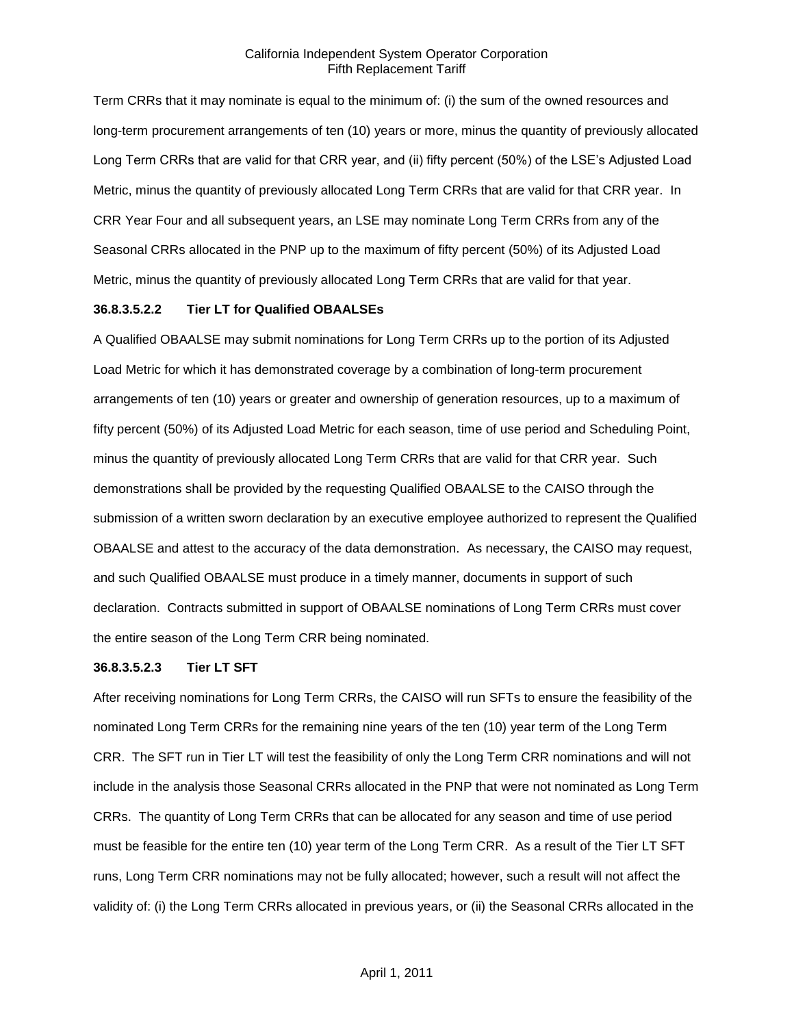Term CRRs that it may nominate is equal to the minimum of: (i) the sum of the owned resources and long-term procurement arrangements of ten (10) years or more, minus the quantity of previously allocated Long Term CRRs that are valid for that CRR year, and (ii) fifty percent (50%) of the LSE's Adjusted Load Metric, minus the quantity of previously allocated Long Term CRRs that are valid for that CRR year. In CRR Year Four and all subsequent years, an LSE may nominate Long Term CRRs from any of the Seasonal CRRs allocated in the PNP up to the maximum of fifty percent (50%) of its Adjusted Load Metric, minus the quantity of previously allocated Long Term CRRs that are valid for that year.

**36.8.3.5.2.2 Tier LT for Qualified OBAALSEs**

A Qualified OBAALSE may submit nominations for Long Term CRRs up to the portion of its Adjusted Load Metric for which it has demonstrated coverage by a combination of long-term procurement arrangements of ten (10) years or greater and ownership of generation resources, up to a maximum of fifty percent (50%) of its Adjusted Load Metric for each season, time of use period and Scheduling Point, minus the quantity of previously allocated Long Term CRRs that are valid for that CRR year. Such demonstrations shall be provided by the requesting Qualified OBAALSE to the CAISO through the submission of a written sworn declaration by an executive employee authorized to represent the Qualified OBAALSE and attest to the accuracy of the data demonstration. As necessary, the CAISO may request, and such Qualified OBAALSE must produce in a timely manner, documents in support of such declaration. Contracts submitted in support of OBAALSE nominations of Long Term CRRs must cover the entire season of the Long Term CRR being nominated.

**36.8.3.5.2.3 Tier LT SFT**

After receiving nominations for Long Term CRRs, the CAISO will run SFTs to ensure the feasibility of the nominated Long Term CRRs for the remaining nine years of the ten (10) year term of the Long Term CRR. The SFT run in Tier LT will test the feasibility of only the Long Term CRR nominations and will not include in the analysis those Seasonal CRRs allocated in the PNP that were not nominated as Long Term CRRs. The quantity of Long Term CRRs that can be allocated for any season and time of use period must be feasible for the entire ten (10) year term of the Long Term CRR. As a result of the Tier LT SFT runs, Long Term CRR nominations may not be fully allocated; however, such a result will not affect the validity of: (i) the Long Term CRRs allocated in previous years, or (ii) the Seasonal CRRs allocated in the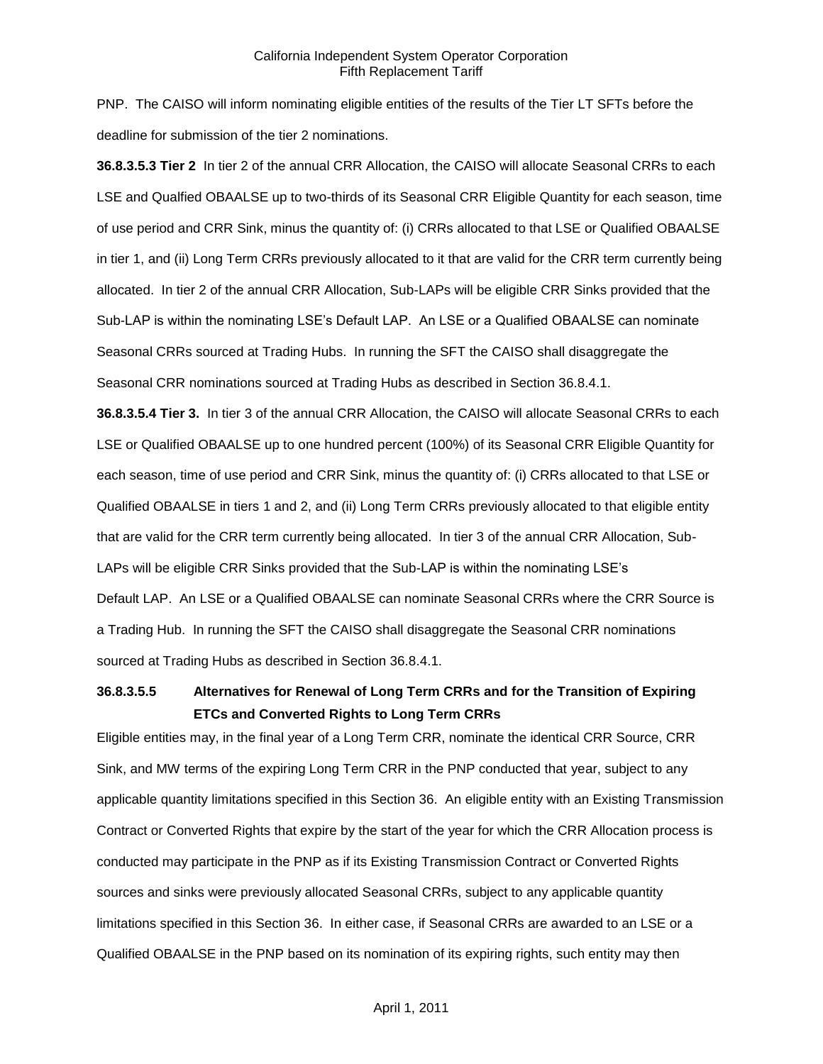PNP. The CAISO will inform nominating eligible entities of the results of the Tier LT SFTs before the deadline for submission of the tier 2 nominations.

**36.8.3.5.3 Tier 2** In tier 2 of the annual CRR Allocation, the CAISO will allocate Seasonal CRRs to each LSE and Qualfied OBAALSE up to two-thirds of its Seasonal CRR Eligible Quantity for each season, time of use period and CRR Sink, minus the quantity of: (i) CRRs allocated to that LSE or Qualified OBAALSE in tier 1, and (ii) Long Term CRRs previously allocated to it that are valid for the CRR term currently being allocated. In tier 2 of the annual CRR Allocation, Sub-LAPs will be eligible CRR Sinks provided that the Sub-LAP is within the nominating LSE's Default LAP. An LSE or a Qualified OBAALSE can nominate Seasonal CRRs sourced at Trading Hubs. In running the SFT the CAISO shall disaggregate the Seasonal CRR nominations sourced at Trading Hubs as described in Section 36.8.4.1.

**36.8.3.5.4 Tier 3.** In tier 3 of the annual CRR Allocation, the CAISO will allocate Seasonal CRRs to each LSE or Qualified OBAALSE up to one hundred percent (100%) of its Seasonal CRR Eligible Quantity for each season, time of use period and CRR Sink, minus the quantity of: (i) CRRs allocated to that LSE or Qualified OBAALSE in tiers 1 and 2, and (ii) Long Term CRRs previously allocated to that eligible entity that are valid for the CRR term currently being allocated. In tier 3 of the annual CRR Allocation, Sub-LAPs will be eligible CRR Sinks provided that the Sub-LAP is within the nominating LSE's Default LAP. An LSE or a Qualified OBAALSE can nominate Seasonal CRRs where the CRR Source is a Trading Hub. In running the SFT the CAISO shall disaggregate the Seasonal CRR nominations sourced at Trading Hubs as described in Section 36.8.4.1.

**36.8.3.5.5 Alternatives for Renewal of Long Term CRRs and for the Transition of Expiring ETCs and Converted Rights to Long Term CRRs**

Eligible entities may, in the final year of a Long Term CRR, nominate the identical CRR Source, CRR Sink, and MW terms of the expiring Long Term CRR in the PNP conducted that year, subject to any applicable quantity limitations specified in this Section 36. An eligible entity with an Existing Transmission Contract or Converted Rights that expire by the start of the year for which the CRR Allocation process is conducted may participate in the PNP as if its Existing Transmission Contract or Converted Rights sources and sinks were previously allocated Seasonal CRRs, subject to any applicable quantity limitations specified in this Section 36. In either case, if Seasonal CRRs are awarded to an LSE or a Qualified OBAALSE in the PNP based on its nomination of its expiring rights, such entity may then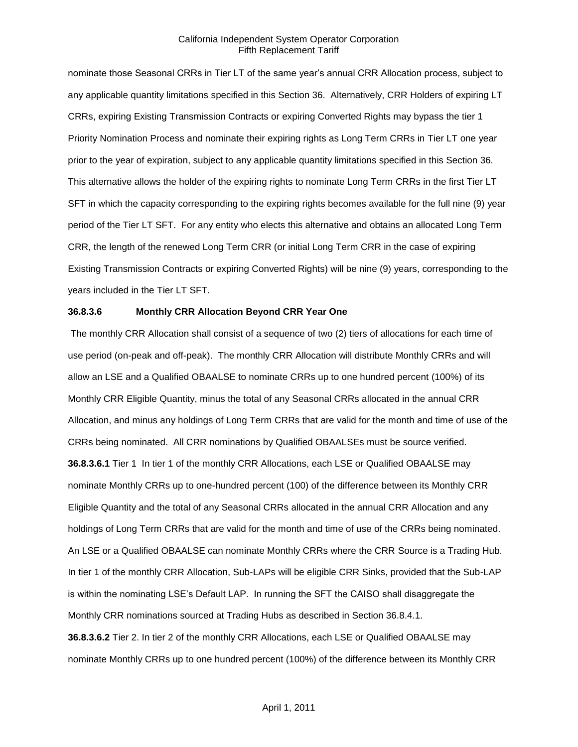nominate those Seasonal CRRs in Tier LT of the same year's annual CRR Allocation process, subject to any applicable quantity limitations specified in this Section 36. Alternatively, CRR Holders of expiring LT CRRs, expiring Existing Transmission Contracts or expiring Converted Rights may bypass the tier 1 Priority Nomination Process and nominate their expiring rights as Long Term CRRs in Tier LT one year prior to the year of expiration, subject to any applicable quantity limitations specified in this Section 36. This alternative allows the holder of the expiring rights to nominate Long Term CRRs in the first Tier LT SFT in which the capacity corresponding to the expiring rights becomes available for the full nine (9) year period of the Tier LT SFT. For any entity who elects this alternative and obtains an allocated Long Term CRR, the length of the renewed Long Term CRR (or initial Long Term CRR in the case of expiring Existing Transmission Contracts or expiring Converted Rights) will be nine (9) years, corresponding to the years included in the Tier LT SFT.

**36.8.3.6 Monthly CRR Allocation Beyond CRR Year One**

The monthly CRR Allocation shall consist of a sequence of two (2) tiers of allocations for each time of use period (on-peak and off-peak). The monthly CRR Allocation will distribute Monthly CRRs and will allow an LSE and a Qualified OBAALSE to nominate CRRs up to one hundred percent (100%) of its Monthly CRR Eligible Quantity, minus the total of any Seasonal CRRs allocated in the annual CRR Allocation, and minus any holdings of Long Term CRRs that are valid for the month and time of use of the CRRs being nominated. All CRR nominations by Qualified OBAALSEs must be source verified.

**36.8.3.6.1** Tier 1 In tier 1 of the monthly CRR Allocations, each LSE or Qualified OBAALSE may nominate Monthly CRRs up to one-hundred percent (100) of the difference between its Monthly CRR Eligible Quantity and the total of any Seasonal CRRs allocated in the annual CRR Allocation and any holdings of Long Term CRRs that are valid for the month and time of use of the CRRs being nominated. An LSE or a Qualified OBAALSE can nominate Monthly CRRs where the CRR Source is a Trading Hub. In tier 1 of the monthly CRR Allocation, Sub-LAPs will be eligible CRR Sinks, provided that the Sub-LAP is within the nominating LSE's Default LAP. In running the SFT the CAISO shall disaggregate the Monthly CRR nominations sourced at Trading Hubs as described in Section 36.8.4.1.

**36.8.3.6.2** Tier 2. In tier 2 of the monthly CRR Allocations, each LSE or Qualified OBAALSE may nominate Monthly CRRs up to one hundred percent (100%) of the difference between its Monthly CRR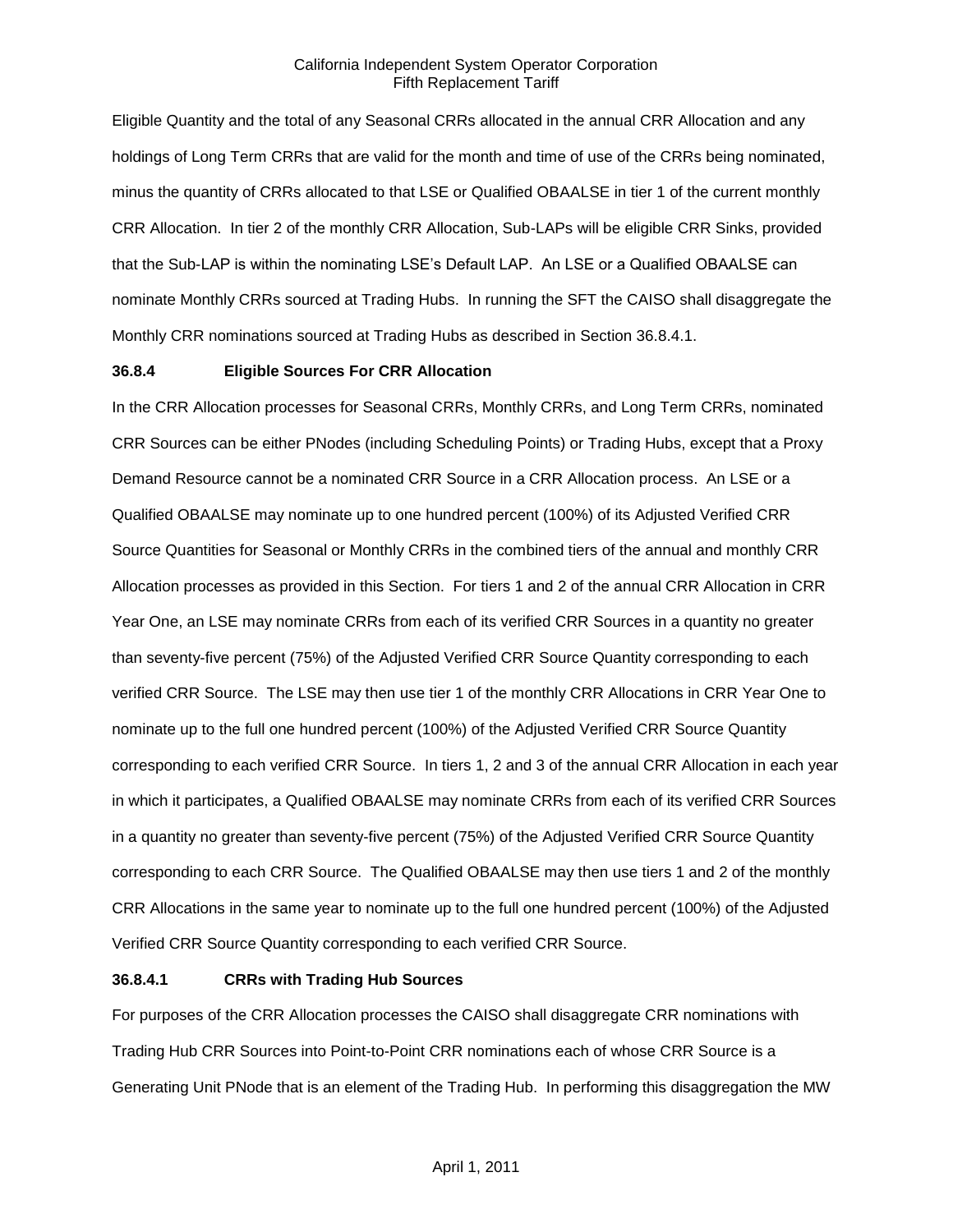Eligible Quantity and the total of any Seasonal CRRs allocated in the annual CRR Allocation and any holdings of Long Term CRRs that are valid for the month and time of use of the CRRs being nominated, minus the quantity of CRRs allocated to that LSE or Qualified OBAALSE in tier 1 of the current monthly CRR Allocation. In tier 2 of the monthly CRR Allocation, Sub-LAPs will be eligible CRR Sinks, provided that the Sub-LAP is within the nominating LSE's Default LAP. An LSE or a Qualified OBAALSE can nominate Monthly CRRs sourced at Trading Hubs. In running the SFT the CAISO shall disaggregate the Monthly CRR nominations sourced at Trading Hubs as described in Section 36.8.4.1.

**36.8.4 Eligible Sources For CRR Allocation**

In the CRR Allocation processes for Seasonal CRRs, Monthly CRRs, and Long Term CRRs, nominated CRR Sources can be either PNodes (including Scheduling Points) or Trading Hubs, except that a Proxy Demand Resource cannot be a nominated CRR Source in a CRR Allocation process. An LSE or a Qualified OBAALSE may nominate up to one hundred percent (100%) of its Adjusted Verified CRR Source Quantities for Seasonal or Monthly CRRs in the combined tiers of the annual and monthly CRR Allocation processes as provided in this Section. For tiers 1 and 2 of the annual CRR Allocation in CRR Year One, an LSE may nominate CRRs from each of its verified CRR Sources in a quantity no greater than seventy-five percent (75%) of the Adjusted Verified CRR Source Quantity corresponding to each verified CRR Source. The LSE may then use tier 1 of the monthly CRR Allocations in CRR Year One to nominate up to the full one hundred percent (100%) of the Adjusted Verified CRR Source Quantity corresponding to each verified CRR Source. In tiers 1, 2 and 3 of the annual CRR Allocation in each year in which it participates, a Qualified OBAALSE may nominate CRRs from each of its verified CRR Sources in a quantity no greater than seventy-five percent (75%) of the Adjusted Verified CRR Source Quantity corresponding to each CRR Source. The Qualified OBAALSE may then use tiers 1 and 2 of the monthly CRR Allocations in the same year to nominate up to the full one hundred percent (100%) of the Adjusted Verified CRR Source Quantity corresponding to each verified CRR Source.

**36.8.4.1 CRRs with Trading Hub Sources**

For purposes of the CRR Allocation processes the CAISO shall disaggregate CRR nominations with Trading Hub CRR Sources into Point-to-Point CRR nominations each of whose CRR Source is a Generating Unit PNode that is an element of the Trading Hub. In performing this disaggregation the MW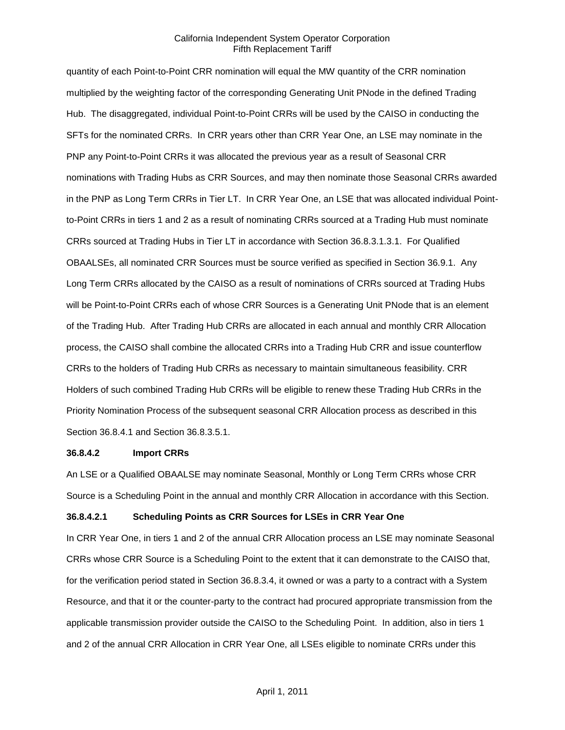quantity of each Point-to-Point CRR nomination will equal the MW quantity of the CRR nomination multiplied by the weighting factor of the corresponding Generating Unit PNode in the defined Trading Hub. The disaggregated, individual Point-to-Point CRRs will be used by the CAISO in conducting the SFTs for the nominated CRRs. In CRR years other than CRR Year One, an LSE may nominate in the PNP any Point-to-Point CRRs it was allocated the previous year as a result of Seasonal CRR nominations with Trading Hubs as CRR Sources, and may then nominate those Seasonal CRRs awarded in the PNP as Long Term CRRs in Tier LT. In CRR Year One, an LSE that was allocated individual Point-to-Point CRRs in tiers 1 and 2 as a result of nominating CRRs sourced at a Trading Hub must nominate CRRs sourced at Trading Hubs in Tier LT in accordance with Section 36.8.3.1.3.1. For Qualified OBAALSEs, all nominated CRR Sources must be source verified as specified in Section 36.9.1. Any Long Term CRRs allocated by the CAISO as a result of nominations of CRRs sourced at Trading Hubs will be Point-to-Point CRRs each of whose CRR Sources is a Generating Unit PNode that is an element of the Trading Hub. After Trading Hub CRRs are allocated in each annual and monthly CRR Allocation process, the CAISO shall combine the allocated CRRs into a Trading Hub CRR and issue counterflow CRRs to the holders of Trading Hub CRRs as necessary to maintain simultaneous feasibility. CRR Holders of such combined Trading Hub CRRs will be eligible to renew these Trading Hub CRRs in the Priority Nomination Process of the subsequent seasonal CRR Allocation process as described in this Section 36.8.4.1 and Section 36.8.3.5.1.

**36.8.4.2 Import CRRs**

An LSE or a Qualified OBAALSE may nominate Seasonal, Monthly or Long Term CRRs whose CRR Source is a Scheduling Point in the annual and monthly CRR Allocation in accordance with this Section.

**36.8.4.2.1 Scheduling Points as CRR Sources for LSEs in CRR Year One**

In CRR Year One, in tiers 1 and 2 of the annual CRR Allocation process an LSE may nominate Seasonal CRRs whose CRR Source is a Scheduling Point to the extent that it can demonstrate to the CAISO that, for the verification period stated in Section 36.8.3.4, it owned or was a party to a contract with a System Resource, and that it or the counter-party to the contract had procured appropriate transmission from the applicable transmission provider outside the CAISO to the Scheduling Point. In addition, also in tiers 1 and 2 of the annual CRR Allocation in CRR Year One, all LSEs eligible to nominate CRRs under this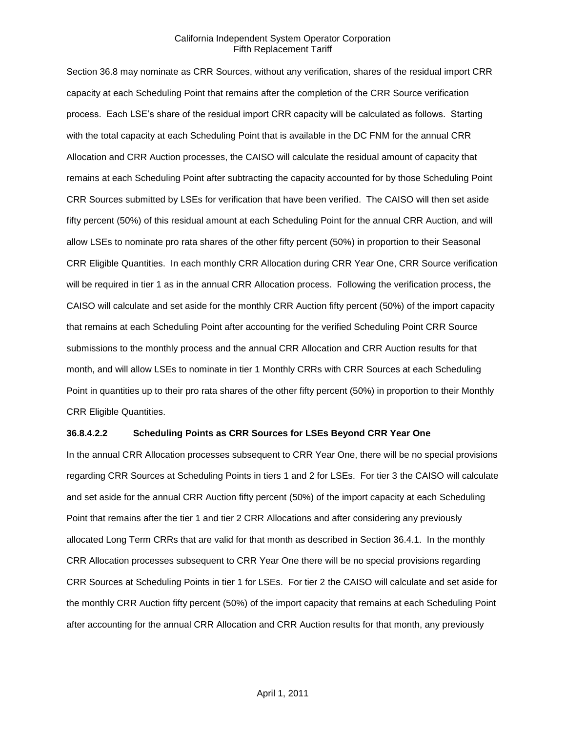Section 36.8 may nominate as CRR Sources, without any verification, shares of the residual import CRR capacity at each Scheduling Point that remains after the completion of the CRR Source verification process. Each LSE's share of the residual import CRR capacity will be calculated as follows. Starting with the total capacity at each Scheduling Point that is available in the DC FNM for the annual CRR Allocation and CRR Auction processes, the CAISO will calculate the residual amount of capacity that remains at each Scheduling Point after subtracting the capacity accounted for by those Scheduling Point CRR Sources submitted by LSEs for verification that have been verified. The CAISO will then set aside fifty percent (50%) of this residual amount at each Scheduling Point for the annual CRR Auction, and will allow LSEs to nominate pro rata shares of the other fifty percent (50%) in proportion to their Seasonal CRR Eligible Quantities. In each monthly CRR Allocation during CRR Year One, CRR Source verification will be required in tier 1 as in the annual CRR Allocation process. Following the verification process, the CAISO will calculate and set aside for the monthly CRR Auction fifty percent (50%) of the import capacity that remains at each Scheduling Point after accounting for the verified Scheduling Point CRR Source submissions to the monthly process and the annual CRR Allocation and CRR Auction results for that month, and will allow LSEs to nominate in tier 1 Monthly CRRs with CRR Sources at each Scheduling Point in quantities up to their pro rata shares of the other fifty percent (50%) in proportion to their Monthly CRR Eligible Quantities.

**36.8.4.2.2 Scheduling Points as CRR Sources for LSEs Beyond CRR Year One**

In the annual CRR Allocation processes subsequent to CRR Year One, there will be no special provisions regarding CRR Sources at Scheduling Points in tiers 1 and 2 for LSEs. For tier 3 the CAISO will calculate and set aside for the annual CRR Auction fifty percent (50%) of the import capacity at each Scheduling Point that remains after the tier 1 and tier 2 CRR Allocations and after considering any previously allocated Long Term CRRs that are valid for that month as described in Section 36.4.1. In the monthly CRR Allocation processes subsequent to CRR Year One there will be no special provisions regarding CRR Sources at Scheduling Points in tier 1 for LSEs. For tier 2 the CAISO will calculate and set aside for the monthly CRR Auction fifty percent (50%) of the import capacity that remains at each Scheduling Point after accounting for the annual CRR Allocation and CRR Auction results for that month, any previously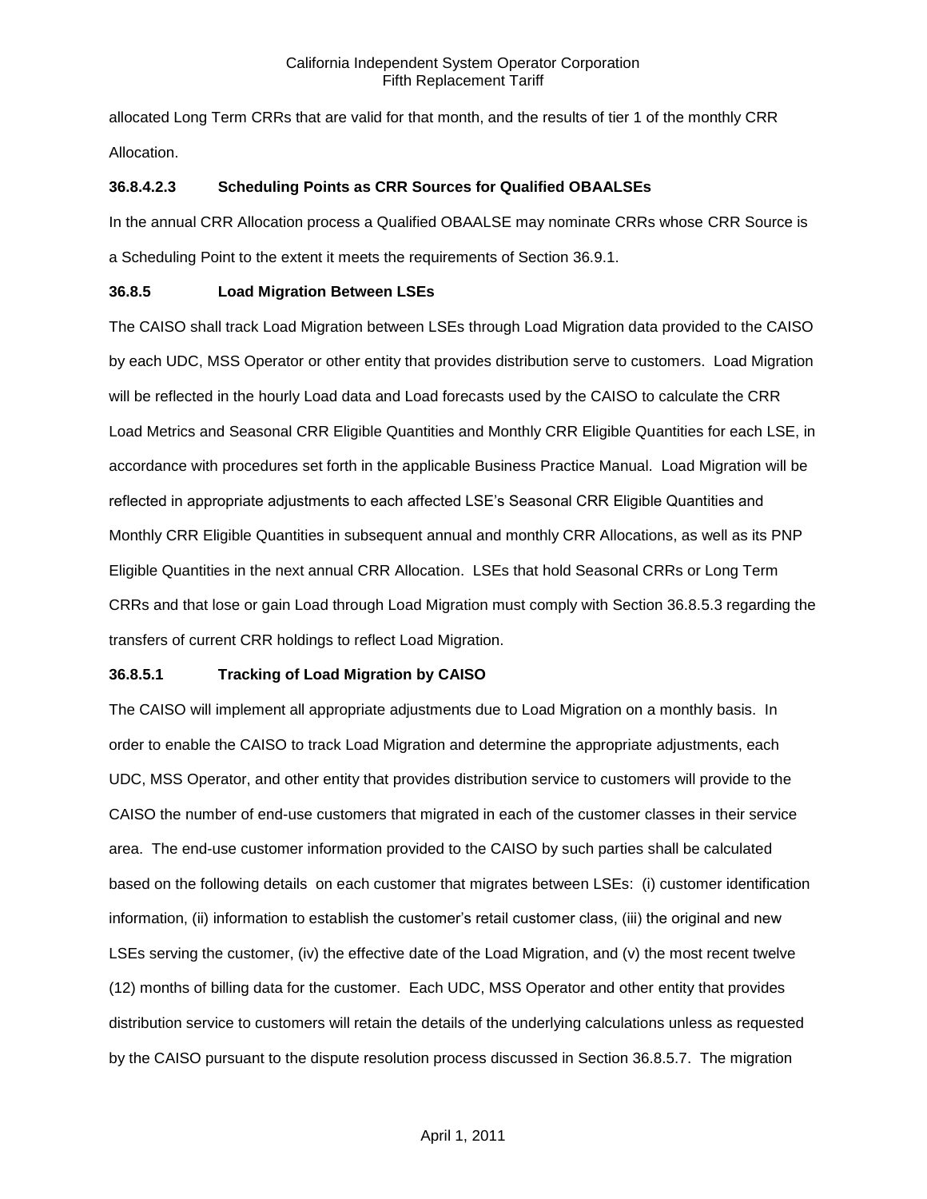allocated Long Term CRRs that are valid for that month, and the results of tier 1 of the monthly CRR Allocation.

**36.8.4.2.3 Scheduling Points as CRR Sources for Qualified OBAALSEs**

In the annual CRR Allocation process a Qualified OBAALSE may nominate CRRs whose CRR Source is a Scheduling Point to the extent it meets the requirements of Section 36.9.1.

**36.8.5 Load Migration Between LSEs**

The CAISO shall track Load Migration between LSEs through Load Migration data provided to the CAISO by each UDC, MSS Operator or other entity that provides distribution serve to customers. Load Migration will be reflected in the hourly Load data and Load forecasts used by the CAISO to calculate the CRR Load Metrics and Seasonal CRR Eligible Quantities and Monthly CRR Eligible Quantities for each LSE, in accordance with procedures set forth in the applicable Business Practice Manual. Load Migration will be reflected in appropriate adjustments to each affected LSE's Seasonal CRR Eligible Quantities and Monthly CRR Eligible Quantities in subsequent annual and monthly CRR Allocations, as well as its PNP Eligible Quantities in the next annual CRR Allocation. LSEs that hold Seasonal CRRs or Long Term CRRs and that lose or gain Load through Load Migration must comply with Section 36.8.5.3 regarding the transfers of current CRR holdings to reflect Load Migration.

**36.8.5.1 Tracking of Load Migration by CAISO**

The CAISO will implement all appropriate adjustments due to Load Migration on a monthly basis. In order to enable the CAISO to track Load Migration and determine the appropriate adjustments, each UDC, MSS Operator, and other entity that provides distribution service to customers will provide to the CAISO the number of end-use customers that migrated in each of the customer classes in their service area. The end-use customer information provided to the CAISO by such parties shall be calculated based on the following details on each customer that migrates between LSEs: (i) customer identification information, (ii) information to establish the customer's retail customer class, (iii) the original and new LSEs serving the customer, (iv) the effective date of the Load Migration, and (v) the most recent twelve (12) months of billing data for the customer. Each UDC, MSS Operator and other entity that provides distribution service to customers will retain the details of the underlying calculations unless as requested by the CAISO pursuant to the dispute resolution process discussed in Section 36.8.5.7. The migration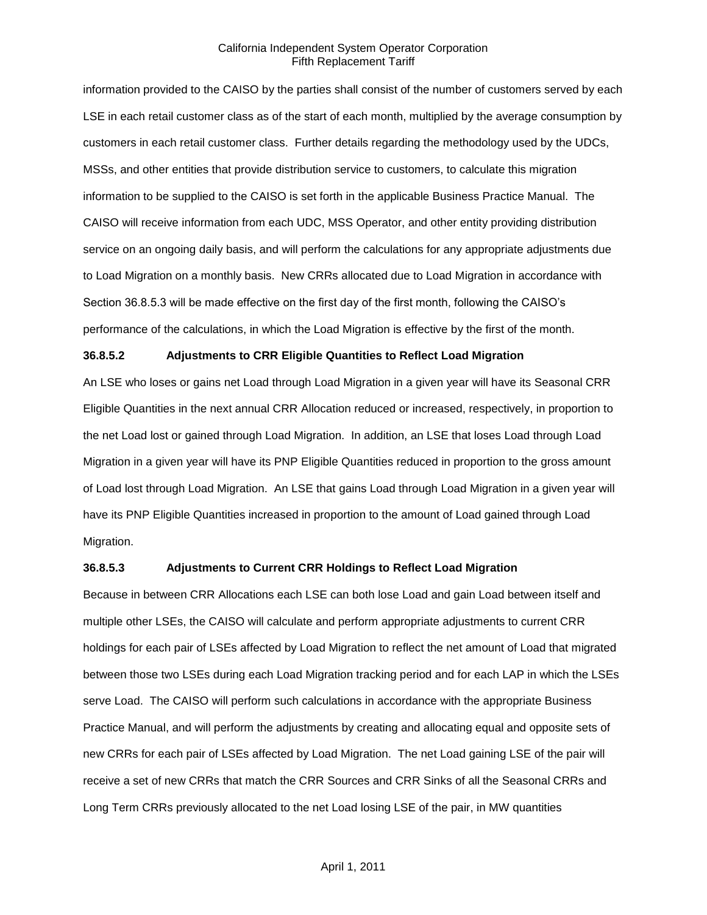information provided to the CAISO by the parties shall consist of the number of customers served by each LSE in each retail customer class as of the start of each month, multiplied by the average consumption by customers in each retail customer class. Further details regarding the methodology used by the UDCs, MSSs, and other entities that provide distribution service to customers, to calculate this migration information to be supplied to the CAISO is set forth in the applicable Business Practice Manual. The CAISO will receive information from each UDC, MSS Operator, and other entity providing distribution service on an ongoing daily basis, and will perform the calculations for any appropriate adjustments due to Load Migration on a monthly basis. New CRRs allocated due to Load Migration in accordance with Section 36.8.5.3 will be made effective on the first day of the first month, following the CAISO's performance of the calculations, in which the Load Migration is effective by the first of the month.

**36.8.5.2 Adjustments to CRR Eligible Quantities to Reflect Load Migration**

An LSE who loses or gains net Load through Load Migration in a given year will have its Seasonal CRR Eligible Quantities in the next annual CRR Allocation reduced or increased, respectively, in proportion to the net Load lost or gained through Load Migration. In addition, an LSE that loses Load through Load Migration in a given year will have its PNP Eligible Quantities reduced in proportion to the gross amount of Load lost through Load Migration. An LSE that gains Load through Load Migration in a given year will have its PNP Eligible Quantities increased in proportion to the amount of Load gained through Load Migration.

**36.8.5.3 Adjustments to Current CRR Holdings to Reflect Load Migration**

Because in between CRR Allocations each LSE can both lose Load and gain Load between itself and multiple other LSEs, the CAISO will calculate and perform appropriate adjustments to current CRR holdings for each pair of LSEs affected by Load Migration to reflect the net amount of Load that migrated between those two LSEs during each Load Migration tracking period and for each LAP in which the LSEs serve Load. The CAISO will perform such calculations in accordance with the appropriate Business Practice Manual, and will perform the adjustments by creating and allocating equal and opposite sets of new CRRs for each pair of LSEs affected by Load Migration. The net Load gaining LSE of the pair will receive a set of new CRRs that match the CRR Sources and CRR Sinks of all the Seasonal CRRs and Long Term CRRs previously allocated to the net Load losing LSE of the pair, in MW quantities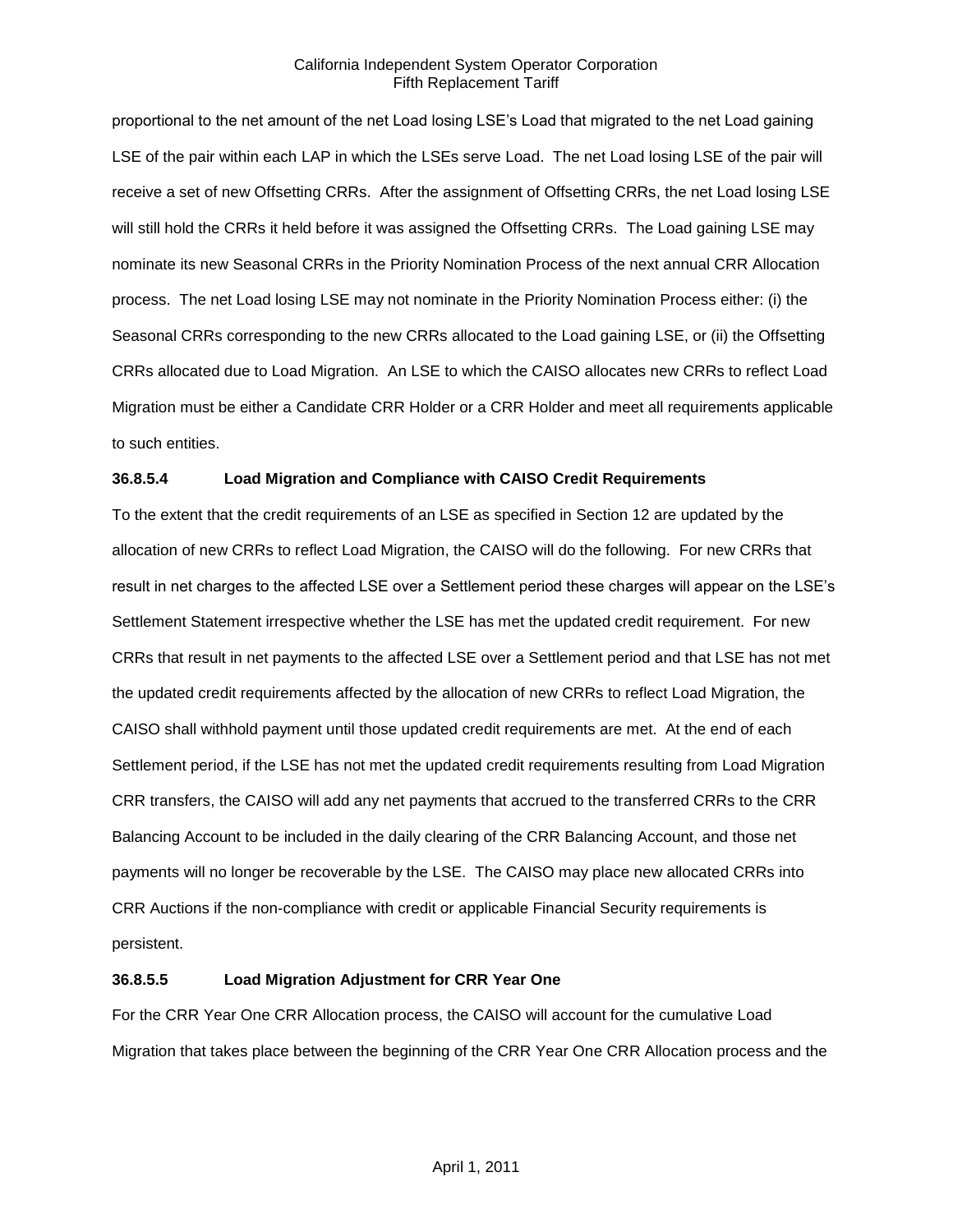proportional to the net amount of the net Load losing LSE's Load that migrated to the net Load gaining LSE of the pair within each LAP in which the LSEs serve Load. The net Load losing LSE of the pair will receive a set of new Offsetting CRRs. After the assignment of Offsetting CRRs, the net Load losing LSE will still hold the CRRs it held before it was assigned the Offsetting CRRs. The Load gaining LSE may nominate its new Seasonal CRRs in the Priority Nomination Process of the next annual CRR Allocation process. The net Load losing LSE may not nominate in the Priority Nomination Process either: (i) the Seasonal CRRs corresponding to the new CRRs allocated to the Load gaining LSE, or (ii) the Offsetting CRRs allocated due to Load Migration. An LSE to which the CAISO allocates new CRRs to reflect Load Migration must be either a Candidate CRR Holder or a CRR Holder and meet all requirements applicable to such entities.

**36.8.5.4 Load Migration and Compliance with CAISO Credit Requirements**

To the extent that the credit requirements of an LSE as specified in Section 12 are updated by the allocation of new CRRs to reflect Load Migration, the CAISO will do the following. For new CRRs that result in net charges to the affected LSE over a Settlement period these charges will appear on the LSE's Settlement Statement irrespective whether the LSE has met the updated credit requirement. For new CRRs that result in net payments to the affected LSE over a Settlement period and that LSE has not met the updated credit requirements affected by the allocation of new CRRs to reflect Load Migration, the CAISO shall withhold payment until those updated credit requirements are met. At the end of each Settlement period, if the LSE has not met the updated credit requirements resulting from Load Migration CRR transfers, the CAISO will add any net payments that accrued to the transferred CRRs to the CRR Balancing Account to be included in the daily clearing of the CRR Balancing Account, and those net payments will no longer be recoverable by the LSE. The CAISO may place new allocated CRRs into CRR Auctions if the non-compliance with credit or applicable Financial Security requirements is persistent.

**36.8.5.5 Load Migration Adjustment for CRR Year One**

For the CRR Year One CRR Allocation process, the CAISO will account for the cumulative Load Migration that takes place between the beginning of the CRR Year One CRR Allocation process and the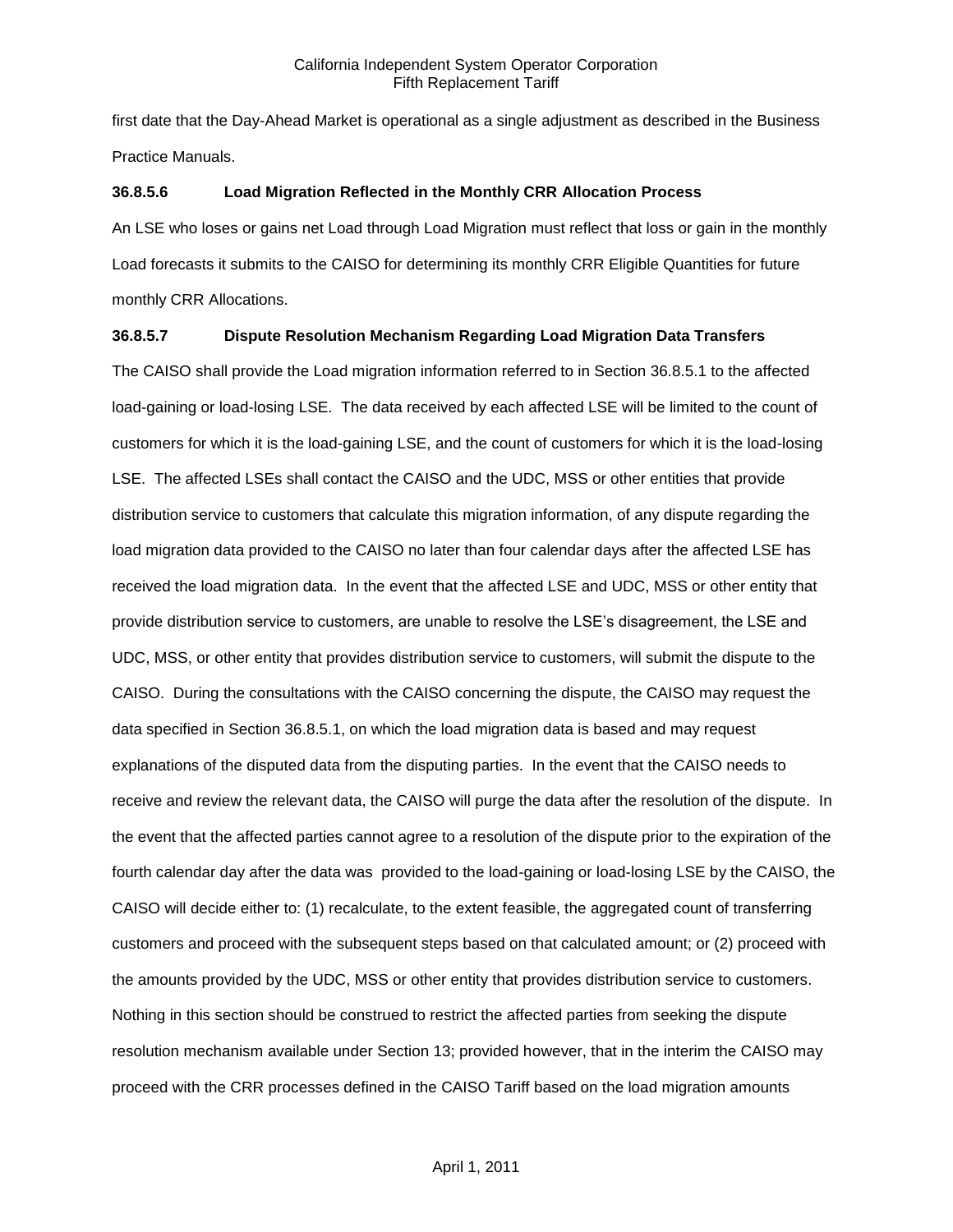first date that the Day-Ahead Market is operational as a single adjustment as described in the Business Practice Manuals.

**36.8.5.6 Load Migration Reflected in the Monthly CRR Allocation Process**

An LSE who loses or gains net Load through Load Migration must reflect that loss or gain in the monthly Load forecasts it submits to the CAISO for determining its monthly CRR Eligible Quantities for future monthly CRR Allocations.

**36.8.5.7 Dispute Resolution Mechanism Regarding Load Migration Data Transfers**

The CAISO shall provide the Load migration information referred to in Section 36.8.5.1 to the affected load-gaining or load-losing LSE. The data received by each affected LSE will be limited to the count of customers for which it is the load-gaining LSE, and the count of customers for which it is the load-losing LSE. The affected LSEs shall contact the CAISO and the UDC, MSS or other entities that provide distribution service to customers that calculate this migration information, of any dispute regarding the load migration data provided to the CAISO no later than four calendar days after the affected LSE has received the load migration data. In the event that the affected LSE and UDC, MSS or other entity that provide distribution service to customers, are unable to resolve the LSE's disagreement, the LSE and UDC, MSS, or other entity that provides distribution service to customers, will submit the dispute to the CAISO. During the consultations with the CAISO concerning the dispute, the CAISO may request the data specified in Section 36.8.5.1, on which the load migration data is based and may request explanations of the disputed data from the disputing parties. In the event that the CAISO needs to receive and review the relevant data, the CAISO will purge the data after the resolution of the dispute. In the event that the affected parties cannot agree to a resolution of the dispute prior to the expiration of the fourth calendar day after the data was provided to the load-gaining or load-losing LSE by the CAISO, the CAISO will decide either to: (1) recalculate, to the extent feasible, the aggregated count of transferring customers and proceed with the subsequent steps based on that calculated amount; or (2) proceed with the amounts provided by the UDC, MSS or other entity that provides distribution service to customers. Nothing in this section should be construed to restrict the affected parties from seeking the dispute resolution mechanism available under Section 13; provided however, that in the interim the CAISO may proceed with the CRR processes defined in the CAISO Tariff based on the load migration amounts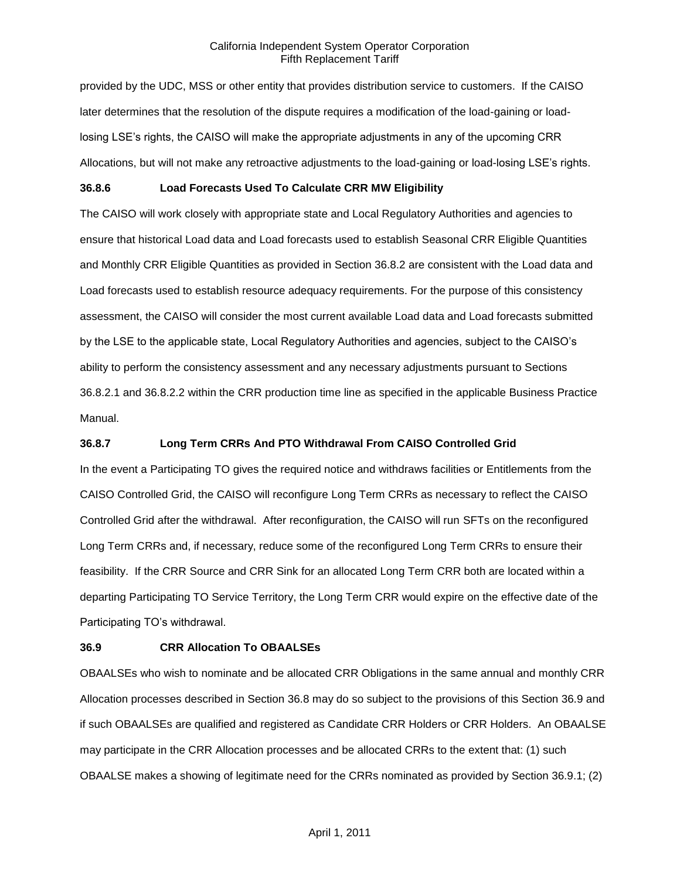provided by the UDC, MSS or other entity that provides distribution service to customers. If the CAISO later determines that the resolution of the dispute requires a modification of the load-gaining or load-losing LSE's rights, the CAISO will make the appropriate adjustments in any of the upcoming CRR Allocations, but will not make any retroactive adjustments to the load-gaining or load-losing LSE's rights.

**36.8.6 Load Forecasts Used To Calculate CRR MW Eligibility**

The CAISO will work closely with appropriate state and Local Regulatory Authorities and agencies to ensure that historical Load data and Load forecasts used to establish Seasonal CRR Eligible Quantities and Monthly CRR Eligible Quantities as provided in Section 36.8.2 are consistent with the Load data and Load forecasts used to establish resource adequacy requirements. For the purpose of this consistency assessment, the CAISO will consider the most current available Load data and Load forecasts submitted by the LSE to the applicable state, Local Regulatory Authorities and agencies, subject to the CAISO's ability to perform the consistency assessment and any necessary adjustments pursuant to Sections 36.8.2.1 and 36.8.2.2 within the CRR production time line as specified in the applicable Business Practice Manual.

**36.8.7 Long Term CRRs And PTO Withdrawal From CAISO Controlled Grid**

In the event a Participating TO gives the required notice and withdraws facilities or Entitlements from the CAISO Controlled Grid, the CAISO will reconfigure Long Term CRRs as necessary to reflect the CAISO Controlled Grid after the withdrawal. After reconfiguration, the CAISO will run SFTs on the reconfigured Long Term CRRs and, if necessary, reduce some of the reconfigured Long Term CRRs to ensure their feasibility. If the CRR Source and CRR Sink for an allocated Long Term CRR both are located within a departing Participating TO Service Territory, the Long Term CRR would expire on the effective date of the Participating TO's withdrawal.

**36.9 CRR Allocation To OBAALSEs**

OBAALSEs who wish to nominate and be allocated CRR Obligations in the same annual and monthly CRR Allocation processes described in Section 36.8 may do so subject to the provisions of this Section 36.9 and if such OBAALSEs are qualified and registered as Candidate CRR Holders or CRR Holders. An OBAALSE may participate in the CRR Allocation processes and be allocated CRRs to the extent that: (1) such OBAALSE makes a showing of legitimate need for the CRRs nominated as provided by Section 36.9.1; (2)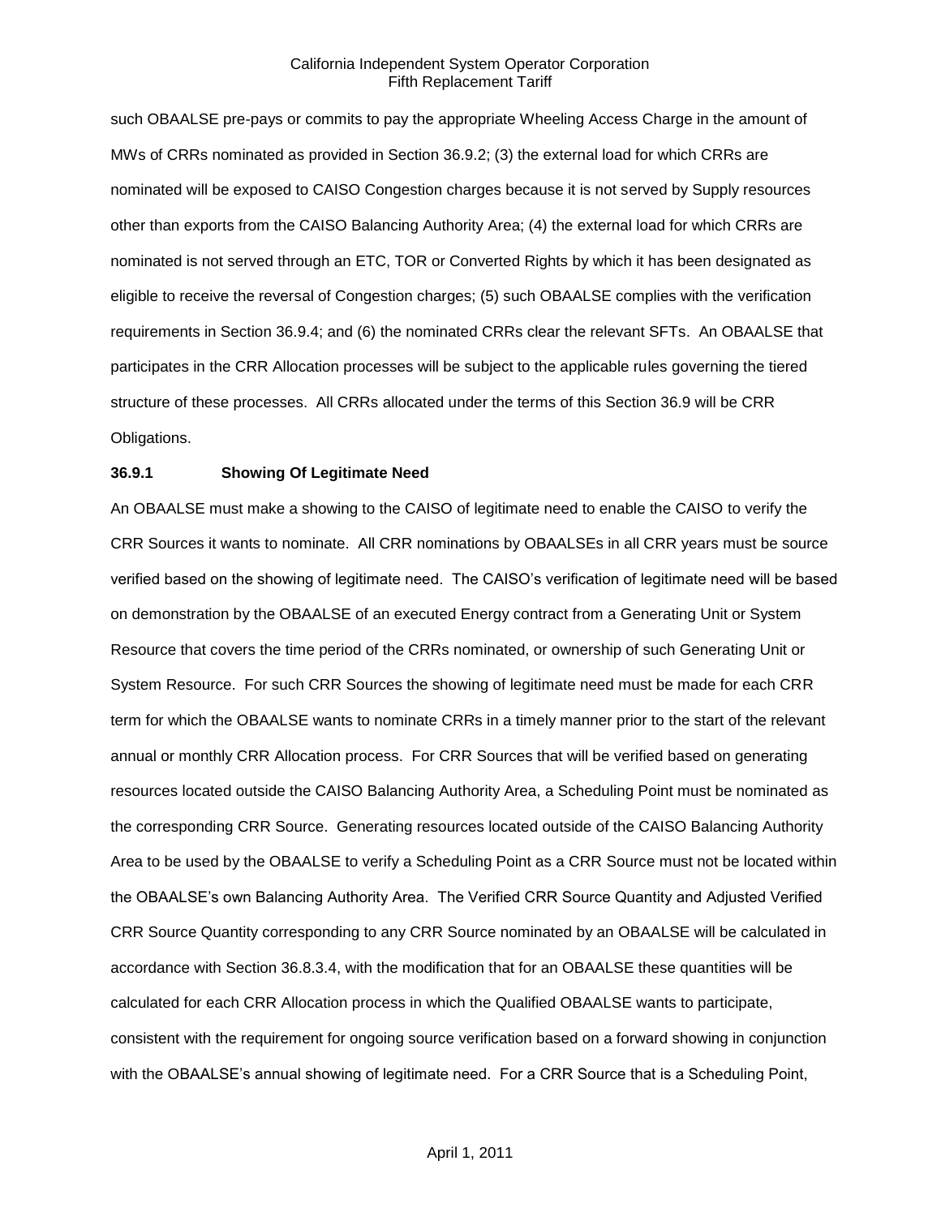such OBAALSE pre-pays or commits to pay the appropriate Wheeling Access Charge in the amount of MWs of CRRs nominated as provided in Section 36.9.2; (3) the external load for which CRRs are nominated will be exposed to CAISO Congestion charges because it is not served by Supply resources other than exports from the CAISO Balancing Authority Area; (4) the external load for which CRRs are nominated is not served through an ETC, TOR or Converted Rights by which it has been designated as eligible to receive the reversal of Congestion charges; (5) such OBAALSE complies with the verification requirements in Section 36.9.4; and (6) the nominated CRRs clear the relevant SFTs. An OBAALSE that participates in the CRR Allocation processes will be subject to the applicable rules governing the tiered structure of these processes. All CRRs allocated under the terms of this Section 36.9 will be CRR Obligations.

**36.9.1 Showing Of Legitimate Need**

An OBAALSE must make a showing to the CAISO of legitimate need to enable the CAISO to verify the CRR Sources it wants to nominate. All CRR nominations by OBAALSEs in all CRR years must be source verified based on the showing of legitimate need. The CAISO's verification of legitimate need will be based on demonstration by the OBAALSE of an executed Energy contract from a Generating Unit or System Resource that covers the time period of the CRRs nominated, or ownership of such Generating Unit or System Resource. For such CRR Sources the showing of legitimate need must be made for each CRR term for which the OBAALSE wants to nominate CRRs in a timely manner prior to the start of the relevant annual or monthly CRR Allocation process. For CRR Sources that will be verified based on generating resources located outside the CAISO Balancing Authority Area, a Scheduling Point must be nominated as the corresponding CRR Source. Generating resources located outside of the CAISO Balancing Authority Area to be used by the OBAALSE to verify a Scheduling Point as a CRR Source must not be located within the OBAALSE's own Balancing Authority Area. The Verified CRR Source Quantity and Adjusted Verified CRR Source Quantity corresponding to any CRR Source nominated by an OBAALSE will be calculated in accordance with Section 36.8.3.4, with the modification that for an OBAALSE these quantities will be calculated for each CRR Allocation process in which the Qualified OBAALSE wants to participate, consistent with the requirement for ongoing source verification based on a forward showing in conjunction with the OBAALSE's annual showing of legitimate need. For a CRR Source that is a Scheduling Point,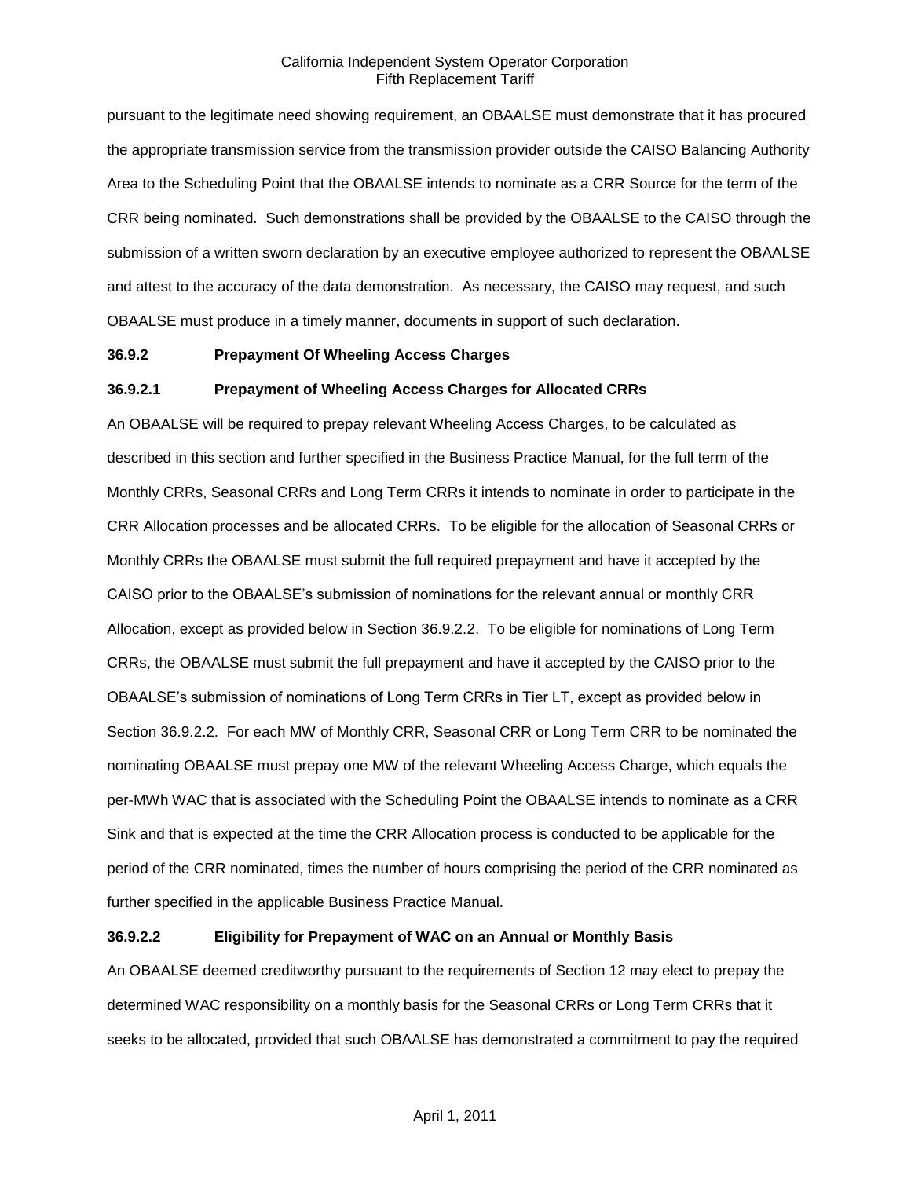pursuant to the legitimate need showing requirement, an OBAALSE must demonstrate that it has procured the appropriate transmission service from the transmission provider outside the CAISO Balancing Authority Area to the Scheduling Point that the OBAALSE intends to nominate as a CRR Source for the term of the CRR being nominated. Such demonstrations shall be provided by the OBAALSE to the CAISO through the submission of a written sworn declaration by an executive employee authorized to represent the OBAALSE and attest to the accuracy of the data demonstration. As necessary, the CAISO may request, and such OBAALSE must produce in a timely manner, documents in support of such declaration.

**36.9.2 Prepayment Of Wheeling Access Charges**

**36.9.2.1 Prepayment of Wheeling Access Charges for Allocated CRRs**

An OBAALSE will be required to prepay relevant Wheeling Access Charges, to be calculated as described in this section and further specified in the Business Practice Manual, for the full term of the Monthly CRRs, Seasonal CRRs and Long Term CRRs it intends to nominate in order to participate in the CRR Allocation processes and be allocated CRRs. To be eligible for the allocation of Seasonal CRRs or Monthly CRRs the OBAALSE must submit the full required prepayment and have it accepted by the CAISO prior to the OBAALSE's submission of nominations for the relevant annual or monthly CRR Allocation, except as provided below in Section 36.9.2.2. To be eligible for nominations of Long Term CRRs, the OBAALSE must submit the full prepayment and have it accepted by the CAISO prior to the OBAALSE's submission of nominations of Long Term CRRs in Tier LT, except as provided below in Section 36.9.2.2. For each MW of Monthly CRR, Seasonal CRR or Long Term CRR to be nominated the nominating OBAALSE must prepay one MW of the relevant Wheeling Access Charge, which equals the per-MWh WAC that is associated with the Scheduling Point the OBAALSE intends to nominate as a CRR Sink and that is expected at the time the CRR Allocation process is conducted to be applicable for the period of the CRR nominated, times the number of hours comprising the period of the CRR nominated as further specified in the applicable Business Practice Manual.

**36.9.2.2 Eligibility for Prepayment of WAC on an Annual or Monthly Basis**

An OBAALSE deemed creditworthy pursuant to the requirements of Section 12 may elect to prepay the determined WAC responsibility on a monthly basis for the Seasonal CRRs or Long Term CRRs that it seeks to be allocated, provided that such OBAALSE has demonstrated a commitment to pay the required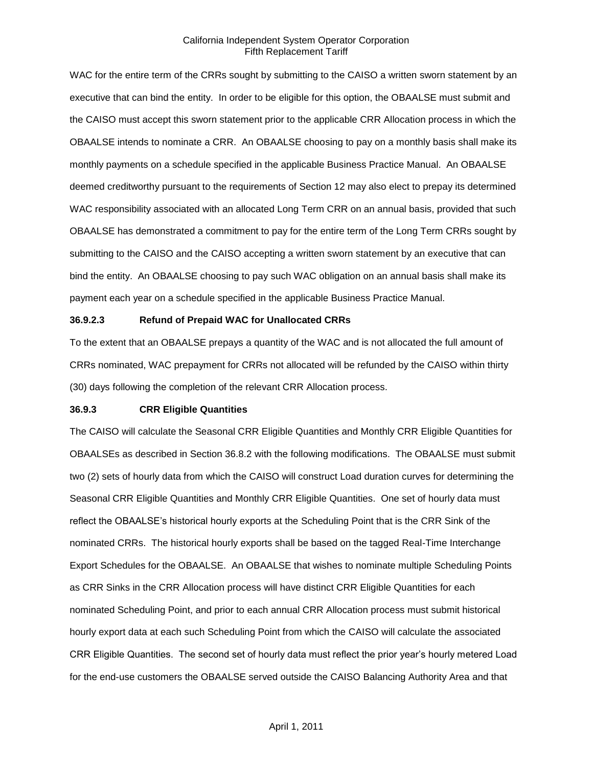WAC for the entire term of the CRRs sought by submitting to the CAISO a written sworn statement by an executive that can bind the entity. In order to be eligible for this option, the OBAALSE must submit and the CAISO must accept this sworn statement prior to the applicable CRR Allocation process in which the OBAALSE intends to nominate a CRR. An OBAALSE choosing to pay on a monthly basis shall make its monthly payments on a schedule specified in the applicable Business Practice Manual. An OBAALSE deemed creditworthy pursuant to the requirements of Section 12 may also elect to prepay its determined WAC responsibility associated with an allocated Long Term CRR on an annual basis, provided that such OBAALSE has demonstrated a commitment to pay for the entire term of the Long Term CRRs sought by submitting to the CAISO and the CAISO accepting a written sworn statement by an executive that can bind the entity. An OBAALSE choosing to pay such WAC obligation on an annual basis shall make its payment each year on a schedule specified in the applicable Business Practice Manual.

**36.9.2.3 Refund of Prepaid WAC for Unallocated CRRs**

To the extent that an OBAALSE prepays a quantity of the WAC and is not allocated the full amount of CRRs nominated, WAC prepayment for CRRs not allocated will be refunded by the CAISO within thirty (30) days following the completion of the relevant CRR Allocation process.

**36.9.3 CRR Eligible Quantities**

The CAISO will calculate the Seasonal CRR Eligible Quantities and Monthly CRR Eligible Quantities for OBAALSEs as described in Section 36.8.2 with the following modifications. The OBAALSE must submit two (2) sets of hourly data from which the CAISO will construct Load duration curves for determining the Seasonal CRR Eligible Quantities and Monthly CRR Eligible Quantities. One set of hourly data must reflect the OBAALSE's historical hourly exports at the Scheduling Point that is the CRR Sink of the nominated CRRs. The historical hourly exports shall be based on the tagged Real-Time Interchange Export Schedules for the OBAALSE. An OBAALSE that wishes to nominate multiple Scheduling Points as CRR Sinks in the CRR Allocation process will have distinct CRR Eligible Quantities for each nominated Scheduling Point, and prior to each annual CRR Allocation process must submit historical hourly export data at each such Scheduling Point from which the CAISO will calculate the associated CRR Eligible Quantities. The second set of hourly data must reflect the prior year's hourly metered Load for the end-use customers the OBAALSE served outside the CAISO Balancing Authority Area and that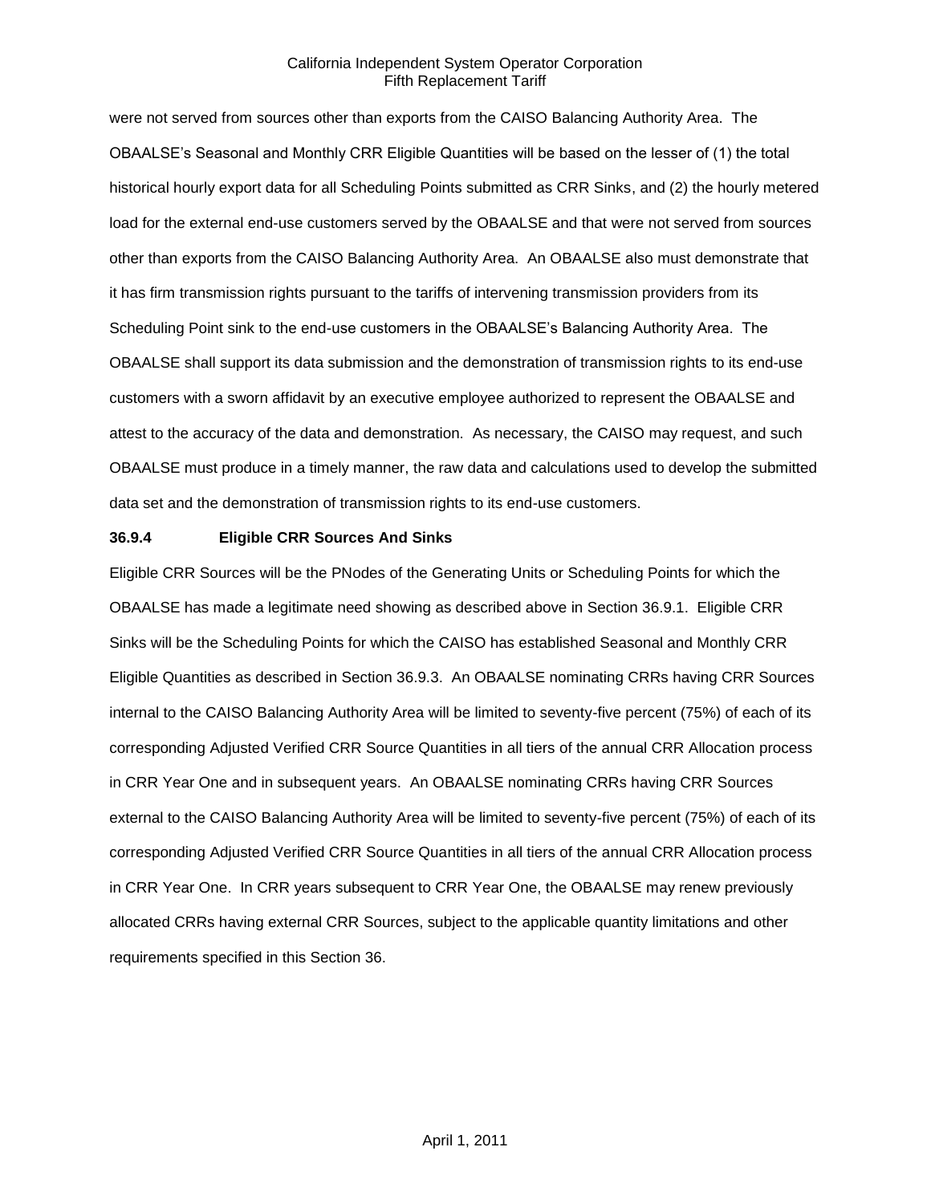were not served from sources other than exports from the CAISO Balancing Authority Area. The OBAALSE's Seasonal and Monthly CRR Eligible Quantities will be based on the lesser of (1) the total historical hourly export data for all Scheduling Points submitted as CRR Sinks, and (2) the hourly metered load for the external end-use customers served by the OBAALSE and that were not served from sources other than exports from the CAISO Balancing Authority Area. An OBAALSE also must demonstrate that it has firm transmission rights pursuant to the tariffs of intervening transmission providers from its Scheduling Point sink to the end-use customers in the OBAALSE's Balancing Authority Area. The OBAALSE shall support its data submission and the demonstration of transmission rights to its end-use customers with a sworn affidavit by an executive employee authorized to represent the OBAALSE and attest to the accuracy of the data and demonstration. As necessary, the CAISO may request, and such OBAALSE must produce in a timely manner, the raw data and calculations used to develop the submitted data set and the demonstration of transmission rights to its end-use customers.

**36.9.4 Eligible CRR Sources And Sinks**

Eligible CRR Sources will be the PNodes of the Generating Units or Scheduling Points for which the OBAALSE has made a legitimate need showing as described above in Section 36.9.1. Eligible CRR Sinks will be the Scheduling Points for which the CAISO has established Seasonal and Monthly CRR Eligible Quantities as described in Section 36.9.3. An OBAALSE nominating CRRs having CRR Sources internal to the CAISO Balancing Authority Area will be limited to seventy-five percent (75%) of each of its corresponding Adjusted Verified CRR Source Quantities in all tiers of the annual CRR Allocation process in CRR Year One and in subsequent years. An OBAALSE nominating CRRs having CRR Sources external to the CAISO Balancing Authority Area will be limited to seventy-five percent (75%) of each of its corresponding Adjusted Verified CRR Source Quantities in all tiers of the annual CRR Allocation process in CRR Year One. In CRR years subsequent to CRR Year One, the OBAALSE may renew previously allocated CRRs having external CRR Sources, subject to the applicable quantity limitations and other requirements specified in this Section 36.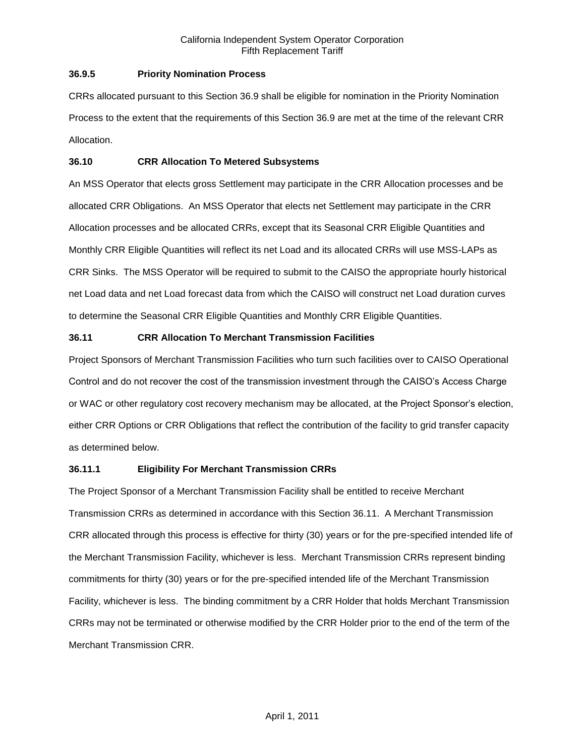### 36.9.5 Priority Nomination Process

CRRs allocated pursuant to this Section 36.9 shall be eligible for nomination in the Priority Nomination Process to the extent that the requirements of this Section 36.9 are met at the time of the relevant CRR Allocation.

## 36.10 CRR Allocation To Metered Subsystems

An MSS Operator that elects gross Settlement may participate in the CRR Allocation processes and be allocated CRR Obligations. An MSS Operator that elects net Settlement may participate in the CRR Allocation processes and be allocated CRRs, except that its Seasonal CRR Eligible Quantities and Monthly CRR Eligible Quantities will reflect its net Load and its allocated CRRs will use MSS-LAPs as CRR Sinks. The MSS Operator will be required to submit to the CAISO the appropriate hourly historical net Load data and net Load forecast data from which the CAISO will construct net Load duration curves to determine the Seasonal CRR Eligible Quantities and Monthly CRR Eligible Quantities.

## 36.11 CRR Allocation To Merchant Transmission Facilities

Project Sponsors of Merchant Transmission Facilities who turn such facilities over to CAISO Operational Control and do not recover the cost of the transmission investment through the CAISO's Access Charge or WAC or other regulatory cost recovery mechanism may be allocated, at the Project Sponsor's election, either CRR Options or CRR Obligations that reflect the contribution of the facility to grid transfer capacity as determined below.

### 36.11.1 Eligibility For Merchant Transmission CRRs

The Project Sponsor of a Merchant Transmission Facility shall be entitled to receive Merchant Transmission CRRs as determined in accordance with this Section 36.11. A Merchant Transmission CRR allocated through this process is effective for thirty (30) years or for the pre-specified intended life of the Merchant Transmission Facility, whichever is less. Merchant Transmission CRRs represent binding commitments for thirty (30) years or for the pre-specified intended life of the Merchant Transmission Facility, whichever is less. The binding commitment by a CRR Holder that holds Merchant Transmission CRRs may not be terminated or otherwise modified by the CRR Holder prior to the end of the term of the Merchant Transmission CRR.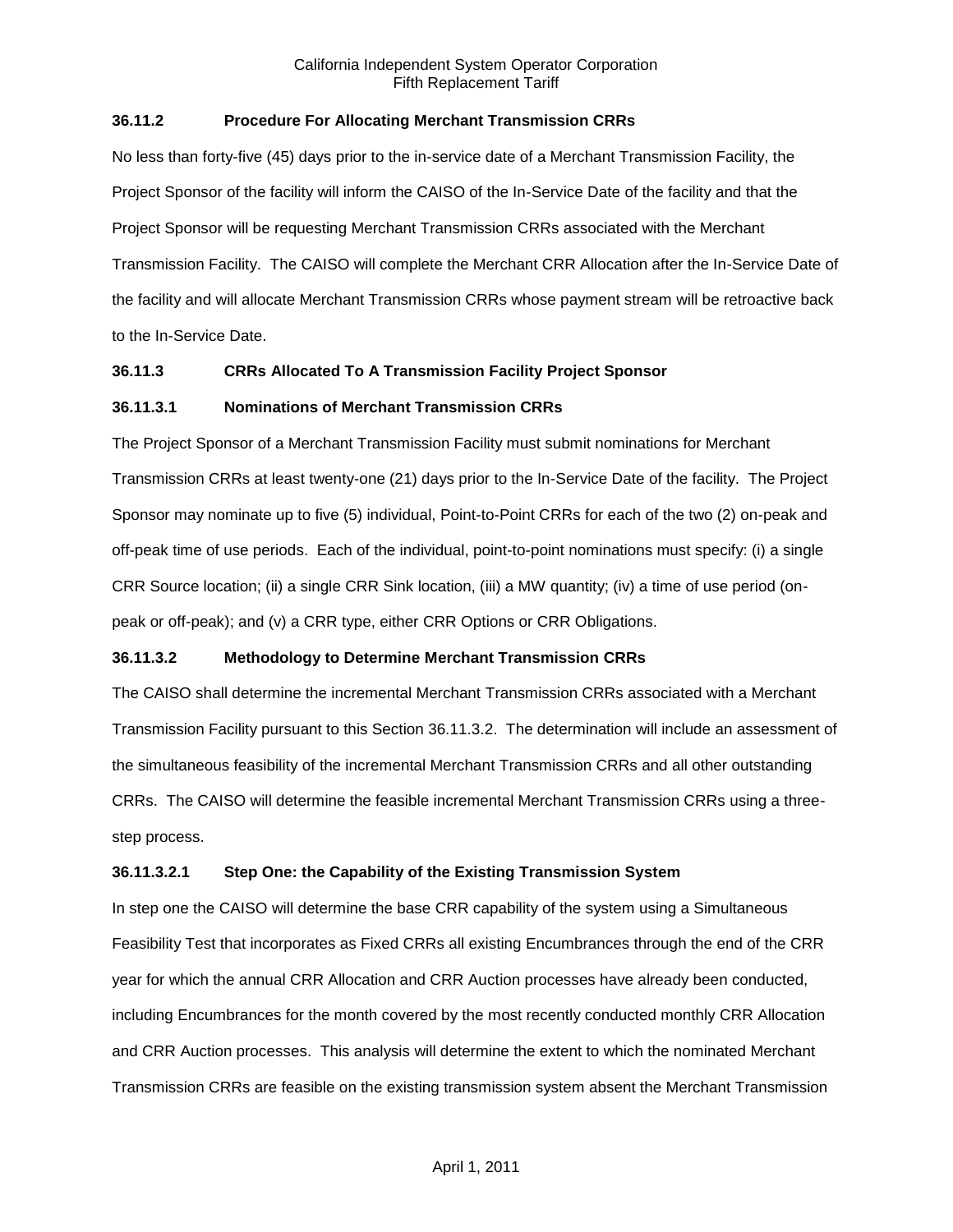### 36.11.2 Procedure For Allocating Merchant Transmission CRRs

No less than forty-five (45) days prior to the in-service date of a Merchant Transmission Facility, the Project Sponsor of the facility will inform the CAISO of the In-Service Date of the facility and that the Project Sponsor will be requesting Merchant Transmission CRRs associated with the Merchant Transmission Facility. The CAISO will complete the Merchant CRR Allocation after the In-Service Date of the facility and will allocate Merchant Transmission CRRs whose payment stream will be retroactive back to the In-Service Date.

### 36.11.3 CRRs Allocated To A Transmission Facility Project Sponsor

#### 36.11.3.1 Nominations of Merchant Transmission CRRs

The Project Sponsor of a Merchant Transmission Facility must submit nominations for Merchant Transmission CRRs at least twenty-one (21) days prior to the In-Service Date of the facility. The Project Sponsor may nominate up to five (5) individual, Point-to-Point CRRs for each of the two (2) on-peak and off-peak time of use periods. Each of the individual, point-to-point nominations must specify: (i) a single CRR Source location; (ii) a single CRR Sink location, (iii) a MW quantity; (iv) a time of use period (on-peak or off-peak); and (v) a CRR type, either CRR Options or CRR Obligations.

#### 36.11.3.2 Methodology to Determine Merchant Transmission CRRs

The CAISO shall determine the incremental Merchant Transmission CRRs associated with a Merchant Transmission Facility pursuant to this Section 36.11.3.2. The determination will include an assessment of the simultaneous feasibility of the incremental Merchant Transmission CRRs and all other outstanding CRRs. The CAISO will determine the feasible incremental Merchant Transmission CRRs using a three-step process.

##### 36.11.3.2.1 Step One: the Capability of the Existing Transmission System

In step one the CAISO will determine the base CRR capability of the system using a Simultaneous Feasibility Test that incorporates as Fixed CRRs all existing Encumbrances through the end of the CRR year for which the annual CRR Allocation and CRR Auction processes have already been conducted, including Encumbrances for the month covered by the most recently conducted monthly CRR Allocation and CRR Auction processes. This analysis will determine the extent to which the nominated Merchant Transmission CRRs are feasible on the existing transmission system absent the Merchant Transmission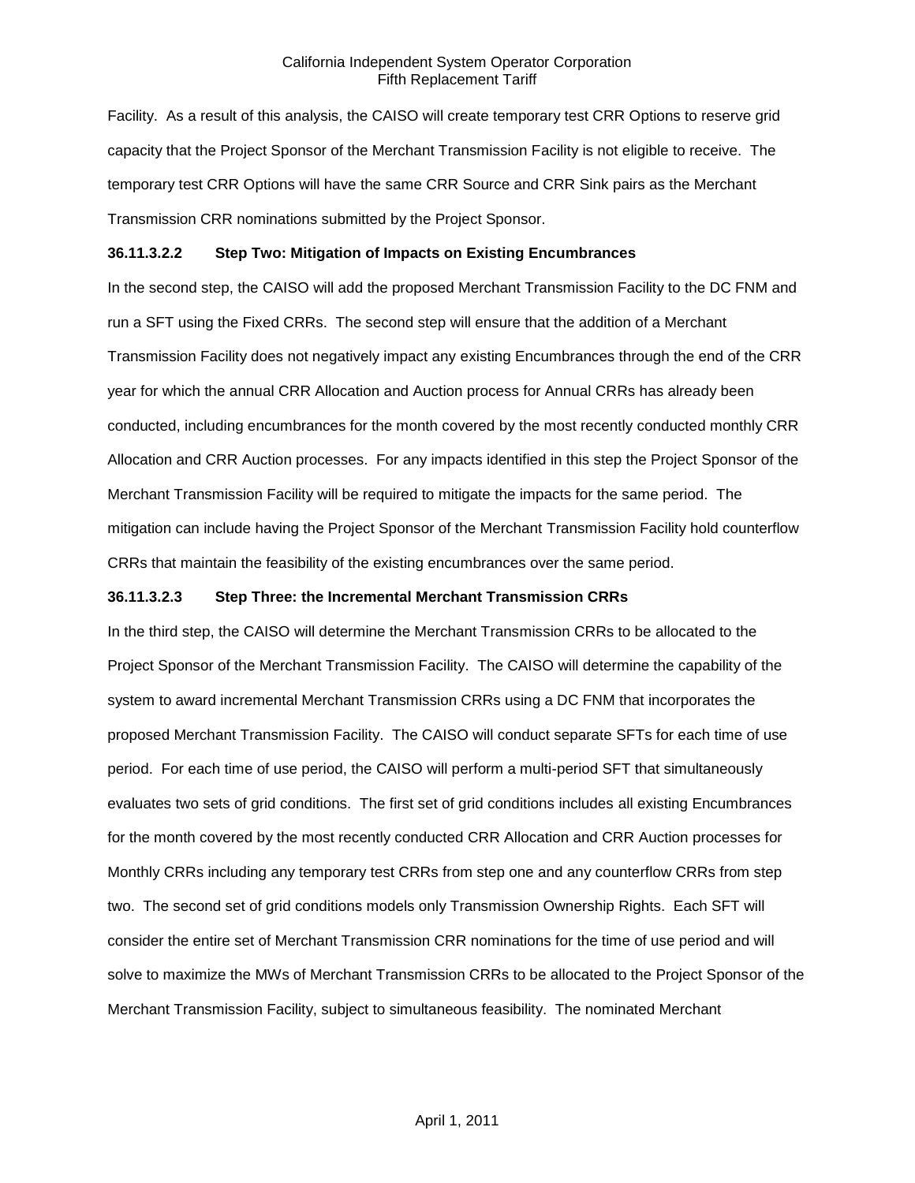Facility. As a result of this analysis, the CAISO will create temporary test CRR Options to reserve grid capacity that the Project Sponsor of the Merchant Transmission Facility is not eligible to receive. The temporary test CRR Options will have the same CRR Source and CRR Sink pairs as the Merchant Transmission CRR nominations submitted by the Project Sponsor.

**36.11.3.2.2 Step Two: Mitigation of Impacts on Existing Encumbrances**

In the second step, the CAISO will add the proposed Merchant Transmission Facility to the DC FNM and run a SFT using the Fixed CRRs. The second step will ensure that the addition of a Merchant Transmission Facility does not negatively impact any existing Encumbrances through the end of the CRR year for which the annual CRR Allocation and Auction process for Annual CRRs has already been conducted, including encumbrances for the month covered by the most recently conducted monthly CRR Allocation and CRR Auction processes. For any impacts identified in this step the Project Sponsor of the Merchant Transmission Facility will be required to mitigate the impacts for the same period. The mitigation can include having the Project Sponsor of the Merchant Transmission Facility hold counterflow CRRs that maintain the feasibility of the existing encumbrances over the same period.

**36.11.3.2.3 Step Three: the Incremental Merchant Transmission CRRs**

In the third step, the CAISO will determine the Merchant Transmission CRRs to be allocated to the Project Sponsor of the Merchant Transmission Facility. The CAISO will determine the capability of the system to award incremental Merchant Transmission CRRs using a DC FNM that incorporates the proposed Merchant Transmission Facility. The CAISO will conduct separate SFTs for each time of use period. For each time of use period, the CAISO will perform a multi-period SFT that simultaneously evaluates two sets of grid conditions. The first set of grid conditions includes all existing Encumbrances for the month covered by the most recently conducted CRR Allocation and CRR Auction processes for Monthly CRRs including any temporary test CRRs from step one and any counterflow CRRs from step two. The second set of grid conditions models only Transmission Ownership Rights. Each SFT will consider the entire set of Merchant Transmission CRR nominations for the time of use period and will solve to maximize the MWs of Merchant Transmission CRRs to be allocated to the Project Sponsor of the Merchant Transmission Facility, subject to simultaneous feasibility. The nominated Merchant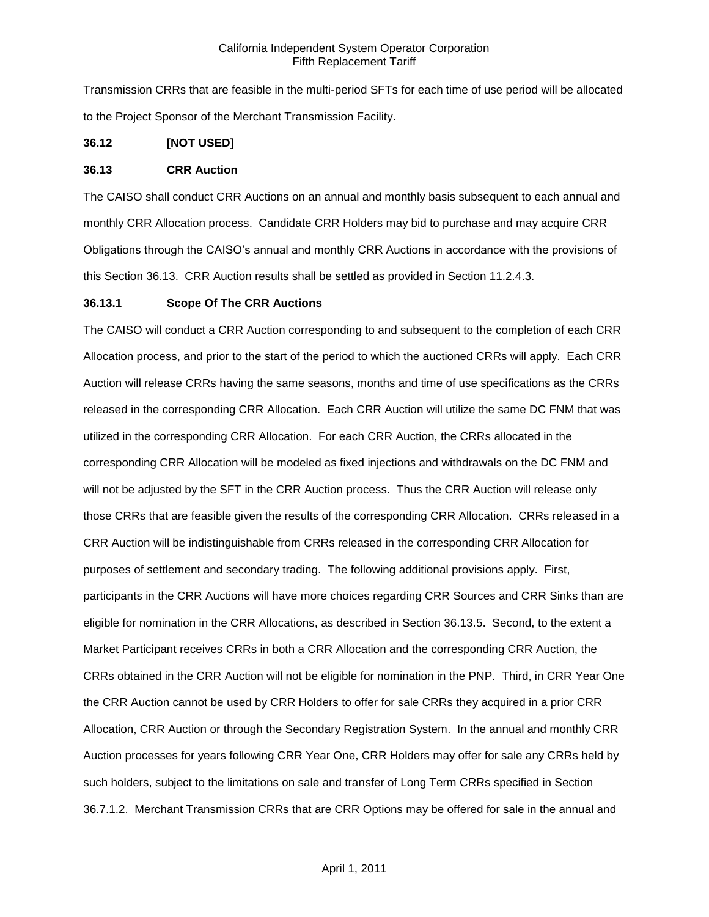Transmission CRRs that are feasible in the multi-period SFTs for each time of use period will be allocated to the Project Sponsor of the Merchant Transmission Facility.

**36.12 [NOT USED]**

**36.13 CRR Auction**

The CAISO shall conduct CRR Auctions on an annual and monthly basis subsequent to each annual and monthly CRR Allocation process. Candidate CRR Holders may bid to purchase and may acquire CRR Obligations through the CAISO's annual and monthly CRR Auctions in accordance with the provisions of this Section 36.13. CRR Auction results shall be settled as provided in Section 11.2.4.3.

**36.13.1 Scope Of The CRR Auctions**

The CAISO will conduct a CRR Auction corresponding to and subsequent to the completion of each CRR Allocation process, and prior to the start of the period to which the auctioned CRRs will apply. Each CRR Auction will release CRRs having the same seasons, months and time of use specifications as the CRRs released in the corresponding CRR Allocation. Each CRR Auction will utilize the same DC FNM that was utilized in the corresponding CRR Allocation. For each CRR Auction, the CRRs allocated in the corresponding CRR Allocation will be modeled as fixed injections and withdrawals on the DC FNM and will not be adjusted by the SFT in the CRR Auction process. Thus the CRR Auction will release only those CRRs that are feasible given the results of the corresponding CRR Allocation. CRRs released in a CRR Auction will be indistinguishable from CRRs released in the corresponding CRR Allocation for purposes of settlement and secondary trading. The following additional provisions apply. First, participants in the CRR Auctions will have more choices regarding CRR Sources and CRR Sinks than are eligible for nomination in the CRR Allocations, as described in Section 36.13.5. Second, to the extent a Market Participant receives CRRs in both a CRR Allocation and the corresponding CRR Auction, the CRRs obtained in the CRR Auction will not be eligible for nomination in the PNP. Third, in CRR Year One the CRR Auction cannot be used by CRR Holders to offer for sale CRRs they acquired in a prior CRR Allocation, CRR Auction or through the Secondary Registration System. In the annual and monthly CRR Auction processes for years following CRR Year One, CRR Holders may offer for sale any CRRs held by such holders, subject to the limitations on sale and transfer of Long Term CRRs specified in Section 36.7.1.2. Merchant Transmission CRRs that are CRR Options may be offered for sale in the annual and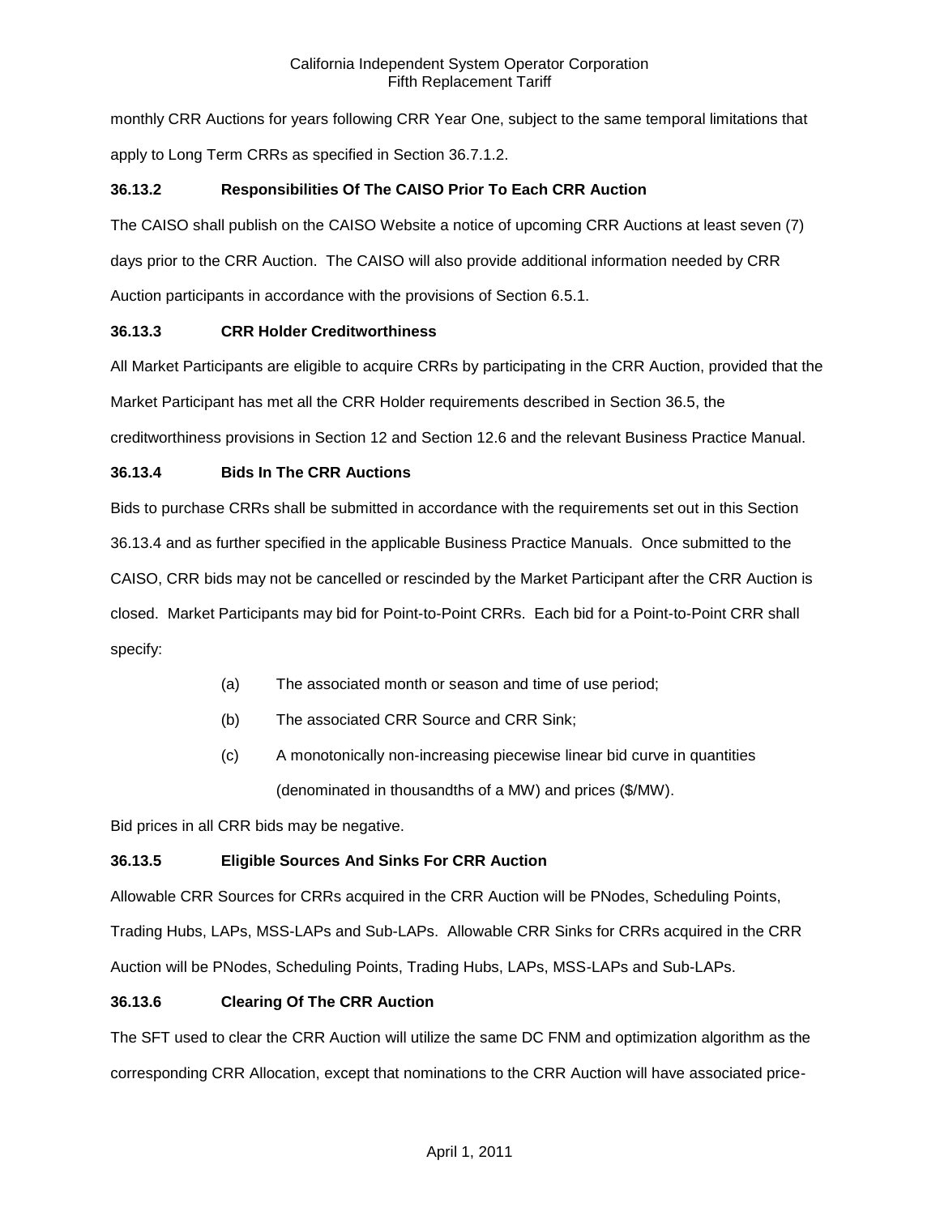monthly CRR Auctions for years following CRR Year One, subject to the same temporal limitations that apply to Long Term CRRs as specified in Section 36.7.1.2.

### 36.13.2 Responsibilities Of The CAISO Prior To Each CRR Auction

The CAISO shall publish on the CAISO Website a notice of upcoming CRR Auctions at least seven (7) days prior to the CRR Auction. The CAISO will also provide additional information needed by CRR Auction participants in accordance with the provisions of Section 6.5.1.

### 36.13.3 CRR Holder Creditworthiness

All Market Participants are eligible to acquire CRRs by participating in the CRR Auction, provided that the Market Participant has met all the CRR Holder requirements described in Section 36.5, the creditworthiness provisions in Section 12 and Section 12.6 and the relevant Business Practice Manual.

### 36.13.4 Bids In The CRR Auctions

Bids to purchase CRRs shall be submitted in accordance with the requirements set out in this Section 36.13.4 and as further specified in the applicable Business Practice Manuals. Once submitted to the CAISO, CRR bids may not be cancelled or rescinded by the Market Participant after the CRR Auction is closed. Market Participants may bid for Point-to-Point CRRs. Each bid for a Point-to-Point CRR shall specify:

(a) The associated month or season and time of use period;

(b) The associated CRR Source and CRR Sink;

(c) A monotonically non-increasing piecewise linear bid curve in quantities (denominated in thousandths of a MW) and prices ($/MW).

Bid prices in all CRR bids may be negative.

### 36.13.5 Eligible Sources And Sinks For CRR Auction

Allowable CRR Sources for CRRs acquired in the CRR Auction will be PNodes, Scheduling Points, Trading Hubs, LAPs, MSS-LAPs and Sub-LAPs. Allowable CRR Sinks for CRRs acquired in the CRR Auction will be PNodes, Scheduling Points, Trading Hubs, LAPs, MSS-LAPs and Sub-LAPs.

### 36.13.6 Clearing Of The CRR Auction

The SFT used to clear the CRR Auction will utilize the same DC FNM and optimization algorithm as the corresponding CRR Allocation, except that nominations to the CRR Auction will have associated price-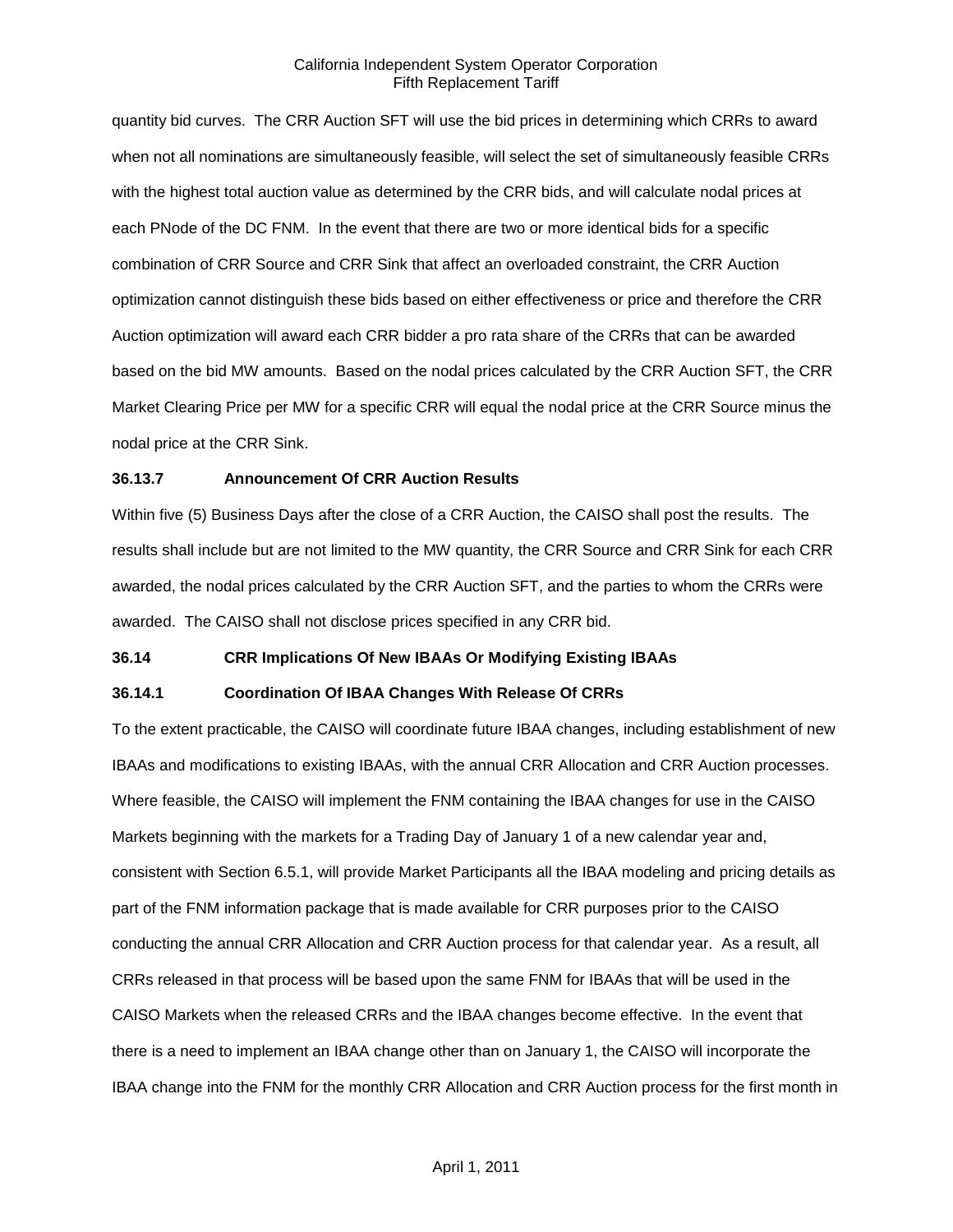quantity bid curves. The CRR Auction SFT will use the bid prices in determining which CRRs to award when not all nominations are simultaneously feasible, will select the set of simultaneously feasible CRRs with the highest total auction value as determined by the CRR bids, and will calculate nodal prices at each PNode of the DC FNM. In the event that there are two or more identical bids for a specific combination of CRR Source and CRR Sink that affect an overloaded constraint, the CRR Auction optimization cannot distinguish these bids based on either effectiveness or price and therefore the CRR Auction optimization will award each CRR bidder a pro rata share of the CRRs that can be awarded based on the bid MW amounts. Based on the nodal prices calculated by the CRR Auction SFT, the CRR Market Clearing Price per MW for a specific CRR will equal the nodal price at the CRR Source minus the nodal price at the CRR Sink.

**36.13.7 Announcement Of CRR Auction Results**

Within five (5) Business Days after the close of a CRR Auction, the CAISO shall post the results. The results shall include but are not limited to the MW quantity, the CRR Source and CRR Sink for each CRR awarded, the nodal prices calculated by the CRR Auction SFT, and the parties to whom the CRRs were awarded. The CAISO shall not disclose prices specified in any CRR bid.

**36.14 CRR Implications Of New IBAAs Or Modifying Existing IBAAs**

**36.14.1 Coordination Of IBAA Changes With Release Of CRRs**

To the extent practicable, the CAISO will coordinate future IBAA changes, including establishment of new IBAAs and modifications to existing IBAAs, with the annual CRR Allocation and CRR Auction processes. Where feasible, the CAISO will implement the FNM containing the IBAA changes for use in the CAISO Markets beginning with the markets for a Trading Day of January 1 of a new calendar year and, consistent with Section 6.5.1, will provide Market Participants all the IBAA modeling and pricing details as part of the FNM information package that is made available for CRR purposes prior to the CAISO conducting the annual CRR Allocation and CRR Auction process for that calendar year. As a result, all CRRs released in that process will be based upon the same FNM for IBAAs that will be used in the CAISO Markets when the released CRRs and the IBAA changes become effective. In the event that there is a need to implement an IBAA change other than on January 1, the CAISO will incorporate the IBAA change into the FNM for the monthly CRR Allocation and CRR Auction process for the first month in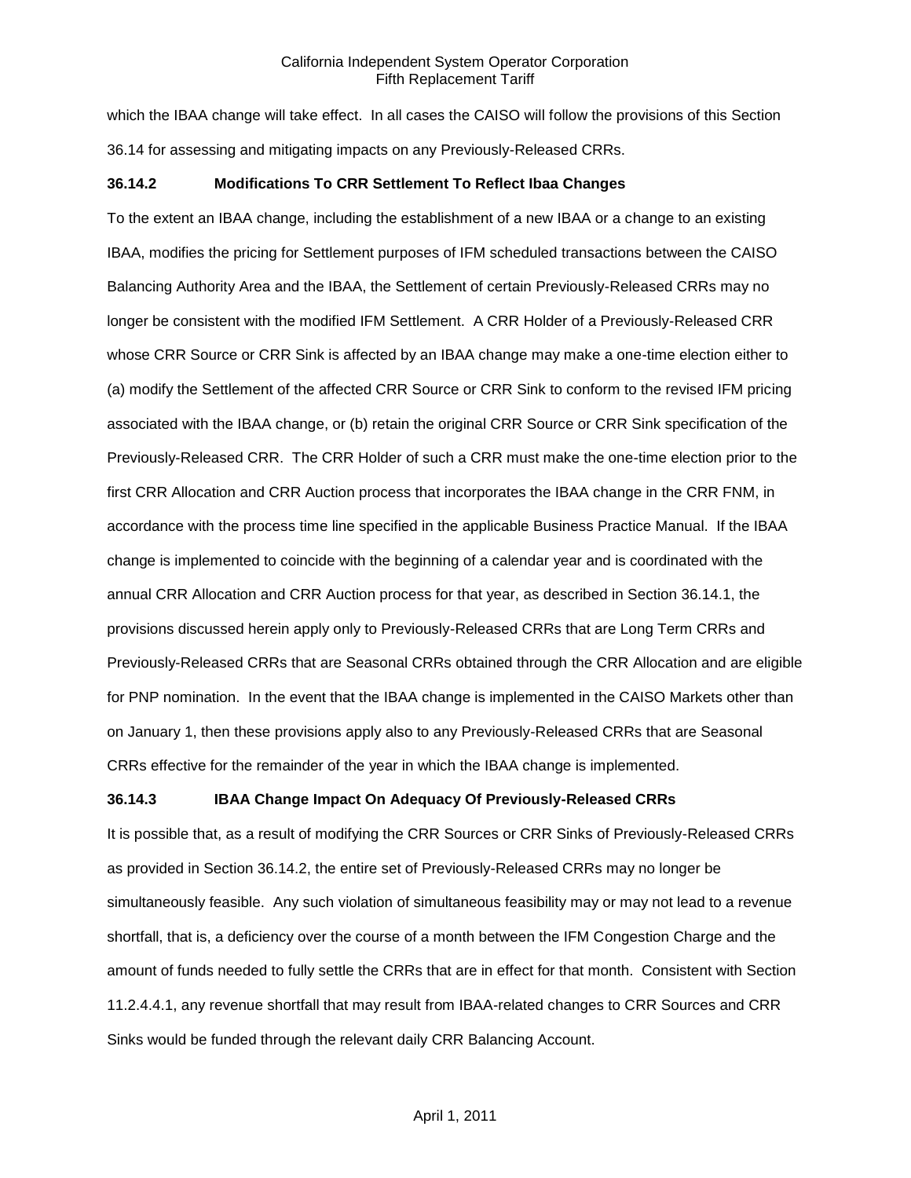which the IBAA change will take effect. In all cases the CAISO will follow the provisions of this Section 36.14 for assessing and mitigating impacts on any Previously-Released CRRs.

### 36.14.2 Modifications To CRR Settlement To Reflect Ibaa Changes

To the extent an IBAA change, including the establishment of a new IBAA or a change to an existing IBAA, modifies the pricing for Settlement purposes of IFM scheduled transactions between the CAISO Balancing Authority Area and the IBAA, the Settlement of certain Previously-Released CRRs may no longer be consistent with the modified IFM Settlement. A CRR Holder of a Previously-Released CRR whose CRR Source or CRR Sink is affected by an IBAA change may make a one-time election either to (a) modify the Settlement of the affected CRR Source or CRR Sink to conform to the revised IFM pricing associated with the IBAA change, or (b) retain the original CRR Source or CRR Sink specification of the Previously-Released CRR. The CRR Holder of such a CRR must make the one-time election prior to the first CRR Allocation and CRR Auction process that incorporates the IBAA change in the CRR FNM, in accordance with the process time line specified in the applicable Business Practice Manual. If the IBAA change is implemented to coincide with the beginning of a calendar year and is coordinated with the annual CRR Allocation and CRR Auction process for that year, as described in Section 36.14.1, the provisions discussed herein apply only to Previously-Released CRRs that are Long Term CRRs and Previously-Released CRRs that are Seasonal CRRs obtained through the CRR Allocation and are eligible for PNP nomination. In the event that the IBAA change is implemented in the CAISO Markets other than on January 1, then these provisions apply also to any Previously-Released CRRs that are Seasonal CRRs effective for the remainder of the year in which the IBAA change is implemented.

### 36.14.3 IBAA Change Impact On Adequacy Of Previously-Released CRRs

It is possible that, as a result of modifying the CRR Sources or CRR Sinks of Previously-Released CRRs as provided in Section 36.14.2, the entire set of Previously-Released CRRs may no longer be simultaneously feasible. Any such violation of simultaneous feasibility may or may not lead to a revenue shortfall, that is, a deficiency over the course of a month between the IFM Congestion Charge and the amount of funds needed to fully settle the CRRs that are in effect for that month. Consistent with Section 11.2.4.4.1, any revenue shortfall that may result from IBAA-related changes to CRR Sources and CRR Sinks would be funded through the relevant daily CRR Balancing Account.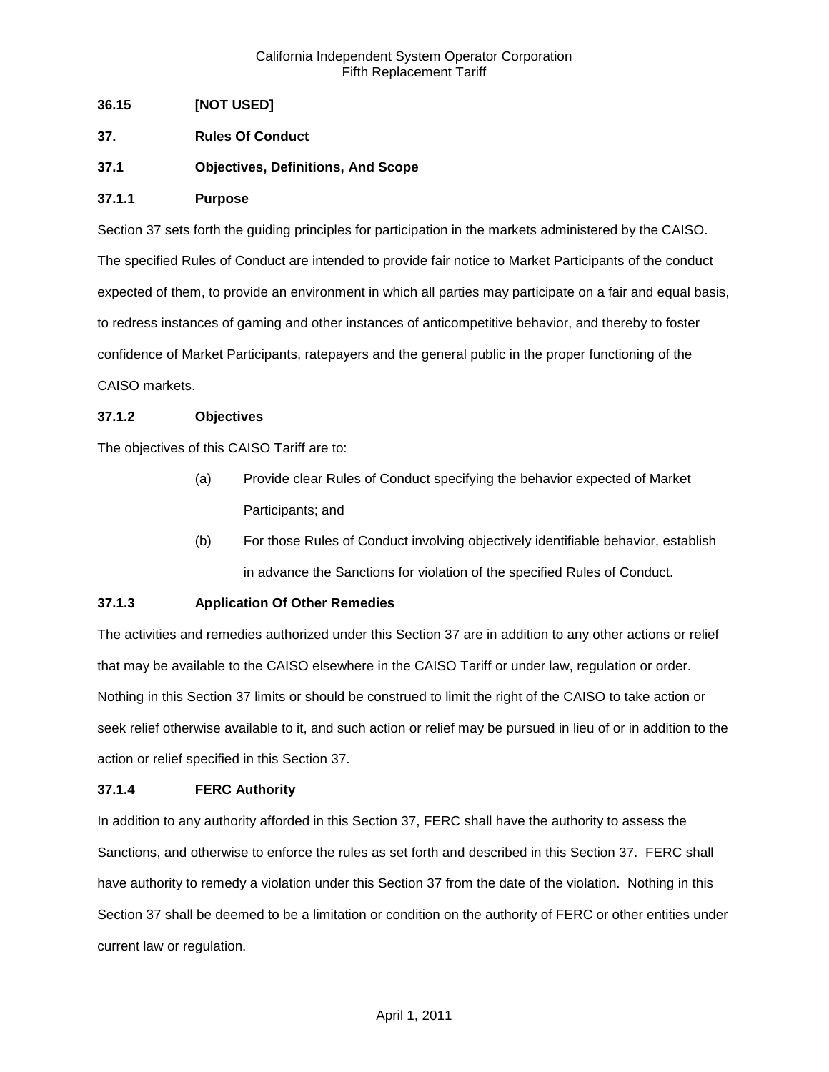**36.15 [NOT USED]**

**37. Rules Of Conduct**

**37.1 Objectives, Definitions, And Scope**

**37.1.1 Purpose**

Section 37 sets forth the guiding principles for participation in the markets administered by the CAISO. The specified Rules of Conduct are intended to provide fair notice to Market Participants of the conduct expected of them, to provide an environment in which all parties may participate on a fair and equal basis, to redress instances of gaming and other instances of anticompetitive behavior, and thereby to foster confidence of Market Participants, ratepayers and the general public in the proper functioning of the CAISO markets.

**37.1.2 Objectives**

The objectives of this CAISO Tariff are to:

(a) Provide clear Rules of Conduct specifying the behavior expected of Market Participants; and

(b) For those Rules of Conduct involving objectively identifiable behavior, establish in advance the Sanctions for violation of the specified Rules of Conduct.

**37.1.3 Application Of Other Remedies**

The activities and remedies authorized under this Section 37 are in addition to any other actions or relief that may be available to the CAISO elsewhere in the CAISO Tariff or under law, regulation or order. Nothing in this Section 37 limits or should be construed to limit the right of the CAISO to take action or seek relief otherwise available to it, and such action or relief may be pursued in lieu of or in addition to the action or relief specified in this Section 37.

**37.1.4 FERC Authority**

In addition to any authority afforded in this Section 37, FERC shall have the authority to assess the Sanctions, and otherwise to enforce the rules as set forth and described in this Section 37. FERC shall have authority to remedy a violation under this Section 37 from the date of the violation. Nothing in this Section 37 shall be deemed to be a limitation or condition on the authority of FERC or other entities under current law or regulation.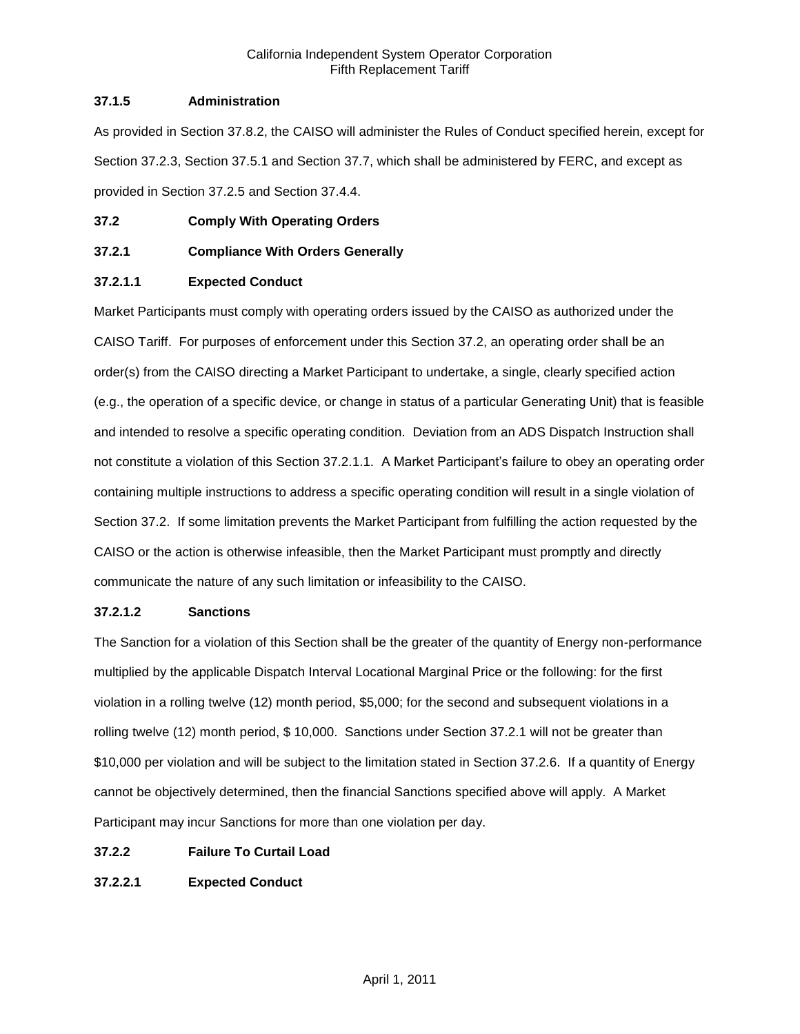### 37.1.5 Administration

As provided in Section 37.8.2, the CAISO will administer the Rules of Conduct specified herein, except for Section 37.2.3, Section 37.5.1 and Section 37.7, which shall be administered by FERC, and except as provided in Section 37.2.5 and Section 37.4.4.

## 37.2 Comply With Operating Orders

### 37.2.1 Compliance With Orders Generally

#### 37.2.1.1 Expected Conduct

Market Participants must comply with operating orders issued by the CAISO as authorized under the CAISO Tariff. For purposes of enforcement under this Section 37.2, an operating order shall be an order(s) from the CAISO directing a Market Participant to undertake, a single, clearly specified action (e.g., the operation of a specific device, or change in status of a particular Generating Unit) that is feasible and intended to resolve a specific operating condition. Deviation from an ADS Dispatch Instruction shall not constitute a violation of this Section 37.2.1.1. A Market Participant's failure to obey an operating order containing multiple instructions to address a specific operating condition will result in a single violation of Section 37.2. If some limitation prevents the Market Participant from fulfilling the action requested by the CAISO or the action is otherwise infeasible, then the Market Participant must promptly and directly communicate the nature of any such limitation or infeasibility to the CAISO.

#### 37.2.1.2 Sanctions

The Sanction for a violation of this Section shall be the greater of the quantity of Energy non-performance multiplied by the applicable Dispatch Interval Locational Marginal Price or the following: for the first violation in a rolling twelve (12) month period, $5,000; for the second and subsequent violations in a rolling twelve (12) month period, $ 10,000. Sanctions under Section 37.2.1 will not be greater than $10,000 per violation and will be subject to the limitation stated in Section 37.2.6. If a quantity of Energy cannot be objectively determined, then the financial Sanctions specified above will apply. A Market Participant may incur Sanctions for more than one violation per day.

### 37.2.2 Failure To Curtail Load

#### 37.2.2.1 Expected Conduct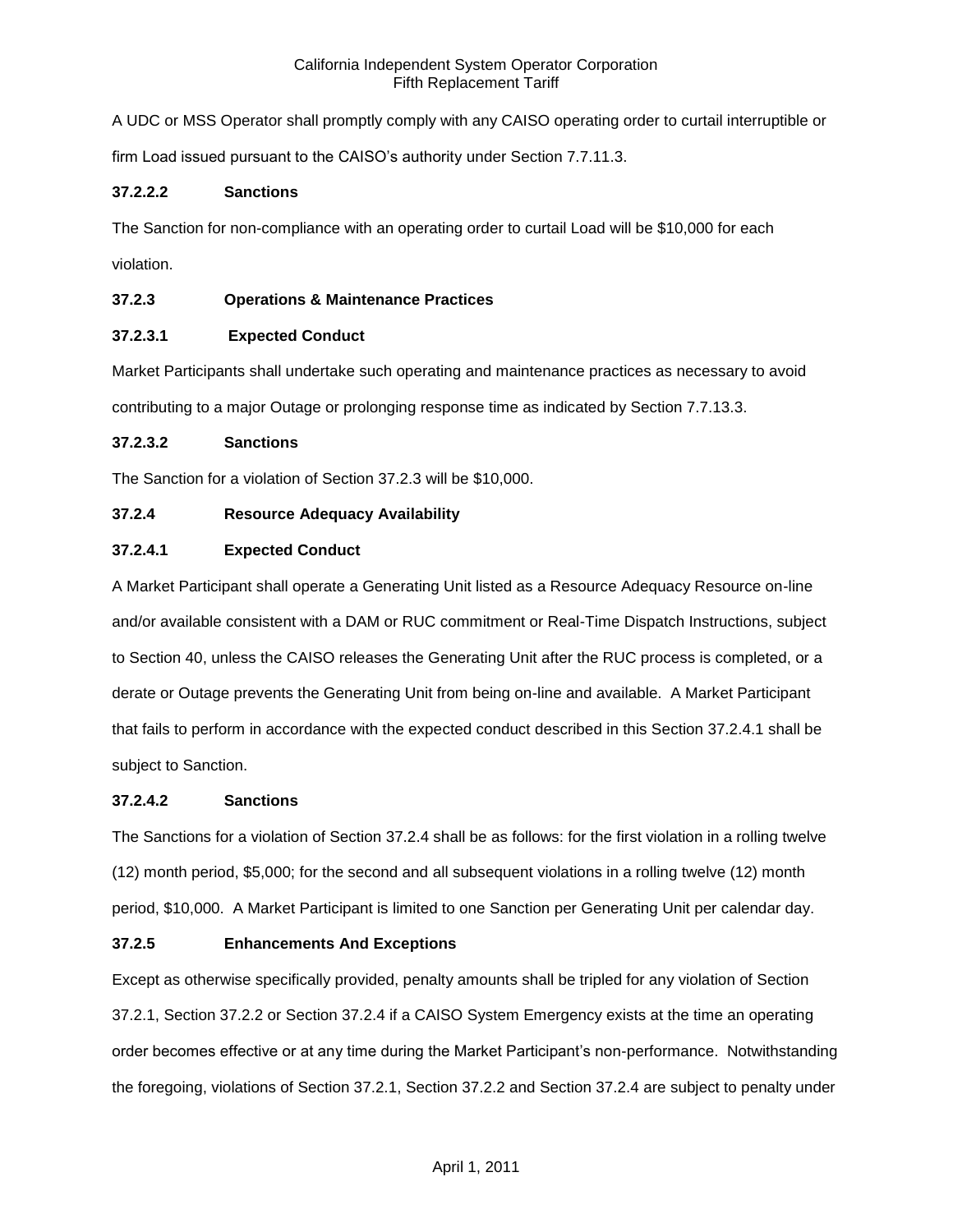A UDC or MSS Operator shall promptly comply with any CAISO operating order to curtail interruptible or firm Load issued pursuant to the CAISO's authority under Section 7.7.11.3.

**37.2.2.2 Sanctions**

The Sanction for non-compliance with an operating order to curtail Load will be $10,000 for each violation.

**37.2.3 Operations & Maintenance Practices**

**37.2.3.1 Expected Conduct**

Market Participants shall undertake such operating and maintenance practices as necessary to avoid contributing to a major Outage or prolonging response time as indicated by Section 7.7.13.3.

**37.2.3.2 Sanctions**

The Sanction for a violation of Section 37.2.3 will be $10,000.

**37.2.4 Resource Adequacy Availability**

**37.2.4.1 Expected Conduct**

A Market Participant shall operate a Generating Unit listed as a Resource Adequacy Resource on-line and/or available consistent with a DAM or RUC commitment or Real-Time Dispatch Instructions, subject to Section 40, unless the CAISO releases the Generating Unit after the RUC process is completed, or a derate or Outage prevents the Generating Unit from being on-line and available. A Market Participant that fails to perform in accordance with the expected conduct described in this Section 37.2.4.1 shall be subject to Sanction.

**37.2.4.2 Sanctions**

The Sanctions for a violation of Section 37.2.4 shall be as follows: for the first violation in a rolling twelve (12) month period, $5,000; for the second and all subsequent violations in a rolling twelve (12) month period, $10,000. A Market Participant is limited to one Sanction per Generating Unit per calendar day.

**37.2.5 Enhancements And Exceptions**

Except as otherwise specifically provided, penalty amounts shall be tripled for any violation of Section 37.2.1, Section 37.2.2 or Section 37.2.4 if a CAISO System Emergency exists at the time an operating order becomes effective or at any time during the Market Participant's non-performance. Notwithstanding the foregoing, violations of Section 37.2.1, Section 37.2.2 and Section 37.2.4 are subject to penalty under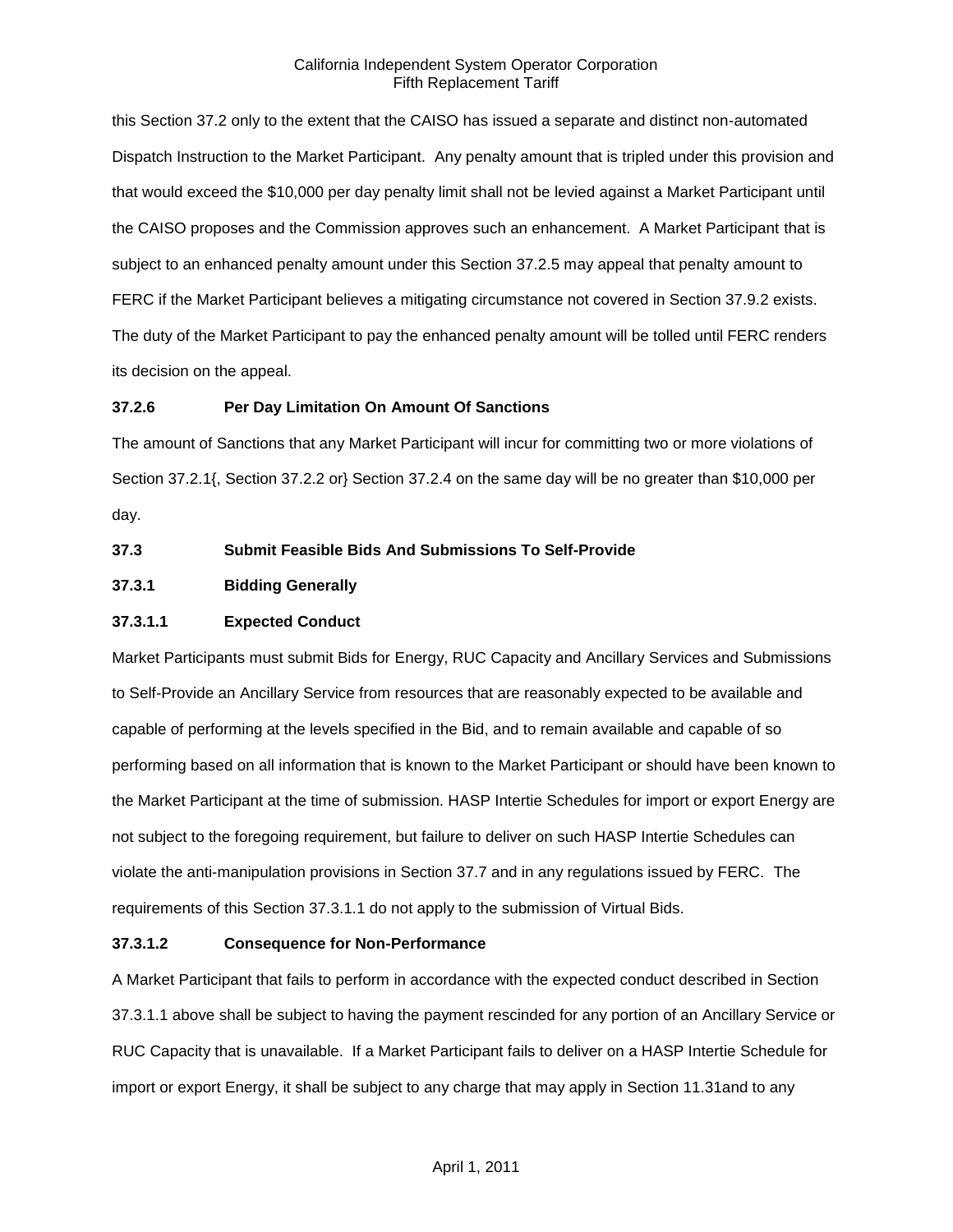this Section 37.2 only to the extent that the CAISO has issued a separate and distinct non-automated Dispatch Instruction to the Market Participant. Any penalty amount that is tripled under this provision and that would exceed the $10,000 per day penalty limit shall not be levied against a Market Participant until the CAISO proposes and the Commission approves such an enhancement. A Market Participant that is subject to an enhanced penalty amount under this Section 37.2.5 may appeal that penalty amount to FERC if the Market Participant believes a mitigating circumstance not covered in Section 37.9.2 exists. The duty of the Market Participant to pay the enhanced penalty amount will be tolled until FERC renders its decision on the appeal.

**37.2.6 Per Day Limitation On Amount Of Sanctions**

The amount of Sanctions that any Market Participant will incur for committing two or more violations of Section 37.2.1{, Section 37.2.2 or} Section 37.2.4 on the same day will be no greater than $10,000 per day.

**37.3 Submit Feasible Bids And Submissions To Self-Provide**

**37.3.1 Bidding Generally**

**37.3.1.1 Expected Conduct**

Market Participants must submit Bids for Energy, RUC Capacity and Ancillary Services and Submissions to Self-Provide an Ancillary Service from resources that are reasonably expected to be available and capable of performing at the levels specified in the Bid, and to remain available and capable of so performing based on all information that is known to the Market Participant or should have been known to the Market Participant at the time of submission. HASP Intertie Schedules for import or export Energy are not subject to the foregoing requirement, but failure to deliver on such HASP Intertie Schedules can violate the anti-manipulation provisions in Section 37.7 and in any regulations issued by FERC. The requirements of this Section 37.3.1.1 do not apply to the submission of Virtual Bids.

**37.3.1.2 Consequence for Non-Performance**

A Market Participant that fails to perform in accordance with the expected conduct described in Section 37.3.1.1 above shall be subject to having the payment rescinded for any portion of an Ancillary Service or RUC Capacity that is unavailable. If a Market Participant fails to deliver on a HASP Intertie Schedule for import or export Energy, it shall be subject to any charge that may apply in Section 11.31and to any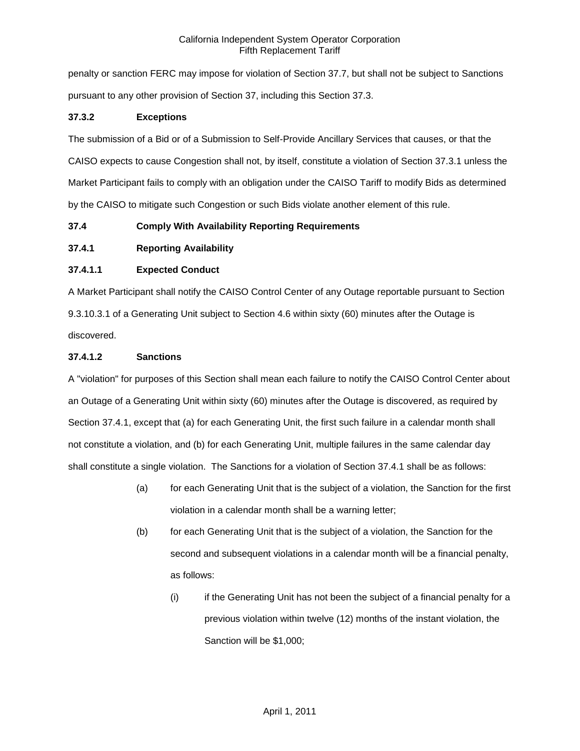penalty or sanction FERC may impose for violation of Section 37.7, but shall not be subject to Sanctions pursuant to any other provision of Section 37, including this Section 37.3.

**37.3.2 Exceptions**

The submission of a Bid or of a Submission to Self-Provide Ancillary Services that causes, or that the CAISO expects to cause Congestion shall not, by itself, constitute a violation of Section 37.3.1 unless the Market Participant fails to comply with an obligation under the CAISO Tariff to modify Bids as determined by the CAISO to mitigate such Congestion or such Bids violate another element of this rule.

**37.4 Comply With Availability Reporting Requirements**

**37.4.1 Reporting Availability**

**37.4.1.1 Expected Conduct**

A Market Participant shall notify the CAISO Control Center of any Outage reportable pursuant to Section 9.3.10.3.1 of a Generating Unit subject to Section 4.6 within sixty (60) minutes after the Outage is discovered.

**37.4.1.2 Sanctions**

A "violation" for purposes of this Section shall mean each failure to notify the CAISO Control Center about an Outage of a Generating Unit within sixty (60) minutes after the Outage is discovered, as required by Section 37.4.1, except that (a) for each Generating Unit, the first such failure in a calendar month shall not constitute a violation, and (b) for each Generating Unit, multiple failures in the same calendar day shall constitute a single violation. The Sanctions for a violation of Section 37.4.1 shall be as follows:

(a) for each Generating Unit that is the subject of a violation, the Sanction for the first violation in a calendar month shall be a warning letter;

(b) for each Generating Unit that is the subject of a violation, the Sanction for the second and subsequent violations in a calendar month will be a financial penalty, as follows:

(i) if the Generating Unit has not been the subject of a financial penalty for a previous violation within twelve (12) months of the instant violation, the Sanction will be $1,000;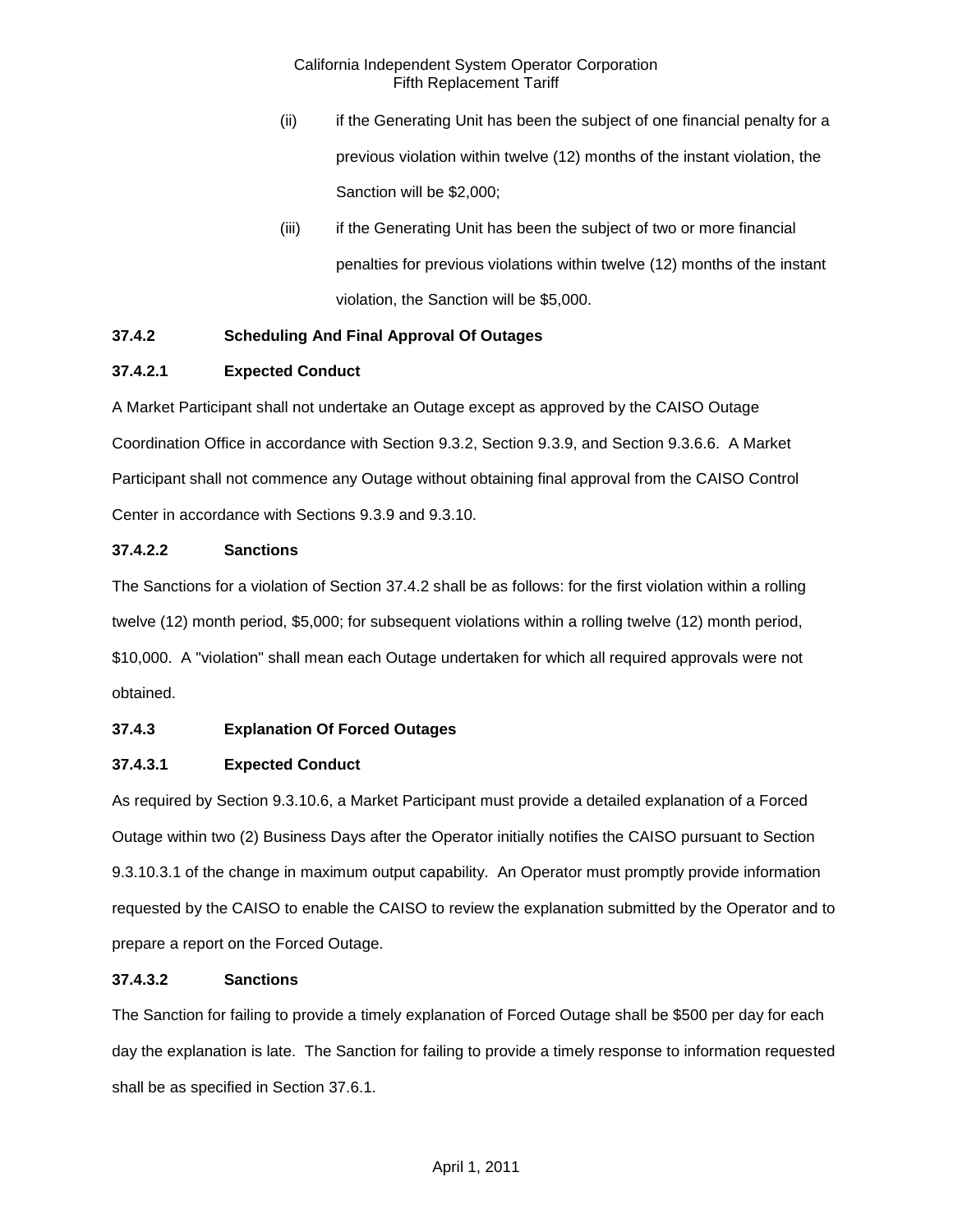(ii) if the Generating Unit has been the subject of one financial penalty for a previous violation within twelve (12) months of the instant violation, the Sanction will be $2,000;

(iii) if the Generating Unit has been the subject of two or more financial penalties for previous violations within twelve (12) months of the instant violation, the Sanction will be $5,000.

**37.4.2 Scheduling And Final Approval Of Outages**

**37.4.2.1 Expected Conduct**

A Market Participant shall not undertake an Outage except as approved by the CAISO Outage Coordination Office in accordance with Section 9.3.2, Section 9.3.9, and Section 9.3.6.6. A Market Participant shall not commence any Outage without obtaining final approval from the CAISO Control Center in accordance with Sections 9.3.9 and 9.3.10.

**37.4.2.2 Sanctions**

The Sanctions for a violation of Section 37.4.2 shall be as follows: for the first violation within a rolling twelve (12) month period, $5,000; for subsequent violations within a rolling twelve (12) month period, $10,000. A "violation" shall mean each Outage undertaken for which all required approvals were not obtained.

**37.4.3 Explanation Of Forced Outages**

**37.4.3.1 Expected Conduct**

As required by Section 9.3.10.6, a Market Participant must provide a detailed explanation of a Forced Outage within two (2) Business Days after the Operator initially notifies the CAISO pursuant to Section 9.3.10.3.1 of the change in maximum output capability. An Operator must promptly provide information requested by the CAISO to enable the CAISO to review the explanation submitted by the Operator and to prepare a report on the Forced Outage.

**37.4.3.2 Sanctions**

The Sanction for failing to provide a timely explanation of Forced Outage shall be $500 per day for each day the explanation is late. The Sanction for failing to provide a timely response to information requested shall be as specified in Section 37.6.1.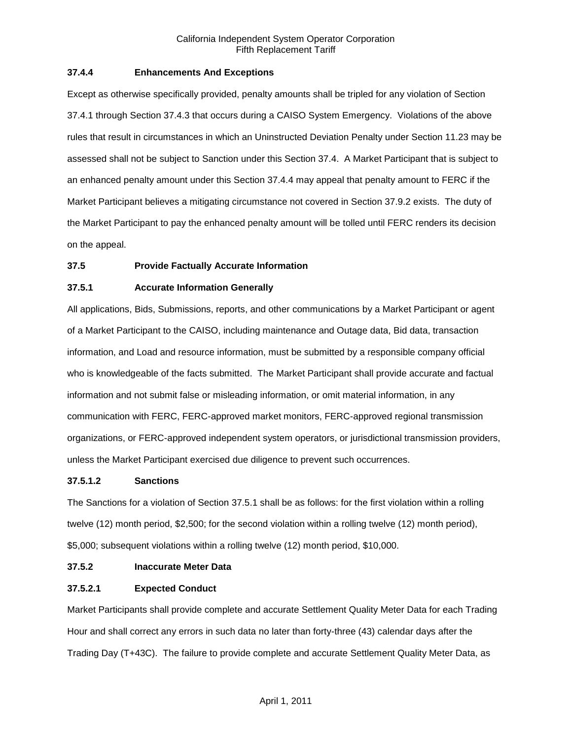### 37.4.4 Enhancements And Exceptions

Except as otherwise specifically provided, penalty amounts shall be tripled for any violation of Section 37.4.1 through Section 37.4.3 that occurs during a CAISO System Emergency. Violations of the above rules that result in circumstances in which an Uninstructed Deviation Penalty under Section 11.23 may be assessed shall not be subject to Sanction under this Section 37.4. A Market Participant that is subject to an enhanced penalty amount under this Section 37.4.4 may appeal that penalty amount to FERC if the Market Participant believes a mitigating circumstance not covered in Section 37.9.2 exists. The duty of the Market Participant to pay the enhanced penalty amount will be tolled until FERC renders its decision on the appeal.

## 37.5 Provide Factually Accurate Information

### 37.5.1 Accurate Information Generally

All applications, Bids, Submissions, reports, and other communications by a Market Participant or agent of a Market Participant to the CAISO, including maintenance and Outage data, Bid data, transaction information, and Load and resource information, must be submitted by a responsible company official who is knowledgeable of the facts submitted. The Market Participant shall provide accurate and factual information and not submit false or misleading information, or omit material information, in any communication with FERC, FERC-approved market monitors, FERC-approved regional transmission organizations, or FERC-approved independent system operators, or jurisdictional transmission providers, unless the Market Participant exercised due diligence to prevent such occurrences.

#### 37.5.1.2 Sanctions

The Sanctions for a violation of Section 37.5.1 shall be as follows: for the first violation within a rolling twelve (12) month period, $2,500; for the second violation within a rolling twelve (12) month period), $5,000; subsequent violations within a rolling twelve (12) month period, $10,000.

### 37.5.2 Inaccurate Meter Data

#### 37.5.2.1 Expected Conduct

Market Participants shall provide complete and accurate Settlement Quality Meter Data for each Trading Hour and shall correct any errors in such data no later than forty-three (43) calendar days after the Trading Day (T+43C). The failure to provide complete and accurate Settlement Quality Meter Data, as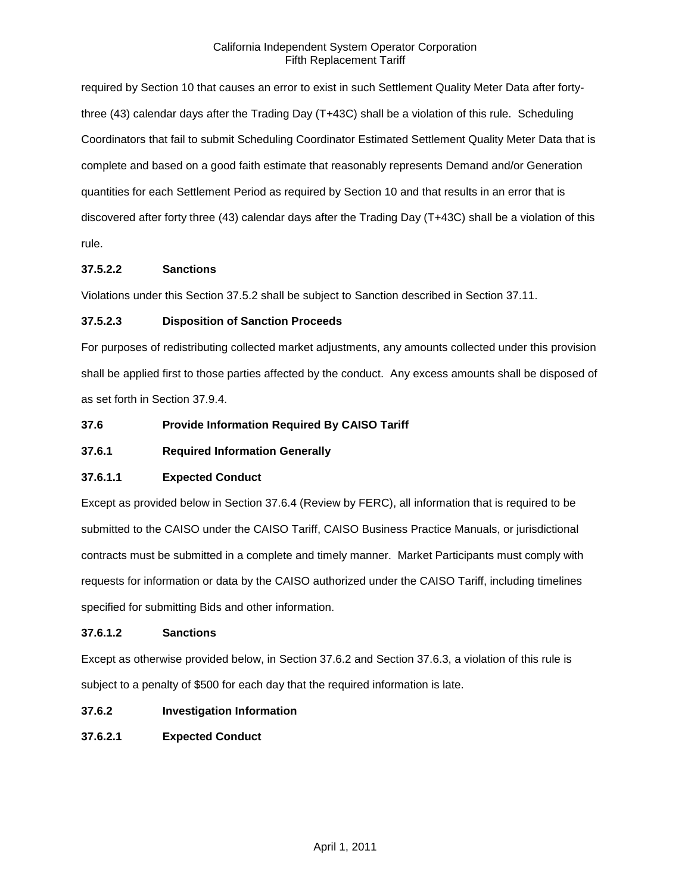required by Section 10 that causes an error to exist in such Settlement Quality Meter Data after forty-three (43) calendar days after the Trading Day (T+43C) shall be a violation of this rule. Scheduling Coordinators that fail to submit Scheduling Coordinator Estimated Settlement Quality Meter Data that is complete and based on a good faith estimate that reasonably represents Demand and/or Generation quantities for each Settlement Period as required by Section 10 and that results in an error that is discovered after forty three (43) calendar days after the Trading Day (T+43C) shall be a violation of this rule.

**37.5.2.2 Sanctions**

Violations under this Section 37.5.2 shall be subject to Sanction described in Section 37.11.

**37.5.2.3 Disposition of Sanction Proceeds**

For purposes of redistributing collected market adjustments, any amounts collected under this provision shall be applied first to those parties affected by the conduct. Any excess amounts shall be disposed of as set forth in Section 37.9.4.

**37.6 Provide Information Required By CAISO Tariff**

**37.6.1 Required Information Generally**

**37.6.1.1 Expected Conduct**

Except as provided below in Section 37.6.4 (Review by FERC), all information that is required to be submitted to the CAISO under the CAISO Tariff, CAISO Business Practice Manuals, or jurisdictional contracts must be submitted in a complete and timely manner. Market Participants must comply with requests for information or data by the CAISO authorized under the CAISO Tariff, including timelines specified for submitting Bids and other information.

**37.6.1.2 Sanctions**

Except as otherwise provided below, in Section 37.6.2 and Section 37.6.3, a violation of this rule is subject to a penalty of $500 for each day that the required information is late.

**37.6.2 Investigation Information**

**37.6.2.1 Expected Conduct**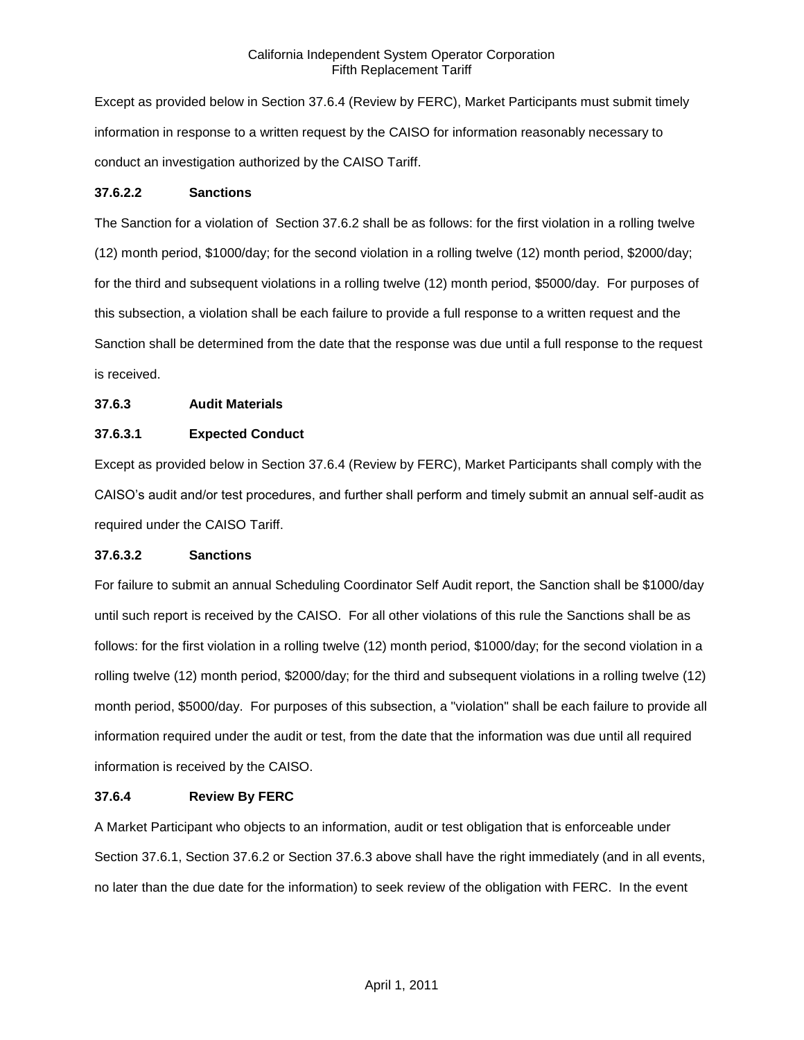Except as provided below in Section 37.6.4 (Review by FERC), Market Participants must submit timely information in response to a written request by the CAISO for information reasonably necessary to conduct an investigation authorized by the CAISO Tariff.

**37.6.2.2 Sanctions**

The Sanction for a violation of Section 37.6.2 shall be as follows: for the first violation in a rolling twelve (12) month period, $1000/day; for the second violation in a rolling twelve (12) month period, $2000/day; for the third and subsequent violations in a rolling twelve (12) month period, $5000/day. For purposes of this subsection, a violation shall be each failure to provide a full response to a written request and the Sanction shall be determined from the date that the response was due until a full response to the request is received.

**37.6.3 Audit Materials**

**37.6.3.1 Expected Conduct**

Except as provided below in Section 37.6.4 (Review by FERC), Market Participants shall comply with the CAISO's audit and/or test procedures, and further shall perform and timely submit an annual self-audit as required under the CAISO Tariff.

**37.6.3.2 Sanctions**

For failure to submit an annual Scheduling Coordinator Self Audit report, the Sanction shall be $1000/day until such report is received by the CAISO. For all other violations of this rule the Sanctions shall be as follows: for the first violation in a rolling twelve (12) month period, $1000/day; for the second violation in a rolling twelve (12) month period, $2000/day; for the third and subsequent violations in a rolling twelve (12) month period, $5000/day. For purposes of this subsection, a "violation" shall be each failure to provide all information required under the audit or test, from the date that the information was due until all required information is received by the CAISO.

**37.6.4 Review By FERC**

A Market Participant who objects to an information, audit or test obligation that is enforceable under Section 37.6.1, Section 37.6.2 or Section 37.6.3 above shall have the right immediately (and in all events, no later than the due date for the information) to seek review of the obligation with FERC. In the event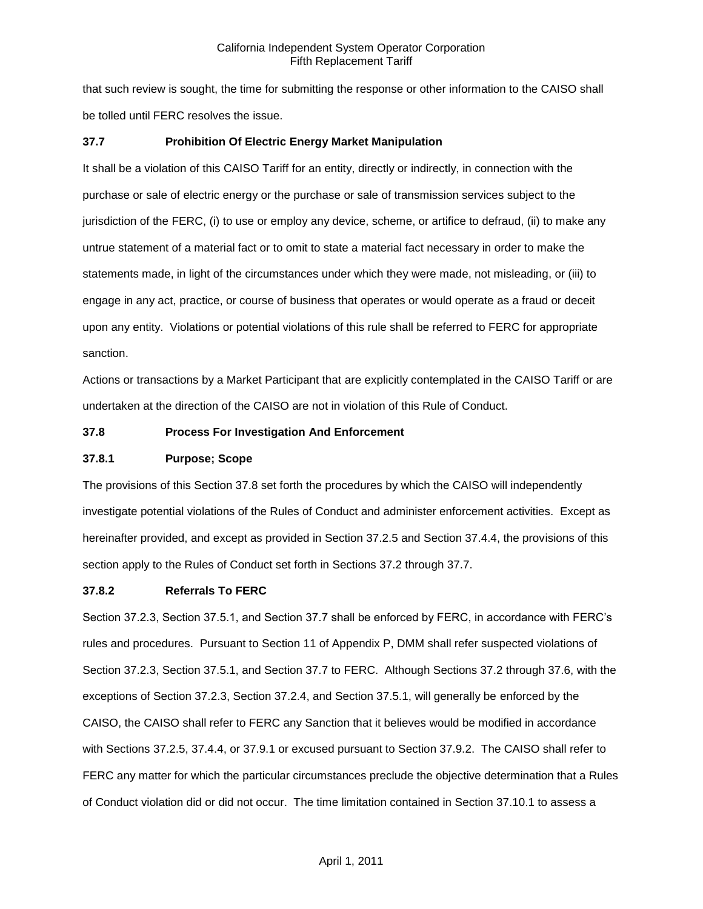that such review is sought, the time for submitting the response or other information to the CAISO shall be tolled until FERC resolves the issue.

### 37.7 Prohibition Of Electric Energy Market Manipulation

It shall be a violation of this CAISO Tariff for an entity, directly or indirectly, in connection with the purchase or sale of electric energy or the purchase or sale of transmission services subject to the jurisdiction of the FERC, (i) to use or employ any device, scheme, or artifice to defraud, (ii) to make any untrue statement of a material fact or to omit to state a material fact necessary in order to make the statements made, in light of the circumstances under which they were made, not misleading, or (iii) to engage in any act, practice, or course of business that operates or would operate as a fraud or deceit upon any entity. Violations or potential violations of this rule shall be referred to FERC for appropriate sanction.

Actions or transactions by a Market Participant that are explicitly contemplated in the CAISO Tariff or are undertaken at the direction of the CAISO are not in violation of this Rule of Conduct.

### 37.8 Process For Investigation And Enforcement

#### 37.8.1 Purpose; Scope

The provisions of this Section 37.8 set forth the procedures by which the CAISO will independently investigate potential violations of the Rules of Conduct and administer enforcement activities. Except as hereinafter provided, and except as provided in Section 37.2.5 and Section 37.4.4, the provisions of this section apply to the Rules of Conduct set forth in Sections 37.2 through 37.7.

#### 37.8.2 Referrals To FERC

Section 37.2.3, Section 37.5.1, and Section 37.7 shall be enforced by FERC, in accordance with FERC's rules and procedures. Pursuant to Section 11 of Appendix P, DMM shall refer suspected violations of Section 37.2.3, Section 37.5.1, and Section 37.7 to FERC. Although Sections 37.2 through 37.6, with the exceptions of Section 37.2.3, Section 37.2.4, and Section 37.5.1, will generally be enforced by the CAISO, the CAISO shall refer to FERC any Sanction that it believes would be modified in accordance with Sections 37.2.5, 37.4.4, or 37.9.1 or excused pursuant to Section 37.9.2. The CAISO shall refer to FERC any matter for which the particular circumstances preclude the objective determination that a Rules of Conduct violation did or did not occur. The time limitation contained in Section 37.10.1 to assess a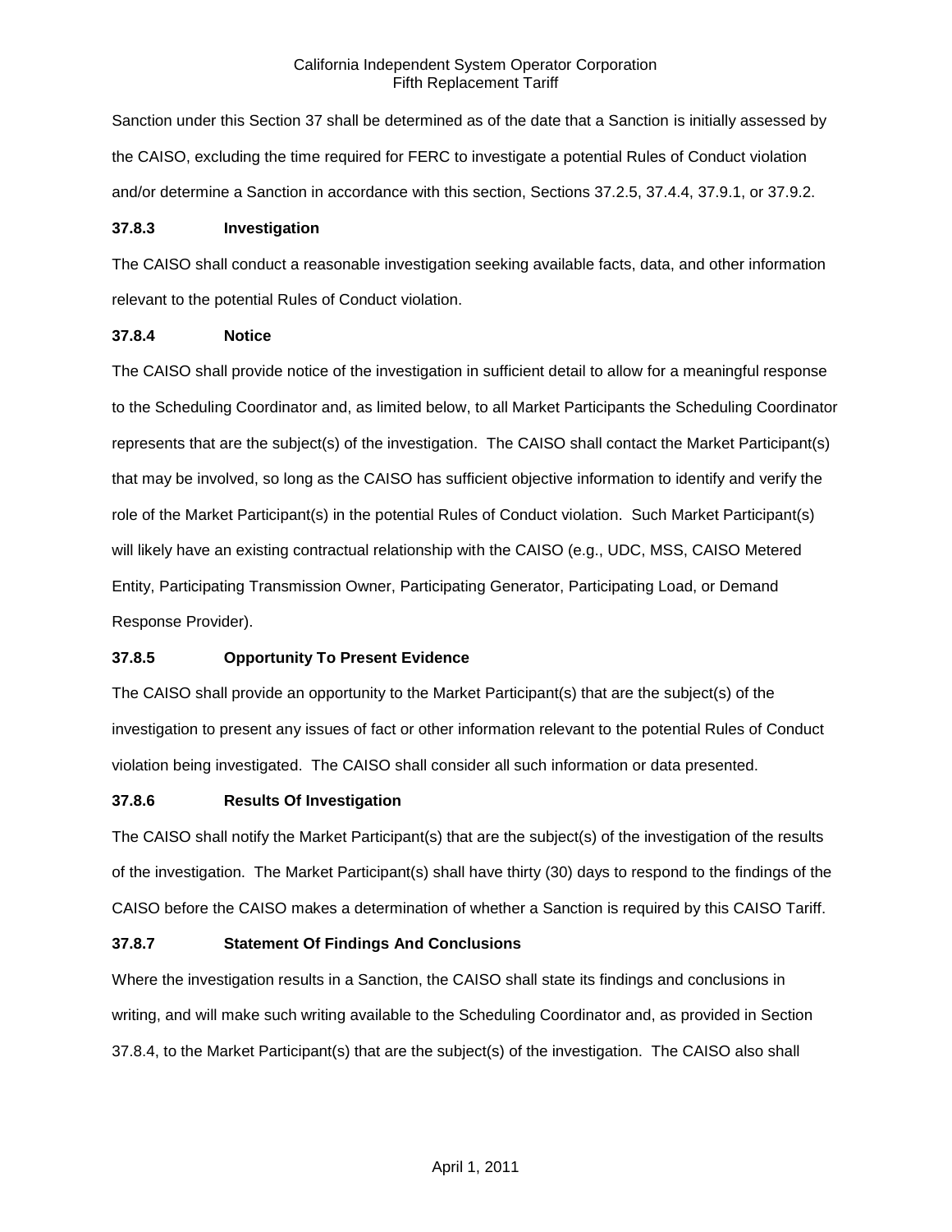Sanction under this Section 37 shall be determined as of the date that a Sanction is initially assessed by the CAISO, excluding the time required for FERC to investigate a potential Rules of Conduct violation and/or determine a Sanction in accordance with this section, Sections 37.2.5, 37.4.4, 37.9.1, or 37.9.2.

### 37.8.3 Investigation

The CAISO shall conduct a reasonable investigation seeking available facts, data, and other information relevant to the potential Rules of Conduct violation.

### 37.8.4 Notice

The CAISO shall provide notice of the investigation in sufficient detail to allow for a meaningful response to the Scheduling Coordinator and, as limited below, to all Market Participants the Scheduling Coordinator represents that are the subject(s) of the investigation. The CAISO shall contact the Market Participant(s) that may be involved, so long as the CAISO has sufficient objective information to identify and verify the role of the Market Participant(s) in the potential Rules of Conduct violation. Such Market Participant(s) will likely have an existing contractual relationship with the CAISO (e.g., UDC, MSS, CAISO Metered Entity, Participating Transmission Owner, Participating Generator, Participating Load, or Demand Response Provider).

### 37.8.5 Opportunity To Present Evidence

The CAISO shall provide an opportunity to the Market Participant(s) that are the subject(s) of the investigation to present any issues of fact or other information relevant to the potential Rules of Conduct violation being investigated. The CAISO shall consider all such information or data presented.

### 37.8.6 Results Of Investigation

The CAISO shall notify the Market Participant(s) that are the subject(s) of the investigation of the results of the investigation. The Market Participant(s) shall have thirty (30) days to respond to the findings of the CAISO before the CAISO makes a determination of whether a Sanction is required by this CAISO Tariff.

### 37.8.7 Statement Of Findings And Conclusions

Where the investigation results in a Sanction, the CAISO shall state its findings and conclusions in writing, and will make such writing available to the Scheduling Coordinator and, as provided in Section 37.8.4, to the Market Participant(s) that are the subject(s) of the investigation. The CAISO also shall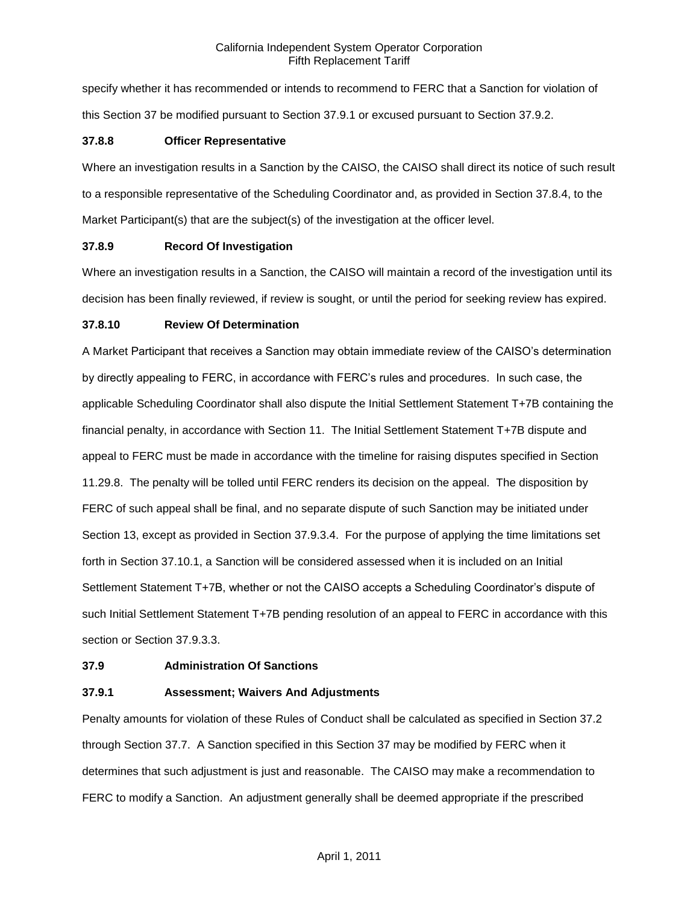specify whether it has recommended or intends to recommend to FERC that a Sanction for violation of this Section 37 be modified pursuant to Section 37.9.1 or excused pursuant to Section 37.9.2.

### 37.8.8 Officer Representative

Where an investigation results in a Sanction by the CAISO, the CAISO shall direct its notice of such result to a responsible representative of the Scheduling Coordinator and, as provided in Section 37.8.4, to the Market Participant(s) that are the subject(s) of the investigation at the officer level.

### 37.8.9 Record Of Investigation

Where an investigation results in a Sanction, the CAISO will maintain a record of the investigation until its decision has been finally reviewed, if review is sought, or until the period for seeking review has expired.

### 37.8.10 Review Of Determination

A Market Participant that receives a Sanction may obtain immediate review of the CAISO's determination by directly appealing to FERC, in accordance with FERC's rules and procedures. In such case, the applicable Scheduling Coordinator shall also dispute the Initial Settlement Statement T+7B containing the financial penalty, in accordance with Section 11. The Initial Settlement Statement T+7B dispute and appeal to FERC must be made in accordance with the timeline for raising disputes specified in Section 11.29.8. The penalty will be tolled until FERC renders its decision on the appeal. The disposition by FERC of such appeal shall be final, and no separate dispute of such Sanction may be initiated under Section 13, except as provided in Section 37.9.3.4. For the purpose of applying the time limitations set forth in Section 37.10.1, a Sanction will be considered assessed when it is included on an Initial Settlement Statement T+7B, whether or not the CAISO accepts a Scheduling Coordinator's dispute of such Initial Settlement Statement T+7B pending resolution of an appeal to FERC in accordance with this section or Section 37.9.3.3.

## 37.9 Administration Of Sanctions

### 37.9.1 Assessment; Waivers And Adjustments

Penalty amounts for violation of these Rules of Conduct shall be calculated as specified in Section 37.2 through Section 37.7. A Sanction specified in this Section 37 may be modified by FERC when it determines that such adjustment is just and reasonable. The CAISO may make a recommendation to FERC to modify a Sanction. An adjustment generally shall be deemed appropriate if the prescribed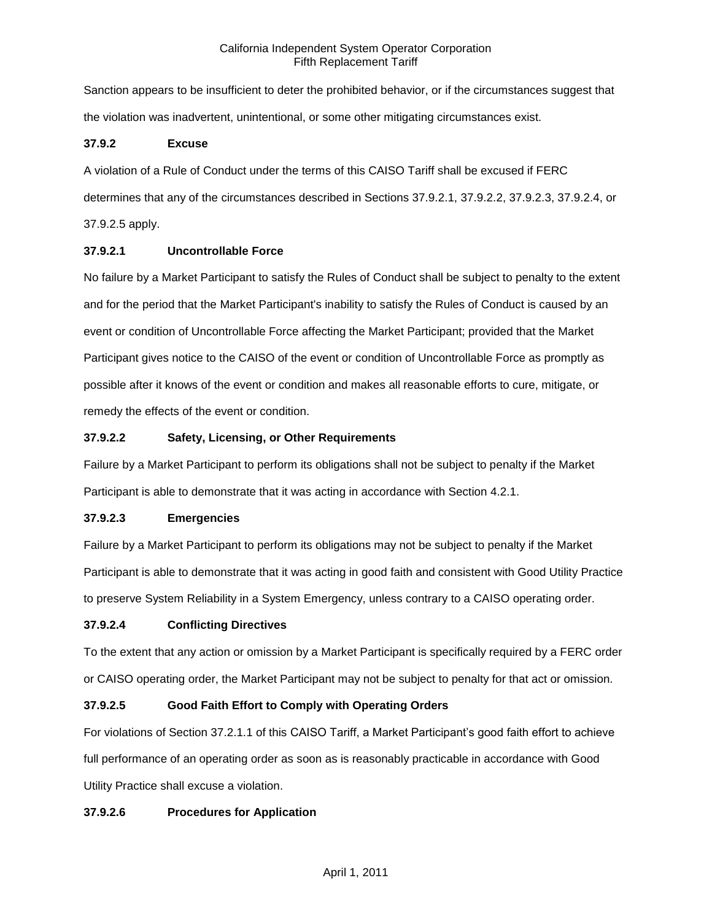Sanction appears to be insufficient to deter the prohibited behavior, or if the circumstances suggest that the violation was inadvertent, unintentional, or some other mitigating circumstances exist.

### 37.9.2 Excuse

A violation of a Rule of Conduct under the terms of this CAISO Tariff shall be excused if FERC determines that any of the circumstances described in Sections 37.9.2.1, 37.9.2.2, 37.9.2.3, 37.9.2.4, or 37.9.2.5 apply.

#### 37.9.2.1 Uncontrollable Force

No failure by a Market Participant to satisfy the Rules of Conduct shall be subject to penalty to the extent and for the period that the Market Participant's inability to satisfy the Rules of Conduct is caused by an event or condition of Uncontrollable Force affecting the Market Participant; provided that the Market Participant gives notice to the CAISO of the event or condition of Uncontrollable Force as promptly as possible after it knows of the event or condition and makes all reasonable efforts to cure, mitigate, or remedy the effects of the event or condition.

#### 37.9.2.2 Safety, Licensing, or Other Requirements

Failure by a Market Participant to perform its obligations shall not be subject to penalty if the Market Participant is able to demonstrate that it was acting in accordance with Section 4.2.1.

#### 37.9.2.3 Emergencies

Failure by a Market Participant to perform its obligations may not be subject to penalty if the Market Participant is able to demonstrate that it was acting in good faith and consistent with Good Utility Practice to preserve System Reliability in a System Emergency, unless contrary to a CAISO operating order.

#### 37.9.2.4 Conflicting Directives

To the extent that any action or omission by a Market Participant is specifically required by a FERC order or CAISO operating order, the Market Participant may not be subject to penalty for that act or omission.

#### 37.9.2.5 Good Faith Effort to Comply with Operating Orders

For violations of Section 37.2.1.1 of this CAISO Tariff, a Market Participant's good faith effort to achieve full performance of an operating order as soon as is reasonably practicable in accordance with Good Utility Practice shall excuse a violation.

#### 37.9.2.6 Procedures for Application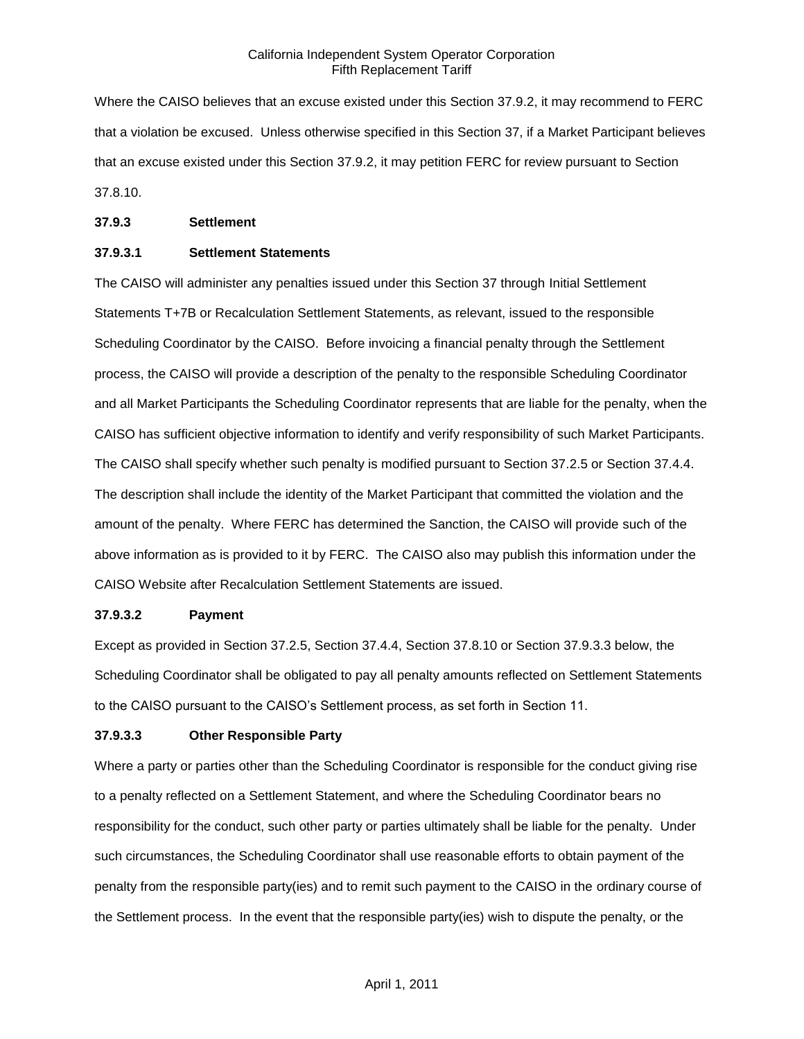Where the CAISO believes that an excuse existed under this Section 37.9.2, it may recommend to FERC that a violation be excused. Unless otherwise specified in this Section 37, if a Market Participant believes that an excuse existed under this Section 37.9.2, it may petition FERC for review pursuant to Section 37.8.10.

**37.9.3 Settlement**

**37.9.3.1 Settlement Statements**

The CAISO will administer any penalties issued under this Section 37 through Initial Settlement Statements T+7B or Recalculation Settlement Statements, as relevant, issued to the responsible Scheduling Coordinator by the CAISO. Before invoicing a financial penalty through the Settlement process, the CAISO will provide a description of the penalty to the responsible Scheduling Coordinator and all Market Participants the Scheduling Coordinator represents that are liable for the penalty, when the CAISO has sufficient objective information to identify and verify responsibility of such Market Participants. The CAISO shall specify whether such penalty is modified pursuant to Section 37.2.5 or Section 37.4.4. The description shall include the identity of the Market Participant that committed the violation and the amount of the penalty. Where FERC has determined the Sanction, the CAISO will provide such of the above information as is provided to it by FERC. The CAISO also may publish this information under the CAISO Website after Recalculation Settlement Statements are issued.

**37.9.3.2 Payment**

Except as provided in Section 37.2.5, Section 37.4.4, Section 37.8.10 or Section 37.9.3.3 below, the Scheduling Coordinator shall be obligated to pay all penalty amounts reflected on Settlement Statements to the CAISO pursuant to the CAISO's Settlement process, as set forth in Section 11.

**37.9.3.3 Other Responsible Party**

Where a party or parties other than the Scheduling Coordinator is responsible for the conduct giving rise to a penalty reflected on a Settlement Statement, and where the Scheduling Coordinator bears no responsibility for the conduct, such other party or parties ultimately shall be liable for the penalty. Under such circumstances, the Scheduling Coordinator shall use reasonable efforts to obtain payment of the penalty from the responsible party(ies) and to remit such payment to the CAISO in the ordinary course of the Settlement process. In the event that the responsible party(ies) wish to dispute the penalty, or the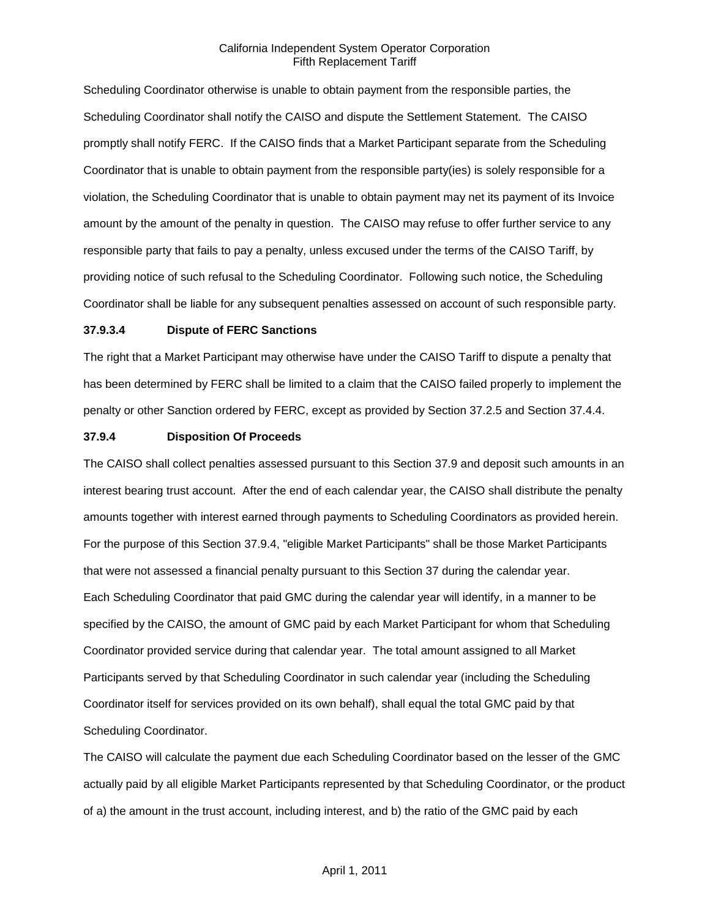Scheduling Coordinator otherwise is unable to obtain payment from the responsible parties, the Scheduling Coordinator shall notify the CAISO and dispute the Settlement Statement. The CAISO promptly shall notify FERC. If the CAISO finds that a Market Participant separate from the Scheduling Coordinator that is unable to obtain payment from the responsible party(ies) is solely responsible for a violation, the Scheduling Coordinator that is unable to obtain payment may net its payment of its Invoice amount by the amount of the penalty in question. The CAISO may refuse to offer further service to any responsible party that fails to pay a penalty, unless excused under the terms of the CAISO Tariff, by providing notice of such refusal to the Scheduling Coordinator. Following such notice, the Scheduling Coordinator shall be liable for any subsequent penalties assessed on account of such responsible party.

**37.9.3.4 Dispute of FERC Sanctions**

The right that a Market Participant may otherwise have under the CAISO Tariff to dispute a penalty that has been determined by FERC shall be limited to a claim that the CAISO failed properly to implement the penalty or other Sanction ordered by FERC, except as provided by Section 37.2.5 and Section 37.4.4.

**37.9.4 Disposition Of Proceeds**

The CAISO shall collect penalties assessed pursuant to this Section 37.9 and deposit such amounts in an interest bearing trust account. After the end of each calendar year, the CAISO shall distribute the penalty amounts together with interest earned through payments to Scheduling Coordinators as provided herein. For the purpose of this Section 37.9.4, "eligible Market Participants" shall be those Market Participants that were not assessed a financial penalty pursuant to this Section 37 during the calendar year.

Each Scheduling Coordinator that paid GMC during the calendar year will identify, in a manner to be specified by the CAISO, the amount of GMC paid by each Market Participant for whom that Scheduling Coordinator provided service during that calendar year. The total amount assigned to all Market Participants served by that Scheduling Coordinator in such calendar year (including the Scheduling Coordinator itself for services provided on its own behalf), shall equal the total GMC paid by that Scheduling Coordinator.

The CAISO will calculate the payment due each Scheduling Coordinator based on the lesser of the GMC actually paid by all eligible Market Participants represented by that Scheduling Coordinator, or the product of a) the amount in the trust account, including interest, and b) the ratio of the GMC paid by each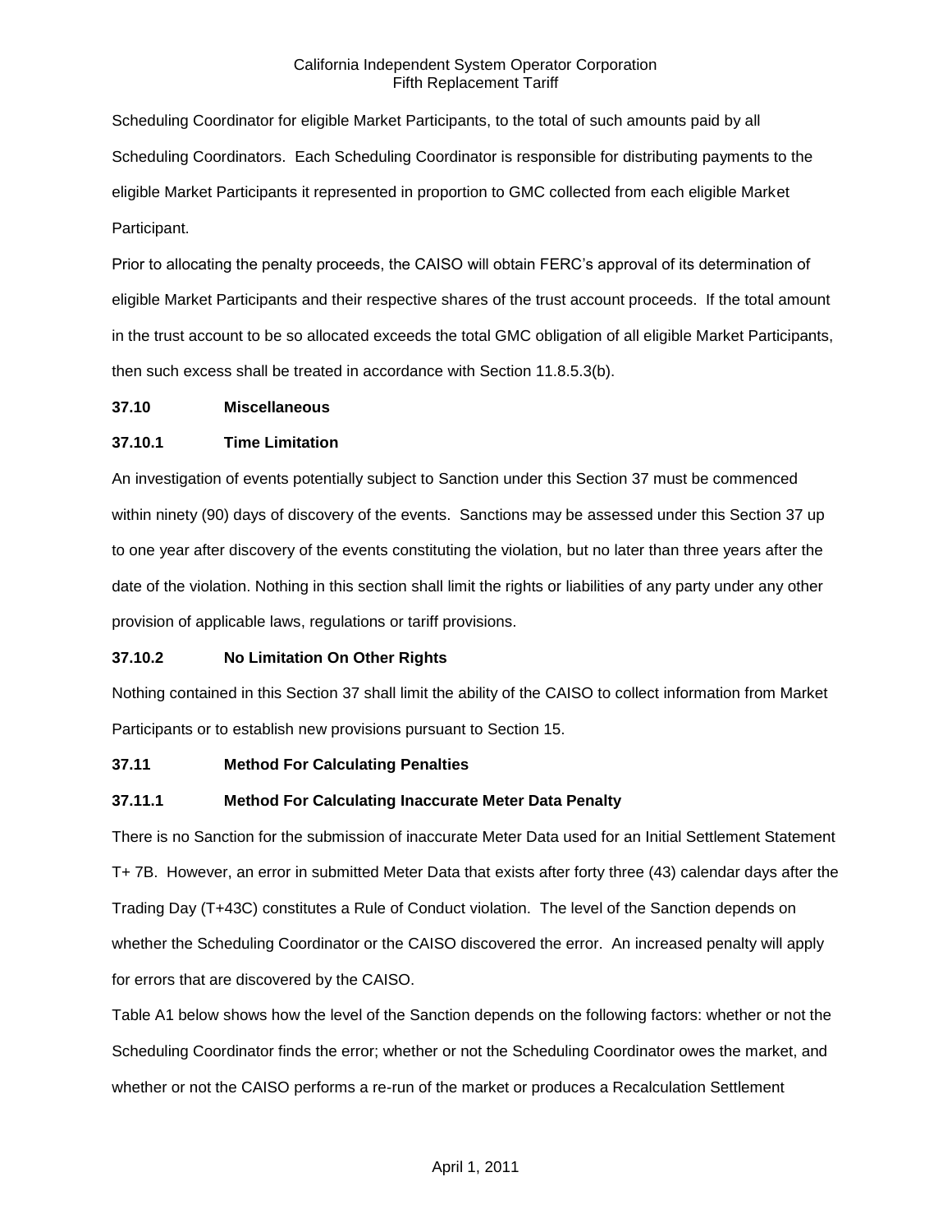Scheduling Coordinator for eligible Market Participants, to the total of such amounts paid by all Scheduling Coordinators. Each Scheduling Coordinator is responsible for distributing payments to the eligible Market Participants it represented in proportion to GMC collected from each eligible Market Participant.

Prior to allocating the penalty proceeds, the CAISO will obtain FERC's approval of its determination of eligible Market Participants and their respective shares of the trust account proceeds. If the total amount in the trust account to be so allocated exceeds the total GMC obligation of all eligible Market Participants, then such excess shall be treated in accordance with Section 11.8.5.3(b).

### 37.10 Miscellaneous

#### 37.10.1 Time Limitation

An investigation of events potentially subject to Sanction under this Section 37 must be commenced within ninety (90) days of discovery of the events. Sanctions may be assessed under this Section 37 up to one year after discovery of the events constituting the violation, but no later than three years after the date of the violation. Nothing in this section shall limit the rights or liabilities of any party under any other provision of applicable laws, regulations or tariff provisions.

#### 37.10.2 No Limitation On Other Rights

Nothing contained in this Section 37 shall limit the ability of the CAISO to collect information from Market Participants or to establish new provisions pursuant to Section 15.

### 37.11 Method For Calculating Penalties

#### 37.11.1 Method For Calculating Inaccurate Meter Data Penalty

There is no Sanction for the submission of inaccurate Meter Data used for an Initial Settlement Statement T+ 7B. However, an error in submitted Meter Data that exists after forty three (43) calendar days after the Trading Day (T+43C) constitutes a Rule of Conduct violation. The level of the Sanction depends on whether the Scheduling Coordinator or the CAISO discovered the error. An increased penalty will apply for errors that are discovered by the CAISO.

Table A1 below shows how the level of the Sanction depends on the following factors: whether or not the Scheduling Coordinator finds the error; whether or not the Scheduling Coordinator owes the market, and whether or not the CAISO performs a re-run of the market or produces a Recalculation Settlement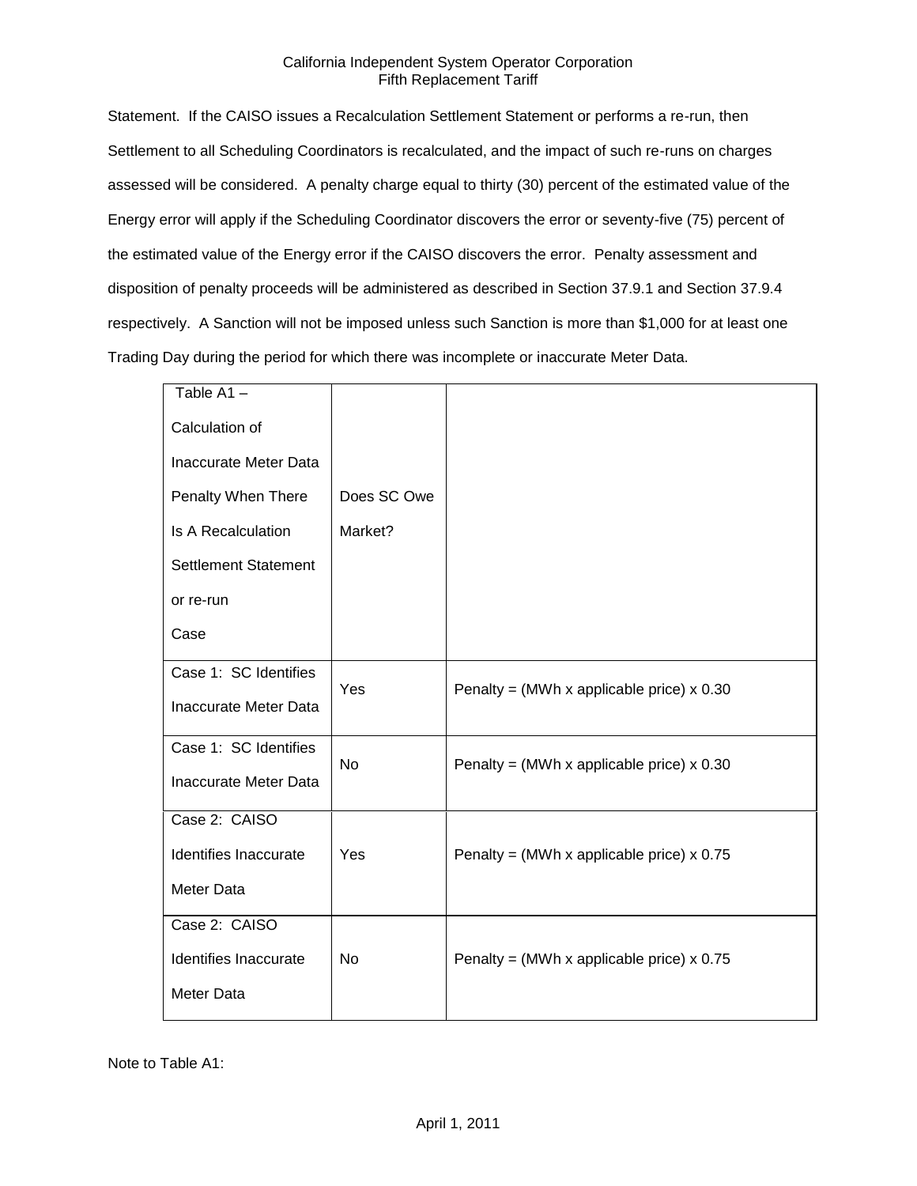Statement. If the CAISO issues a Recalculation Settlement Statement or performs a re-run, then Settlement to all Scheduling Coordinators is recalculated, and the impact of such re-runs on charges assessed will be considered. A penalty charge equal to thirty (30) percent of the estimated value of the Energy error will apply if the Scheduling Coordinator discovers the error or seventy-five (75) percent of the estimated value of the Energy error if the CAISO discovers the error. Penalty assessment and disposition of penalty proceeds will be administered as described in Section 37.9.1 and Section 37.9.4 respectively. A Sanction will not be imposed unless such Sanction is more than $1,000 for at least one Trading Day during the period for which there was incomplete or inaccurate Meter Data.

| Table A1 – Calculation of Inaccurate Meter Data Penalty When There Is A Recalculation Settlement Statement or re-run Case | Does SC Owe Market? | |
|---|---|---|
| Case 1: SC Identifies Inaccurate Meter Data | Yes | Penalty = (MWh x applicable price) x 0.30 |
| Case 1: SC Identifies Inaccurate Meter Data | No | Penalty = (MWh x applicable price) x 0.30 |
| Case 2: CAISO Identifies Inaccurate Meter Data | Yes | Penalty = (MWh x applicable price) x 0.75 |
| Case 2: CAISO Identifies Inaccurate Meter Data | No | Penalty = (MWh x applicable price) x 0.75 |

Note to Table A1: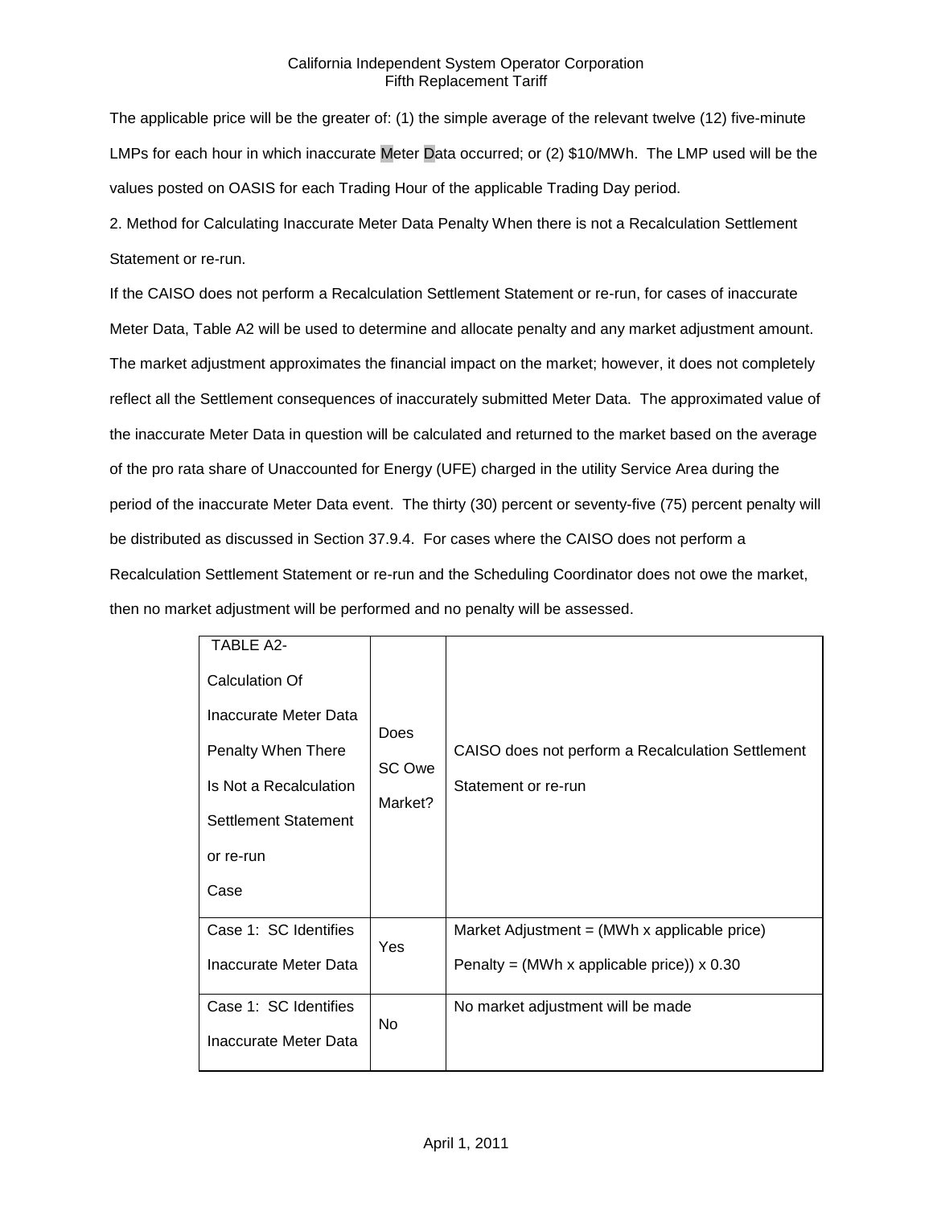The applicable price will be the greater of: (1) the simple average of the relevant twelve (12) five-minute LMPs for each hour in which inaccurate Meter Data occurred; or (2) $10/MWh. The LMP used will be the values posted on OASIS for each Trading Hour of the applicable Trading Day period.

2. Method for Calculating Inaccurate Meter Data Penalty When there is not a Recalculation Settlement Statement or re-run.

If the CAISO does not perform a Recalculation Settlement Statement or re-run, for cases of inaccurate Meter Data, Table A2 will be used to determine and allocate penalty and any market adjustment amount. The market adjustment approximates the financial impact on the market; however, it does not completely reflect all the Settlement consequences of inaccurately submitted Meter Data. The approximated value of the inaccurate Meter Data in question will be calculated and returned to the market based on the average of the pro rata share of Unaccounted for Energy (UFE) charged in the utility Service Area during the period of the inaccurate Meter Data event. The thirty (30) percent or seventy-five (75) percent penalty will be distributed as discussed in Section 37.9.4. For cases where the CAISO does not perform a Recalculation Settlement Statement or re-run and the Scheduling Coordinator does not owe the market, then no market adjustment will be performed and no penalty will be assessed.

| TABLE A2- Calculation Of Inaccurate Meter Data Penalty When There Is Not a Recalculation Settlement Statement or re-run Case | Does SC Owe Market? | CAISO does not perform a Recalculation Settlement Statement or re-run |
|---|---|---|
| Case 1: SC Identifies Inaccurate Meter Data | Yes | Market Adjustment = (MWh x applicable price)<br>Penalty = (MWh x applicable price)) x 0.30 |
| Case 1: SC Identifies Inaccurate Meter Data | No | No market adjustment will be made |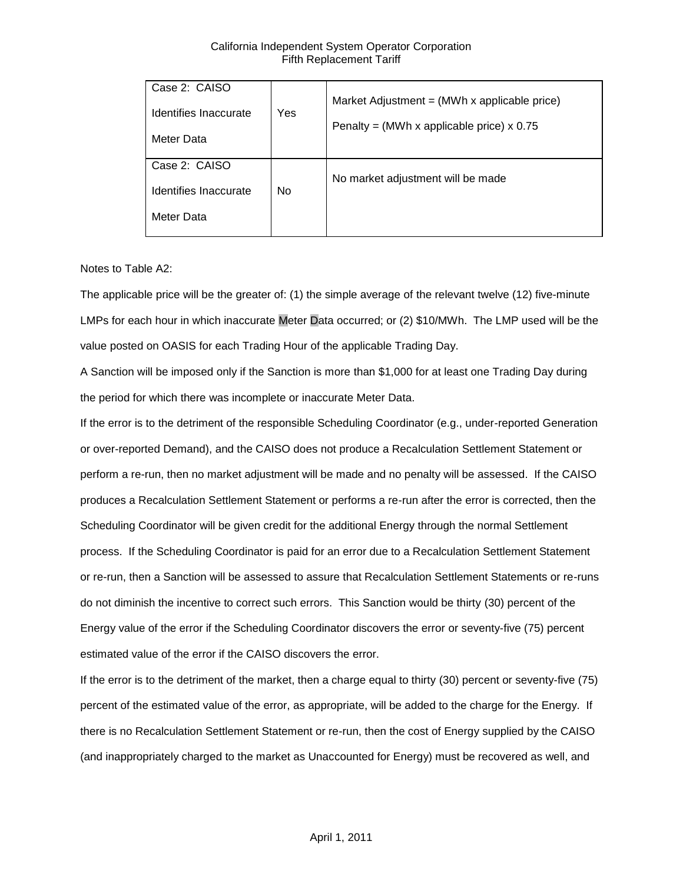| Case 2: CAISO Identifies Inaccurate Meter Data | Yes | Market Adjustment = (MWh x applicable price)<br>Penalty = (MWh x applicable price) x 0.75 |
|---|---|---|
| Case 2: CAISO Identifies Inaccurate Meter Data | No | No market adjustment will be made |

Notes to Table A2:

The applicable price will be the greater of: (1) the simple average of the relevant twelve (12) five-minute LMPs for each hour in which inaccurate Meter Data occurred; or (2) $10/MWh. The LMP used will be the value posted on OASIS for each Trading Hour of the applicable Trading Day.

A Sanction will be imposed only if the Sanction is more than $1,000 for at least one Trading Day during the period for which there was incomplete or inaccurate Meter Data.

If the error is to the detriment of the responsible Scheduling Coordinator (e.g., under-reported Generation or over-reported Demand), and the CAISO does not produce a Recalculation Settlement Statement or perform a re-run, then no market adjustment will be made and no penalty will be assessed. If the CAISO produces a Recalculation Settlement Statement or performs a re-run after the error is corrected, then the Scheduling Coordinator will be given credit for the additional Energy through the normal Settlement process. If the Scheduling Coordinator is paid for an error due to a Recalculation Settlement Statement or re-run, then a Sanction will be assessed to assure that Recalculation Settlement Statements or re-runs do not diminish the incentive to correct such errors. This Sanction would be thirty (30) percent of the Energy value of the error if the Scheduling Coordinator discovers the error or seventy-five (75) percent estimated value of the error if the CAISO discovers the error.

If the error is to the detriment of the market, then a charge equal to thirty (30) percent or seventy-five (75) percent of the estimated value of the error, as appropriate, will be added to the charge for the Energy. If there is no Recalculation Settlement Statement or re-run, then the cost of Energy supplied by the CAISO (and inappropriately charged to the market as Unaccounted for Energy) must be recovered as well, and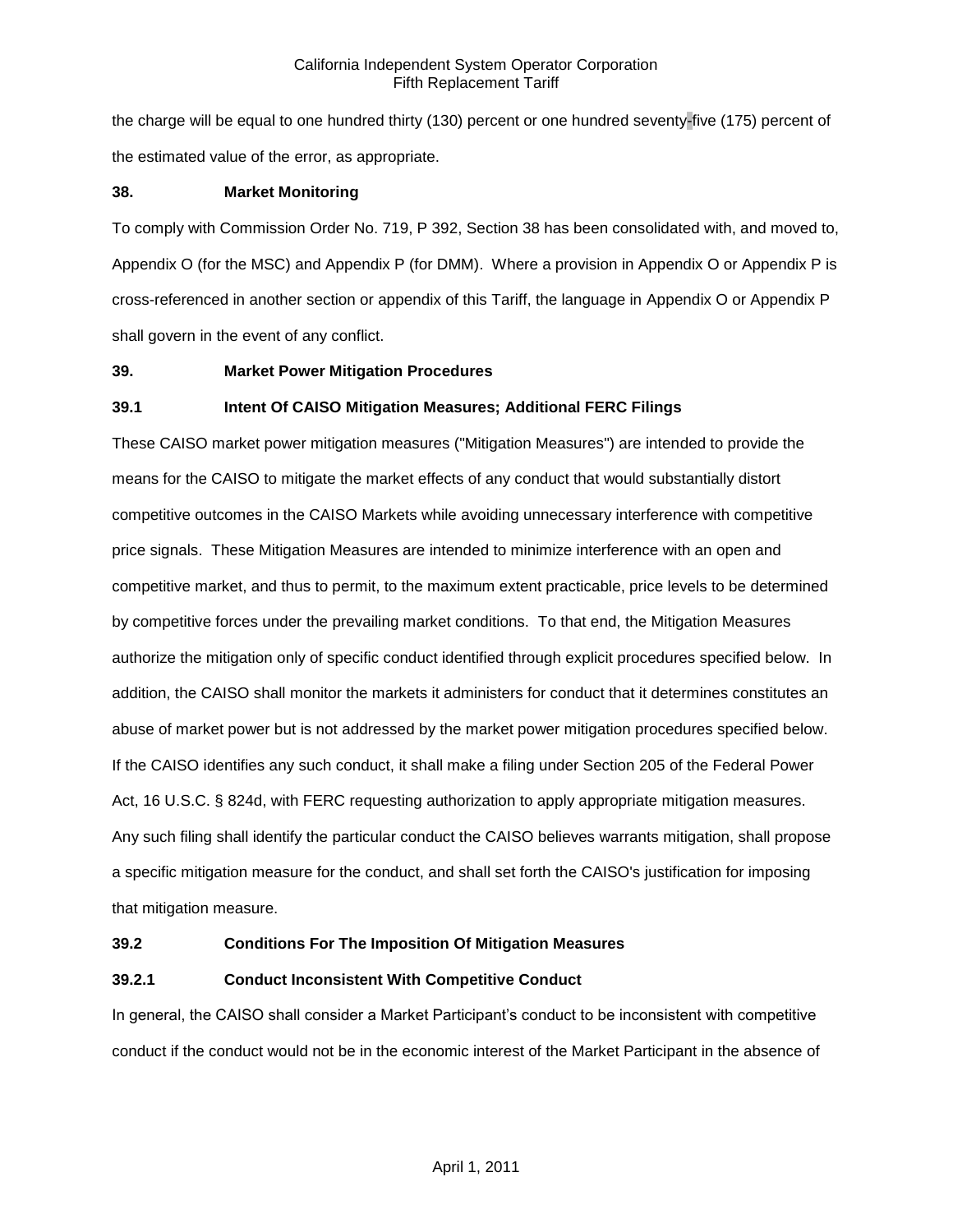the charge will be equal to one hundred thirty (130) percent or one hundred seventy-five (175) percent of the estimated value of the error, as appropriate.

**38. Market Monitoring**

To comply with Commission Order No. 719, P 392, Section 38 has been consolidated with, and moved to, Appendix O (for the MSC) and Appendix P (for DMM). Where a provision in Appendix O or Appendix P is cross-referenced in another section or appendix of this Tariff, the language in Appendix O or Appendix P shall govern in the event of any conflict.

**39. Market Power Mitigation Procedures**

**39.1 Intent Of CAISO Mitigation Measures; Additional FERC Filings**

These CAISO market power mitigation measures ("Mitigation Measures") are intended to provide the means for the CAISO to mitigate the market effects of any conduct that would substantially distort competitive outcomes in the CAISO Markets while avoiding unnecessary interference with competitive price signals. These Mitigation Measures are intended to minimize interference with an open and competitive market, and thus to permit, to the maximum extent practicable, price levels to be determined by competitive forces under the prevailing market conditions. To that end, the Mitigation Measures authorize the mitigation only of specific conduct identified through explicit procedures specified below. In addition, the CAISO shall monitor the markets it administers for conduct that it determines constitutes an abuse of market power but is not addressed by the market power mitigation procedures specified below. If the CAISO identifies any such conduct, it shall make a filing under Section 205 of the Federal Power Act, 16 U.S.C. § 824d, with FERC requesting authorization to apply appropriate mitigation measures. Any such filing shall identify the particular conduct the CAISO believes warrants mitigation, shall propose a specific mitigation measure for the conduct, and shall set forth the CAISO's justification for imposing that mitigation measure.

**39.2 Conditions For The Imposition Of Mitigation Measures**

**39.2.1 Conduct Inconsistent With Competitive Conduct**

In general, the CAISO shall consider a Market Participant's conduct to be inconsistent with competitive conduct if the conduct would not be in the economic interest of the Market Participant in the absence of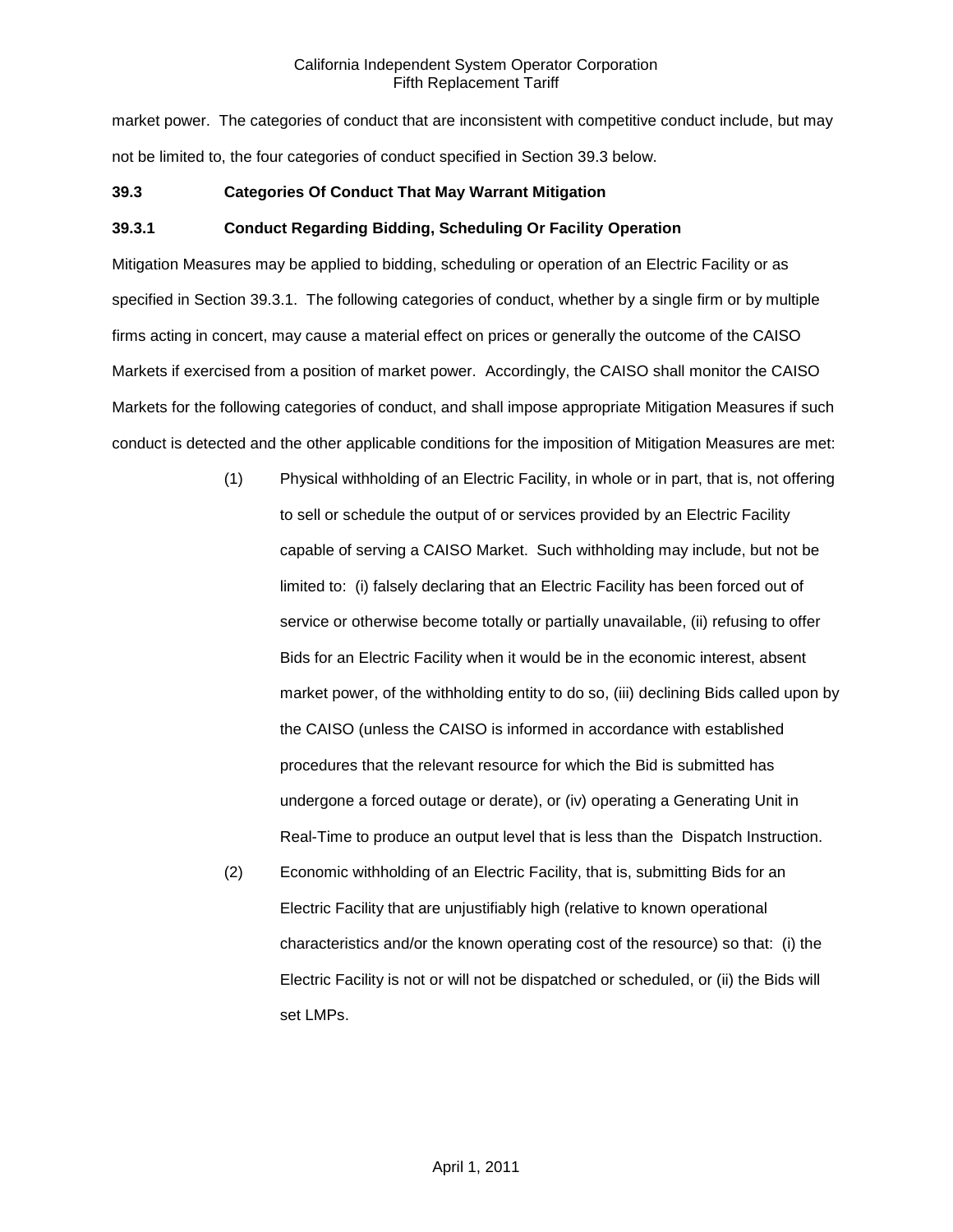market power. The categories of conduct that are inconsistent with competitive conduct include, but may not be limited to, the four categories of conduct specified in Section 39.3 below.

**39.3 Categories Of Conduct That May Warrant Mitigation**

**39.3.1 Conduct Regarding Bidding, Scheduling Or Facility Operation**

Mitigation Measures may be applied to bidding, scheduling or operation of an Electric Facility or as specified in Section 39.3.1. The following categories of conduct, whether by a single firm or by multiple firms acting in concert, may cause a material effect on prices or generally the outcome of the CAISO Markets if exercised from a position of market power. Accordingly, the CAISO shall monitor the CAISO Markets for the following categories of conduct, and shall impose appropriate Mitigation Measures if such conduct is detected and the other applicable conditions for the imposition of Mitigation Measures are met:

(1) Physical withholding of an Electric Facility, in whole or in part, that is, not offering to sell or schedule the output of or services provided by an Electric Facility capable of serving a CAISO Market. Such withholding may include, but not be limited to: (i) falsely declaring that an Electric Facility has been forced out of service or otherwise become totally or partially unavailable, (ii) refusing to offer Bids for an Electric Facility when it would be in the economic interest, absent market power, of the withholding entity to do so, (iii) declining Bids called upon by the CAISO (unless the CAISO is informed in accordance with established procedures that the relevant resource for which the Bid is submitted has undergone a forced outage or derate), or (iv) operating a Generating Unit in Real-Time to produce an output level that is less than the Dispatch Instruction.

(2) Economic withholding of an Electric Facility, that is, submitting Bids for an Electric Facility that are unjustifiably high (relative to known operational characteristics and/or the known operating cost of the resource) so that: (i) the Electric Facility is not or will not be dispatched or scheduled, or (ii) the Bids will set LMPs.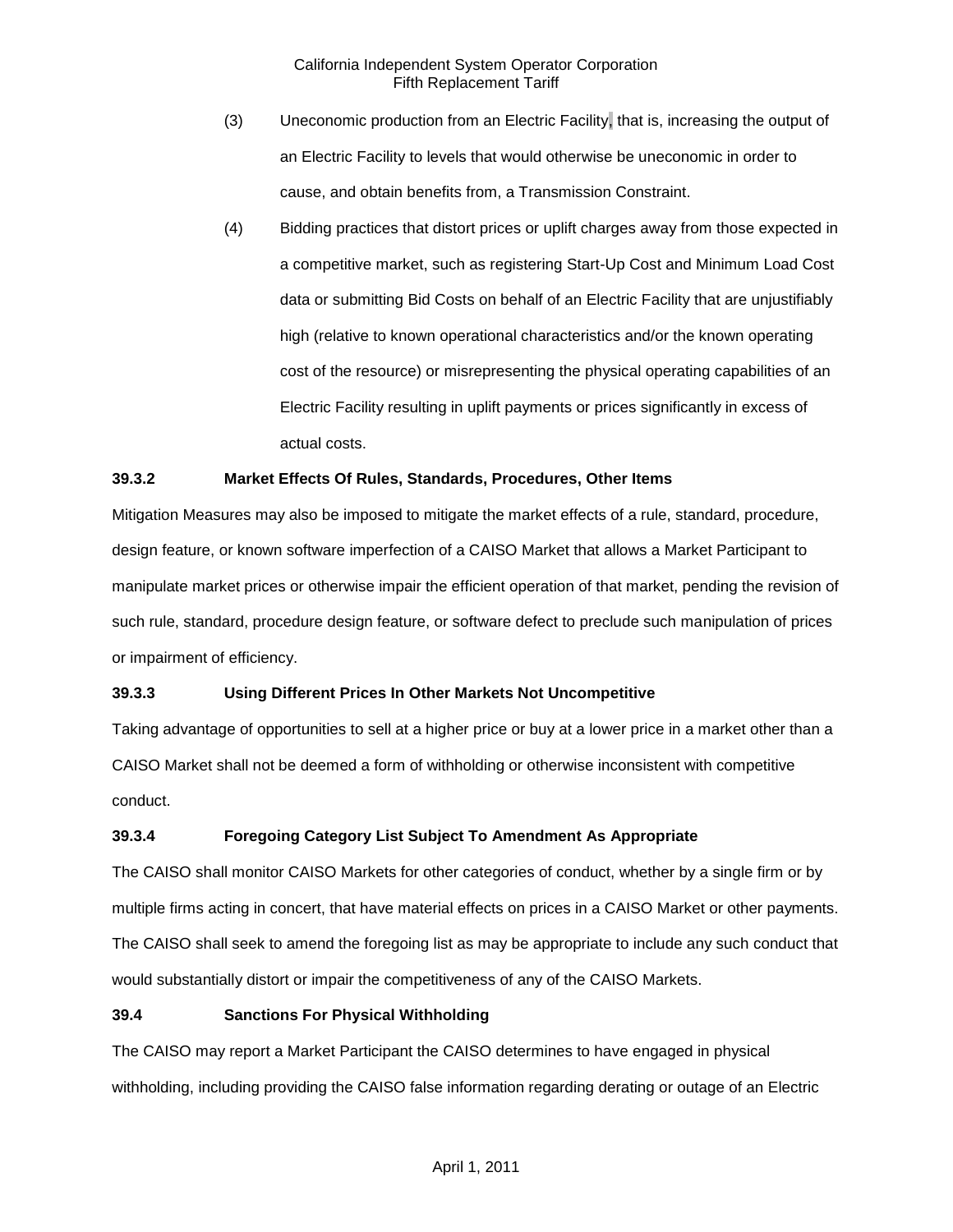(3) Uneconomic production from an Electric Facility, that is, increasing the output of an Electric Facility to levels that would otherwise be uneconomic in order to cause, and obtain benefits from, a Transmission Constraint.

(4) Bidding practices that distort prices or uplift charges away from those expected in a competitive market, such as registering Start-Up Cost and Minimum Load Cost data or submitting Bid Costs on behalf of an Electric Facility that are unjustifiably high (relative to known operational characteristics and/or the known operating cost of the resource) or misrepresenting the physical operating capabilities of an Electric Facility resulting in uplift payments or prices significantly in excess of actual costs.

**39.3.2 Market Effects Of Rules, Standards, Procedures, Other Items**

Mitigation Measures may also be imposed to mitigate the market effects of a rule, standard, procedure, design feature, or known software imperfection of a CAISO Market that allows a Market Participant to manipulate market prices or otherwise impair the efficient operation of that market, pending the revision of such rule, standard, procedure design feature, or software defect to preclude such manipulation of prices or impairment of efficiency.

**39.3.3 Using Different Prices In Other Markets Not Uncompetitive**

Taking advantage of opportunities to sell at a higher price or buy at a lower price in a market other than a CAISO Market shall not be deemed a form of withholding or otherwise inconsistent with competitive conduct.

**39.3.4 Foregoing Category List Subject To Amendment As Appropriate**

The CAISO shall monitor CAISO Markets for other categories of conduct, whether by a single firm or by multiple firms acting in concert, that have material effects on prices in a CAISO Market or other payments. The CAISO shall seek to amend the foregoing list as may be appropriate to include any such conduct that would substantially distort or impair the competitiveness of any of the CAISO Markets.

**39.4 Sanctions For Physical Withholding**

The CAISO may report a Market Participant the CAISO determines to have engaged in physical withholding, including providing the CAISO false information regarding derating or outage of an Electric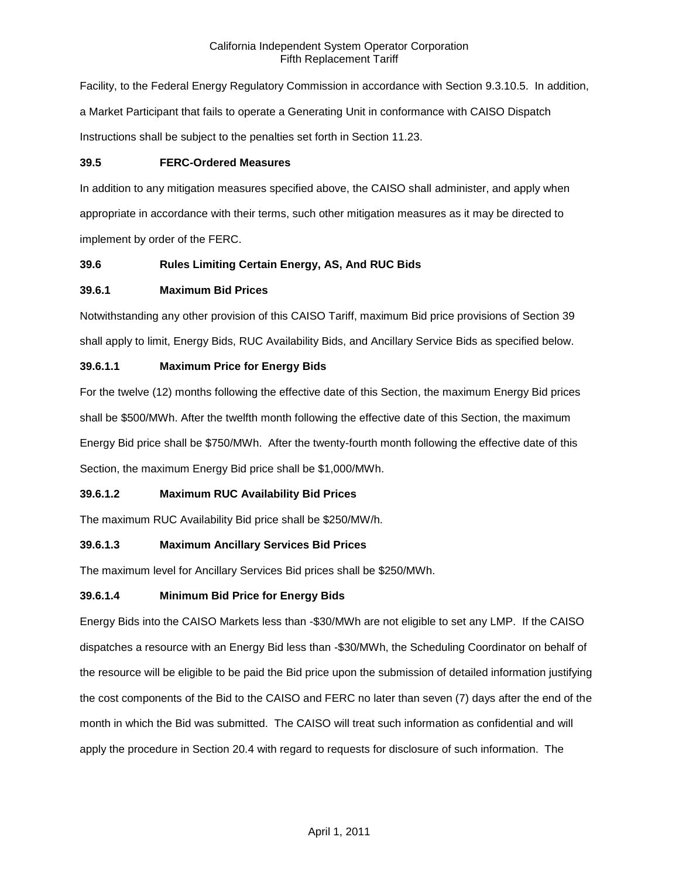Facility, to the Federal Energy Regulatory Commission in accordance with Section 9.3.10.5. In addition, a Market Participant that fails to operate a Generating Unit in conformance with CAISO Dispatch Instructions shall be subject to the penalties set forth in Section 11.23.

### 39.5 FERC-Ordered Measures

In addition to any mitigation measures specified above, the CAISO shall administer, and apply when appropriate in accordance with their terms, such other mitigation measures as it may be directed to implement by order of the FERC.

### 39.6 Rules Limiting Certain Energy, AS, And RUC Bids

#### 39.6.1 Maximum Bid Prices

Notwithstanding any other provision of this CAISO Tariff, maximum Bid price provisions of Section 39 shall apply to limit, Energy Bids, RUC Availability Bids, and Ancillary Service Bids as specified below.

##### 39.6.1.1 Maximum Price for Energy Bids

For the twelve (12) months following the effective date of this Section, the maximum Energy Bid prices shall be $500/MWh. After the twelfth month following the effective date of this Section, the maximum Energy Bid price shall be $750/MWh. After the twenty-fourth month following the effective date of this Section, the maximum Energy Bid price shall be $1,000/MWh.

##### 39.6.1.2 Maximum RUC Availability Bid Prices

The maximum RUC Availability Bid price shall be $250/MW/h.

##### 39.6.1.3 Maximum Ancillary Services Bid Prices

The maximum level for Ancillary Services Bid prices shall be $250/MWh.

##### 39.6.1.4 Minimum Bid Price for Energy Bids

Energy Bids into the CAISO Markets less than -$30/MWh are not eligible to set any LMP. If the CAISO dispatches a resource with an Energy Bid less than -$30/MWh, the Scheduling Coordinator on behalf of the resource will be eligible to be paid the Bid price upon the submission of detailed information justifying the cost components of the Bid to the CAISO and FERC no later than seven (7) days after the end of the month in which the Bid was submitted. The CAISO will treat such information as confidential and will apply the procedure in Section 20.4 with regard to requests for disclosure of such information. The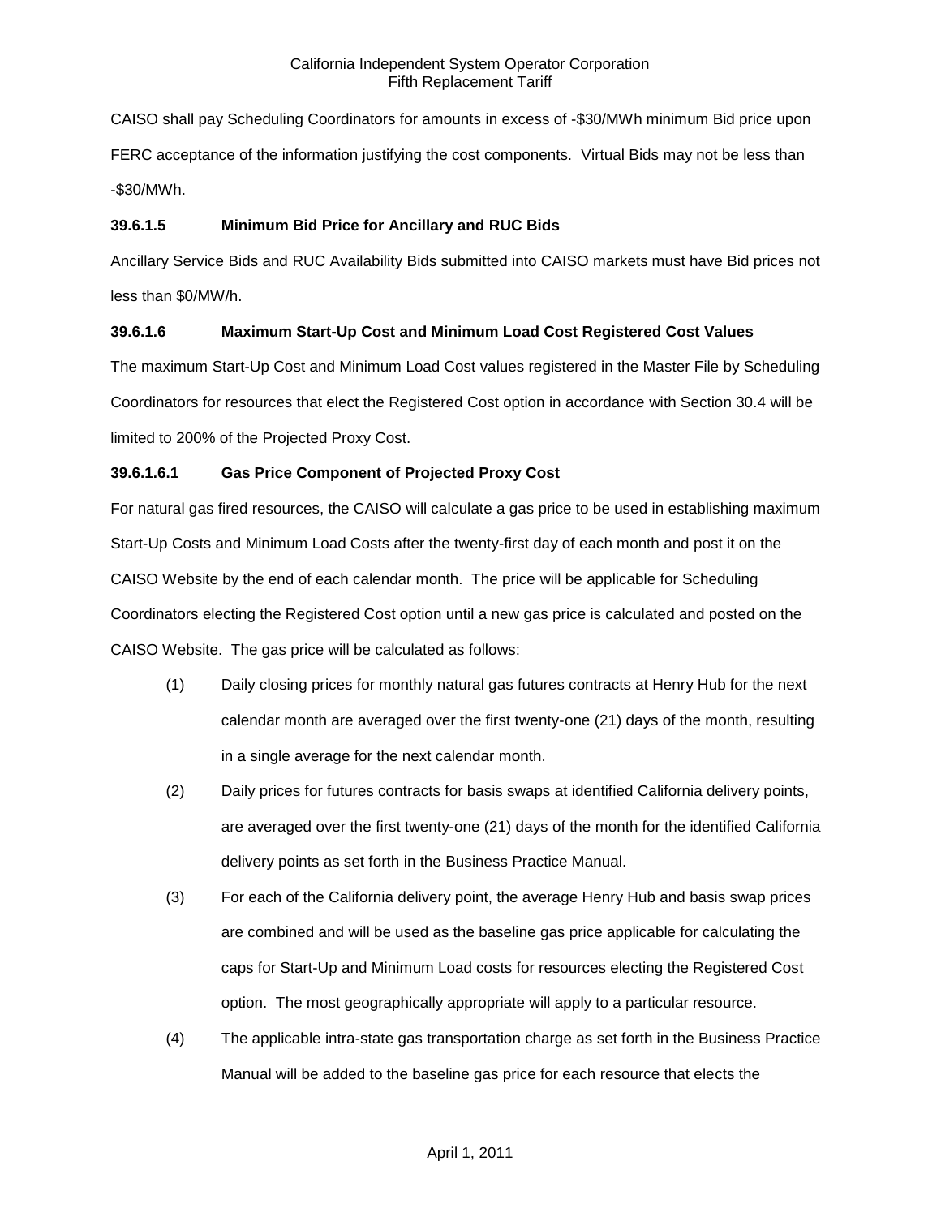CAISO shall pay Scheduling Coordinators for amounts in excess of -$30/MWh minimum Bid price upon FERC acceptance of the information justifying the cost components. Virtual Bids may not be less than -$30/MWh.

**39.6.1.5 Minimum Bid Price for Ancillary and RUC Bids**

Ancillary Service Bids and RUC Availability Bids submitted into CAISO markets must have Bid prices not less than $0/MW/h.

**39.6.1.6 Maximum Start-Up Cost and Minimum Load Cost Registered Cost Values**

The maximum Start-Up Cost and Minimum Load Cost values registered in the Master File by Scheduling Coordinators for resources that elect the Registered Cost option in accordance with Section 30.4 will be limited to 200% of the Projected Proxy Cost.

**39.6.1.6.1 Gas Price Component of Projected Proxy Cost**

For natural gas fired resources, the CAISO will calculate a gas price to be used in establishing maximum Start-Up Costs and Minimum Load Costs after the twenty-first day of each month and post it on the CAISO Website by the end of each calendar month. The price will be applicable for Scheduling Coordinators electing the Registered Cost option until a new gas price is calculated and posted on the CAISO Website. The gas price will be calculated as follows:

(1) Daily closing prices for monthly natural gas futures contracts at Henry Hub for the next calendar month are averaged over the first twenty-one (21) days of the month, resulting in a single average for the next calendar month.

(2) Daily prices for futures contracts for basis swaps at identified California delivery points, are averaged over the first twenty-one (21) days of the month for the identified California delivery points as set forth in the Business Practice Manual.

(3) For each of the California delivery point, the average Henry Hub and basis swap prices are combined and will be used as the baseline gas price applicable for calculating the caps for Start-Up and Minimum Load costs for resources electing the Registered Cost option. The most geographically appropriate will apply to a particular resource.

(4) The applicable intra-state gas transportation charge as set forth in the Business Practice Manual will be added to the baseline gas price for each resource that elects the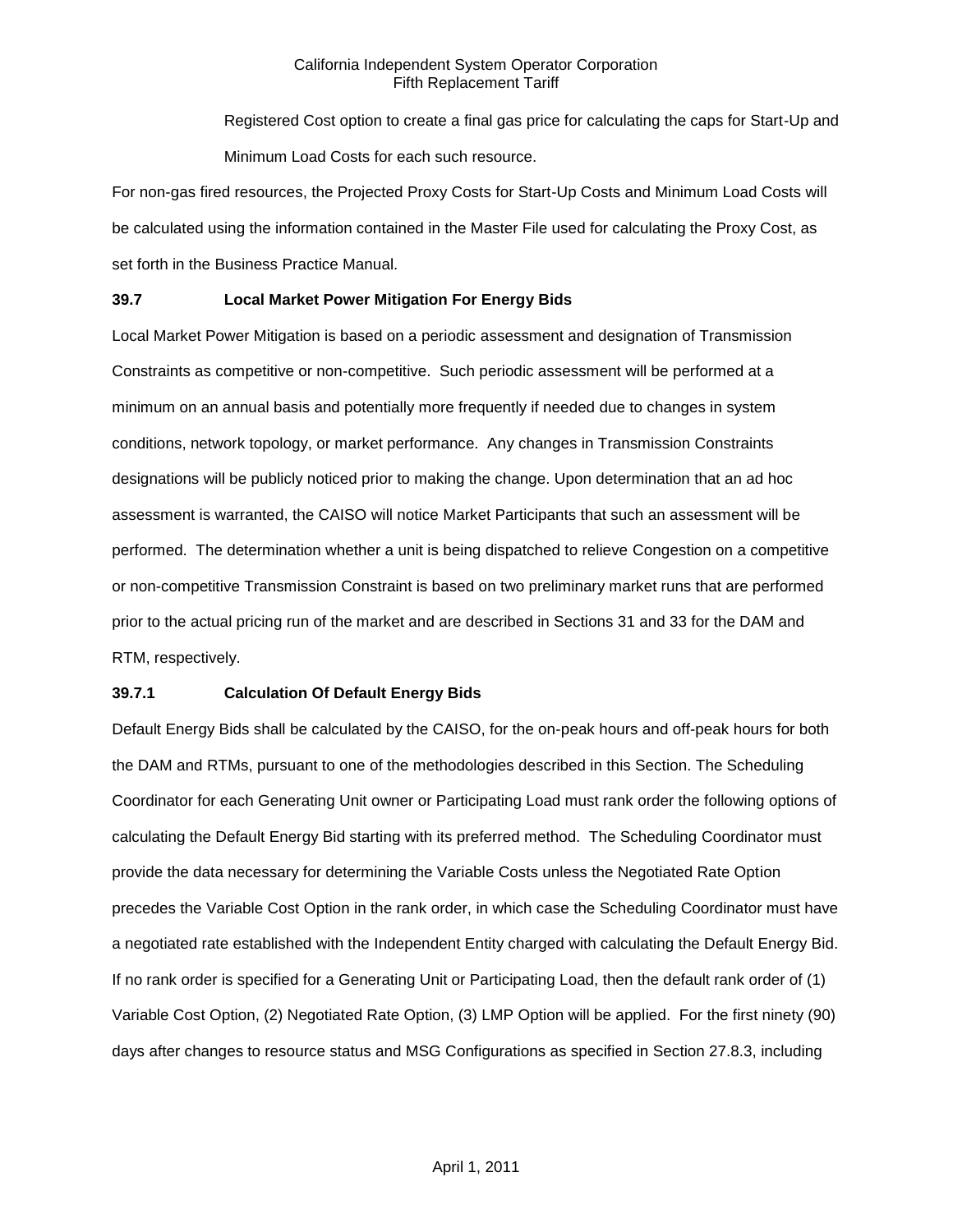Registered Cost option to create a final gas price for calculating the caps for Start-Up and Minimum Load Costs for each such resource.

For non-gas fired resources, the Projected Proxy Costs for Start-Up Costs and Minimum Load Costs will be calculated using the information contained in the Master File used for calculating the Proxy Cost, as set forth in the Business Practice Manual.

### 39.7 Local Market Power Mitigation For Energy Bids

Local Market Power Mitigation is based on a periodic assessment and designation of Transmission Constraints as competitive or non-competitive. Such periodic assessment will be performed at a minimum on an annual basis and potentially more frequently if needed due to changes in system conditions, network topology, or market performance. Any changes in Transmission Constraints designations will be publicly noticed prior to making the change. Upon determination that an ad hoc assessment is warranted, the CAISO will notice Market Participants that such an assessment will be performed. The determination whether a unit is being dispatched to relieve Congestion on a competitive or non-competitive Transmission Constraint is based on two preliminary market runs that are performed prior to the actual pricing run of the market and are described in Sections 31 and 33 for the DAM and RTM, respectively.

### 39.7.1 Calculation Of Default Energy Bids

Default Energy Bids shall be calculated by the CAISO, for the on-peak hours and off-peak hours for both the DAM and RTMs, pursuant to one of the methodologies described in this Section. The Scheduling Coordinator for each Generating Unit owner or Participating Load must rank order the following options of calculating the Default Energy Bid starting with its preferred method. The Scheduling Coordinator must provide the data necessary for determining the Variable Costs unless the Negotiated Rate Option precedes the Variable Cost Option in the rank order, in which case the Scheduling Coordinator must have a negotiated rate established with the Independent Entity charged with calculating the Default Energy Bid. If no rank order is specified for a Generating Unit or Participating Load, then the default rank order of (1) Variable Cost Option, (2) Negotiated Rate Option, (3) LMP Option will be applied. For the first ninety (90) days after changes to resource status and MSG Configurations as specified in Section 27.8.3, including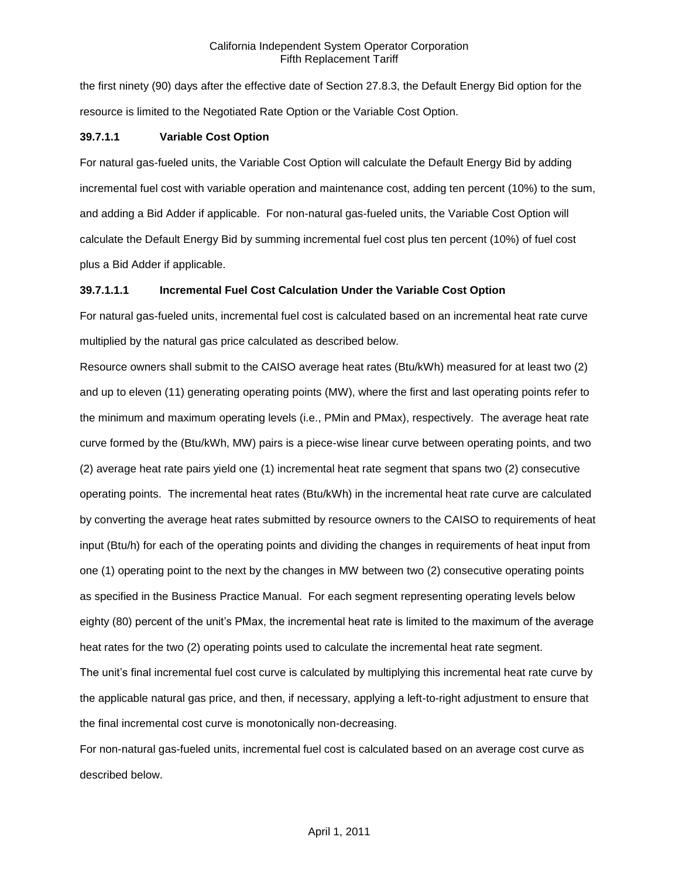the first ninety (90) days after the effective date of Section 27.8.3, the Default Energy Bid option for the resource is limited to the Negotiated Rate Option or the Variable Cost Option.

**39.7.1.1 Variable Cost Option**

For natural gas-fueled units, the Variable Cost Option will calculate the Default Energy Bid by adding incremental fuel cost with variable operation and maintenance cost, adding ten percent (10%) to the sum, and adding a Bid Adder if applicable. For non-natural gas-fueled units, the Variable Cost Option will calculate the Default Energy Bid by summing incremental fuel cost plus ten percent (10%) of fuel cost plus a Bid Adder if applicable.

**39.7.1.1.1 Incremental Fuel Cost Calculation Under the Variable Cost Option**

For natural gas-fueled units, incremental fuel cost is calculated based on an incremental heat rate curve multiplied by the natural gas price calculated as described below.

Resource owners shall submit to the CAISO average heat rates (Btu/kWh) measured for at least two (2) and up to eleven (11) generating operating points (MW), where the first and last operating points refer to the minimum and maximum operating levels (i.e., PMin and PMax), respectively. The average heat rate curve formed by the (Btu/kWh, MW) pairs is a piece-wise linear curve between operating points, and two (2) average heat rate pairs yield one (1) incremental heat rate segment that spans two (2) consecutive operating points. The incremental heat rates (Btu/kWh) in the incremental heat rate curve are calculated by converting the average heat rates submitted by resource owners to the CAISO to requirements of heat input (Btu/h) for each of the operating points and dividing the changes in requirements of heat input from one (1) operating point to the next by the changes in MW between two (2) consecutive operating points as specified in the Business Practice Manual. For each segment representing operating levels below eighty (80) percent of the unit's PMax, the incremental heat rate is limited to the maximum of the average heat rates for the two (2) operating points used to calculate the incremental heat rate segment.

The unit's final incremental fuel cost curve is calculated by multiplying this incremental heat rate curve by the applicable natural gas price, and then, if necessary, applying a left-to-right adjustment to ensure that the final incremental cost curve is monotonically non-decreasing.

For non-natural gas-fueled units, incremental fuel cost is calculated based on an average cost curve as described below.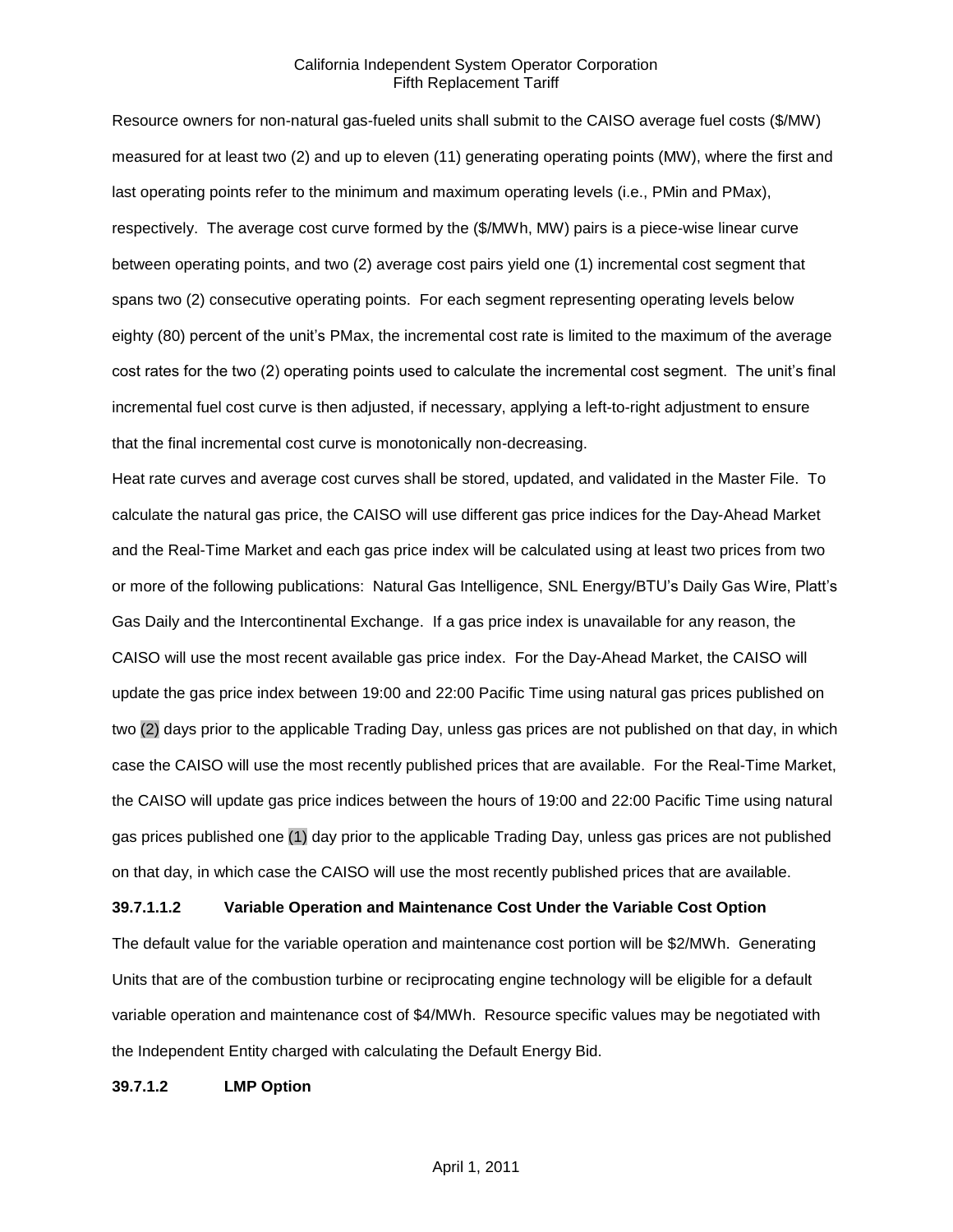Resource owners for non-natural gas-fueled units shall submit to the CAISO average fuel costs ($/MW) measured for at least two (2) and up to eleven (11) generating operating points (MW), where the first and last operating points refer to the minimum and maximum operating levels (i.e., PMin and PMax), respectively. The average cost curve formed by the ($/MWh, MW) pairs is a piece-wise linear curve between operating points, and two (2) average cost pairs yield one (1) incremental cost segment that spans two (2) consecutive operating points. For each segment representing operating levels below eighty (80) percent of the unit's PMax, the incremental cost rate is limited to the maximum of the average cost rates for the two (2) operating points used to calculate the incremental cost segment. The unit's final incremental fuel cost curve is then adjusted, if necessary, applying a left-to-right adjustment to ensure that the final incremental cost curve is monotonically non-decreasing.

Heat rate curves and average cost curves shall be stored, updated, and validated in the Master File. To calculate the natural gas price, the CAISO will use different gas price indices for the Day-Ahead Market and the Real-Time Market and each gas price index will be calculated using at least two prices from two or more of the following publications: Natural Gas Intelligence, SNL Energy/BTU's Daily Gas Wire, Platt's Gas Daily and the Intercontinental Exchange. If a gas price index is unavailable for any reason, the CAISO will use the most recent available gas price index. For the Day-Ahead Market, the CAISO will update the gas price index between 19:00 and 22:00 Pacific Time using natural gas prices published on two (2) days prior to the applicable Trading Day, unless gas prices are not published on that day, in which case the CAISO will use the most recently published prices that are available. For the Real-Time Market, the CAISO will update gas price indices between the hours of 19:00 and 22:00 Pacific Time using natural gas prices published one (1) day prior to the applicable Trading Day, unless gas prices are not published on that day, in which case the CAISO will use the most recently published prices that are available.

**39.7.1.1.2 Variable Operation and Maintenance Cost Under the Variable Cost Option**

The default value for the variable operation and maintenance cost portion will be $2/MWh. Generating Units that are of the combustion turbine or reciprocating engine technology will be eligible for a default variable operation and maintenance cost of $4/MWh. Resource specific values may be negotiated with the Independent Entity charged with calculating the Default Energy Bid.

**39.7.1.2 LMP Option**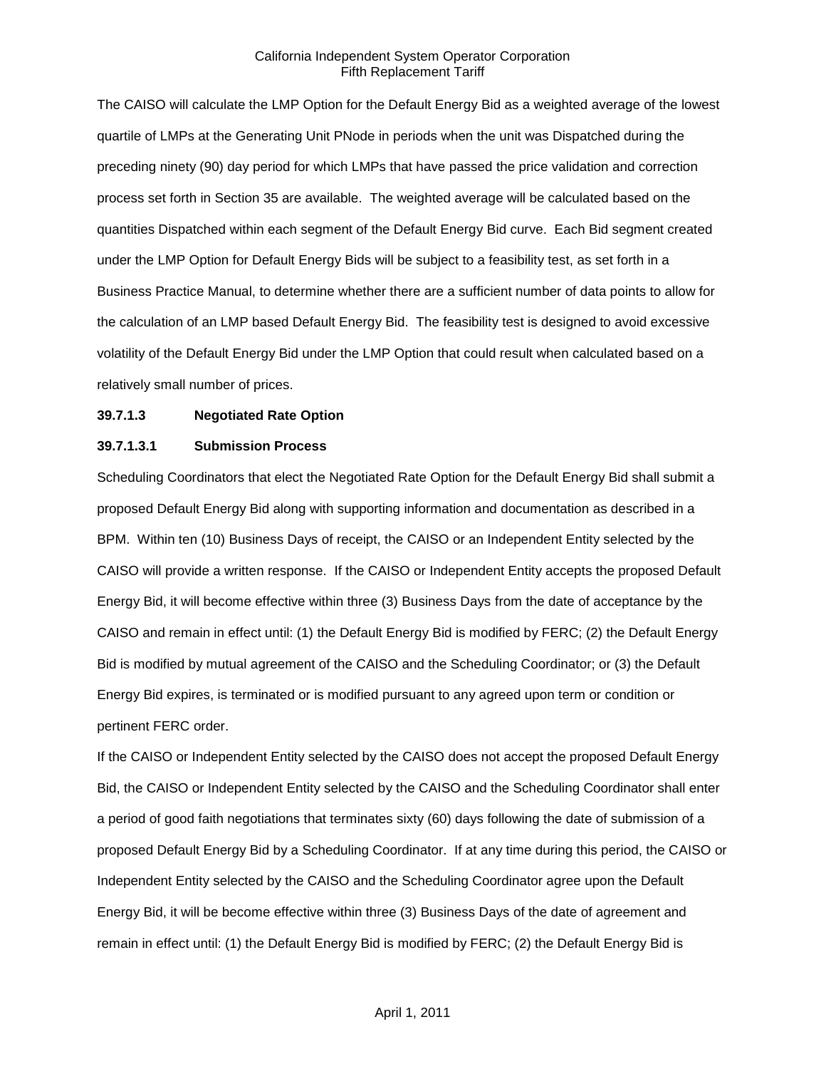The CAISO will calculate the LMP Option for the Default Energy Bid as a weighted average of the lowest quartile of LMPs at the Generating Unit PNode in periods when the unit was Dispatched during the preceding ninety (90) day period for which LMPs that have passed the price validation and correction process set forth in Section 35 are available. The weighted average will be calculated based on the quantities Dispatched within each segment of the Default Energy Bid curve. Each Bid segment created under the LMP Option for Default Energy Bids will be subject to a feasibility test, as set forth in a Business Practice Manual, to determine whether there are a sufficient number of data points to allow for the calculation of an LMP based Default Energy Bid. The feasibility test is designed to avoid excessive volatility of the Default Energy Bid under the LMP Option that could result when calculated based on a relatively small number of prices.

**39.7.1.3 Negotiated Rate Option**

**39.7.1.3.1 Submission Process**

Scheduling Coordinators that elect the Negotiated Rate Option for the Default Energy Bid shall submit a proposed Default Energy Bid along with supporting information and documentation as described in a BPM. Within ten (10) Business Days of receipt, the CAISO or an Independent Entity selected by the CAISO will provide a written response. If the CAISO or Independent Entity accepts the proposed Default Energy Bid, it will become effective within three (3) Business Days from the date of acceptance by the CAISO and remain in effect until: (1) the Default Energy Bid is modified by FERC; (2) the Default Energy Bid is modified by mutual agreement of the CAISO and the Scheduling Coordinator; or (3) the Default Energy Bid expires, is terminated or is modified pursuant to any agreed upon term or condition or pertinent FERC order.

If the CAISO or Independent Entity selected by the CAISO does not accept the proposed Default Energy Bid, the CAISO or Independent Entity selected by the CAISO and the Scheduling Coordinator shall enter a period of good faith negotiations that terminates sixty (60) days following the date of submission of a proposed Default Energy Bid by a Scheduling Coordinator. If at any time during this period, the CAISO or Independent Entity selected by the CAISO and the Scheduling Coordinator agree upon the Default Energy Bid, it will be become effective within three (3) Business Days of the date of agreement and remain in effect until: (1) the Default Energy Bid is modified by FERC; (2) the Default Energy Bid is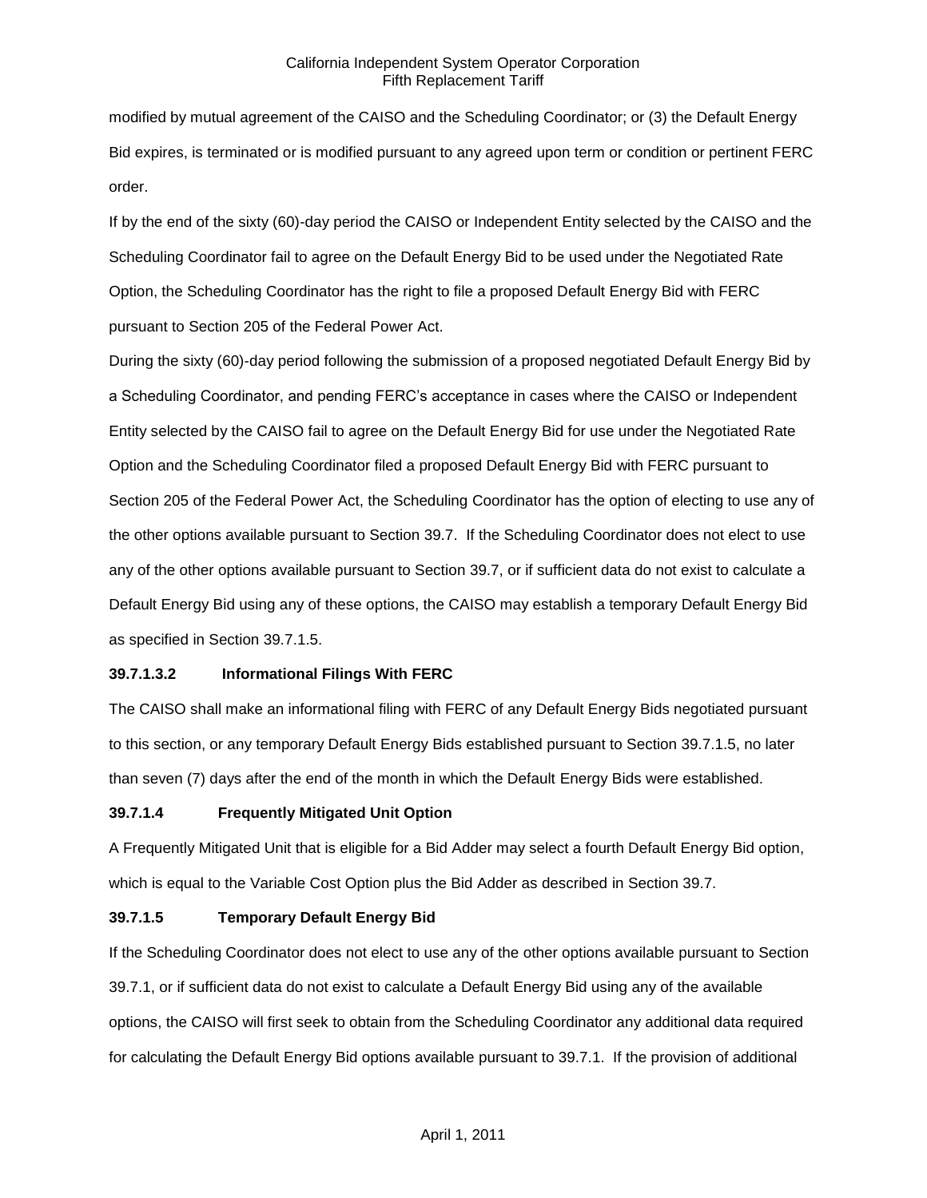modified by mutual agreement of the CAISO and the Scheduling Coordinator; or (3) the Default Energy Bid expires, is terminated or is modified pursuant to any agreed upon term or condition or pertinent FERC order.

If by the end of the sixty (60)-day period the CAISO or Independent Entity selected by the CAISO and the Scheduling Coordinator fail to agree on the Default Energy Bid to be used under the Negotiated Rate Option, the Scheduling Coordinator has the right to file a proposed Default Energy Bid with FERC pursuant to Section 205 of the Federal Power Act.

During the sixty (60)-day period following the submission of a proposed negotiated Default Energy Bid by a Scheduling Coordinator, and pending FERC's acceptance in cases where the CAISO or Independent Entity selected by the CAISO fail to agree on the Default Energy Bid for use under the Negotiated Rate Option and the Scheduling Coordinator filed a proposed Default Energy Bid with FERC pursuant to Section 205 of the Federal Power Act, the Scheduling Coordinator has the option of electing to use any of the other options available pursuant to Section 39.7. If the Scheduling Coordinator does not elect to use any of the other options available pursuant to Section 39.7, or if sufficient data do not exist to calculate a Default Energy Bid using any of these options, the CAISO may establish a temporary Default Energy Bid as specified in Section 39.7.1.5.

**39.7.1.3.2 Informational Filings With FERC**

The CAISO shall make an informational filing with FERC of any Default Energy Bids negotiated pursuant to this section, or any temporary Default Energy Bids established pursuant to Section 39.7.1.5, no later than seven (7) days after the end of the month in which the Default Energy Bids were established.

**39.7.1.4 Frequently Mitigated Unit Option**

A Frequently Mitigated Unit that is eligible for a Bid Adder may select a fourth Default Energy Bid option, which is equal to the Variable Cost Option plus the Bid Adder as described in Section 39.7.

**39.7.1.5 Temporary Default Energy Bid**

If the Scheduling Coordinator does not elect to use any of the other options available pursuant to Section 39.7.1, or if sufficient data do not exist to calculate a Default Energy Bid using any of the available options, the CAISO will first seek to obtain from the Scheduling Coordinator any additional data required for calculating the Default Energy Bid options available pursuant to 39.7.1. If the provision of additional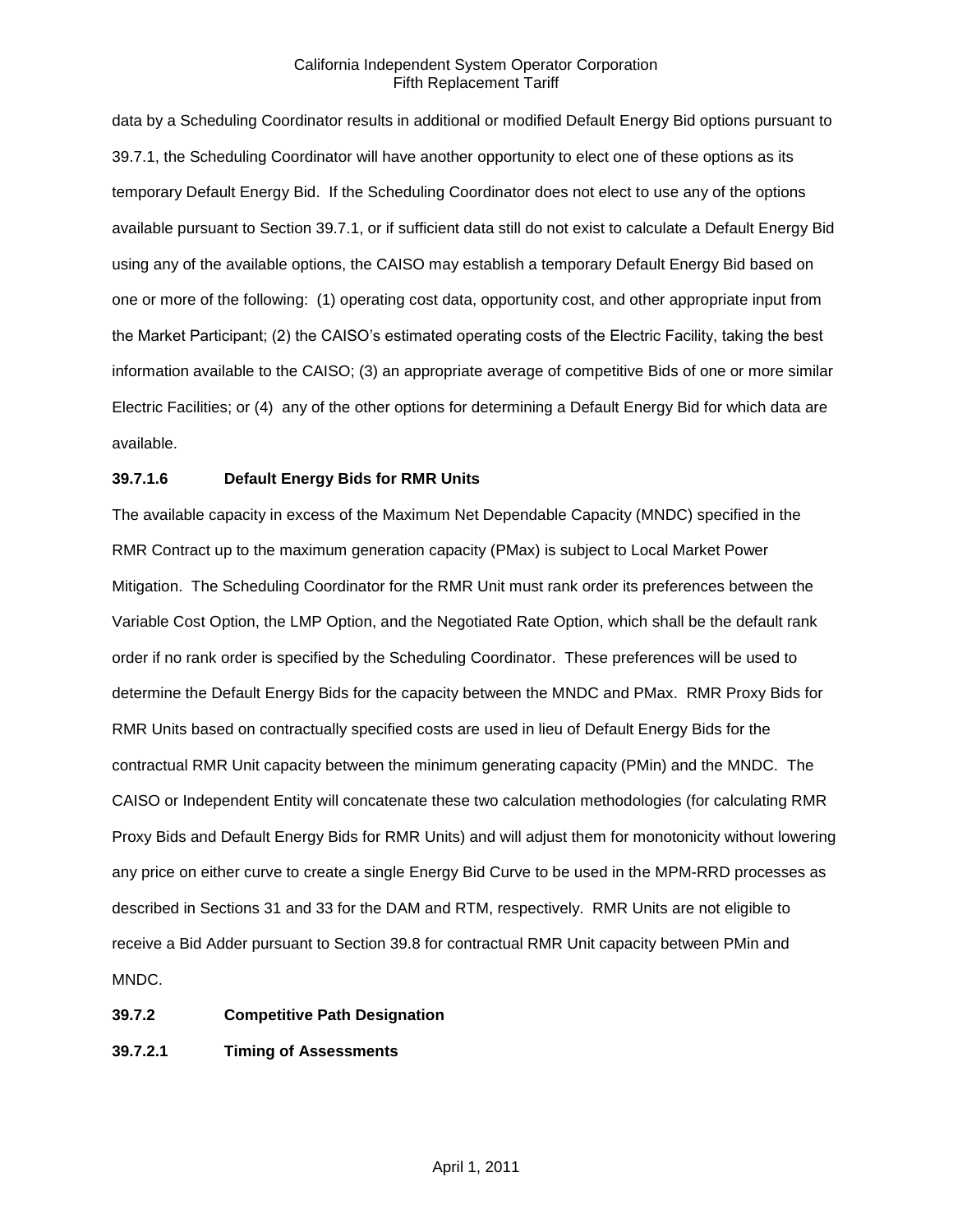data by a Scheduling Coordinator results in additional or modified Default Energy Bid options pursuant to 39.7.1, the Scheduling Coordinator will have another opportunity to elect one of these options as its temporary Default Energy Bid. If the Scheduling Coordinator does not elect to use any of the options available pursuant to Section 39.7.1, or if sufficient data still do not exist to calculate a Default Energy Bid using any of the available options, the CAISO may establish a temporary Default Energy Bid based on one or more of the following: (1) operating cost data, opportunity cost, and other appropriate input from the Market Participant; (2) the CAISO's estimated operating costs of the Electric Facility, taking the best information available to the CAISO; (3) an appropriate average of competitive Bids of one or more similar Electric Facilities; or (4) any of the other options for determining a Default Energy Bid for which data are available.

**39.7.1.6 Default Energy Bids for RMR Units**

The available capacity in excess of the Maximum Net Dependable Capacity (MNDC) specified in the RMR Contract up to the maximum generation capacity (PMax) is subject to Local Market Power Mitigation. The Scheduling Coordinator for the RMR Unit must rank order its preferences between the Variable Cost Option, the LMP Option, and the Negotiated Rate Option, which shall be the default rank order if no rank order is specified by the Scheduling Coordinator. These preferences will be used to determine the Default Energy Bids for the capacity between the MNDC and PMax. RMR Proxy Bids for RMR Units based on contractually specified costs are used in lieu of Default Energy Bids for the contractual RMR Unit capacity between the minimum generating capacity (PMin) and the MNDC. The CAISO or Independent Entity will concatenate these two calculation methodologies (for calculating RMR Proxy Bids and Default Energy Bids for RMR Units) and will adjust them for monotonicity without lowering any price on either curve to create a single Energy Bid Curve to be used in the MPM-RRD processes as described in Sections 31 and 33 for the DAM and RTM, respectively. RMR Units are not eligible to receive a Bid Adder pursuant to Section 39.8 for contractual RMR Unit capacity between PMin and MNDC.

**39.7.2 Competitive Path Designation**

**39.7.2.1 Timing of Assessments**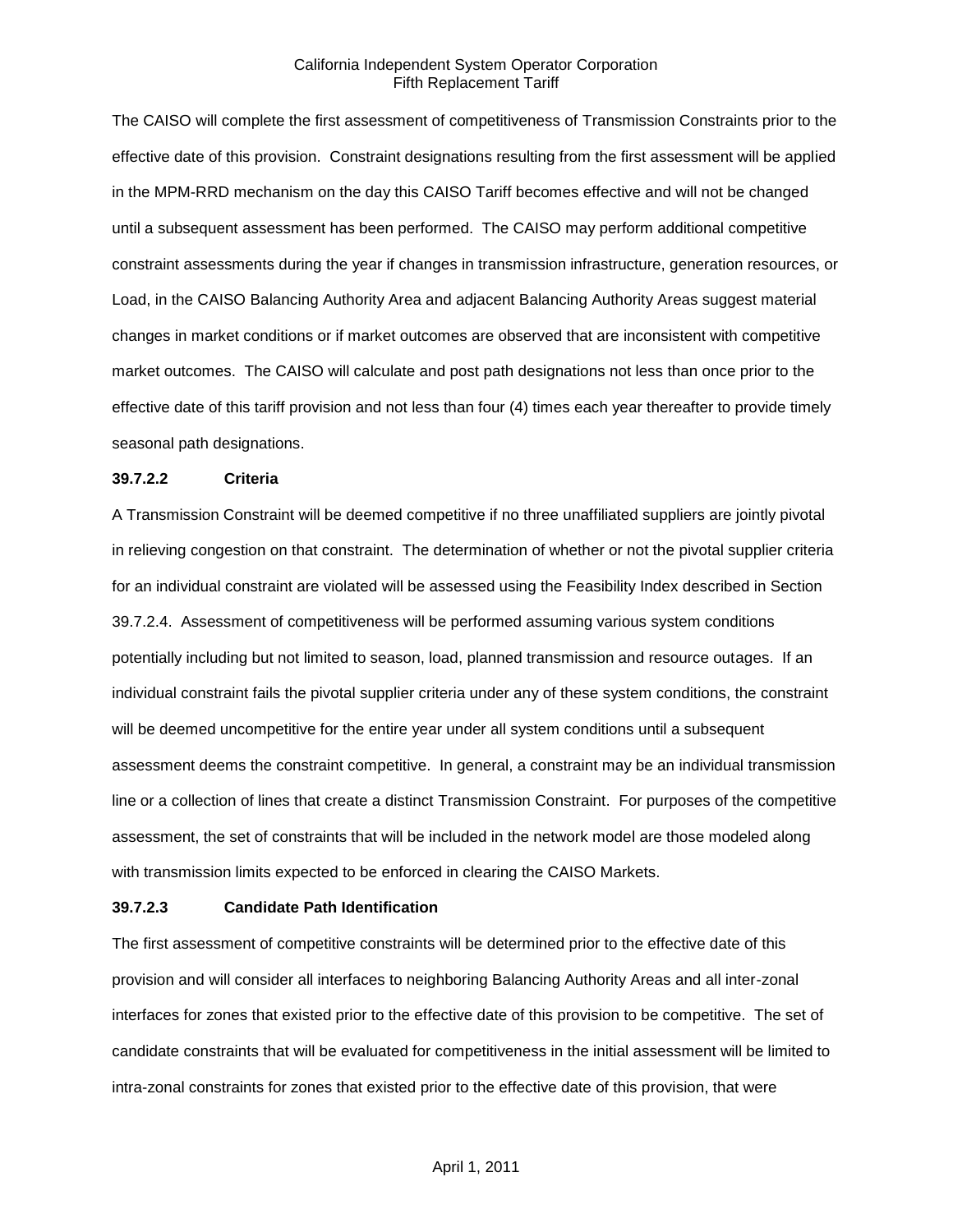The CAISO will complete the first assessment of competitiveness of Transmission Constraints prior to the effective date of this provision. Constraint designations resulting from the first assessment will be applied in the MPM-RRD mechanism on the day this CAISO Tariff becomes effective and will not be changed until a subsequent assessment has been performed. The CAISO may perform additional competitive constraint assessments during the year if changes in transmission infrastructure, generation resources, or Load, in the CAISO Balancing Authority Area and adjacent Balancing Authority Areas suggest material changes in market conditions or if market outcomes are observed that are inconsistent with competitive market outcomes. The CAISO will calculate and post path designations not less than once prior to the effective date of this tariff provision and not less than four (4) times each year thereafter to provide timely seasonal path designations.

**39.7.2.2 Criteria**

A Transmission Constraint will be deemed competitive if no three unaffiliated suppliers are jointly pivotal in relieving congestion on that constraint. The determination of whether or not the pivotal supplier criteria for an individual constraint are violated will be assessed using the Feasibility Index described in Section 39.7.2.4. Assessment of competitiveness will be performed assuming various system conditions potentially including but not limited to season, load, planned transmission and resource outages. If an individual constraint fails the pivotal supplier criteria under any of these system conditions, the constraint will be deemed uncompetitive for the entire year under all system conditions until a subsequent assessment deems the constraint competitive. In general, a constraint may be an individual transmission line or a collection of lines that create a distinct Transmission Constraint. For purposes of the competitive assessment, the set of constraints that will be included in the network model are those modeled along with transmission limits expected to be enforced in clearing the CAISO Markets.

**39.7.2.3 Candidate Path Identification**

The first assessment of competitive constraints will be determined prior to the effective date of this provision and will consider all interfaces to neighboring Balancing Authority Areas and all inter-zonal interfaces for zones that existed prior to the effective date of this provision to be competitive. The set of candidate constraints that will be evaluated for competitiveness in the initial assessment will be limited to intra-zonal constraints for zones that existed prior to the effective date of this provision, that were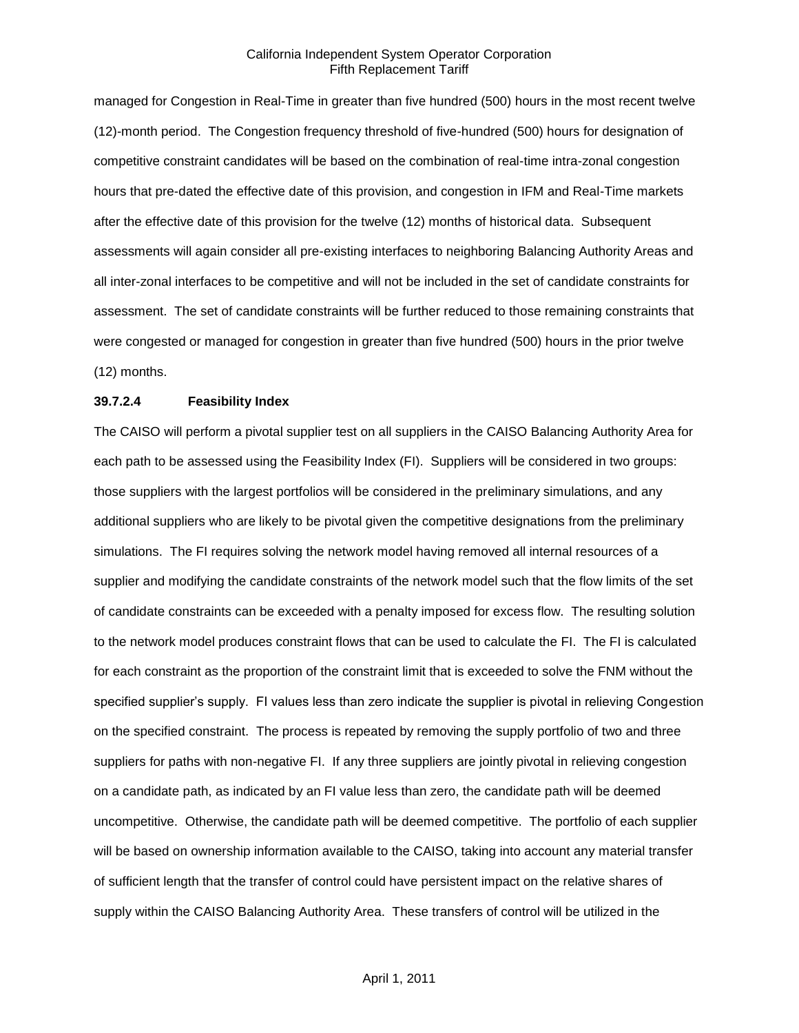managed for Congestion in Real-Time in greater than five hundred (500) hours in the most recent twelve (12)-month period. The Congestion frequency threshold of five-hundred (500) hours for designation of competitive constraint candidates will be based on the combination of real-time intra-zonal congestion hours that pre-dated the effective date of this provision, and congestion in IFM and Real-Time markets after the effective date of this provision for the twelve (12) months of historical data. Subsequent assessments will again consider all pre-existing interfaces to neighboring Balancing Authority Areas and all inter-zonal interfaces to be competitive and will not be included in the set of candidate constraints for assessment. The set of candidate constraints will be further reduced to those remaining constraints that were congested or managed for congestion in greater than five hundred (500) hours in the prior twelve (12) months.

**39.7.2.4 Feasibility Index**

The CAISO will perform a pivotal supplier test on all suppliers in the CAISO Balancing Authority Area for each path to be assessed using the Feasibility Index (FI). Suppliers will be considered in two groups: those suppliers with the largest portfolios will be considered in the preliminary simulations, and any additional suppliers who are likely to be pivotal given the competitive designations from the preliminary simulations. The FI requires solving the network model having removed all internal resources of a supplier and modifying the candidate constraints of the network model such that the flow limits of the set of candidate constraints can be exceeded with a penalty imposed for excess flow. The resulting solution to the network model produces constraint flows that can be used to calculate the FI. The FI is calculated for each constraint as the proportion of the constraint limit that is exceeded to solve the FNM without the specified supplier's supply. FI values less than zero indicate the supplier is pivotal in relieving Congestion on the specified constraint. The process is repeated by removing the supply portfolio of two and three suppliers for paths with non-negative FI. If any three suppliers are jointly pivotal in relieving congestion on a candidate path, as indicated by an FI value less than zero, the candidate path will be deemed uncompetitive. Otherwise, the candidate path will be deemed competitive. The portfolio of each supplier will be based on ownership information available to the CAISO, taking into account any material transfer of sufficient length that the transfer of control could have persistent impact on the relative shares of supply within the CAISO Balancing Authority Area. These transfers of control will be utilized in the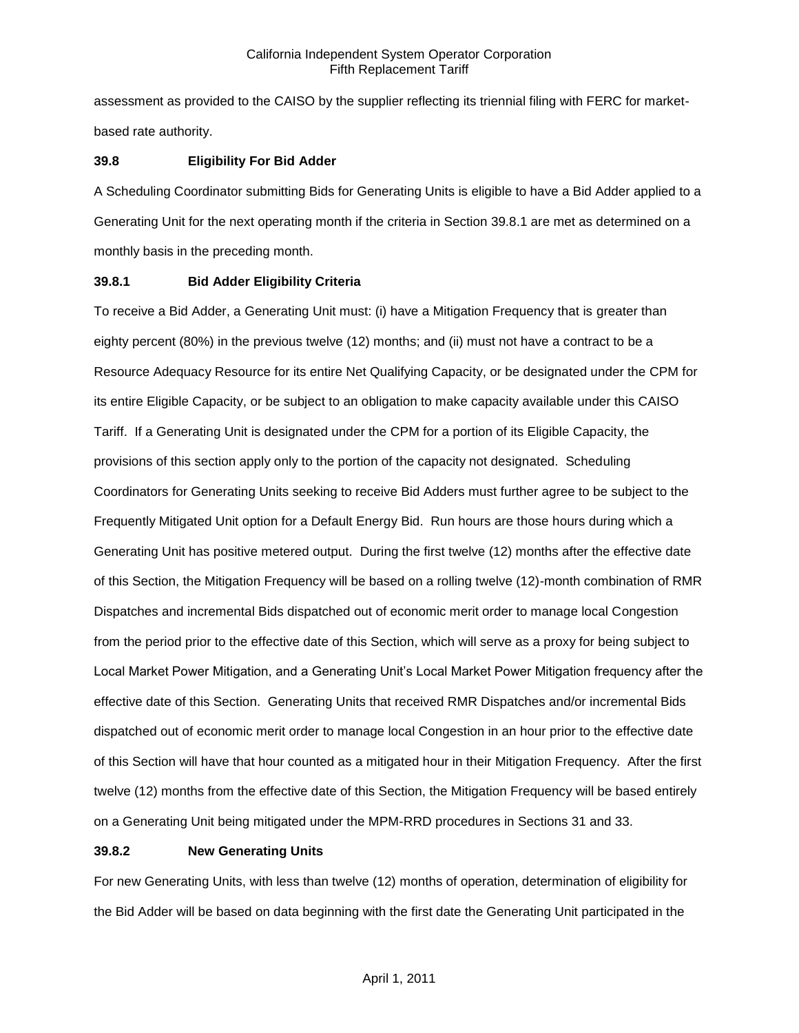assessment as provided to the CAISO by the supplier reflecting its triennial filing with FERC for market-based rate authority.

### 39.8 Eligibility For Bid Adder

A Scheduling Coordinator submitting Bids for Generating Units is eligible to have a Bid Adder applied to a Generating Unit for the next operating month if the criteria in Section 39.8.1 are met as determined on a monthly basis in the preceding month.

### 39.8.1 Bid Adder Eligibility Criteria

To receive a Bid Adder, a Generating Unit must: (i) have a Mitigation Frequency that is greater than eighty percent (80%) in the previous twelve (12) months; and (ii) must not have a contract to be a Resource Adequacy Resource for its entire Net Qualifying Capacity, or be designated under the CPM for its entire Eligible Capacity, or be subject to an obligation to make capacity available under this CAISO Tariff. If a Generating Unit is designated under the CPM for a portion of its Eligible Capacity, the provisions of this section apply only to the portion of the capacity not designated. Scheduling Coordinators for Generating Units seeking to receive Bid Adders must further agree to be subject to the Frequently Mitigated Unit option for a Default Energy Bid. Run hours are those hours during which a Generating Unit has positive metered output. During the first twelve (12) months after the effective date of this Section, the Mitigation Frequency will be based on a rolling twelve (12)-month combination of RMR Dispatches and incremental Bids dispatched out of economic merit order to manage local Congestion from the period prior to the effective date of this Section, which will serve as a proxy for being subject to Local Market Power Mitigation, and a Generating Unit's Local Market Power Mitigation frequency after the effective date of this Section. Generating Units that received RMR Dispatches and/or incremental Bids dispatched out of economic merit order to manage local Congestion in an hour prior to the effective date of this Section will have that hour counted as a mitigated hour in their Mitigation Frequency. After the first twelve (12) months from the effective date of this Section, the Mitigation Frequency will be based entirely on a Generating Unit being mitigated under the MPM-RRD procedures in Sections 31 and 33.

### 39.8.2 New Generating Units

For new Generating Units, with less than twelve (12) months of operation, determination of eligibility for the Bid Adder will be based on data beginning with the first date the Generating Unit participated in the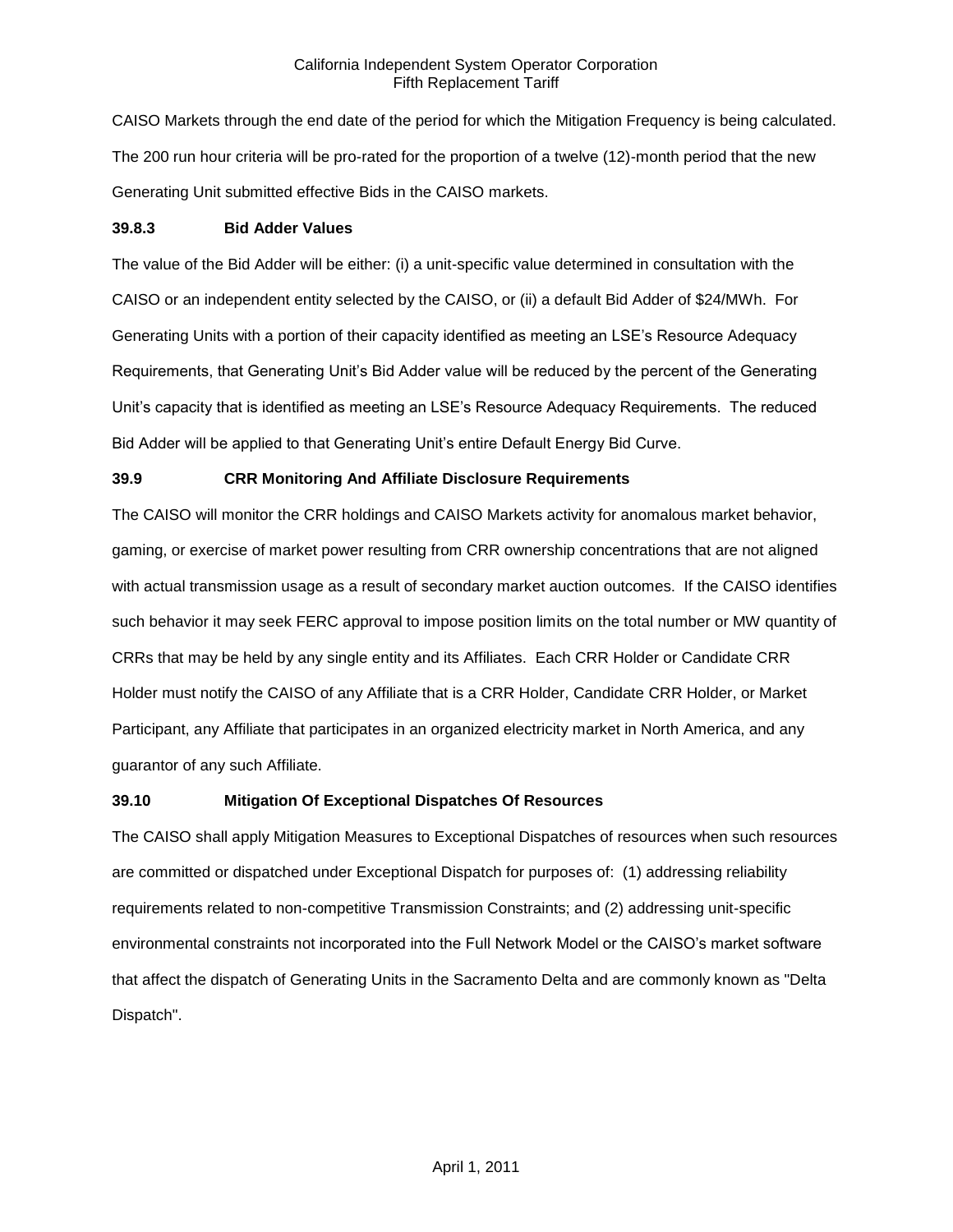CAISO Markets through the end date of the period for which the Mitigation Frequency is being calculated. The 200 run hour criteria will be pro-rated for the proportion of a twelve (12)-month period that the new Generating Unit submitted effective Bids in the CAISO markets.

### 39.8.3 Bid Adder Values

The value of the Bid Adder will be either: (i) a unit-specific value determined in consultation with the CAISO or an independent entity selected by the CAISO, or (ii) a default Bid Adder of $24/MWh. For Generating Units with a portion of their capacity identified as meeting an LSE's Resource Adequacy Requirements, that Generating Unit's Bid Adder value will be reduced by the percent of the Generating Unit's capacity that is identified as meeting an LSE's Resource Adequacy Requirements. The reduced Bid Adder will be applied to that Generating Unit's entire Default Energy Bid Curve.

### 39.9 CRR Monitoring And Affiliate Disclosure Requirements

The CAISO will monitor the CRR holdings and CAISO Markets activity for anomalous market behavior, gaming, or exercise of market power resulting from CRR ownership concentrations that are not aligned with actual transmission usage as a result of secondary market auction outcomes. If the CAISO identifies such behavior it may seek FERC approval to impose position limits on the total number or MW quantity of CRRs that may be held by any single entity and its Affiliates. Each CRR Holder or Candidate CRR Holder must notify the CAISO of any Affiliate that is a CRR Holder, Candidate CRR Holder, or Market Participant, any Affiliate that participates in an organized electricity market in North America, and any guarantor of any such Affiliate.

### 39.10 Mitigation Of Exceptional Dispatches Of Resources

The CAISO shall apply Mitigation Measures to Exceptional Dispatches of resources when such resources are committed or dispatched under Exceptional Dispatch for purposes of: (1) addressing reliability requirements related to non-competitive Transmission Constraints; and (2) addressing unit-specific environmental constraints not incorporated into the Full Network Model or the CAISO's market software that affect the dispatch of Generating Units in the Sacramento Delta and are commonly known as "Delta Dispatch".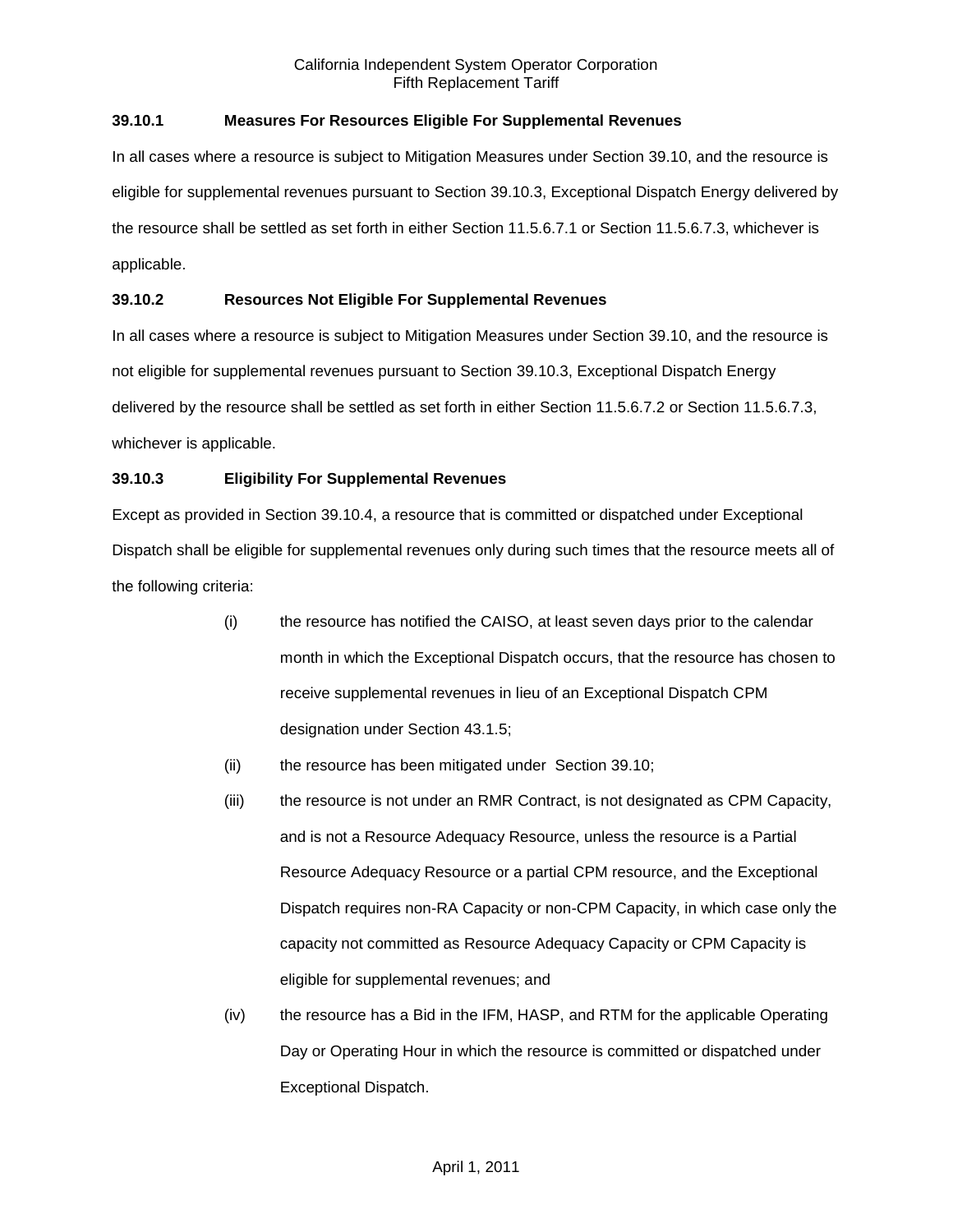### 39.10.1 Measures For Resources Eligible For Supplemental Revenues

In all cases where a resource is subject to Mitigation Measures under Section 39.10, and the resource is eligible for supplemental revenues pursuant to Section 39.10.3, Exceptional Dispatch Energy delivered by the resource shall be settled as set forth in either Section 11.5.6.7.1 or Section 11.5.6.7.3, whichever is applicable.

### 39.10.2 Resources Not Eligible For Supplemental Revenues

In all cases where a resource is subject to Mitigation Measures under Section 39.10, and the resource is not eligible for supplemental revenues pursuant to Section 39.10.3, Exceptional Dispatch Energy delivered by the resource shall be settled as set forth in either Section 11.5.6.7.2 or Section 11.5.6.7.3, whichever is applicable.

### 39.10.3 Eligibility For Supplemental Revenues

Except as provided in Section 39.10.4, a resource that is committed or dispatched under Exceptional Dispatch shall be eligible for supplemental revenues only during such times that the resource meets all of the following criteria:

(i) the resource has notified the CAISO, at least seven days prior to the calendar month in which the Exceptional Dispatch occurs, that the resource has chosen to receive supplemental revenues in lieu of an Exceptional Dispatch CPM designation under Section 43.1.5;

(ii) the resource has been mitigated under Section 39.10;

(iii) the resource is not under an RMR Contract, is not designated as CPM Capacity, and is not a Resource Adequacy Resource, unless the resource is a Partial Resource Adequacy Resource or a partial CPM resource, and the Exceptional Dispatch requires non-RA Capacity or non-CPM Capacity, in which case only the capacity not committed as Resource Adequacy Capacity or CPM Capacity is eligible for supplemental revenues; and

(iv) the resource has a Bid in the IFM, HASP, and RTM for the applicable Operating Day or Operating Hour in which the resource is committed or dispatched under Exceptional Dispatch.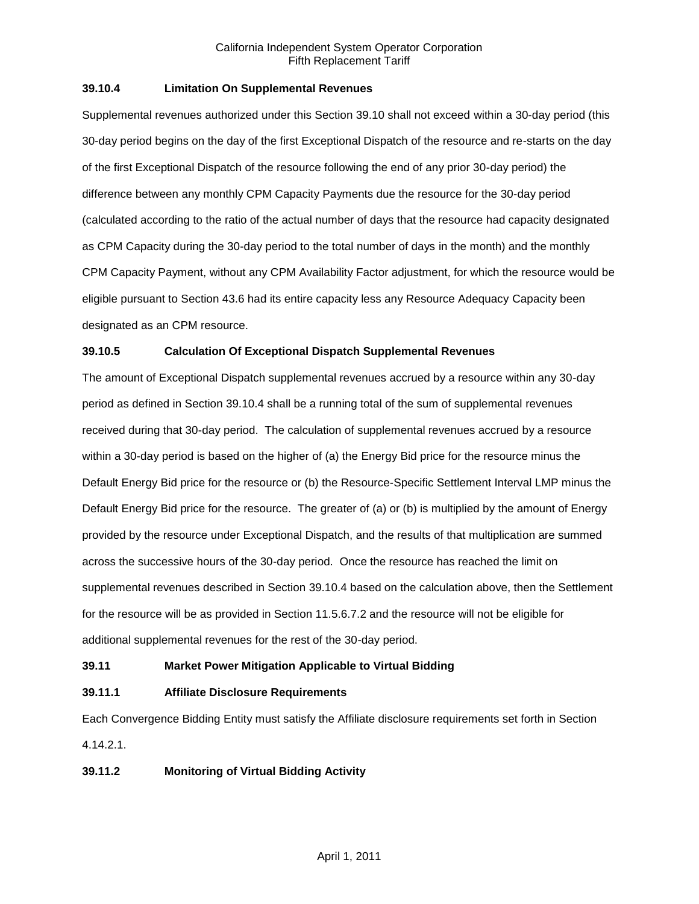### 39.10.4 Limitation On Supplemental Revenues

Supplemental revenues authorized under this Section 39.10 shall not exceed within a 30-day period (this 30-day period begins on the day of the first Exceptional Dispatch of the resource and re-starts on the day of the first Exceptional Dispatch of the resource following the end of any prior 30-day period) the difference between any monthly CPM Capacity Payments due the resource for the 30-day period (calculated according to the ratio of the actual number of days that the resource had capacity designated as CPM Capacity during the 30-day period to the total number of days in the month) and the monthly CPM Capacity Payment, without any CPM Availability Factor adjustment, for which the resource would be eligible pursuant to Section 43.6 had its entire capacity less any Resource Adequacy Capacity been designated as an CPM resource.

### 39.10.5 Calculation Of Exceptional Dispatch Supplemental Revenues

The amount of Exceptional Dispatch supplemental revenues accrued by a resource within any 30-day period as defined in Section 39.10.4 shall be a running total of the sum of supplemental revenues received during that 30-day period. The calculation of supplemental revenues accrued by a resource within a 30-day period is based on the higher of (a) the Energy Bid price for the resource minus the Default Energy Bid price for the resource or (b) the Resource-Specific Settlement Interval LMP minus the Default Energy Bid price for the resource. The greater of (a) or (b) is multiplied by the amount of Energy provided by the resource under Exceptional Dispatch, and the results of that multiplication are summed across the successive hours of the 30-day period. Once the resource has reached the limit on supplemental revenues described in Section 39.10.4 based on the calculation above, then the Settlement for the resource will be as provided in Section 11.5.6.7.2 and the resource will not be eligible for additional supplemental revenues for the rest of the 30-day period.

## 39.11 Market Power Mitigation Applicable to Virtual Bidding

### 39.11.1 Affiliate Disclosure Requirements

Each Convergence Bidding Entity must satisfy the Affiliate disclosure requirements set forth in Section 4.14.2.1.

### 39.11.2 Monitoring of Virtual Bidding Activity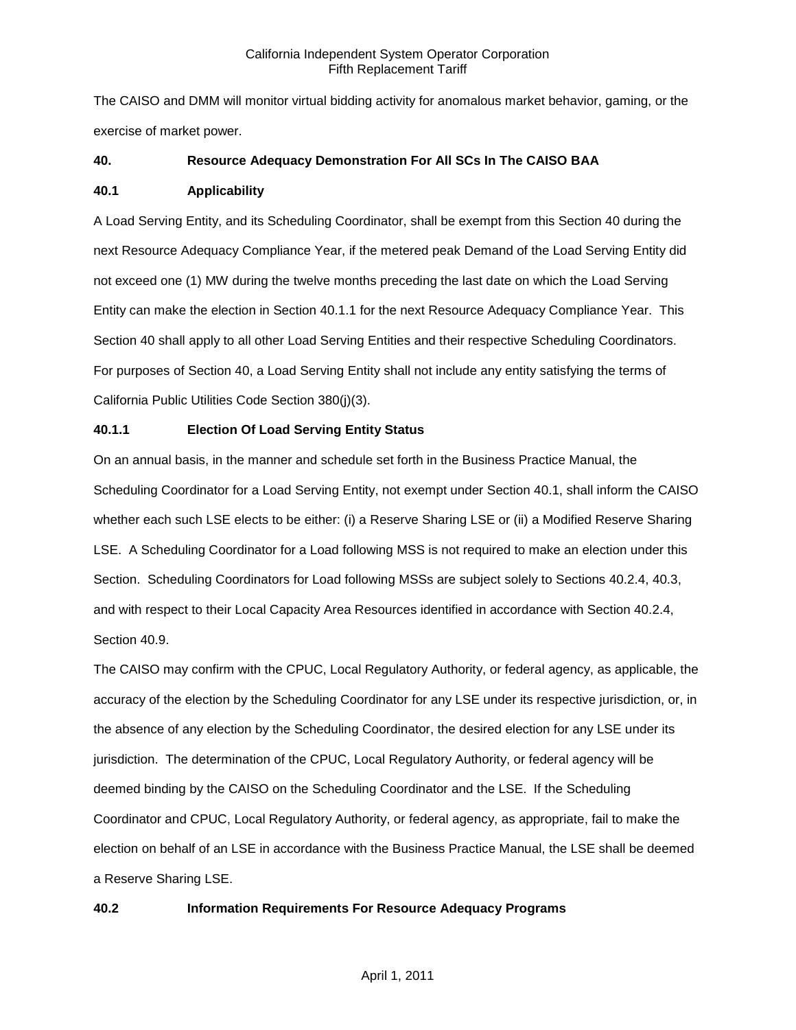The CAISO and DMM will monitor virtual bidding activity for anomalous market behavior, gaming, or the exercise of market power.

## 40. Resource Adequacy Demonstration For All SCs In The CAISO BAA

### 40.1 Applicability

A Load Serving Entity, and its Scheduling Coordinator, shall be exempt from this Section 40 during the next Resource Adequacy Compliance Year, if the metered peak Demand of the Load Serving Entity did not exceed one (1) MW during the twelve months preceding the last date on which the Load Serving Entity can make the election in Section 40.1.1 for the next Resource Adequacy Compliance Year. This Section 40 shall apply to all other Load Serving Entities and their respective Scheduling Coordinators. For purposes of Section 40, a Load Serving Entity shall not include any entity satisfying the terms of California Public Utilities Code Section 380(j)(3).

#### 40.1.1 Election Of Load Serving Entity Status

On an annual basis, in the manner and schedule set forth in the Business Practice Manual, the Scheduling Coordinator for a Load Serving Entity, not exempt under Section 40.1, shall inform the CAISO whether each such LSE elects to be either: (i) a Reserve Sharing LSE or (ii) a Modified Reserve Sharing LSE. A Scheduling Coordinator for a Load following MSS is not required to make an election under this Section. Scheduling Coordinators for Load following MSSs are subject solely to Sections 40.2.4, 40.3, and with respect to their Local Capacity Area Resources identified in accordance with Section 40.2.4, Section 40.9.

The CAISO may confirm with the CPUC, Local Regulatory Authority, or federal agency, as applicable, the accuracy of the election by the Scheduling Coordinator for any LSE under its respective jurisdiction, or, in the absence of any election by the Scheduling Coordinator, the desired election for any LSE under its jurisdiction. The determination of the CPUC, Local Regulatory Authority, or federal agency will be deemed binding by the CAISO on the Scheduling Coordinator and the LSE. If the Scheduling Coordinator and CPUC, Local Regulatory Authority, or federal agency, as appropriate, fail to make the election on behalf of an LSE in accordance with the Business Practice Manual, the LSE shall be deemed a Reserve Sharing LSE.

### 40.2 Information Requirements For Resource Adequacy Programs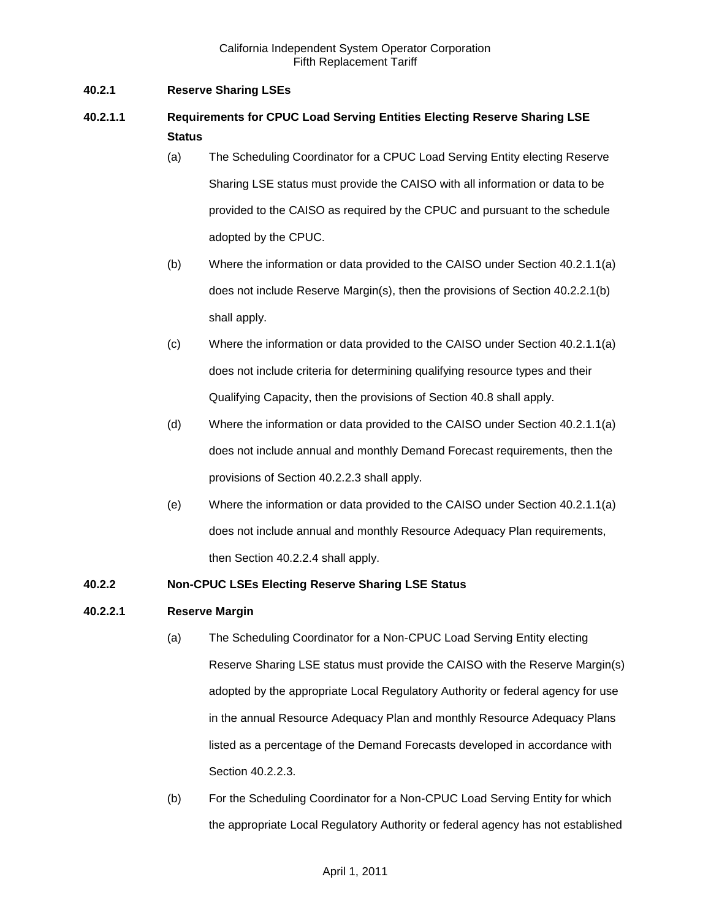**40.2.1 Reserve Sharing LSEs**

**40.2.1.1 Requirements for CPUC Load Serving Entities Electing Reserve Sharing LSE Status**

(a) The Scheduling Coordinator for a CPUC Load Serving Entity electing Reserve Sharing LSE status must provide the CAISO with all information or data to be provided to the CAISO as required by the CPUC and pursuant to the schedule adopted by the CPUC.

(b) Where the information or data provided to the CAISO under Section 40.2.1.1(a) does not include Reserve Margin(s), then the provisions of Section 40.2.2.1(b) shall apply.

(c) Where the information or data provided to the CAISO under Section 40.2.1.1(a) does not include criteria for determining qualifying resource types and their Qualifying Capacity, then the provisions of Section 40.8 shall apply.

(d) Where the information or data provided to the CAISO under Section 40.2.1.1(a) does not include annual and monthly Demand Forecast requirements, then the provisions of Section 40.2.2.3 shall apply.

(e) Where the information or data provided to the CAISO under Section 40.2.1.1(a) does not include annual and monthly Resource Adequacy Plan requirements, then Section 40.2.2.4 shall apply.

**40.2.2 Non-CPUC LSEs Electing Reserve Sharing LSE Status**

**40.2.2.1 Reserve Margin**

(a) The Scheduling Coordinator for a Non-CPUC Load Serving Entity electing Reserve Sharing LSE status must provide the CAISO with the Reserve Margin(s) adopted by the appropriate Local Regulatory Authority or federal agency for use in the annual Resource Adequacy Plan and monthly Resource Adequacy Plans listed as a percentage of the Demand Forecasts developed in accordance with Section 40.2.2.3.

(b) For the Scheduling Coordinator for a Non-CPUC Load Serving Entity for which the appropriate Local Regulatory Authority or federal agency has not established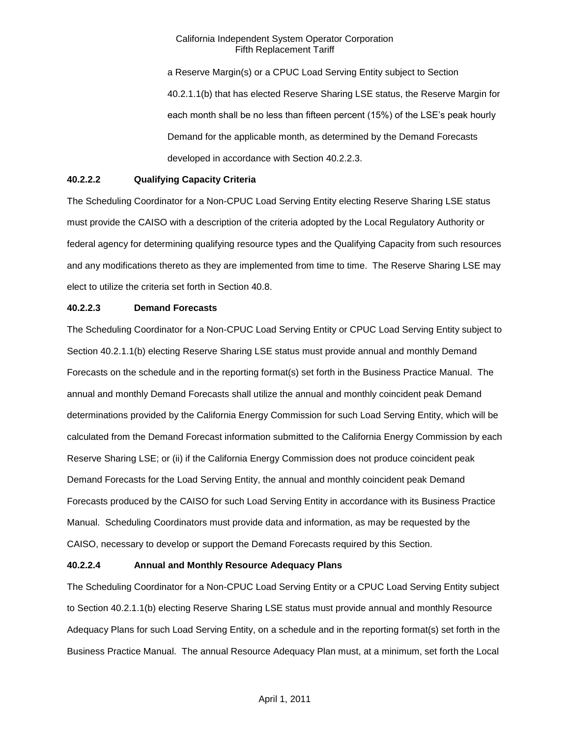a Reserve Margin(s) or a CPUC Load Serving Entity subject to Section 40.2.1.1(b) that has elected Reserve Sharing LSE status, the Reserve Margin for each month shall be no less than fifteen percent (15%) of the LSE's peak hourly Demand for the applicable month, as determined by the Demand Forecasts developed in accordance with Section 40.2.2.3.

**40.2.2.2 Qualifying Capacity Criteria**

The Scheduling Coordinator for a Non-CPUC Load Serving Entity electing Reserve Sharing LSE status must provide the CAISO with a description of the criteria adopted by the Local Regulatory Authority or federal agency for determining qualifying resource types and the Qualifying Capacity from such resources and any modifications thereto as they are implemented from time to time. The Reserve Sharing LSE may elect to utilize the criteria set forth in Section 40.8.

**40.2.2.3 Demand Forecasts**

The Scheduling Coordinator for a Non-CPUC Load Serving Entity or CPUC Load Serving Entity subject to Section 40.2.1.1(b) electing Reserve Sharing LSE status must provide annual and monthly Demand Forecasts on the schedule and in the reporting format(s) set forth in the Business Practice Manual. The annual and monthly Demand Forecasts shall utilize the annual and monthly coincident peak Demand determinations provided by the California Energy Commission for such Load Serving Entity, which will be calculated from the Demand Forecast information submitted to the California Energy Commission by each Reserve Sharing LSE; or (ii) if the California Energy Commission does not produce coincident peak Demand Forecasts for the Load Serving Entity, the annual and monthly coincident peak Demand Forecasts produced by the CAISO for such Load Serving Entity in accordance with its Business Practice Manual. Scheduling Coordinators must provide data and information, as may be requested by the CAISO, necessary to develop or support the Demand Forecasts required by this Section.

**40.2.2.4 Annual and Monthly Resource Adequacy Plans**

The Scheduling Coordinator for a Non-CPUC Load Serving Entity or a CPUC Load Serving Entity subject to Section 40.2.1.1(b) electing Reserve Sharing LSE status must provide annual and monthly Resource Adequacy Plans for such Load Serving Entity, on a schedule and in the reporting format(s) set forth in the Business Practice Manual. The annual Resource Adequacy Plan must, at a minimum, set forth the Local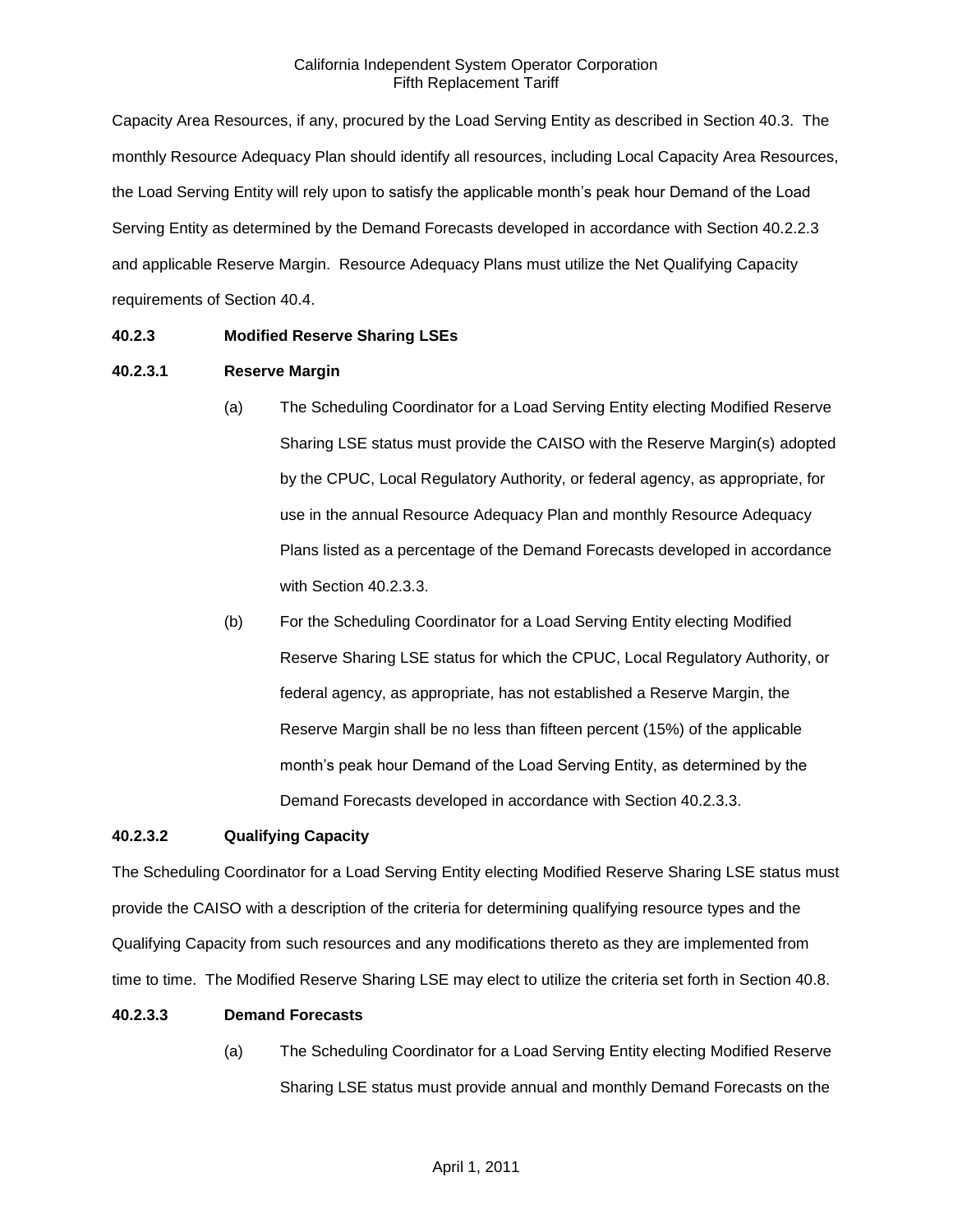Capacity Area Resources, if any, procured by the Load Serving Entity as described in Section 40.3. The monthly Resource Adequacy Plan should identify all resources, including Local Capacity Area Resources, the Load Serving Entity will rely upon to satisfy the applicable month's peak hour Demand of the Load Serving Entity as determined by the Demand Forecasts developed in accordance with Section 40.2.2.3 and applicable Reserve Margin. Resource Adequacy Plans must utilize the Net Qualifying Capacity requirements of Section 40.4.

**40.2.3 Modified Reserve Sharing LSEs**

**40.2.3.1 Reserve Margin**

(a) The Scheduling Coordinator for a Load Serving Entity electing Modified Reserve Sharing LSE status must provide the CAISO with the Reserve Margin(s) adopted by the CPUC, Local Regulatory Authority, or federal agency, as appropriate, for use in the annual Resource Adequacy Plan and monthly Resource Adequacy Plans listed as a percentage of the Demand Forecasts developed in accordance with Section 40.2.3.3.

(b) For the Scheduling Coordinator for a Load Serving Entity electing Modified Reserve Sharing LSE status for which the CPUC, Local Regulatory Authority, or federal agency, as appropriate, has not established a Reserve Margin, the Reserve Margin shall be no less than fifteen percent (15%) of the applicable month's peak hour Demand of the Load Serving Entity, as determined by the Demand Forecasts developed in accordance with Section 40.2.3.3.

**40.2.3.2 Qualifying Capacity**

The Scheduling Coordinator for a Load Serving Entity electing Modified Reserve Sharing LSE status must provide the CAISO with a description of the criteria for determining qualifying resource types and the Qualifying Capacity from such resources and any modifications thereto as they are implemented from time to time. The Modified Reserve Sharing LSE may elect to utilize the criteria set forth in Section 40.8.

**40.2.3.3 Demand Forecasts**

(a) The Scheduling Coordinator for a Load Serving Entity electing Modified Reserve Sharing LSE status must provide annual and monthly Demand Forecasts on the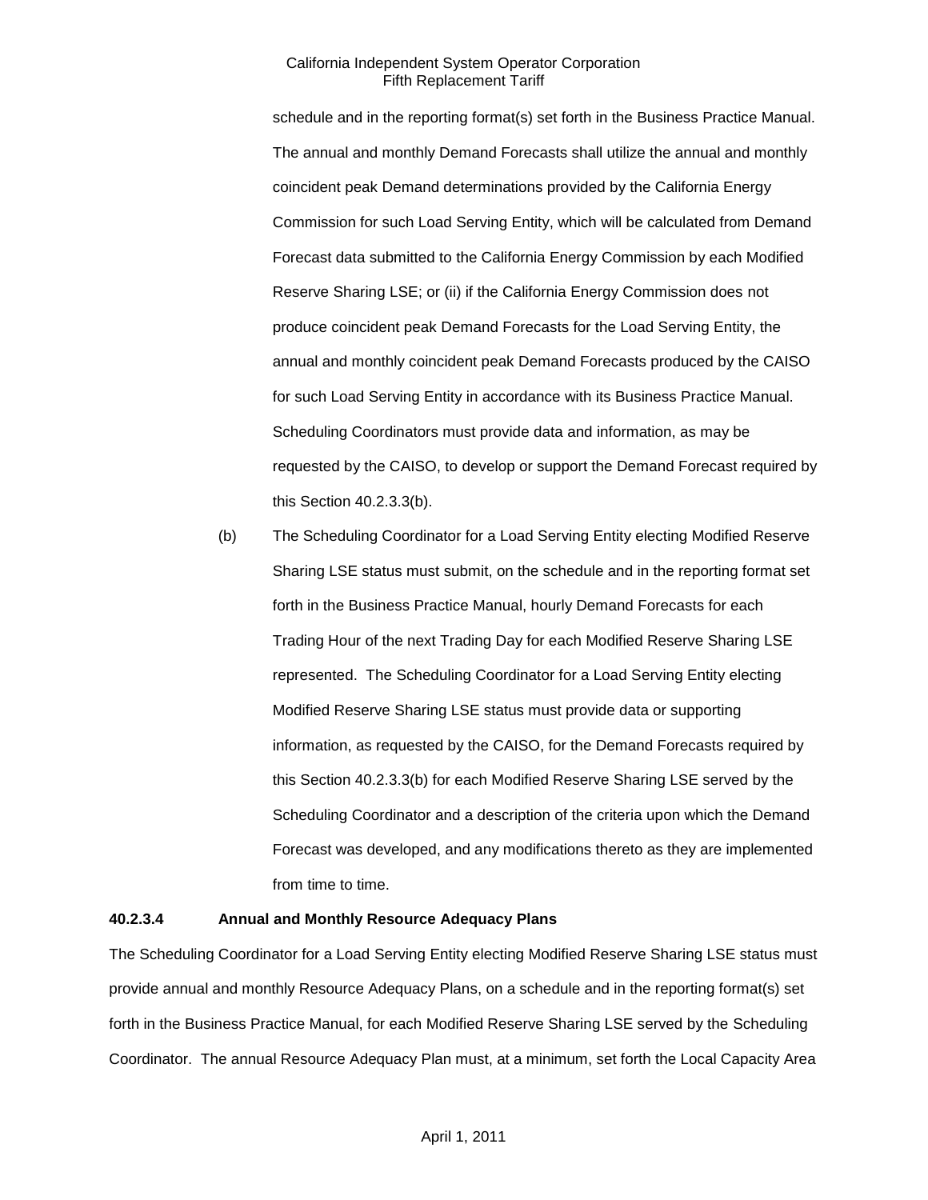schedule and in the reporting format(s) set forth in the Business Practice Manual. The annual and monthly Demand Forecasts shall utilize the annual and monthly coincident peak Demand determinations provided by the California Energy Commission for such Load Serving Entity, which will be calculated from Demand Forecast data submitted to the California Energy Commission by each Modified Reserve Sharing LSE; or (ii) if the California Energy Commission does not produce coincident peak Demand Forecasts for the Load Serving Entity, the annual and monthly coincident peak Demand Forecasts produced by the CAISO for such Load Serving Entity in accordance with its Business Practice Manual. Scheduling Coordinators must provide data and information, as may be requested by the CAISO, to develop or support the Demand Forecast required by this Section 40.2.3.3(b).

(b) The Scheduling Coordinator for a Load Serving Entity electing Modified Reserve Sharing LSE status must submit, on the schedule and in the reporting format set forth in the Business Practice Manual, hourly Demand Forecasts for each Trading Hour of the next Trading Day for each Modified Reserve Sharing LSE represented. The Scheduling Coordinator for a Load Serving Entity electing Modified Reserve Sharing LSE status must provide data or supporting information, as requested by the CAISO, for the Demand Forecasts required by this Section 40.2.3.3(b) for each Modified Reserve Sharing LSE served by the Scheduling Coordinator and a description of the criteria upon which the Demand Forecast was developed, and any modifications thereto as they are implemented from time to time.

**40.2.3.4 Annual and Monthly Resource Adequacy Plans**

The Scheduling Coordinator for a Load Serving Entity electing Modified Reserve Sharing LSE status must provide annual and monthly Resource Adequacy Plans, on a schedule and in the reporting format(s) set forth in the Business Practice Manual, for each Modified Reserve Sharing LSE served by the Scheduling Coordinator. The annual Resource Adequacy Plan must, at a minimum, set forth the Local Capacity Area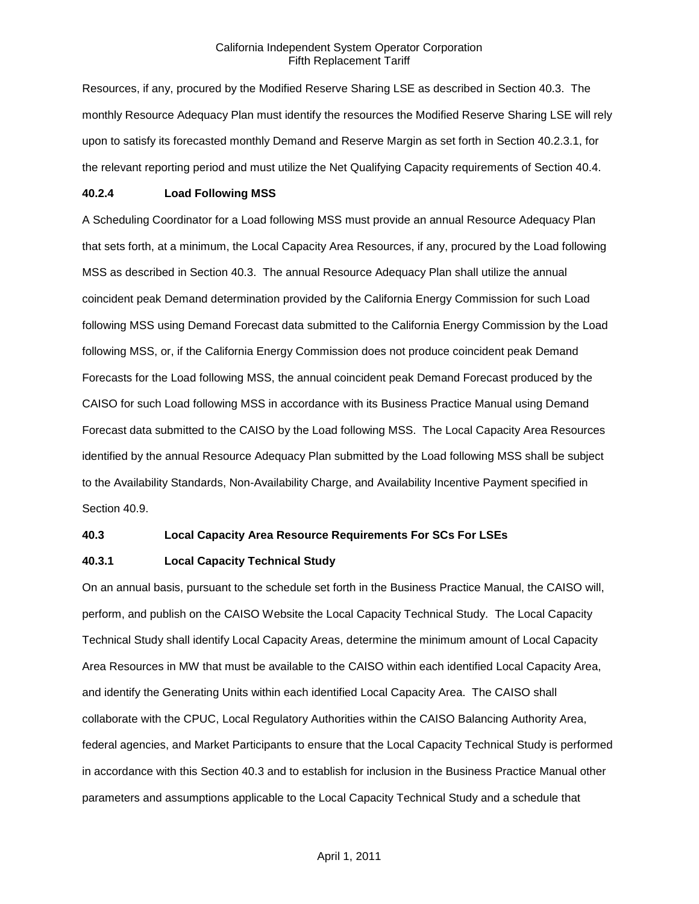Resources, if any, procured by the Modified Reserve Sharing LSE as described in Section 40.3. The monthly Resource Adequacy Plan must identify the resources the Modified Reserve Sharing LSE will rely upon to satisfy its forecasted monthly Demand and Reserve Margin as set forth in Section 40.2.3.1, for the relevant reporting period and must utilize the Net Qualifying Capacity requirements of Section 40.4.

**40.2.4 Load Following MSS**

A Scheduling Coordinator for a Load following MSS must provide an annual Resource Adequacy Plan that sets forth, at a minimum, the Local Capacity Area Resources, if any, procured by the Load following MSS as described in Section 40.3. The annual Resource Adequacy Plan shall utilize the annual coincident peak Demand determination provided by the California Energy Commission for such Load following MSS using Demand Forecast data submitted to the California Energy Commission by the Load following MSS, or, if the California Energy Commission does not produce coincident peak Demand Forecasts for the Load following MSS, the annual coincident peak Demand Forecast produced by the CAISO for such Load following MSS in accordance with its Business Practice Manual using Demand Forecast data submitted to the CAISO by the Load following MSS. The Local Capacity Area Resources identified by the annual Resource Adequacy Plan submitted by the Load following MSS shall be subject to the Availability Standards, Non-Availability Charge, and Availability Incentive Payment specified in Section 40.9.

**40.3 Local Capacity Area Resource Requirements For SCs For LSEs**

**40.3.1 Local Capacity Technical Study**

On an annual basis, pursuant to the schedule set forth in the Business Practice Manual, the CAISO will, perform, and publish on the CAISO Website the Local Capacity Technical Study. The Local Capacity Technical Study shall identify Local Capacity Areas, determine the minimum amount of Local Capacity Area Resources in MW that must be available to the CAISO within each identified Local Capacity Area, and identify the Generating Units within each identified Local Capacity Area. The CAISO shall collaborate with the CPUC, Local Regulatory Authorities within the CAISO Balancing Authority Area, federal agencies, and Market Participants to ensure that the Local Capacity Technical Study is performed in accordance with this Section 40.3 and to establish for inclusion in the Business Practice Manual other parameters and assumptions applicable to the Local Capacity Technical Study and a schedule that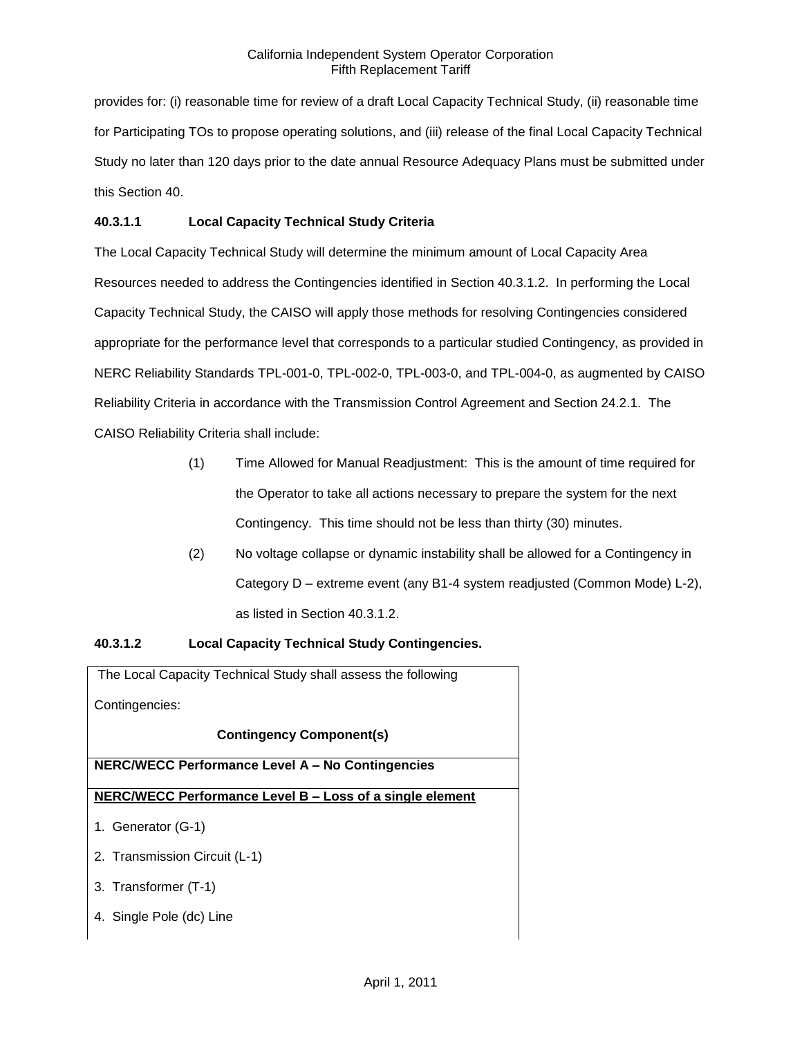provides for: (i) reasonable time for review of a draft Local Capacity Technical Study, (ii) reasonable time for Participating TOs to propose operating solutions, and (iii) release of the final Local Capacity Technical Study no later than 120 days prior to the date annual Resource Adequacy Plans must be submitted under this Section 40.

**40.3.1.1 Local Capacity Technical Study Criteria**

The Local Capacity Technical Study will determine the minimum amount of Local Capacity Area Resources needed to address the Contingencies identified in Section 40.3.1.2. In performing the Local Capacity Technical Study, the CAISO will apply those methods for resolving Contingencies considered appropriate for the performance level that corresponds to a particular studied Contingency, as provided in NERC Reliability Standards TPL-001-0, TPL-002-0, TPL-003-0, and TPL-004-0, as augmented by CAISO Reliability Criteria in accordance with the Transmission Control Agreement and Section 24.2.1. The CAISO Reliability Criteria shall include:

(1) Time Allowed for Manual Readjustment: This is the amount of time required for the Operator to take all actions necessary to prepare the system for the next Contingency. This time should not be less than thirty (30) minutes.

(2) No voltage collapse or dynamic instability shall be allowed for a Contingency in Category D – extreme event (any B1-4 system readjusted (Common Mode) L-2), as listed in Section 40.3.1.2.

**40.3.1.2 Local Capacity Technical Study Contingencies.**

| The Local Capacity Technical Study shall assess the following Contingencies: **Contingency Component(s)** |
|---|
| **NERC/WECC Performance Level A – No Contingencies** |
| **NERC/WECC Performance Level B – Loss of a single element**<br>1. Generator (G-1)<br>2. Transmission Circuit (L-1)<br>3. Transformer (T-1)<br>4. Single Pole (dc) Line |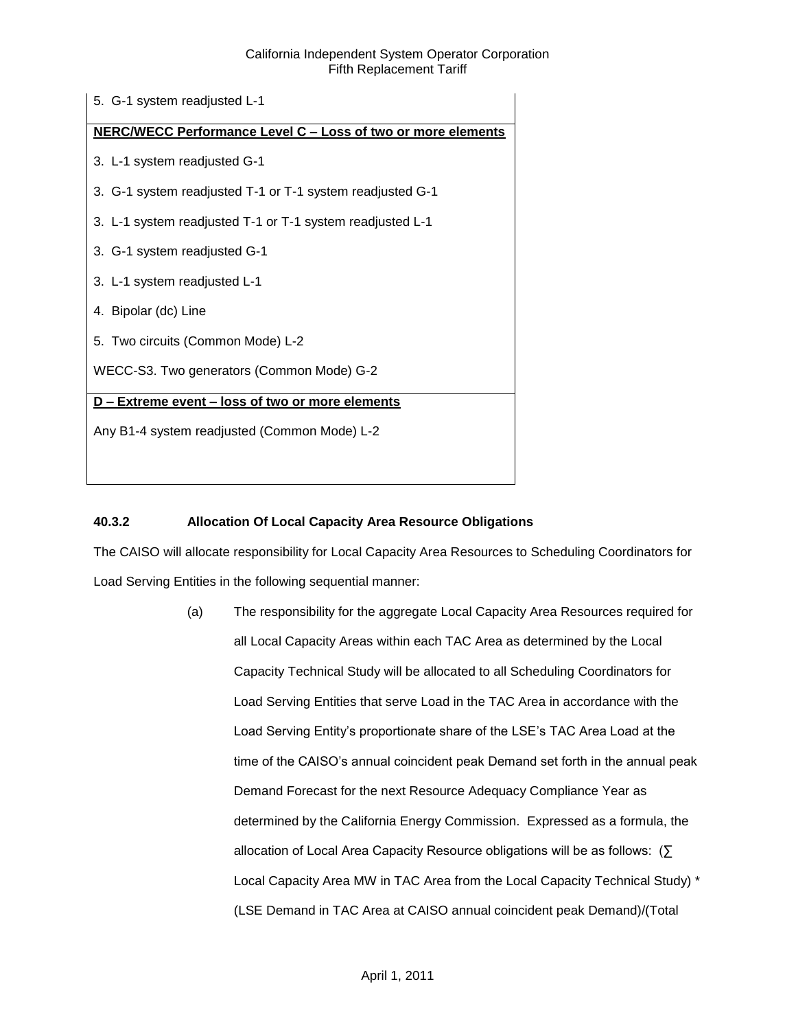| 5. G-1 system readjusted L-1 |
|---|
| **<u>NERC/WECC Performance Level C – Loss of two or more elements</u>** |
| 3. L-1 system readjusted G-1 |
| 3. G-1 system readjusted T-1 or T-1 system readjusted G-1 |
| 3. L-1 system readjusted T-1 or T-1 system readjusted L-1 |
| 3. G-1 system readjusted G-1 |
| 3. L-1 system readjusted L-1 |
| 4. Bipolar (dc) Line |
| 5. Two circuits (Common Mode) L-2 |
| WECC-S3. Two generators (Common Mode) G-2 |
| **<u>D – Extreme event – loss of two or more elements</u>** |
| Any B1-4 system readjusted (Common Mode) L-2 |

**40.3.2 Allocation Of Local Capacity Area Resource Obligations**

The CAISO will allocate responsibility for Local Capacity Area Resources to Scheduling Coordinators for Load Serving Entities in the following sequential manner:

(a) The responsibility for the aggregate Local Capacity Area Resources required for all Local Capacity Areas within each TAC Area as determined by the Local Capacity Technical Study will be allocated to all Scheduling Coordinators for Load Serving Entities that serve Load in the TAC Area in accordance with the Load Serving Entity's proportionate share of the LSE's TAC Area Load at the time of the CAISO's annual coincident peak Demand set forth in the annual peak Demand Forecast for the next Resource Adequacy Compliance Year as determined by the California Energy Commission. Expressed as a formula, the allocation of Local Area Capacity Resource obligations will be as follows: (∑ Local Capacity Area MW in TAC Area from the Local Capacity Technical Study) * (LSE Demand in TAC Area at CAISO annual coincident peak Demand)/(Total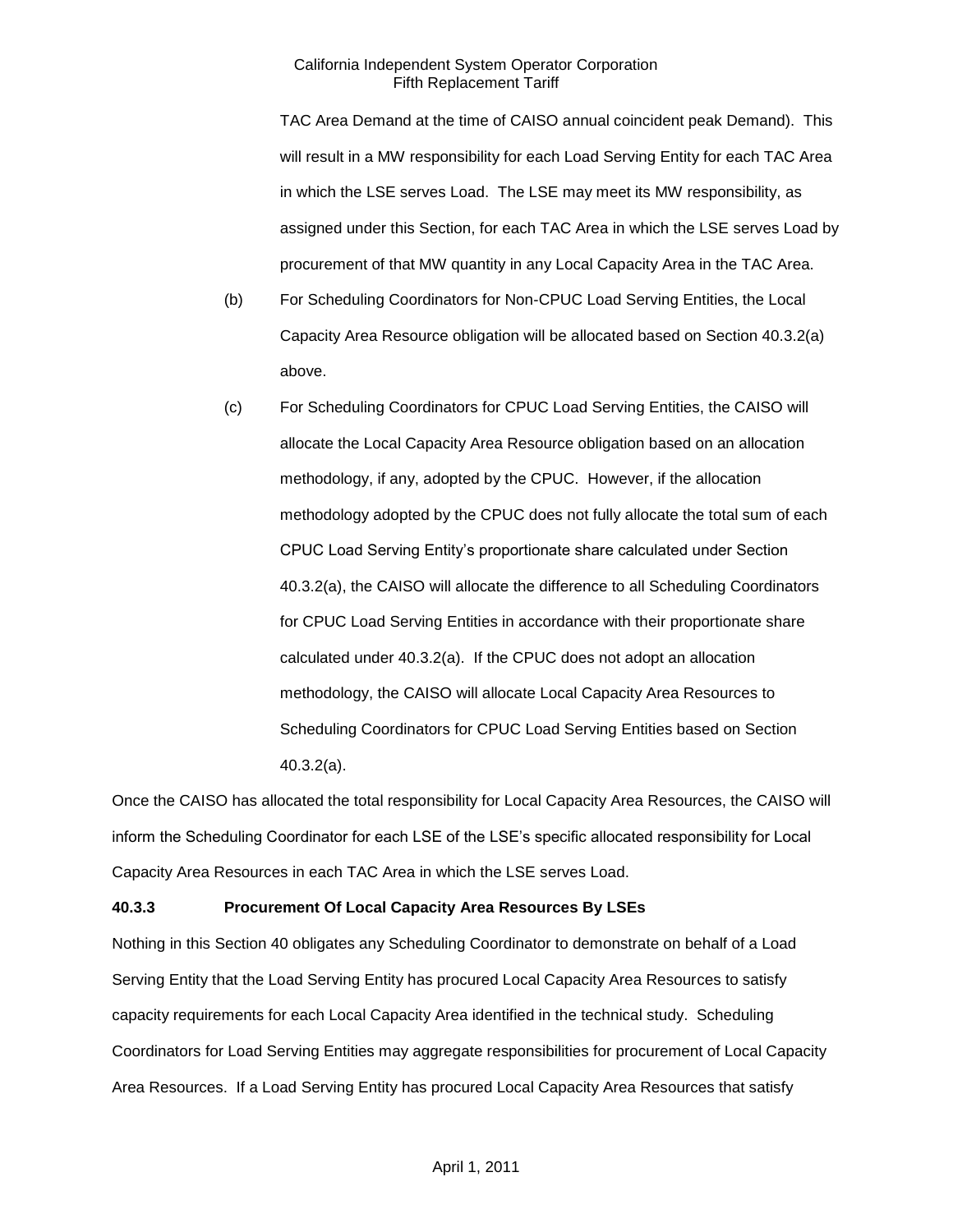TAC Area Demand at the time of CAISO annual coincident peak Demand). This will result in a MW responsibility for each Load Serving Entity for each TAC Area in which the LSE serves Load. The LSE may meet its MW responsibility, as assigned under this Section, for each TAC Area in which the LSE serves Load by procurement of that MW quantity in any Local Capacity Area in the TAC Area.

(b) For Scheduling Coordinators for Non-CPUC Load Serving Entities, the Local Capacity Area Resource obligation will be allocated based on Section 40.3.2(a) above.

(c) For Scheduling Coordinators for CPUC Load Serving Entities, the CAISO will allocate the Local Capacity Area Resource obligation based on an allocation methodology, if any, adopted by the CPUC. However, if the allocation methodology adopted by the CPUC does not fully allocate the total sum of each CPUC Load Serving Entity's proportionate share calculated under Section 40.3.2(a), the CAISO will allocate the difference to all Scheduling Coordinators for CPUC Load Serving Entities in accordance with their proportionate share calculated under 40.3.2(a). If the CPUC does not adopt an allocation methodology, the CAISO will allocate Local Capacity Area Resources to Scheduling Coordinators for CPUC Load Serving Entities based on Section 40.3.2(a).

Once the CAISO has allocated the total responsibility for Local Capacity Area Resources, the CAISO will inform the Scheduling Coordinator for each LSE of the LSE's specific allocated responsibility for Local Capacity Area Resources in each TAC Area in which the LSE serves Load.

### 40.3.3 Procurement Of Local Capacity Area Resources By LSEs

Nothing in this Section 40 obligates any Scheduling Coordinator to demonstrate on behalf of a Load Serving Entity that the Load Serving Entity has procured Local Capacity Area Resources to satisfy capacity requirements for each Local Capacity Area identified in the technical study. Scheduling Coordinators for Load Serving Entities may aggregate responsibilities for procurement of Local Capacity Area Resources. If a Load Serving Entity has procured Local Capacity Area Resources that satisfy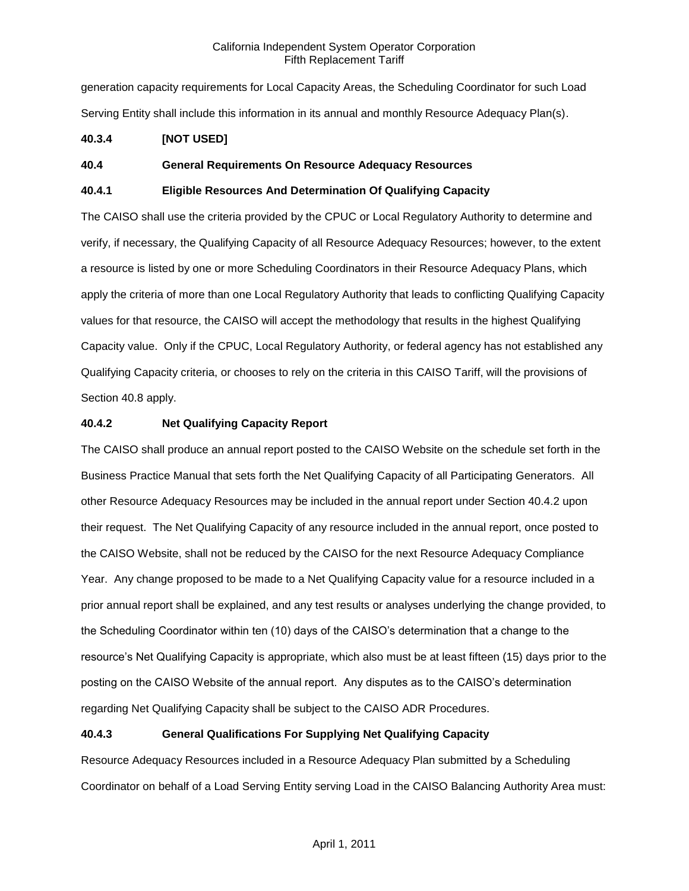generation capacity requirements for Local Capacity Areas, the Scheduling Coordinator for such Load Serving Entity shall include this information in its annual and monthly Resource Adequacy Plan(s).

**40.3.4 [NOT USED]**

**40.4 General Requirements On Resource Adequacy Resources**

**40.4.1 Eligible Resources And Determination Of Qualifying Capacity**

The CAISO shall use the criteria provided by the CPUC or Local Regulatory Authority to determine and verify, if necessary, the Qualifying Capacity of all Resource Adequacy Resources; however, to the extent a resource is listed by one or more Scheduling Coordinators in their Resource Adequacy Plans, which apply the criteria of more than one Local Regulatory Authority that leads to conflicting Qualifying Capacity values for that resource, the CAISO will accept the methodology that results in the highest Qualifying Capacity value. Only if the CPUC, Local Regulatory Authority, or federal agency has not established any Qualifying Capacity criteria, or chooses to rely on the criteria in this CAISO Tariff, will the provisions of Section 40.8 apply.

**40.4.2 Net Qualifying Capacity Report**

The CAISO shall produce an annual report posted to the CAISO Website on the schedule set forth in the Business Practice Manual that sets forth the Net Qualifying Capacity of all Participating Generators. All other Resource Adequacy Resources may be included in the annual report under Section 40.4.2 upon their request. The Net Qualifying Capacity of any resource included in the annual report, once posted to the CAISO Website, shall not be reduced by the CAISO for the next Resource Adequacy Compliance Year. Any change proposed to be made to a Net Qualifying Capacity value for a resource included in a prior annual report shall be explained, and any test results or analyses underlying the change provided, to the Scheduling Coordinator within ten (10) days of the CAISO's determination that a change to the resource's Net Qualifying Capacity is appropriate, which also must be at least fifteen (15) days prior to the posting on the CAISO Website of the annual report. Any disputes as to the CAISO's determination regarding Net Qualifying Capacity shall be subject to the CAISO ADR Procedures.

**40.4.3 General Qualifications For Supplying Net Qualifying Capacity**

Resource Adequacy Resources included in a Resource Adequacy Plan submitted by a Scheduling Coordinator on behalf of a Load Serving Entity serving Load in the CAISO Balancing Authority Area must: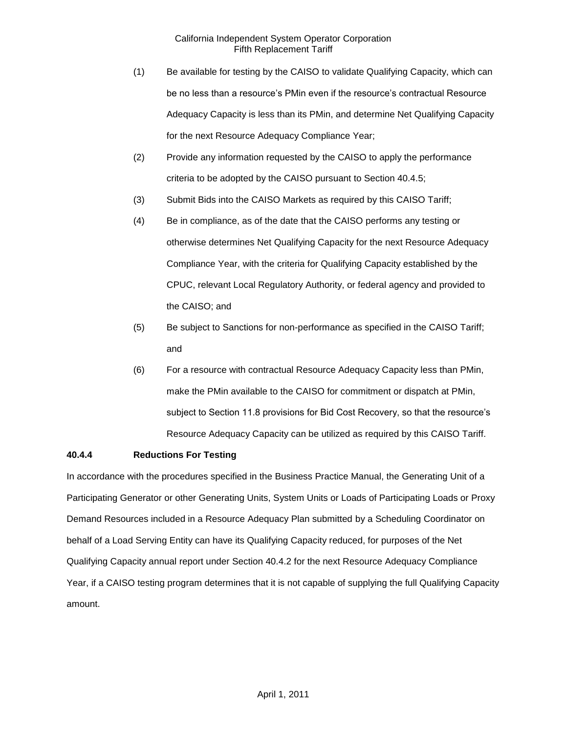(1) Be available for testing by the CAISO to validate Qualifying Capacity, which can be no less than a resource's PMin even if the resource's contractual Resource Adequacy Capacity is less than its PMin, and determine Net Qualifying Capacity for the next Resource Adequacy Compliance Year;

(2) Provide any information requested by the CAISO to apply the performance criteria to be adopted by the CAISO pursuant to Section 40.4.5;

(3) Submit Bids into the CAISO Markets as required by this CAISO Tariff;

(4) Be in compliance, as of the date that the CAISO performs any testing or otherwise determines Net Qualifying Capacity for the next Resource Adequacy Compliance Year, with the criteria for Qualifying Capacity established by the CPUC, relevant Local Regulatory Authority, or federal agency and provided to the CAISO; and

(5) Be subject to Sanctions for non-performance as specified in the CAISO Tariff; and

(6) For a resource with contractual Resource Adequacy Capacity less than PMin, make the PMin available to the CAISO for commitment or dispatch at PMin, subject to Section 11.8 provisions for Bid Cost Recovery, so that the resource's Resource Adequacy Capacity can be utilized as required by this CAISO Tariff.

**40.4.4 Reductions For Testing**

In accordance with the procedures specified in the Business Practice Manual, the Generating Unit of a Participating Generator or other Generating Units, System Units or Loads of Participating Loads or Proxy Demand Resources included in a Resource Adequacy Plan submitted by a Scheduling Coordinator on behalf of a Load Serving Entity can have its Qualifying Capacity reduced, for purposes of the Net Qualifying Capacity annual report under Section 40.4.2 for the next Resource Adequacy Compliance Year, if a CAISO testing program determines that it is not capable of supplying the full Qualifying Capacity amount.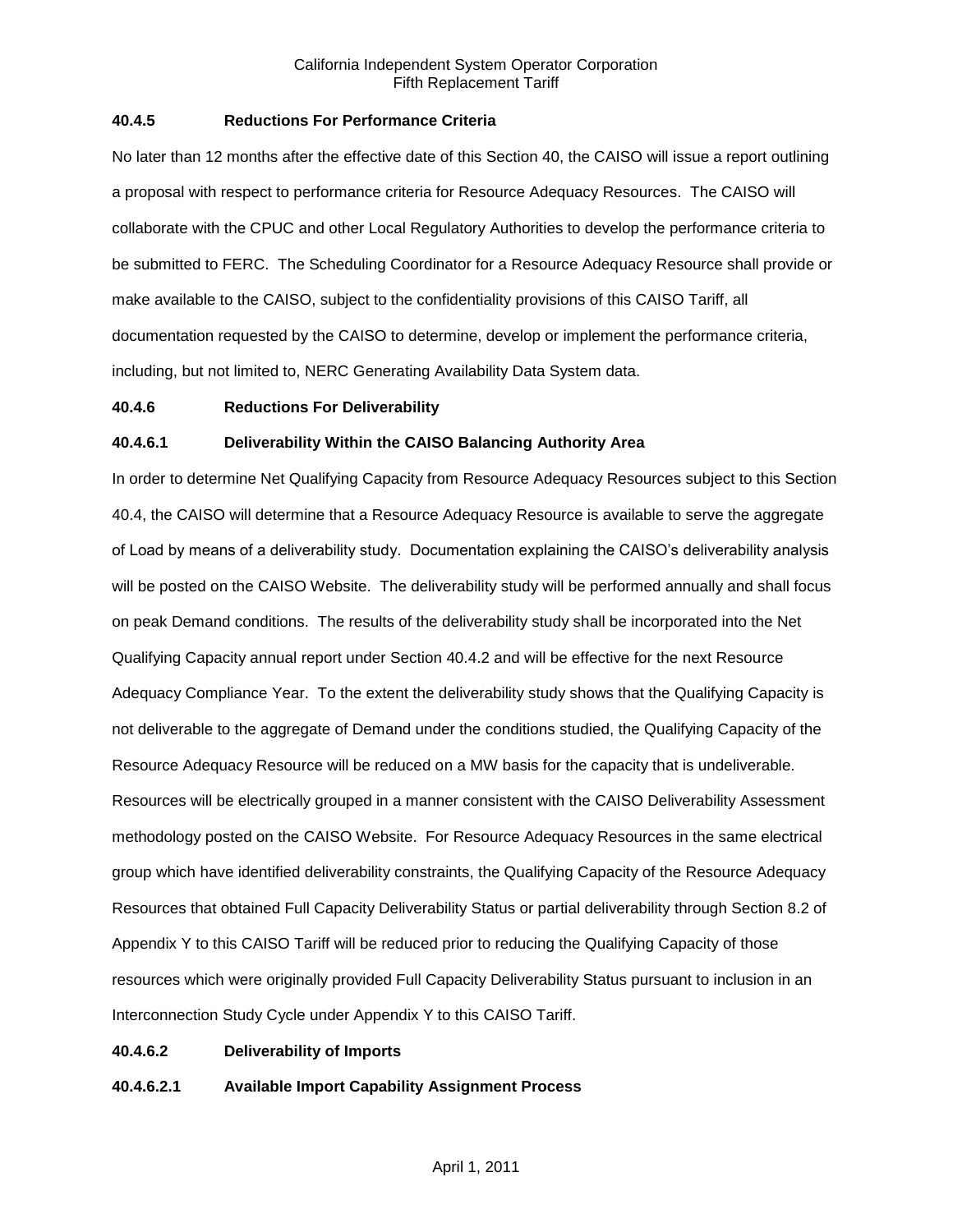### 40.4.5 Reductions For Performance Criteria

No later than 12 months after the effective date of this Section 40, the CAISO will issue a report outlining a proposal with respect to performance criteria for Resource Adequacy Resources. The CAISO will collaborate with the CPUC and other Local Regulatory Authorities to develop the performance criteria to be submitted to FERC. The Scheduling Coordinator for a Resource Adequacy Resource shall provide or make available to the CAISO, subject to the confidentiality provisions of this CAISO Tariff, all documentation requested by the CAISO to determine, develop or implement the performance criteria, including, but not limited to, NERC Generating Availability Data System data.

### 40.4.6 Reductions For Deliverability

#### 40.4.6.1 Deliverability Within the CAISO Balancing Authority Area

In order to determine Net Qualifying Capacity from Resource Adequacy Resources subject to this Section 40.4, the CAISO will determine that a Resource Adequacy Resource is available to serve the aggregate of Load by means of a deliverability study. Documentation explaining the CAISO's deliverability analysis will be posted on the CAISO Website. The deliverability study will be performed annually and shall focus on peak Demand conditions. The results of the deliverability study shall be incorporated into the Net Qualifying Capacity annual report under Section 40.4.2 and will be effective for the next Resource Adequacy Compliance Year. To the extent the deliverability study shows that the Qualifying Capacity is not deliverable to the aggregate of Demand under the conditions studied, the Qualifying Capacity of the Resource Adequacy Resource will be reduced on a MW basis for the capacity that is undeliverable. Resources will be electrically grouped in a manner consistent with the CAISO Deliverability Assessment methodology posted on the CAISO Website. For Resource Adequacy Resources in the same electrical group which have identified deliverability constraints, the Qualifying Capacity of the Resource Adequacy Resources that obtained Full Capacity Deliverability Status or partial deliverability through Section 8.2 of Appendix Y to this CAISO Tariff will be reduced prior to reducing the Qualifying Capacity of those resources which were originally provided Full Capacity Deliverability Status pursuant to inclusion in an Interconnection Study Cycle under Appendix Y to this CAISO Tariff.

#### 40.4.6.2 Deliverability of Imports

##### 40.4.6.2.1 Available Import Capability Assignment Process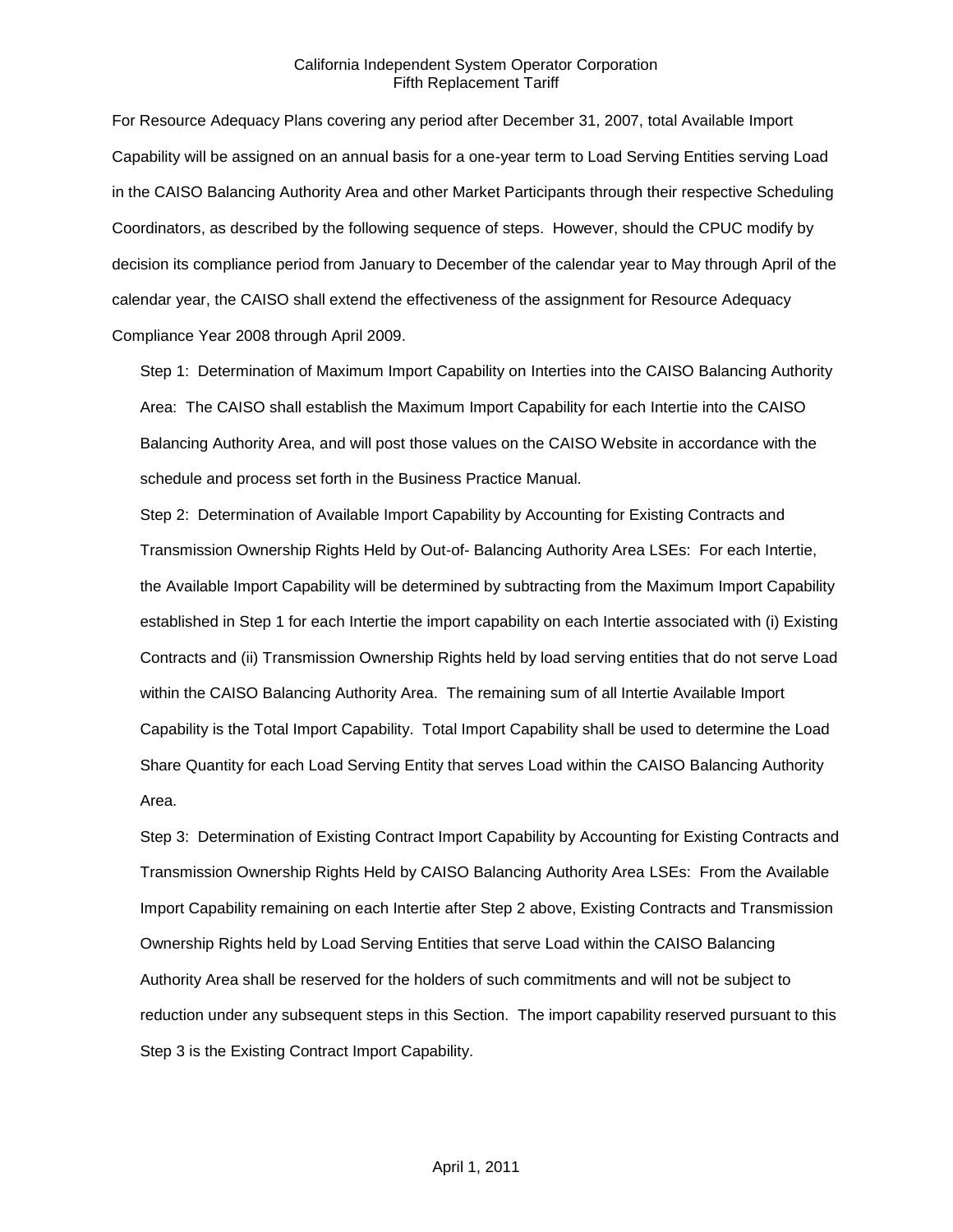For Resource Adequacy Plans covering any period after December 31, 2007, total Available Import Capability will be assigned on an annual basis for a one-year term to Load Serving Entities serving Load in the CAISO Balancing Authority Area and other Market Participants through their respective Scheduling Coordinators, as described by the following sequence of steps. However, should the CPUC modify by decision its compliance period from January to December of the calendar year to May through April of the calendar year, the CAISO shall extend the effectiveness of the assignment for Resource Adequacy Compliance Year 2008 through April 2009.

Step 1: Determination of Maximum Import Capability on Interties into the CAISO Balancing Authority Area: The CAISO shall establish the Maximum Import Capability for each Intertie into the CAISO Balancing Authority Area, and will post those values on the CAISO Website in accordance with the schedule and process set forth in the Business Practice Manual.

Step 2: Determination of Available Import Capability by Accounting for Existing Contracts and Transmission Ownership Rights Held by Out-of- Balancing Authority Area LSEs: For each Intertie, the Available Import Capability will be determined by subtracting from the Maximum Import Capability established in Step 1 for each Intertie the import capability on each Intertie associated with (i) Existing Contracts and (ii) Transmission Ownership Rights held by load serving entities that do not serve Load within the CAISO Balancing Authority Area. The remaining sum of all Intertie Available Import Capability is the Total Import Capability. Total Import Capability shall be used to determine the Load Share Quantity for each Load Serving Entity that serves Load within the CAISO Balancing Authority Area.

Step 3: Determination of Existing Contract Import Capability by Accounting for Existing Contracts and Transmission Ownership Rights Held by CAISO Balancing Authority Area LSEs: From the Available Import Capability remaining on each Intertie after Step 2 above, Existing Contracts and Transmission Ownership Rights held by Load Serving Entities that serve Load within the CAISO Balancing Authority Area shall be reserved for the holders of such commitments and will not be subject to reduction under any subsequent steps in this Section. The import capability reserved pursuant to this Step 3 is the Existing Contract Import Capability.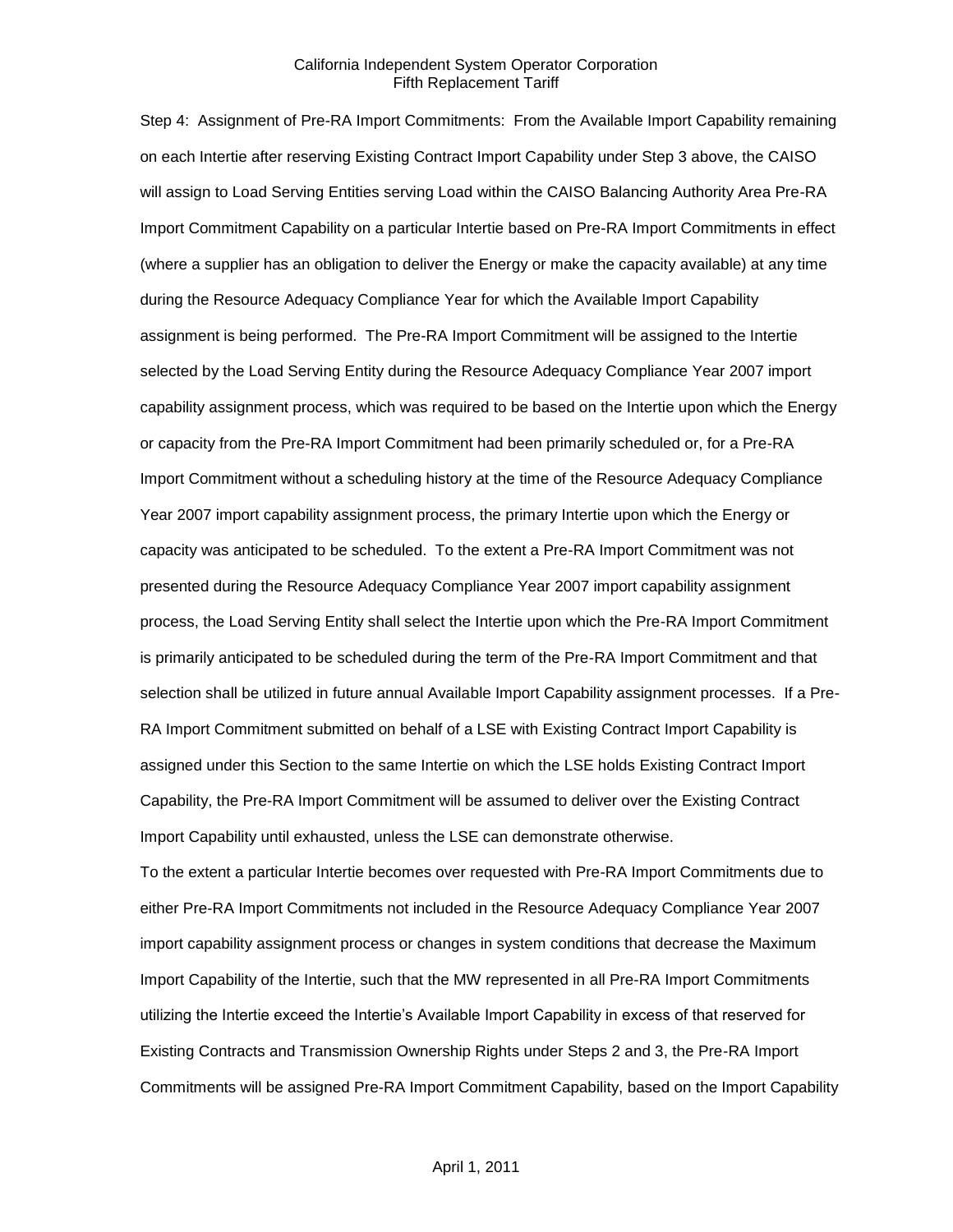Step 4: Assignment of Pre-RA Import Commitments: From the Available Import Capability remaining on each Intertie after reserving Existing Contract Import Capability under Step 3 above, the CAISO will assign to Load Serving Entities serving Load within the CAISO Balancing Authority Area Pre-RA Import Commitment Capability on a particular Intertie based on Pre-RA Import Commitments in effect (where a supplier has an obligation to deliver the Energy or make the capacity available) at any time during the Resource Adequacy Compliance Year for which the Available Import Capability assignment is being performed. The Pre-RA Import Commitment will be assigned to the Intertie selected by the Load Serving Entity during the Resource Adequacy Compliance Year 2007 import capability assignment process, which was required to be based on the Intertie upon which the Energy or capacity from the Pre-RA Import Commitment had been primarily scheduled or, for a Pre-RA Import Commitment without a scheduling history at the time of the Resource Adequacy Compliance Year 2007 import capability assignment process, the primary Intertie upon which the Energy or capacity was anticipated to be scheduled. To the extent a Pre-RA Import Commitment was not presented during the Resource Adequacy Compliance Year 2007 import capability assignment process, the Load Serving Entity shall select the Intertie upon which the Pre-RA Import Commitment is primarily anticipated to be scheduled during the term of the Pre-RA Import Commitment and that selection shall be utilized in future annual Available Import Capability assignment processes. If a Pre-RA Import Commitment submitted on behalf of a LSE with Existing Contract Import Capability is assigned under this Section to the same Intertie on which the LSE holds Existing Contract Import Capability, the Pre-RA Import Commitment will be assumed to deliver over the Existing Contract Import Capability until exhausted, unless the LSE can demonstrate otherwise.

To the extent a particular Intertie becomes over requested with Pre-RA Import Commitments due to either Pre-RA Import Commitments not included in the Resource Adequacy Compliance Year 2007 import capability assignment process or changes in system conditions that decrease the Maximum Import Capability of the Intertie, such that the MW represented in all Pre-RA Import Commitments utilizing the Intertie exceed the Intertie's Available Import Capability in excess of that reserved for Existing Contracts and Transmission Ownership Rights under Steps 2 and 3, the Pre-RA Import Commitments will be assigned Pre-RA Import Commitment Capability, based on the Import Capability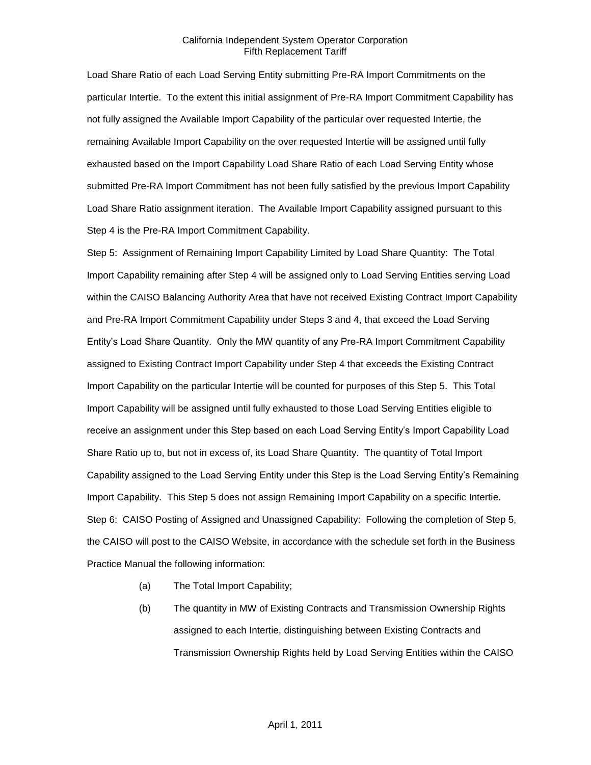Load Share Ratio of each Load Serving Entity submitting Pre-RA Import Commitments on the particular Intertie. To the extent this initial assignment of Pre-RA Import Commitment Capability has not fully assigned the Available Import Capability of the particular over requested Intertie, the remaining Available Import Capability on the over requested Intertie will be assigned until fully exhausted based on the Import Capability Load Share Ratio of each Load Serving Entity whose submitted Pre-RA Import Commitment has not been fully satisfied by the previous Import Capability Load Share Ratio assignment iteration. The Available Import Capability assigned pursuant to this Step 4 is the Pre-RA Import Commitment Capability.

Step 5: Assignment of Remaining Import Capability Limited by Load Share Quantity: The Total Import Capability remaining after Step 4 will be assigned only to Load Serving Entities serving Load within the CAISO Balancing Authority Area that have not received Existing Contract Import Capability and Pre-RA Import Commitment Capability under Steps 3 and 4, that exceed the Load Serving Entity's Load Share Quantity. Only the MW quantity of any Pre-RA Import Commitment Capability assigned to Existing Contract Import Capability under Step 4 that exceeds the Existing Contract Import Capability on the particular Intertie will be counted for purposes of this Step 5. This Total Import Capability will be assigned until fully exhausted to those Load Serving Entities eligible to receive an assignment under this Step based on each Load Serving Entity's Import Capability Load Share Ratio up to, but not in excess of, its Load Share Quantity. The quantity of Total Import Capability assigned to the Load Serving Entity under this Step is the Load Serving Entity's Remaining Import Capability. This Step 5 does not assign Remaining Import Capability on a specific Intertie.

Step 6: CAISO Posting of Assigned and Unassigned Capability: Following the completion of Step 5, the CAISO will post to the CAISO Website, in accordance with the schedule set forth in the Business Practice Manual the following information:

(a) The Total Import Capability;

(b) The quantity in MW of Existing Contracts and Transmission Ownership Rights assigned to each Intertie, distinguishing between Existing Contracts and Transmission Ownership Rights held by Load Serving Entities within the CAISO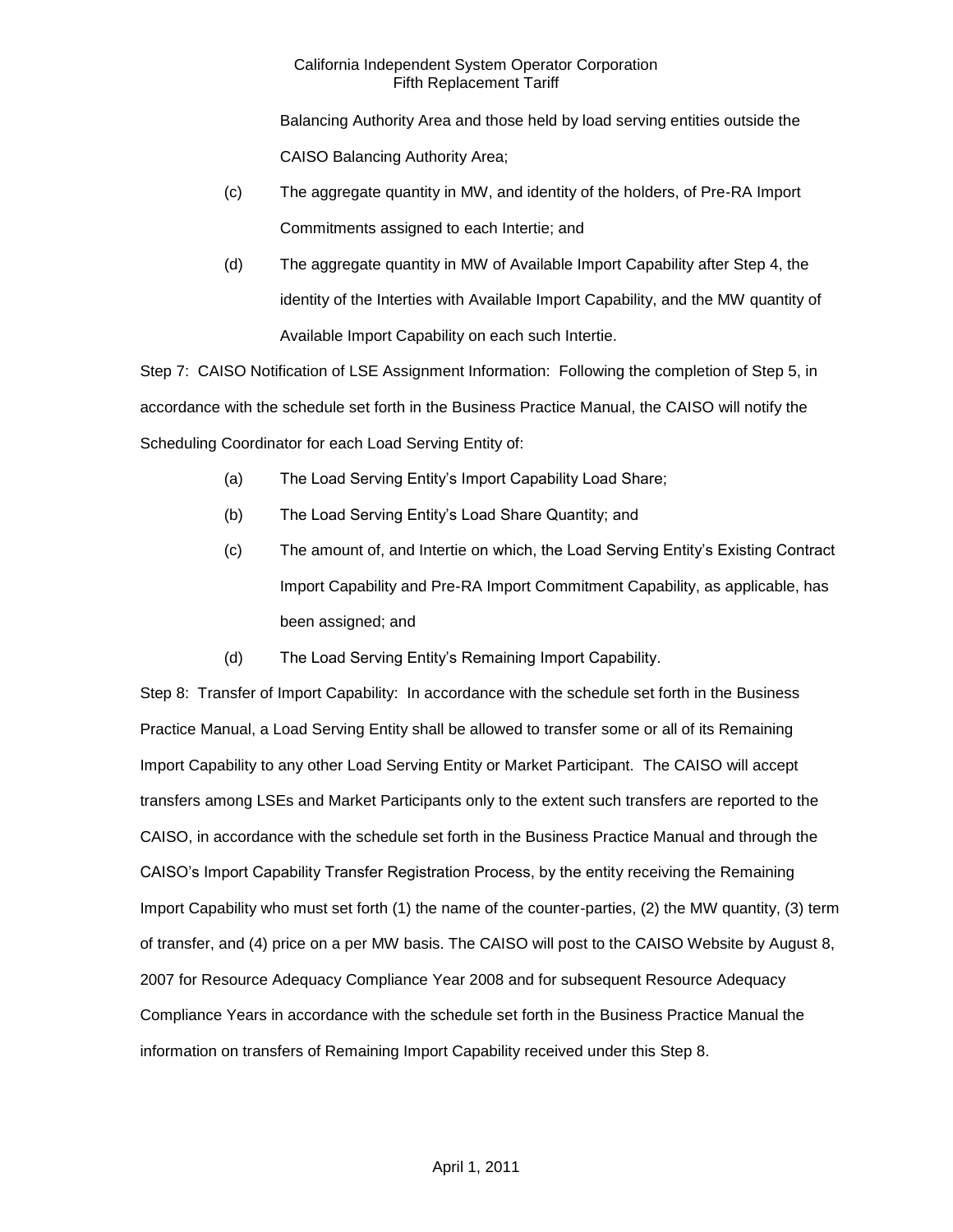Balancing Authority Area and those held by load serving entities outside the CAISO Balancing Authority Area;

(c) The aggregate quantity in MW, and identity of the holders, of Pre-RA Import Commitments assigned to each Intertie; and

(d) The aggregate quantity in MW of Available Import Capability after Step 4, the identity of the Interties with Available Import Capability, and the MW quantity of Available Import Capability on each such Intertie.

Step 7: CAISO Notification of LSE Assignment Information: Following the completion of Step 5, in accordance with the schedule set forth in the Business Practice Manual, the CAISO will notify the Scheduling Coordinator for each Load Serving Entity of:

(a) The Load Serving Entity's Import Capability Load Share;

(b) The Load Serving Entity's Load Share Quantity; and

(c) The amount of, and Intertie on which, the Load Serving Entity's Existing Contract Import Capability and Pre-RA Import Commitment Capability, as applicable, has been assigned; and

(d) The Load Serving Entity's Remaining Import Capability.

Step 8: Transfer of Import Capability: In accordance with the schedule set forth in the Business Practice Manual, a Load Serving Entity shall be allowed to transfer some or all of its Remaining Import Capability to any other Load Serving Entity or Market Participant. The CAISO will accept transfers among LSEs and Market Participants only to the extent such transfers are reported to the CAISO, in accordance with the schedule set forth in the Business Practice Manual and through the CAISO's Import Capability Transfer Registration Process, by the entity receiving the Remaining Import Capability who must set forth (1) the name of the counter-parties, (2) the MW quantity, (3) term of transfer, and (4) price on a per MW basis. The CAISO will post to the CAISO Website by August 8, 2007 for Resource Adequacy Compliance Year 2008 and for subsequent Resource Adequacy Compliance Years in accordance with the schedule set forth in the Business Practice Manual the information on transfers of Remaining Import Capability received under this Step 8.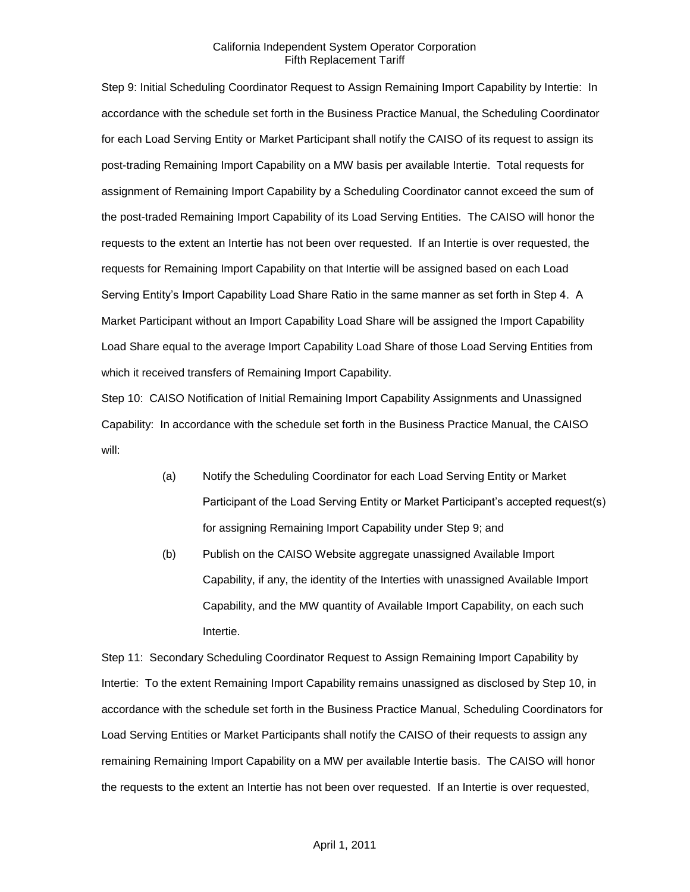Step 9: Initial Scheduling Coordinator Request to Assign Remaining Import Capability by Intertie: In accordance with the schedule set forth in the Business Practice Manual, the Scheduling Coordinator for each Load Serving Entity or Market Participant shall notify the CAISO of its request to assign its post-trading Remaining Import Capability on a MW basis per available Intertie. Total requests for assignment of Remaining Import Capability by a Scheduling Coordinator cannot exceed the sum of the post-traded Remaining Import Capability of its Load Serving Entities. The CAISO will honor the requests to the extent an Intertie has not been over requested. If an Intertie is over requested, the requests for Remaining Import Capability on that Intertie will be assigned based on each Load Serving Entity's Import Capability Load Share Ratio in the same manner as set forth in Step 4. A Market Participant without an Import Capability Load Share will be assigned the Import Capability Load Share equal to the average Import Capability Load Share of those Load Serving Entities from which it received transfers of Remaining Import Capability.

Step 10: CAISO Notification of Initial Remaining Import Capability Assignments and Unassigned Capability: In accordance with the schedule set forth in the Business Practice Manual, the CAISO will:

(a) Notify the Scheduling Coordinator for each Load Serving Entity or Market Participant of the Load Serving Entity or Market Participant's accepted request(s) for assigning Remaining Import Capability under Step 9; and

(b) Publish on the CAISO Website aggregate unassigned Available Import Capability, if any, the identity of the Interties with unassigned Available Import Capability, and the MW quantity of Available Import Capability, on each such Intertie.

Step 11: Secondary Scheduling Coordinator Request to Assign Remaining Import Capability by Intertie: To the extent Remaining Import Capability remains unassigned as disclosed by Step 10, in accordance with the schedule set forth in the Business Practice Manual, Scheduling Coordinators for Load Serving Entities or Market Participants shall notify the CAISO of their requests to assign any remaining Remaining Import Capability on a MW per available Intertie basis. The CAISO will honor the requests to the extent an Intertie has not been over requested. If an Intertie is over requested,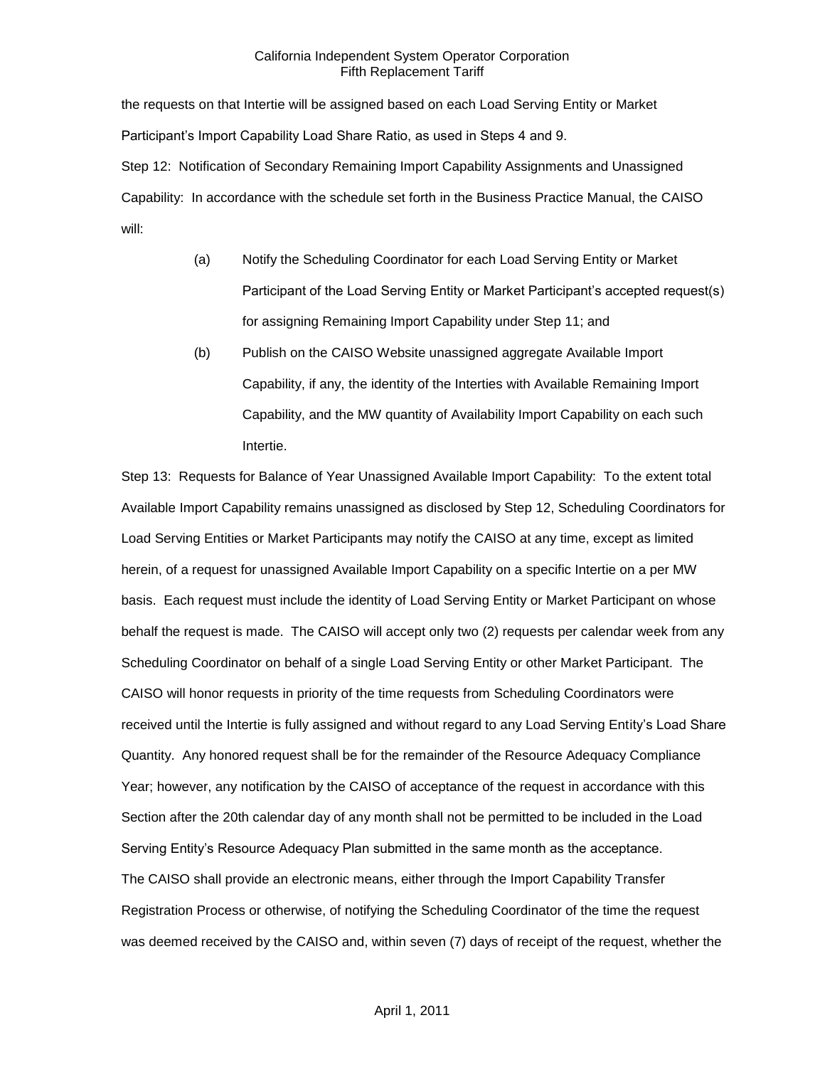the requests on that Intertie will be assigned based on each Load Serving Entity or Market Participant's Import Capability Load Share Ratio, as used in Steps 4 and 9.

Step 12: Notification of Secondary Remaining Import Capability Assignments and Unassigned Capability: In accordance with the schedule set forth in the Business Practice Manual, the CAISO will:

(a) Notify the Scheduling Coordinator for each Load Serving Entity or Market Participant of the Load Serving Entity or Market Participant's accepted request(s) for assigning Remaining Import Capability under Step 11; and

(b) Publish on the CAISO Website unassigned aggregate Available Import Capability, if any, the identity of the Interties with Available Remaining Import Capability, and the MW quantity of Availability Import Capability on each such Intertie.

Step 13: Requests for Balance of Year Unassigned Available Import Capability: To the extent total Available Import Capability remains unassigned as disclosed by Step 12, Scheduling Coordinators for Load Serving Entities or Market Participants may notify the CAISO at any time, except as limited herein, of a request for unassigned Available Import Capability on a specific Intertie on a per MW basis. Each request must include the identity of Load Serving Entity or Market Participant on whose behalf the request is made. The CAISO will accept only two (2) requests per calendar week from any Scheduling Coordinator on behalf of a single Load Serving Entity or other Market Participant. The CAISO will honor requests in priority of the time requests from Scheduling Coordinators were received until the Intertie is fully assigned and without regard to any Load Serving Entity's Load Share Quantity. Any honored request shall be for the remainder of the Resource Adequacy Compliance Year; however, any notification by the CAISO of acceptance of the request in accordance with this Section after the 20th calendar day of any month shall not be permitted to be included in the Load Serving Entity's Resource Adequacy Plan submitted in the same month as the acceptance.

The CAISO shall provide an electronic means, either through the Import Capability Transfer Registration Process or otherwise, of notifying the Scheduling Coordinator of the time the request was deemed received by the CAISO and, within seven (7) days of receipt of the request, whether the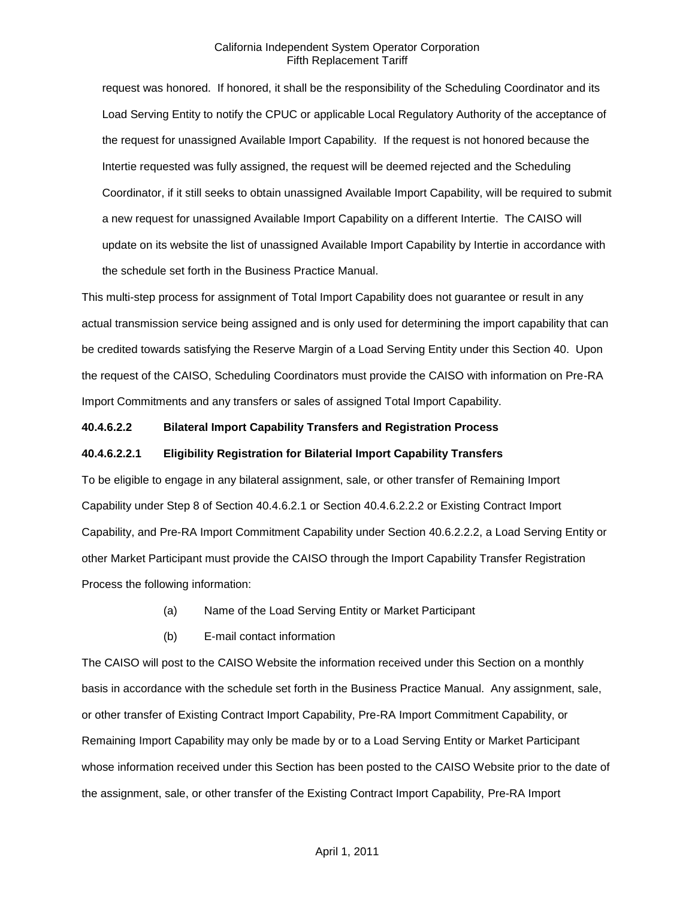request was honored. If honored, it shall be the responsibility of the Scheduling Coordinator and its Load Serving Entity to notify the CPUC or applicable Local Regulatory Authority of the acceptance of the request for unassigned Available Import Capability. If the request is not honored because the Intertie requested was fully assigned, the request will be deemed rejected and the Scheduling Coordinator, if it still seeks to obtain unassigned Available Import Capability, will be required to submit a new request for unassigned Available Import Capability on a different Intertie. The CAISO will update on its website the list of unassigned Available Import Capability by Intertie in accordance with the schedule set forth in the Business Practice Manual.

This multi-step process for assignment of Total Import Capability does not guarantee or result in any actual transmission service being assigned and is only used for determining the import capability that can be credited towards satisfying the Reserve Margin of a Load Serving Entity under this Section 40. Upon the request of the CAISO, Scheduling Coordinators must provide the CAISO with information on Pre-RA Import Commitments and any transfers or sales of assigned Total Import Capability.

**40.4.6.2.2 Bilateral Import Capability Transfers and Registration Process**

**40.4.6.2.2.1 Eligibility Registration for Bilaterial Import Capability Transfers**

To be eligible to engage in any bilateral assignment, sale, or other transfer of Remaining Import Capability under Step 8 of Section 40.4.6.2.1 or Section 40.4.6.2.2.2 or Existing Contract Import Capability, and Pre-RA Import Commitment Capability under Section 40.6.2.2.2, a Load Serving Entity or other Market Participant must provide the CAISO through the Import Capability Transfer Registration Process the following information:

(a) Name of the Load Serving Entity or Market Participant

(b) E-mail contact information

The CAISO will post to the CAISO Website the information received under this Section on a monthly basis in accordance with the schedule set forth in the Business Practice Manual. Any assignment, sale, or other transfer of Existing Contract Import Capability, Pre-RA Import Commitment Capability, or Remaining Import Capability may only be made by or to a Load Serving Entity or Market Participant whose information received under this Section has been posted to the CAISO Website prior to the date of the assignment, sale, or other transfer of the Existing Contract Import Capability, Pre-RA Import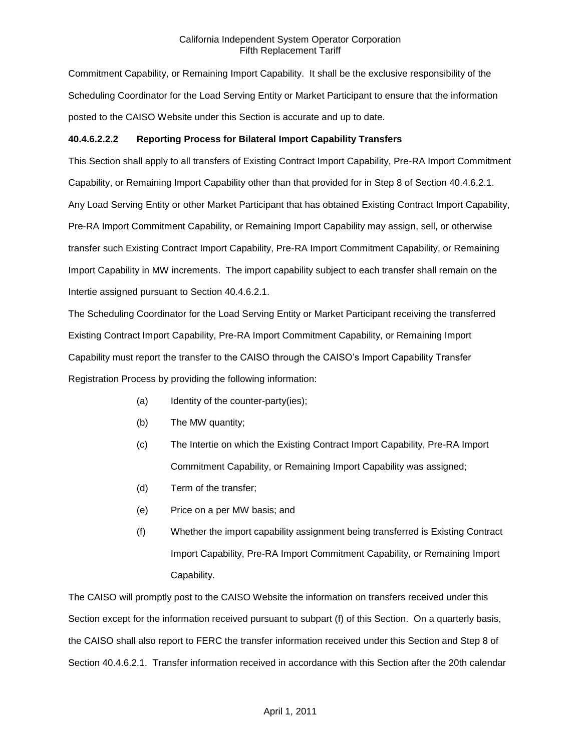Commitment Capability, or Remaining Import Capability. It shall be the exclusive responsibility of the Scheduling Coordinator for the Load Serving Entity or Market Participant to ensure that the information posted to the CAISO Website under this Section is accurate and up to date.

**40.4.6.2.2.2 Reporting Process for Bilateral Import Capability Transfers**

This Section shall apply to all transfers of Existing Contract Import Capability, Pre-RA Import Commitment Capability, or Remaining Import Capability other than that provided for in Step 8 of Section 40.4.6.2.1. Any Load Serving Entity or other Market Participant that has obtained Existing Contract Import Capability, Pre-RA Import Commitment Capability, or Remaining Import Capability may assign, sell, or otherwise transfer such Existing Contract Import Capability, Pre-RA Import Commitment Capability, or Remaining Import Capability in MW increments. The import capability subject to each transfer shall remain on the Intertie assigned pursuant to Section 40.4.6.2.1.

The Scheduling Coordinator for the Load Serving Entity or Market Participant receiving the transferred Existing Contract Import Capability, Pre-RA Import Commitment Capability, or Remaining Import Capability must report the transfer to the CAISO through the CAISO's Import Capability Transfer Registration Process by providing the following information:

(a) Identity of the counter-party(ies);

(b) The MW quantity;

(c) The Intertie on which the Existing Contract Import Capability, Pre-RA Import Commitment Capability, or Remaining Import Capability was assigned;

(d) Term of the transfer;

(e) Price on a per MW basis; and

(f) Whether the import capability assignment being transferred is Existing Contract Import Capability, Pre-RA Import Commitment Capability, or Remaining Import Capability.

The CAISO will promptly post to the CAISO Website the information on transfers received under this Section except for the information received pursuant to subpart (f) of this Section. On a quarterly basis, the CAISO shall also report to FERC the transfer information received under this Section and Step 8 of Section 40.4.6.2.1. Transfer information received in accordance with this Section after the 20th calendar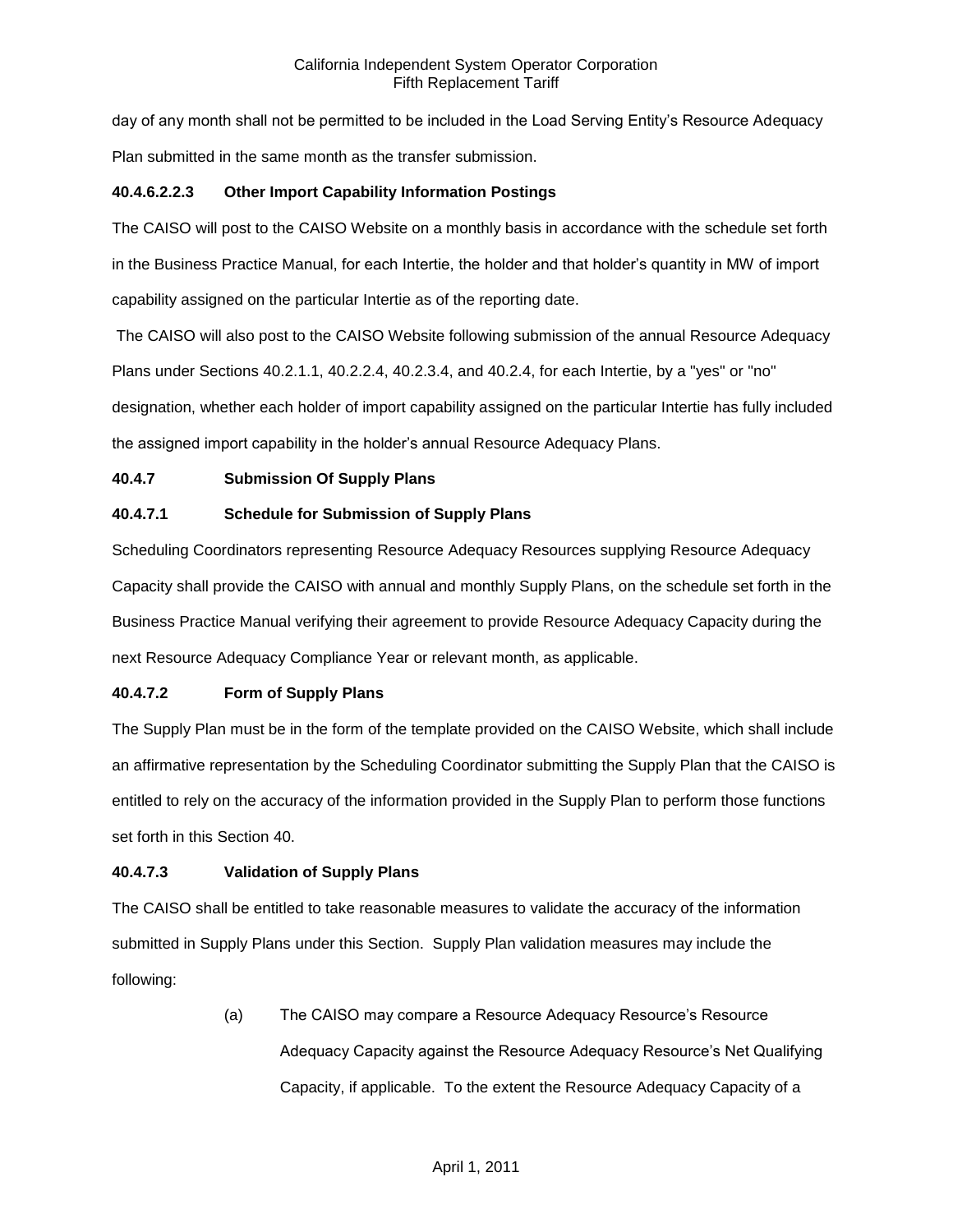day of any month shall not be permitted to be included in the Load Serving Entity's Resource Adequacy Plan submitted in the same month as the transfer submission.

**40.4.6.2.2.3 Other Import Capability Information Postings**

The CAISO will post to the CAISO Website on a monthly basis in accordance with the schedule set forth in the Business Practice Manual, for each Intertie, the holder and that holder's quantity in MW of import capability assigned on the particular Intertie as of the reporting date.

The CAISO will also post to the CAISO Website following submission of the annual Resource Adequacy Plans under Sections 40.2.1.1, 40.2.2.4, 40.2.3.4, and 40.2.4, for each Intertie, by a "yes" or "no" designation, whether each holder of import capability assigned on the particular Intertie has fully included the assigned import capability in the holder's annual Resource Adequacy Plans.

**40.4.7 Submission Of Supply Plans**

**40.4.7.1 Schedule for Submission of Supply Plans**

Scheduling Coordinators representing Resource Adequacy Resources supplying Resource Adequacy Capacity shall provide the CAISO with annual and monthly Supply Plans, on the schedule set forth in the Business Practice Manual verifying their agreement to provide Resource Adequacy Capacity during the next Resource Adequacy Compliance Year or relevant month, as applicable.

**40.4.7.2 Form of Supply Plans**

The Supply Plan must be in the form of the template provided on the CAISO Website, which shall include an affirmative representation by the Scheduling Coordinator submitting the Supply Plan that the CAISO is entitled to rely on the accuracy of the information provided in the Supply Plan to perform those functions set forth in this Section 40.

**40.4.7.3 Validation of Supply Plans**

The CAISO shall be entitled to take reasonable measures to validate the accuracy of the information submitted in Supply Plans under this Section. Supply Plan validation measures may include the following:

(a) The CAISO may compare a Resource Adequacy Resource's Resource Adequacy Capacity against the Resource Adequacy Resource's Net Qualifying Capacity, if applicable. To the extent the Resource Adequacy Capacity of a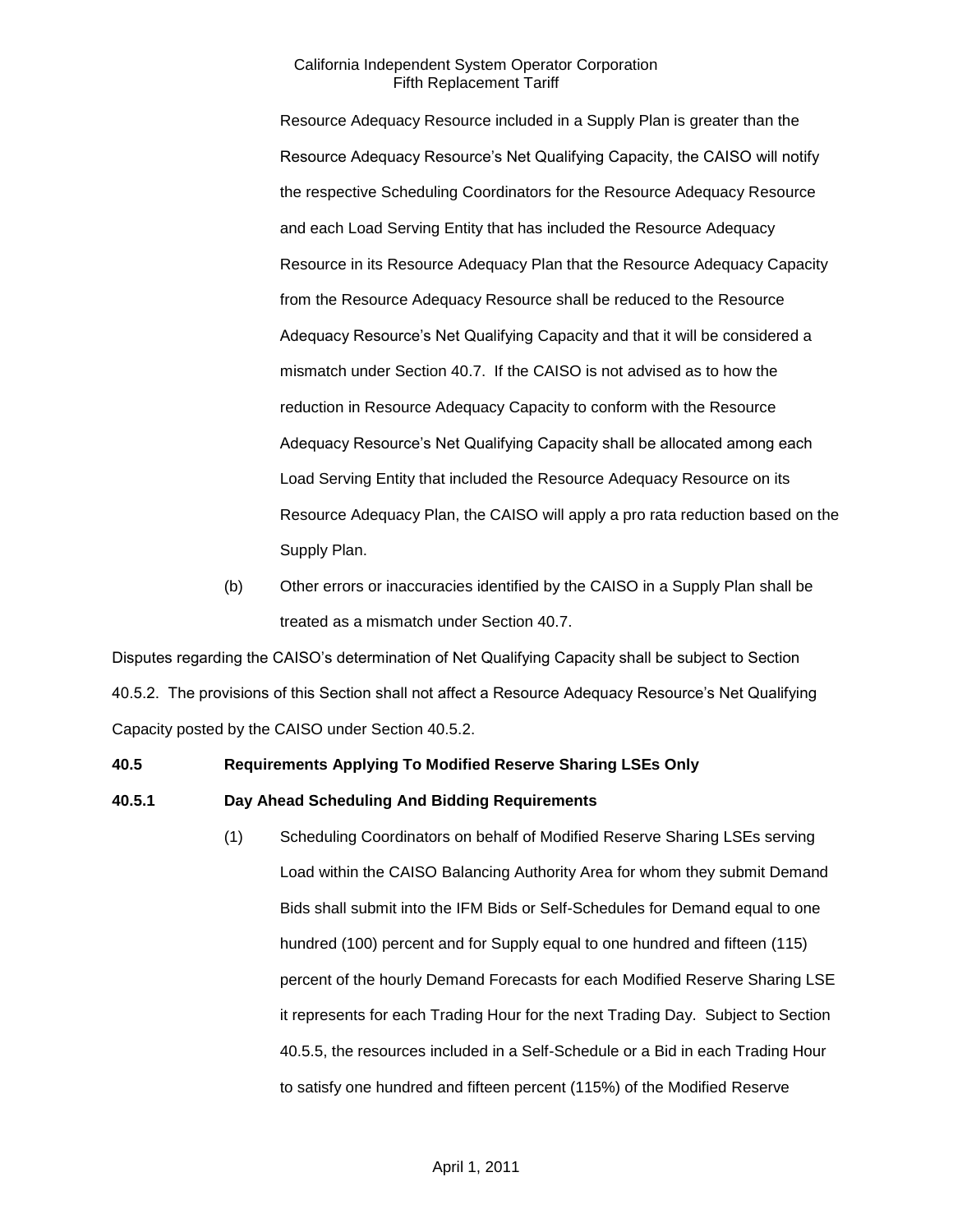Resource Adequacy Resource included in a Supply Plan is greater than the Resource Adequacy Resource's Net Qualifying Capacity, the CAISO will notify the respective Scheduling Coordinators for the Resource Adequacy Resource and each Load Serving Entity that has included the Resource Adequacy Resource in its Resource Adequacy Plan that the Resource Adequacy Capacity from the Resource Adequacy Resource shall be reduced to the Resource Adequacy Resource's Net Qualifying Capacity and that it will be considered a mismatch under Section 40.7. If the CAISO is not advised as to how the reduction in Resource Adequacy Capacity to conform with the Resource Adequacy Resource's Net Qualifying Capacity shall be allocated among each Load Serving Entity that included the Resource Adequacy Resource on its Resource Adequacy Plan, the CAISO will apply a pro rata reduction based on the Supply Plan.

(b) Other errors or inaccuracies identified by the CAISO in a Supply Plan shall be treated as a mismatch under Section 40.7.

Disputes regarding the CAISO's determination of Net Qualifying Capacity shall be subject to Section 40.5.2. The provisions of this Section shall not affect a Resource Adequacy Resource's Net Qualifying Capacity posted by the CAISO under Section 40.5.2.

**40.5 Requirements Applying To Modified Reserve Sharing LSEs Only**

**40.5.1 Day Ahead Scheduling And Bidding Requirements**

(1) Scheduling Coordinators on behalf of Modified Reserve Sharing LSEs serving Load within the CAISO Balancing Authority Area for whom they submit Demand Bids shall submit into the IFM Bids or Self-Schedules for Demand equal to one hundred (100) percent and for Supply equal to one hundred and fifteen (115) percent of the hourly Demand Forecasts for each Modified Reserve Sharing LSE it represents for each Trading Hour for the next Trading Day. Subject to Section 40.5.5, the resources included in a Self-Schedule or a Bid in each Trading Hour to satisfy one hundred and fifteen percent (115%) of the Modified Reserve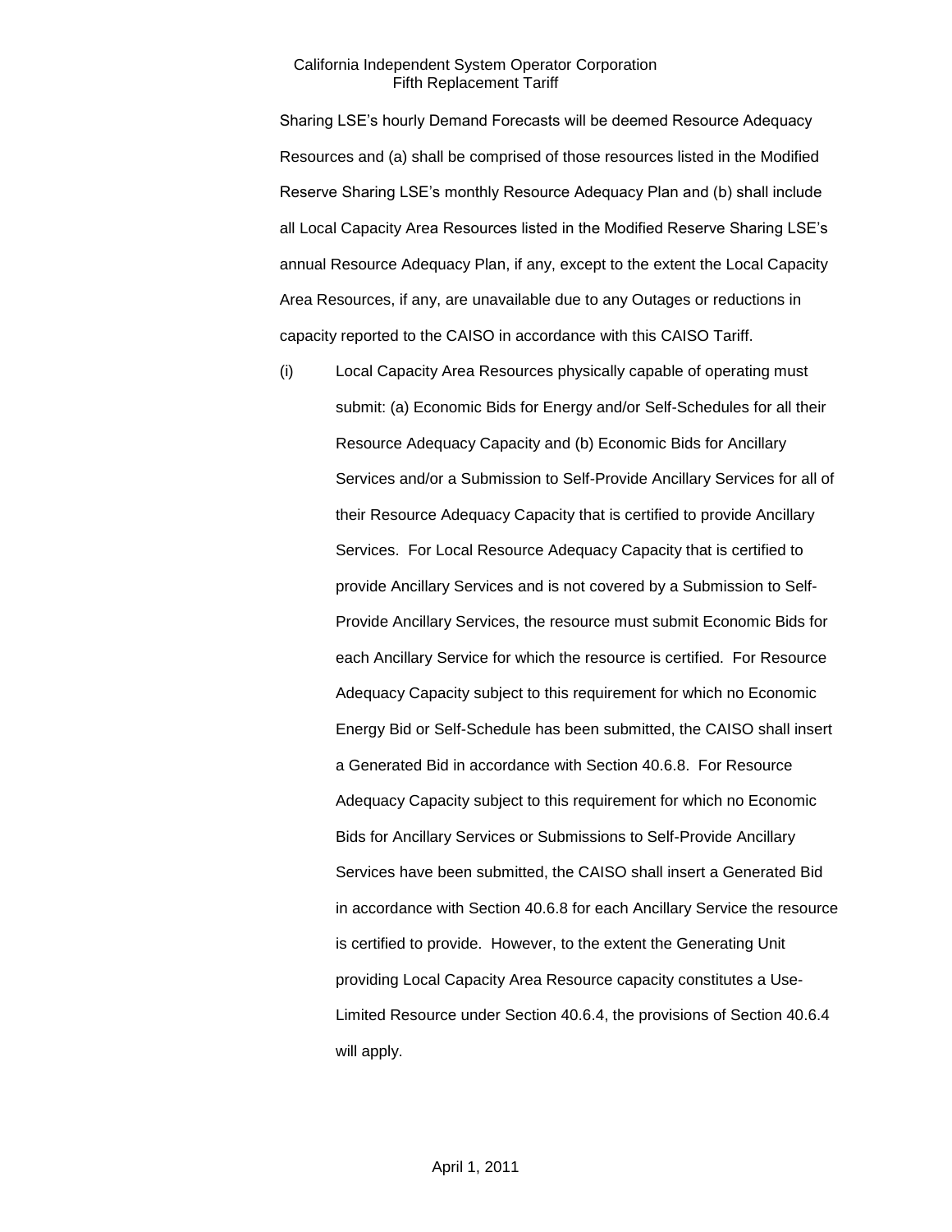Sharing LSE's hourly Demand Forecasts will be deemed Resource Adequacy Resources and (a) shall be comprised of those resources listed in the Modified Reserve Sharing LSE's monthly Resource Adequacy Plan and (b) shall include all Local Capacity Area Resources listed in the Modified Reserve Sharing LSE's annual Resource Adequacy Plan, if any, except to the extent the Local Capacity Area Resources, if any, are unavailable due to any Outages or reductions in capacity reported to the CAISO in accordance with this CAISO Tariff.

(i) Local Capacity Area Resources physically capable of operating must submit: (a) Economic Bids for Energy and/or Self-Schedules for all their Resource Adequacy Capacity and (b) Economic Bids for Ancillary Services and/or a Submission to Self-Provide Ancillary Services for all of their Resource Adequacy Capacity that is certified to provide Ancillary Services. For Local Resource Adequacy Capacity that is certified to provide Ancillary Services and is not covered by a Submission to Self-Provide Ancillary Services, the resource must submit Economic Bids for each Ancillary Service for which the resource is certified. For Resource Adequacy Capacity subject to this requirement for which no Economic Energy Bid or Self-Schedule has been submitted, the CAISO shall insert a Generated Bid in accordance with Section 40.6.8. For Resource Adequacy Capacity subject to this requirement for which no Economic Bids for Ancillary Services or Submissions to Self-Provide Ancillary Services have been submitted, the CAISO shall insert a Generated Bid in accordance with Section 40.6.8 for each Ancillary Service the resource is certified to provide. However, to the extent the Generating Unit providing Local Capacity Area Resource capacity constitutes a Use-Limited Resource under Section 40.6.4, the provisions of Section 40.6.4 will apply.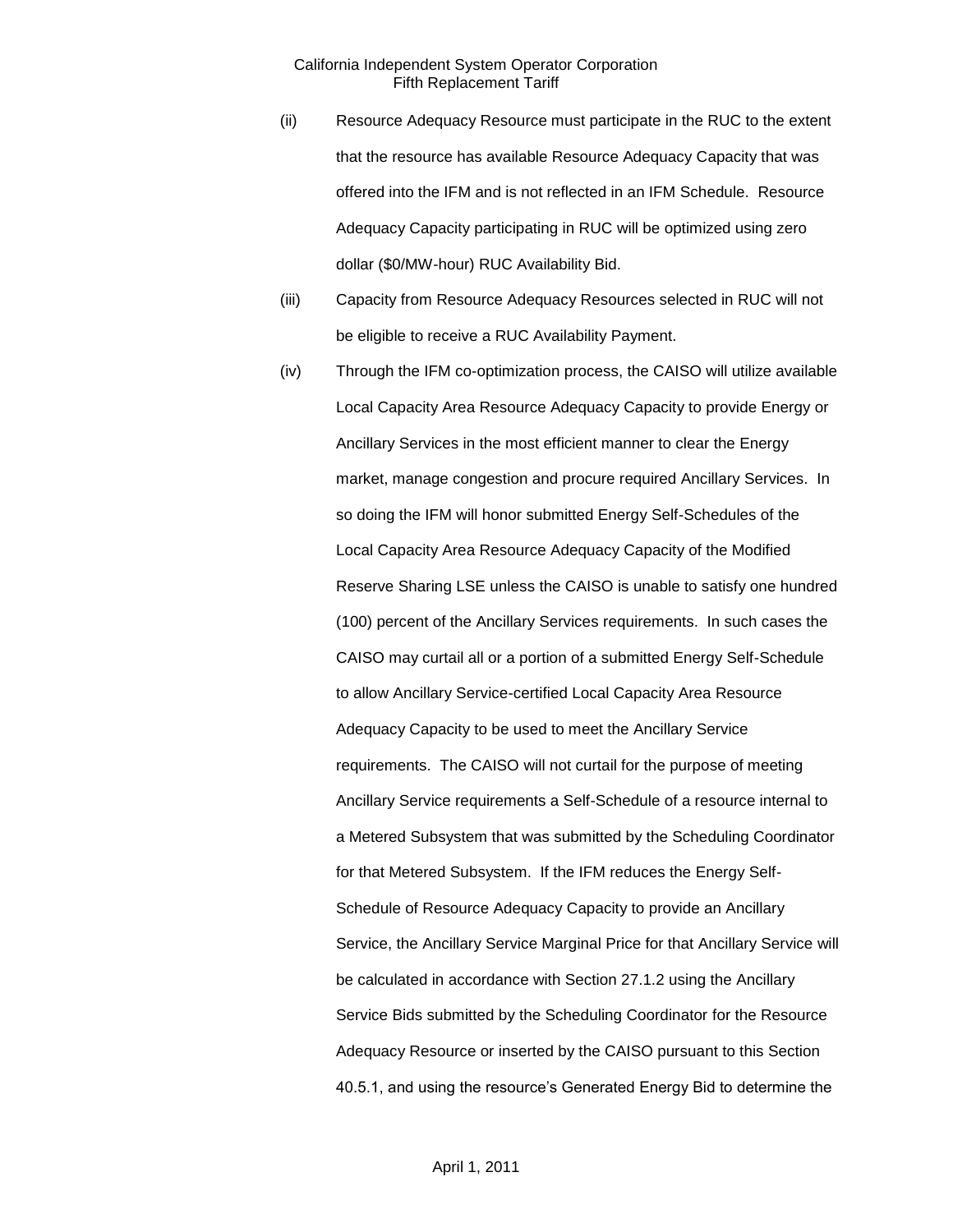(ii) Resource Adequacy Resource must participate in the RUC to the extent that the resource has available Resource Adequacy Capacity that was offered into the IFM and is not reflected in an IFM Schedule. Resource Adequacy Capacity participating in RUC will be optimized using zero dollar ($0/MW-hour) RUC Availability Bid.

(iii) Capacity from Resource Adequacy Resources selected in RUC will not be eligible to receive a RUC Availability Payment.

(iv) Through the IFM co-optimization process, the CAISO will utilize available Local Capacity Area Resource Adequacy Capacity to provide Energy or Ancillary Services in the most efficient manner to clear the Energy market, manage congestion and procure required Ancillary Services. In so doing the IFM will honor submitted Energy Self-Schedules of the Local Capacity Area Resource Adequacy Capacity of the Modified Reserve Sharing LSE unless the CAISO is unable to satisfy one hundred (100) percent of the Ancillary Services requirements. In such cases the CAISO may curtail all or a portion of a submitted Energy Self-Schedule to allow Ancillary Service-certified Local Capacity Area Resource Adequacy Capacity to be used to meet the Ancillary Service requirements. The CAISO will not curtail for the purpose of meeting Ancillary Service requirements a Self-Schedule of a resource internal to a Metered Subsystem that was submitted by the Scheduling Coordinator for that Metered Subsystem. If the IFM reduces the Energy Self-Schedule of Resource Adequacy Capacity to provide an Ancillary Service, the Ancillary Service Marginal Price for that Ancillary Service will be calculated in accordance with Section 27.1.2 using the Ancillary Service Bids submitted by the Scheduling Coordinator for the Resource Adequacy Resource or inserted by the CAISO pursuant to this Section 40.5.1, and using the resource's Generated Energy Bid to determine the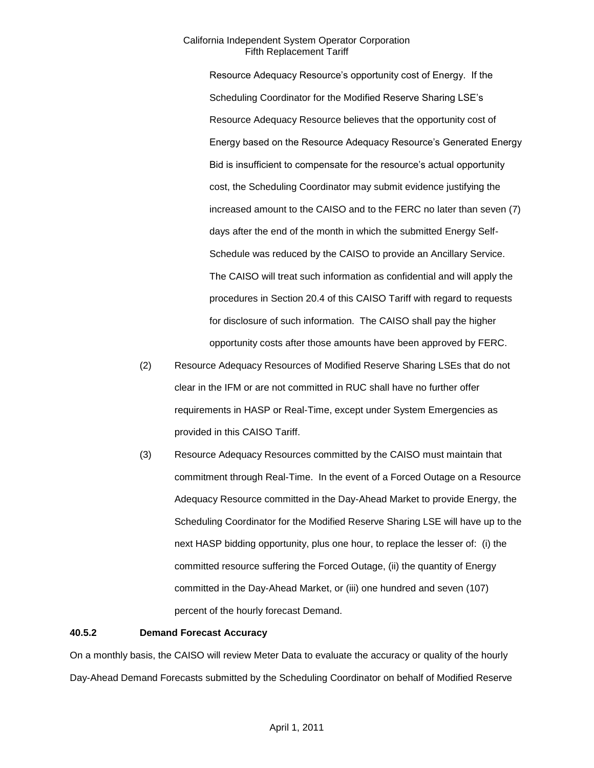Resource Adequacy Resource's opportunity cost of Energy. If the Scheduling Coordinator for the Modified Reserve Sharing LSE's Resource Adequacy Resource believes that the opportunity cost of Energy based on the Resource Adequacy Resource's Generated Energy Bid is insufficient to compensate for the resource's actual opportunity cost, the Scheduling Coordinator may submit evidence justifying the increased amount to the CAISO and to the FERC no later than seven (7) days after the end of the month in which the submitted Energy Self-Schedule was reduced by the CAISO to provide an Ancillary Service. The CAISO will treat such information as confidential and will apply the procedures in Section 20.4 of this CAISO Tariff with regard to requests for disclosure of such information. The CAISO shall pay the higher opportunity costs after those amounts have been approved by FERC.

(2) Resource Adequacy Resources of Modified Reserve Sharing LSEs that do not clear in the IFM or are not committed in RUC shall have no further offer requirements in HASP or Real-Time, except under System Emergencies as provided in this CAISO Tariff.

(3) Resource Adequacy Resources committed by the CAISO must maintain that commitment through Real-Time. In the event of a Forced Outage on a Resource Adequacy Resource committed in the Day-Ahead Market to provide Energy, the Scheduling Coordinator for the Modified Reserve Sharing LSE will have up to the next HASP bidding opportunity, plus one hour, to replace the lesser of: (i) the committed resource suffering the Forced Outage, (ii) the quantity of Energy committed in the Day-Ahead Market, or (iii) one hundred and seven (107) percent of the hourly forecast Demand.

**40.5.2 Demand Forecast Accuracy**

On a monthly basis, the CAISO will review Meter Data to evaluate the accuracy or quality of the hourly Day-Ahead Demand Forecasts submitted by the Scheduling Coordinator on behalf of Modified Reserve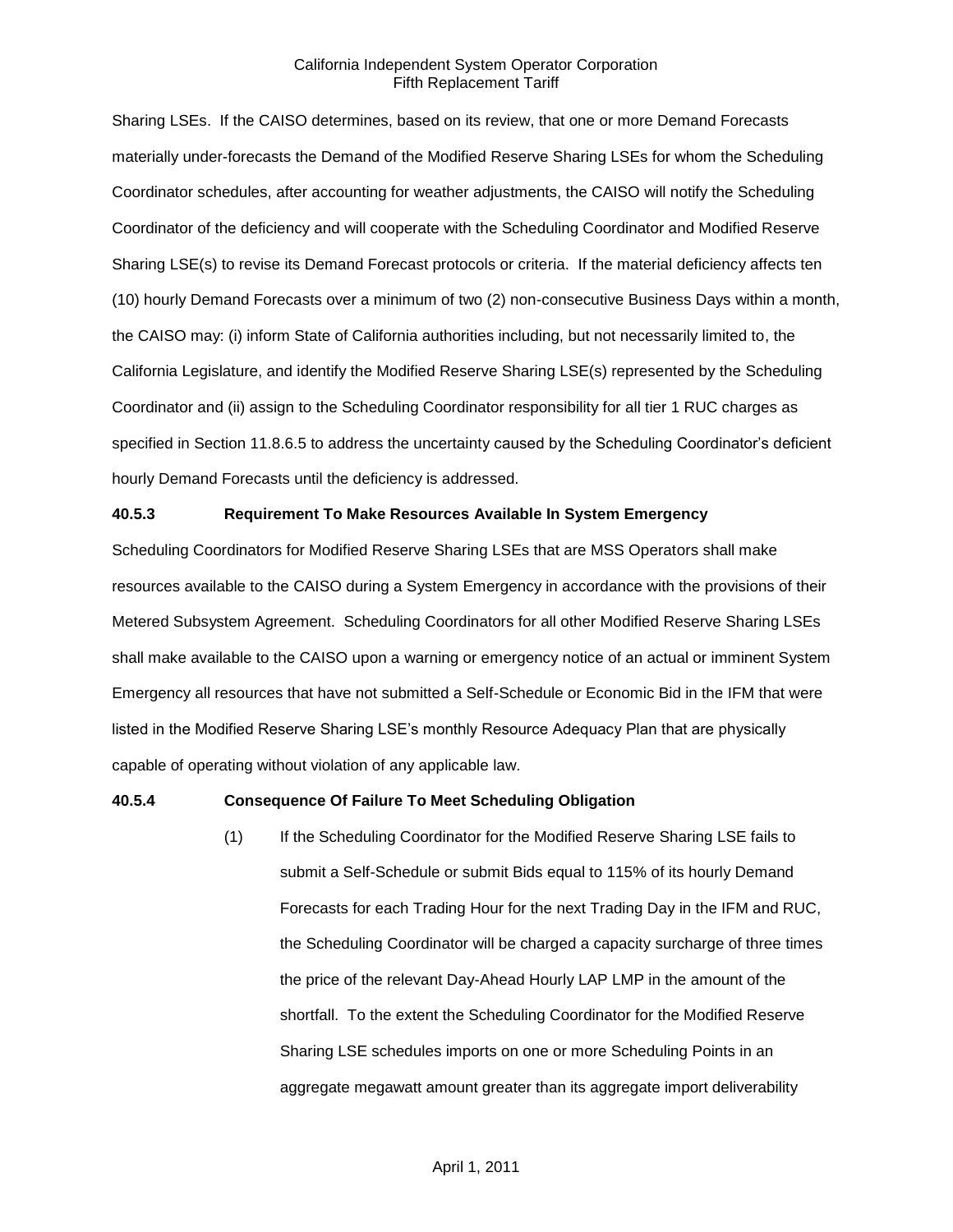Sharing LSEs. If the CAISO determines, based on its review, that one or more Demand Forecasts materially under-forecasts the Demand of the Modified Reserve Sharing LSEs for whom the Scheduling Coordinator schedules, after accounting for weather adjustments, the CAISO will notify the Scheduling Coordinator of the deficiency and will cooperate with the Scheduling Coordinator and Modified Reserve Sharing LSE(s) to revise its Demand Forecast protocols or criteria. If the material deficiency affects ten (10) hourly Demand Forecasts over a minimum of two (2) non-consecutive Business Days within a month, the CAISO may: (i) inform State of California authorities including, but not necessarily limited to, the California Legislature, and identify the Modified Reserve Sharing LSE(s) represented by the Scheduling Coordinator and (ii) assign to the Scheduling Coordinator responsibility for all tier 1 RUC charges as specified in Section 11.8.6.5 to address the uncertainty caused by the Scheduling Coordinator's deficient hourly Demand Forecasts until the deficiency is addressed.

**40.5.3 Requirement To Make Resources Available In System Emergency**

Scheduling Coordinators for Modified Reserve Sharing LSEs that are MSS Operators shall make resources available to the CAISO during a System Emergency in accordance with the provisions of their Metered Subsystem Agreement. Scheduling Coordinators for all other Modified Reserve Sharing LSEs shall make available to the CAISO upon a warning or emergency notice of an actual or imminent System Emergency all resources that have not submitted a Self-Schedule or Economic Bid in the IFM that were listed in the Modified Reserve Sharing LSE's monthly Resource Adequacy Plan that are physically capable of operating without violation of any applicable law.

**40.5.4 Consequence Of Failure To Meet Scheduling Obligation**

(1) If the Scheduling Coordinator for the Modified Reserve Sharing LSE fails to submit a Self-Schedule or submit Bids equal to 115% of its hourly Demand Forecasts for each Trading Hour for the next Trading Day in the IFM and RUC, the Scheduling Coordinator will be charged a capacity surcharge of three times the price of the relevant Day-Ahead Hourly LAP LMP in the amount of the shortfall. To the extent the Scheduling Coordinator for the Modified Reserve Sharing LSE schedules imports on one or more Scheduling Points in an aggregate megawatt amount greater than its aggregate import deliverability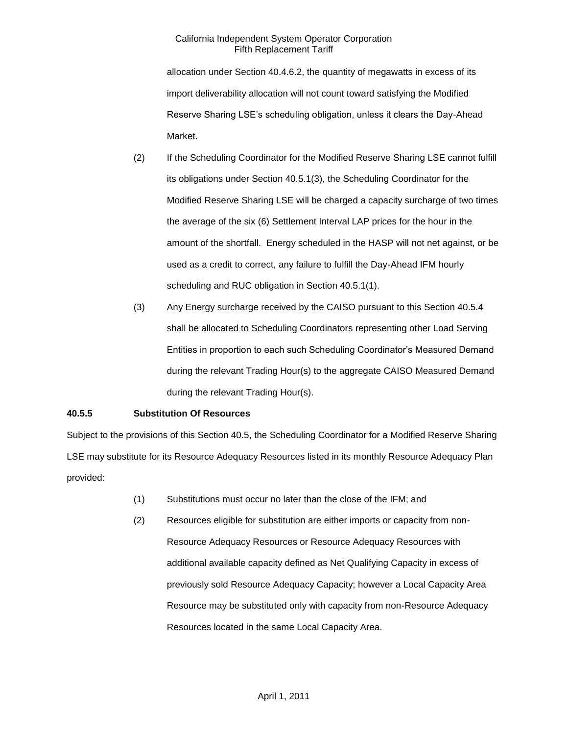allocation under Section 40.4.6.2, the quantity of megawatts in excess of its import deliverability allocation will not count toward satisfying the Modified Reserve Sharing LSE's scheduling obligation, unless it clears the Day-Ahead Market.

(2) If the Scheduling Coordinator for the Modified Reserve Sharing LSE cannot fulfill its obligations under Section 40.5.1(3), the Scheduling Coordinator for the Modified Reserve Sharing LSE will be charged a capacity surcharge of two times the average of the six (6) Settlement Interval LAP prices for the hour in the amount of the shortfall. Energy scheduled in the HASP will not net against, or be used as a credit to correct, any failure to fulfill the Day-Ahead IFM hourly scheduling and RUC obligation in Section 40.5.1(1).

(3) Any Energy surcharge received by the CAISO pursuant to this Section 40.5.4 shall be allocated to Scheduling Coordinators representing other Load Serving Entities in proportion to each such Scheduling Coordinator's Measured Demand during the relevant Trading Hour(s) to the aggregate CAISO Measured Demand during the relevant Trading Hour(s).

**40.5.5 Substitution Of Resources**

Subject to the provisions of this Section 40.5, the Scheduling Coordinator for a Modified Reserve Sharing LSE may substitute for its Resource Adequacy Resources listed in its monthly Resource Adequacy Plan provided:

(1) Substitutions must occur no later than the close of the IFM; and

(2) Resources eligible for substitution are either imports or capacity from non-Resource Adequacy Resources or Resource Adequacy Resources with additional available capacity defined as Net Qualifying Capacity in excess of previously sold Resource Adequacy Capacity; however a Local Capacity Area Resource may be substituted only with capacity from non-Resource Adequacy Resources located in the same Local Capacity Area.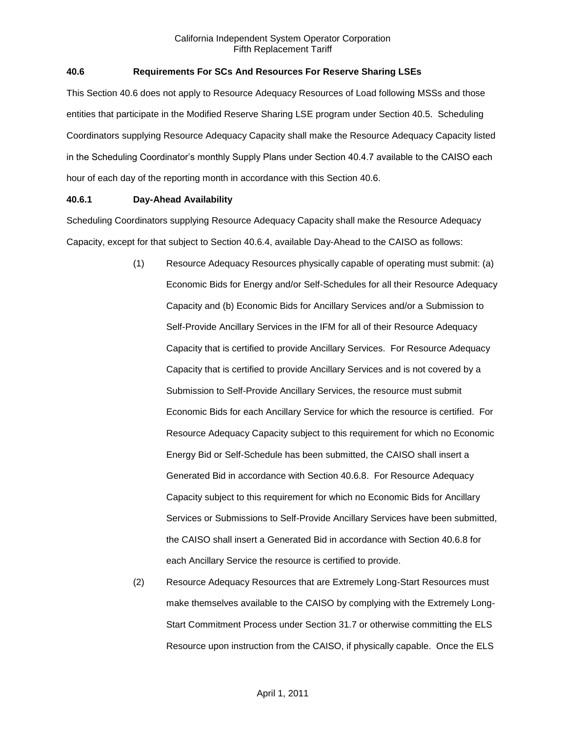### 40.6 Requirements For SCs And Resources For Reserve Sharing LSEs

This Section 40.6 does not apply to Resource Adequacy Resources of Load following MSSs and those entities that participate in the Modified Reserve Sharing LSE program under Section 40.5. Scheduling Coordinators supplying Resource Adequacy Capacity shall make the Resource Adequacy Capacity listed in the Scheduling Coordinator's monthly Supply Plans under Section 40.4.7 available to the CAISO each hour of each day of the reporting month in accordance with this Section 40.6.

#### 40.6.1 Day-Ahead Availability

Scheduling Coordinators supplying Resource Adequacy Capacity shall make the Resource Adequacy Capacity, except for that subject to Section 40.6.4, available Day-Ahead to the CAISO as follows:

(1) Resource Adequacy Resources physically capable of operating must submit: (a) Economic Bids for Energy and/or Self-Schedules for all their Resource Adequacy Capacity and (b) Economic Bids for Ancillary Services and/or a Submission to Self-Provide Ancillary Services in the IFM for all of their Resource Adequacy Capacity that is certified to provide Ancillary Services. For Resource Adequacy Capacity that is certified to provide Ancillary Services and is not covered by a Submission to Self-Provide Ancillary Services, the resource must submit Economic Bids for each Ancillary Service for which the resource is certified. For Resource Adequacy Capacity subject to this requirement for which no Economic Energy Bid or Self-Schedule has been submitted, the CAISO shall insert a Generated Bid in accordance with Section 40.6.8. For Resource Adequacy Capacity subject to this requirement for which no Economic Bids for Ancillary Services or Submissions to Self-Provide Ancillary Services have been submitted, the CAISO shall insert a Generated Bid in accordance with Section 40.6.8 for each Ancillary Service the resource is certified to provide.

(2) Resource Adequacy Resources that are Extremely Long-Start Resources must make themselves available to the CAISO by complying with the Extremely Long-Start Commitment Process under Section 31.7 or otherwise committing the ELS Resource upon instruction from the CAISO, if physically capable. Once the ELS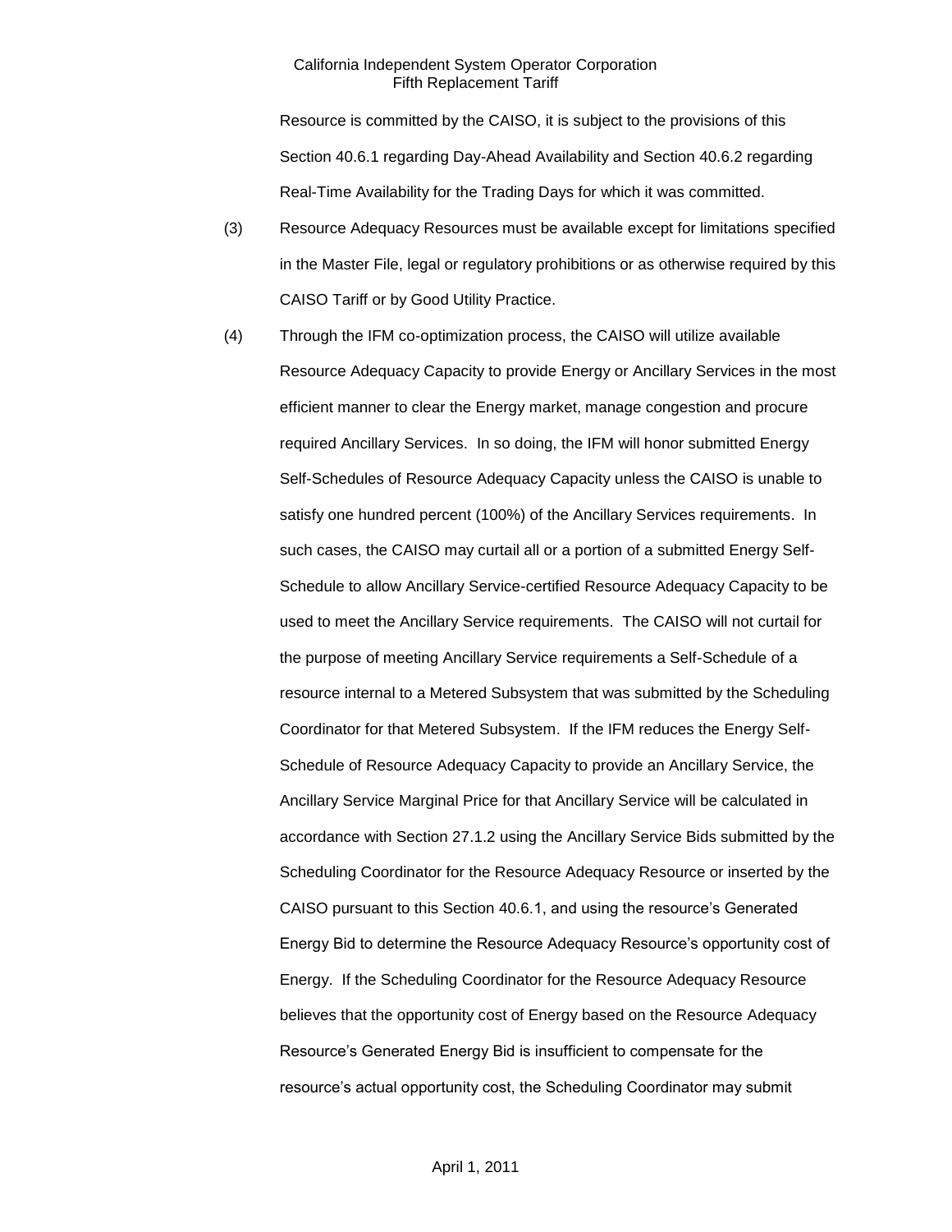Resource is committed by the CAISO, it is subject to the provisions of this Section 40.6.1 regarding Day-Ahead Availability and Section 40.6.2 regarding Real-Time Availability for the Trading Days for which it was committed.

(3) Resource Adequacy Resources must be available except for limitations specified in the Master File, legal or regulatory prohibitions or as otherwise required by this CAISO Tariff or by Good Utility Practice.

(4) Through the IFM co-optimization process, the CAISO will utilize available Resource Adequacy Capacity to provide Energy or Ancillary Services in the most efficient manner to clear the Energy market, manage congestion and procure required Ancillary Services. In so doing, the IFM will honor submitted Energy Self-Schedules of Resource Adequacy Capacity unless the CAISO is unable to satisfy one hundred percent (100%) of the Ancillary Services requirements. In such cases, the CAISO may curtail all or a portion of a submitted Energy Self-Schedule to allow Ancillary Service-certified Resource Adequacy Capacity to be used to meet the Ancillary Service requirements. The CAISO will not curtail for the purpose of meeting Ancillary Service requirements a Self-Schedule of a resource internal to a Metered Subsystem that was submitted by the Scheduling Coordinator for that Metered Subsystem. If the IFM reduces the Energy Self-Schedule of Resource Adequacy Capacity to provide an Ancillary Service, the Ancillary Service Marginal Price for that Ancillary Service will be calculated in accordance with Section 27.1.2 using the Ancillary Service Bids submitted by the Scheduling Coordinator for the Resource Adequacy Resource or inserted by the CAISO pursuant to this Section 40.6.1, and using the resource's Generated Energy Bid to determine the Resource Adequacy Resource's opportunity cost of Energy. If the Scheduling Coordinator for the Resource Adequacy Resource believes that the opportunity cost of Energy based on the Resource Adequacy Resource's Generated Energy Bid is insufficient to compensate for the resource's actual opportunity cost, the Scheduling Coordinator may submit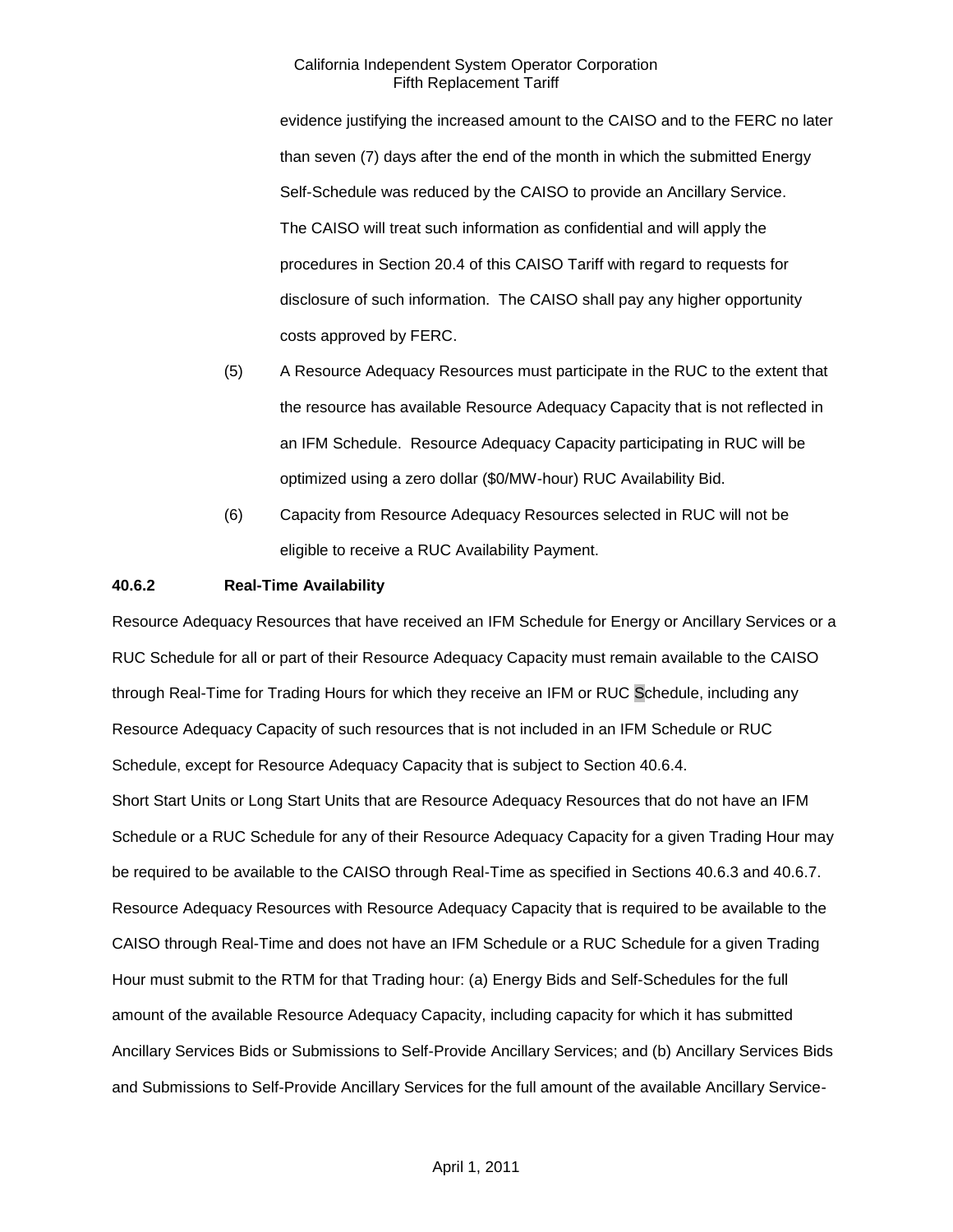evidence justifying the increased amount to the CAISO and to the FERC no later than seven (7) days after the end of the month in which the submitted Energy Self-Schedule was reduced by the CAISO to provide an Ancillary Service. The CAISO will treat such information as confidential and will apply the procedures in Section 20.4 of this CAISO Tariff with regard to requests for disclosure of such information. The CAISO shall pay any higher opportunity costs approved by FERC.

(5) A Resource Adequacy Resources must participate in the RUC to the extent that the resource has available Resource Adequacy Capacity that is not reflected in an IFM Schedule. Resource Adequacy Capacity participating in RUC will be optimized using a zero dollar ($0/MW-hour) RUC Availability Bid.

(6) Capacity from Resource Adequacy Resources selected in RUC will not be eligible to receive a RUC Availability Payment.

**40.6.2 Real-Time Availability**

Resource Adequacy Resources that have received an IFM Schedule for Energy or Ancillary Services or a RUC Schedule for all or part of their Resource Adequacy Capacity must remain available to the CAISO through Real-Time for Trading Hours for which they receive an IFM or RUC Schedule, including any Resource Adequacy Capacity of such resources that is not included in an IFM Schedule or RUC Schedule, except for Resource Adequacy Capacity that is subject to Section 40.6.4.

Short Start Units or Long Start Units that are Resource Adequacy Resources that do not have an IFM Schedule or a RUC Schedule for any of their Resource Adequacy Capacity for a given Trading Hour may be required to be available to the CAISO through Real-Time as specified in Sections 40.6.3 and 40.6.7. Resource Adequacy Resources with Resource Adequacy Capacity that is required to be available to the CAISO through Real-Time and does not have an IFM Schedule or a RUC Schedule for a given Trading Hour must submit to the RTM for that Trading hour: (a) Energy Bids and Self-Schedules for the full amount of the available Resource Adequacy Capacity, including capacity for which it has submitted Ancillary Services Bids or Submissions to Self-Provide Ancillary Services; and (b) Ancillary Services Bids and Submissions to Self-Provide Ancillary Services for the full amount of the available Ancillary Service-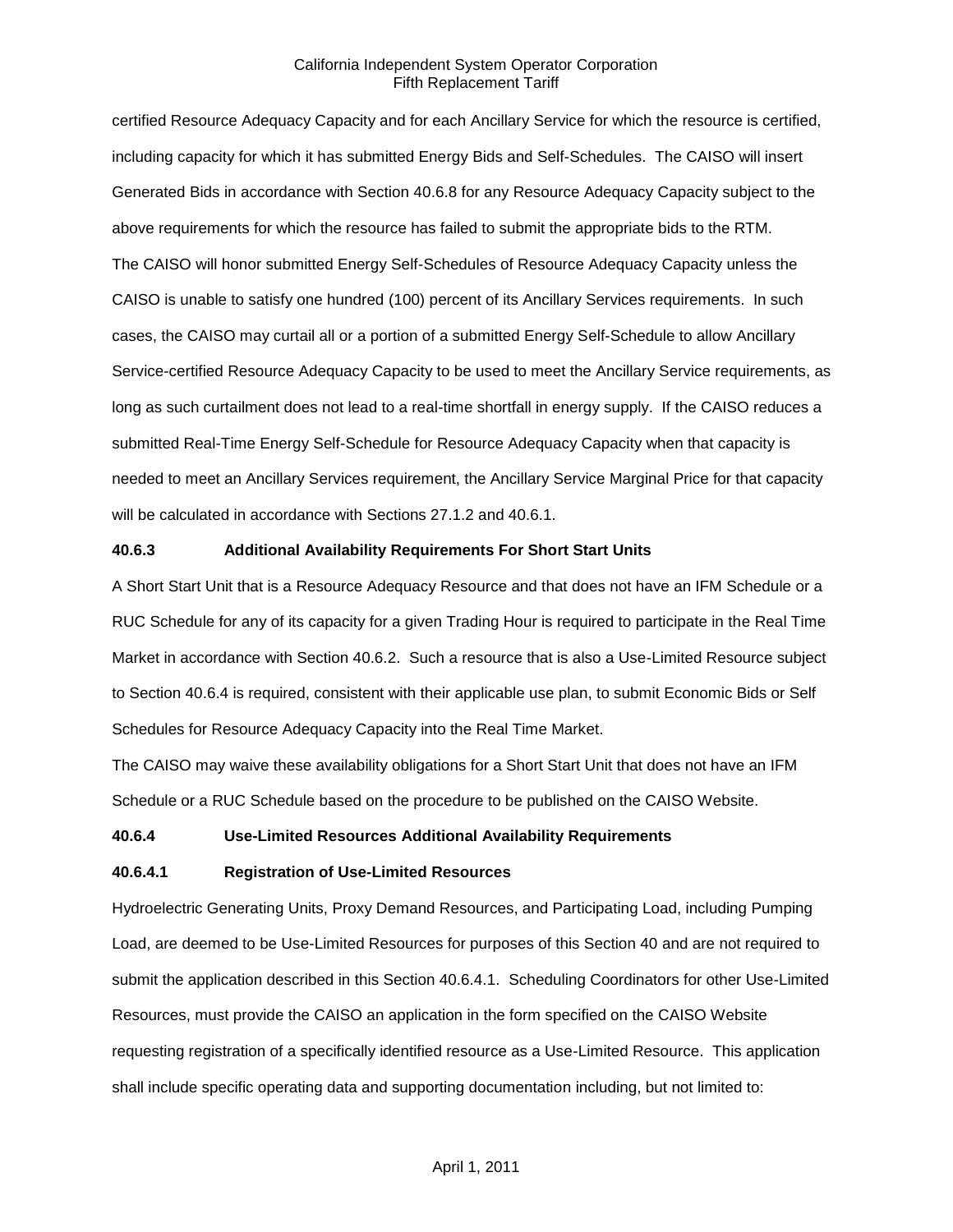certified Resource Adequacy Capacity and for each Ancillary Service for which the resource is certified, including capacity for which it has submitted Energy Bids and Self-Schedules. The CAISO will insert Generated Bids in accordance with Section 40.6.8 for any Resource Adequacy Capacity subject to the above requirements for which the resource has failed to submit the appropriate bids to the RTM.

The CAISO will honor submitted Energy Self-Schedules of Resource Adequacy Capacity unless the CAISO is unable to satisfy one hundred (100) percent of its Ancillary Services requirements. In such cases, the CAISO may curtail all or a portion of a submitted Energy Self-Schedule to allow Ancillary Service-certified Resource Adequacy Capacity to be used to meet the Ancillary Service requirements, as long as such curtailment does not lead to a real-time shortfall in energy supply. If the CAISO reduces a submitted Real-Time Energy Self-Schedule for Resource Adequacy Capacity when that capacity is needed to meet an Ancillary Services requirement, the Ancillary Service Marginal Price for that capacity will be calculated in accordance with Sections 27.1.2 and 40.6.1.

**40.6.3 Additional Availability Requirements For Short Start Units**

A Short Start Unit that is a Resource Adequacy Resource and that does not have an IFM Schedule or a RUC Schedule for any of its capacity for a given Trading Hour is required to participate in the Real Time Market in accordance with Section 40.6.2. Such a resource that is also a Use-Limited Resource subject to Section 40.6.4 is required, consistent with their applicable use plan, to submit Economic Bids or Self Schedules for Resource Adequacy Capacity into the Real Time Market.

The CAISO may waive these availability obligations for a Short Start Unit that does not have an IFM Schedule or a RUC Schedule based on the procedure to be published on the CAISO Website.

**40.6.4 Use-Limited Resources Additional Availability Requirements**

**40.6.4.1 Registration of Use-Limited Resources**

Hydroelectric Generating Units, Proxy Demand Resources, and Participating Load, including Pumping Load, are deemed to be Use-Limited Resources for purposes of this Section 40 and are not required to submit the application described in this Section 40.6.4.1. Scheduling Coordinators for other Use-Limited Resources, must provide the CAISO an application in the form specified on the CAISO Website requesting registration of a specifically identified resource as a Use-Limited Resource. This application shall include specific operating data and supporting documentation including, but not limited to: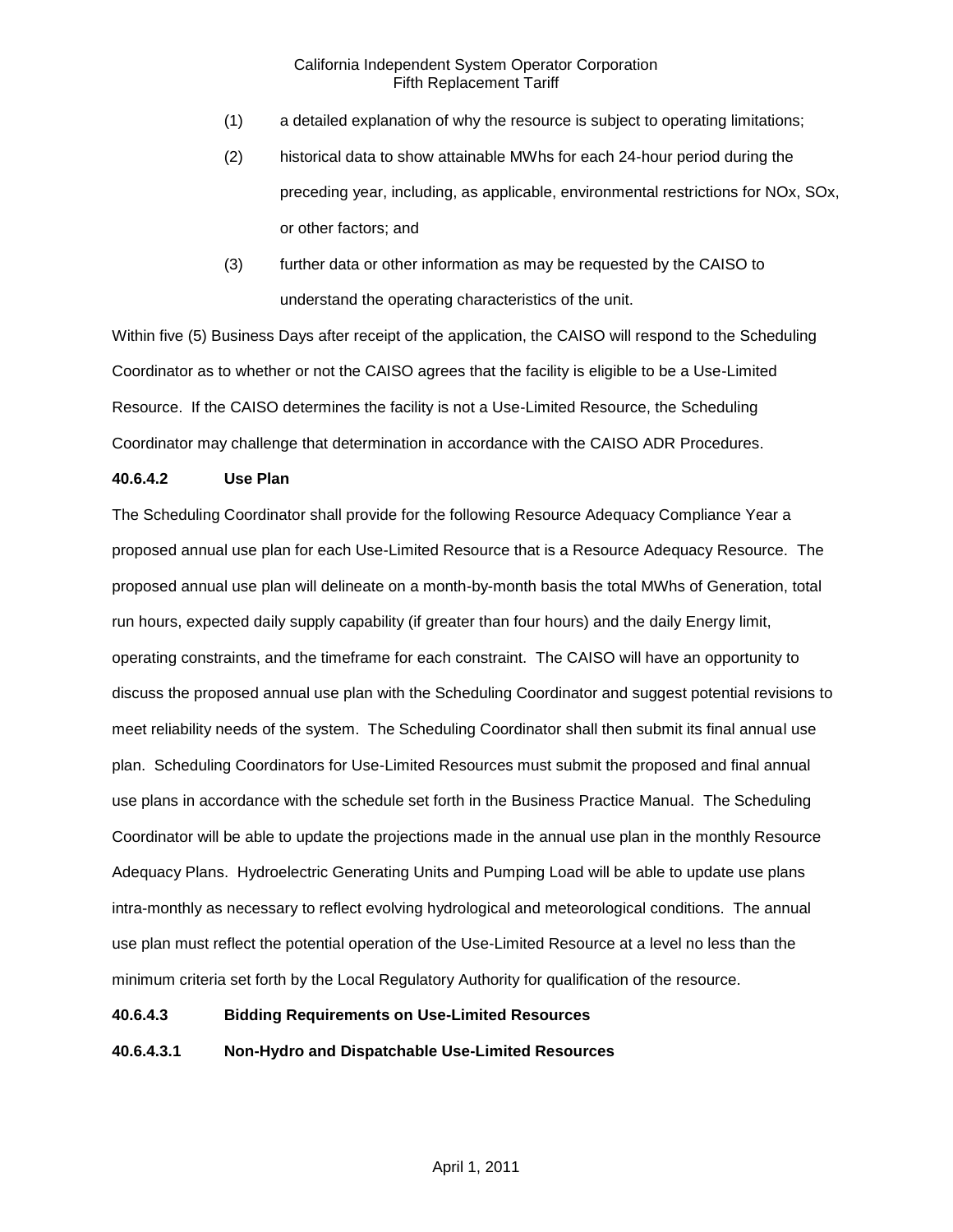(1) a detailed explanation of why the resource is subject to operating limitations;

(2) historical data to show attainable MWhs for each 24-hour period during the preceding year, including, as applicable, environmental restrictions for NOx, SOx, or other factors; and

(3) further data or other information as may be requested by the CAISO to understand the operating characteristics of the unit.

Within five (5) Business Days after receipt of the application, the CAISO will respond to the Scheduling Coordinator as to whether or not the CAISO agrees that the facility is eligible to be a Use-Limited Resource. If the CAISO determines the facility is not a Use-Limited Resource, the Scheduling Coordinator may challenge that determination in accordance with the CAISO ADR Procedures.

**40.6.4.2 Use Plan**

The Scheduling Coordinator shall provide for the following Resource Adequacy Compliance Year a proposed annual use plan for each Use-Limited Resource that is a Resource Adequacy Resource. The proposed annual use plan will delineate on a month-by-month basis the total MWhs of Generation, total run hours, expected daily supply capability (if greater than four hours) and the daily Energy limit, operating constraints, and the timeframe for each constraint. The CAISO will have an opportunity to discuss the proposed annual use plan with the Scheduling Coordinator and suggest potential revisions to meet reliability needs of the system. The Scheduling Coordinator shall then submit its final annual use plan. Scheduling Coordinators for Use-Limited Resources must submit the proposed and final annual use plans in accordance with the schedule set forth in the Business Practice Manual. The Scheduling Coordinator will be able to update the projections made in the annual use plan in the monthly Resource Adequacy Plans. Hydroelectric Generating Units and Pumping Load will be able to update use plans intra-monthly as necessary to reflect evolving hydrological and meteorological conditions. The annual use plan must reflect the potential operation of the Use-Limited Resource at a level no less than the minimum criteria set forth by the Local Regulatory Authority for qualification of the resource.

**40.6.4.3 Bidding Requirements on Use-Limited Resources**

**40.6.4.3.1 Non-Hydro and Dispatchable Use-Limited Resources**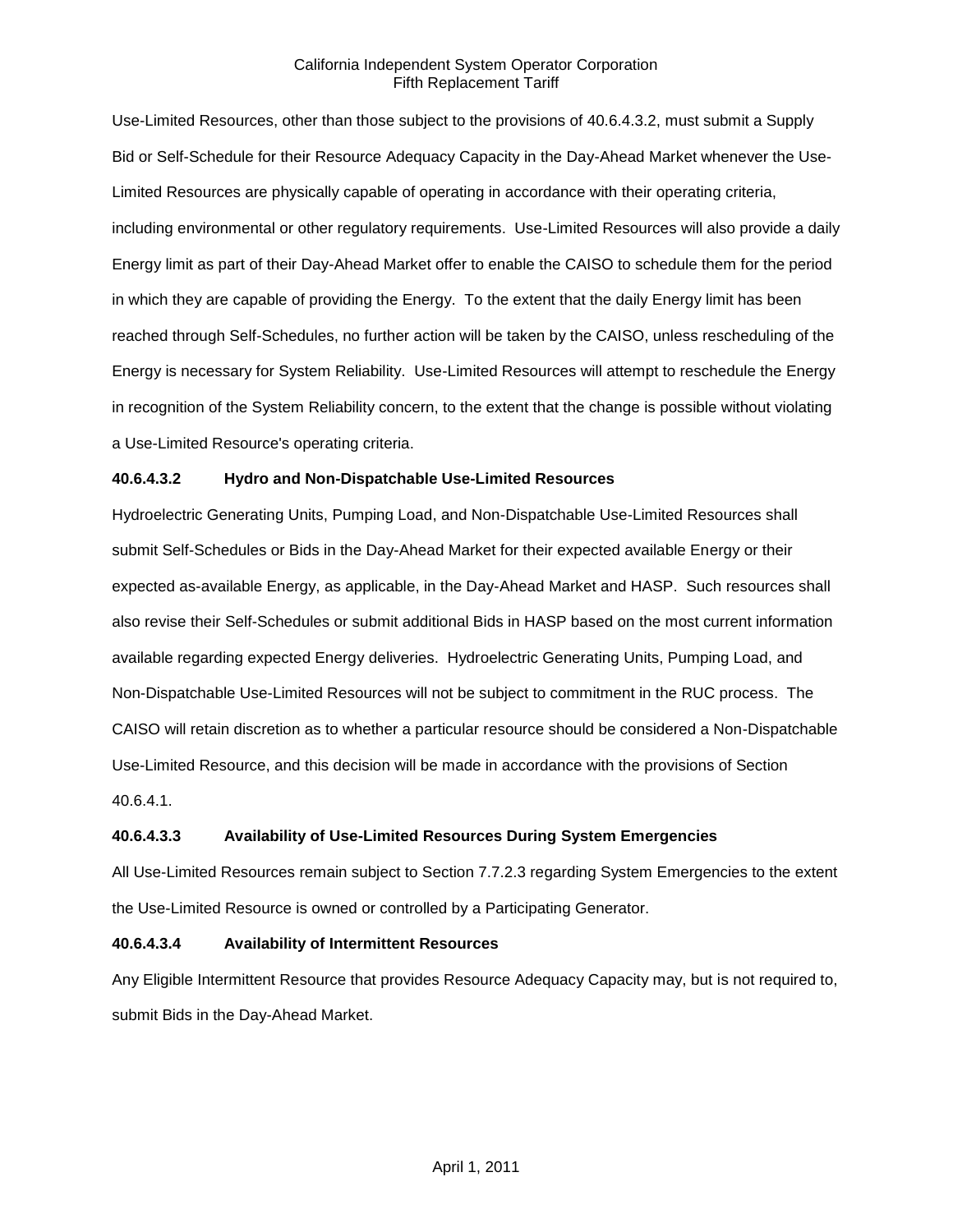Use-Limited Resources, other than those subject to the provisions of 40.6.4.3.2, must submit a Supply Bid or Self-Schedule for their Resource Adequacy Capacity in the Day-Ahead Market whenever the Use-Limited Resources are physically capable of operating in accordance with their operating criteria, including environmental or other regulatory requirements. Use-Limited Resources will also provide a daily Energy limit as part of their Day-Ahead Market offer to enable the CAISO to schedule them for the period in which they are capable of providing the Energy. To the extent that the daily Energy limit has been reached through Self-Schedules, no further action will be taken by the CAISO, unless rescheduling of the Energy is necessary for System Reliability. Use-Limited Resources will attempt to reschedule the Energy in recognition of the System Reliability concern, to the extent that the change is possible without violating a Use-Limited Resource's operating criteria.

**40.6.4.3.2 Hydro and Non-Dispatchable Use-Limited Resources**

Hydroelectric Generating Units, Pumping Load, and Non-Dispatchable Use-Limited Resources shall submit Self-Schedules or Bids in the Day-Ahead Market for their expected available Energy or their expected as-available Energy, as applicable, in the Day-Ahead Market and HASP. Such resources shall also revise their Self-Schedules or submit additional Bids in HASP based on the most current information available regarding expected Energy deliveries. Hydroelectric Generating Units, Pumping Load, and Non-Dispatchable Use-Limited Resources will not be subject to commitment in the RUC process. The CAISO will retain discretion as to whether a particular resource should be considered a Non-Dispatchable Use-Limited Resource, and this decision will be made in accordance with the provisions of Section 40.6.4.1.

**40.6.4.3.3 Availability of Use-Limited Resources During System Emergencies**

All Use-Limited Resources remain subject to Section 7.7.2.3 regarding System Emergencies to the extent the Use-Limited Resource is owned or controlled by a Participating Generator.

**40.6.4.3.4 Availability of Intermittent Resources**

Any Eligible Intermittent Resource that provides Resource Adequacy Capacity may, but is not required to, submit Bids in the Day-Ahead Market.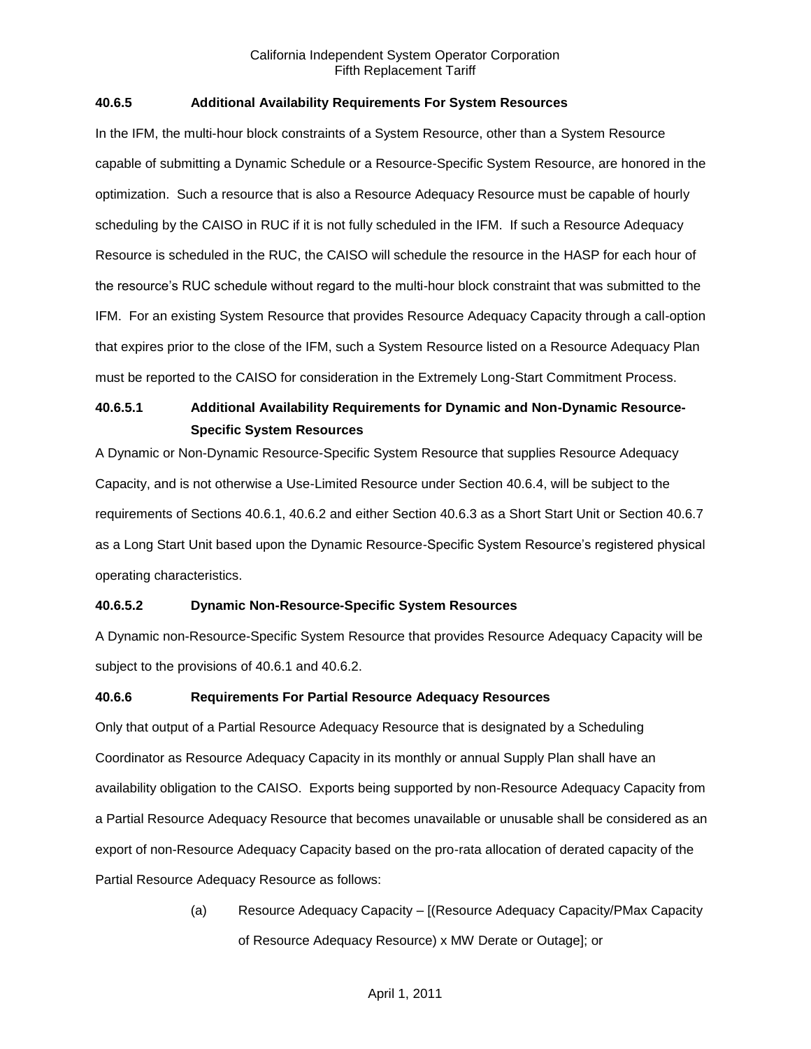### 40.6.5 Additional Availability Requirements For System Resources

In the IFM, the multi-hour block constraints of a System Resource, other than a System Resource capable of submitting a Dynamic Schedule or a Resource-Specific System Resource, are honored in the optimization. Such a resource that is also a Resource Adequacy Resource must be capable of hourly scheduling by the CAISO in RUC if it is not fully scheduled in the IFM. If such a Resource Adequacy Resource is scheduled in the RUC, the CAISO will schedule the resource in the HASP for each hour of the resource's RUC schedule without regard to the multi-hour block constraint that was submitted to the IFM. For an existing System Resource that provides Resource Adequacy Capacity through a call-option that expires prior to the close of the IFM, such a System Resource listed on a Resource Adequacy Plan must be reported to the CAISO for consideration in the Extremely Long-Start Commitment Process.

#### 40.6.5.1 Additional Availability Requirements for Dynamic and Non-Dynamic Resource-Specific System Resources

A Dynamic or Non-Dynamic Resource-Specific System Resource that supplies Resource Adequacy Capacity, and is not otherwise a Use-Limited Resource under Section 40.6.4, will be subject to the requirements of Sections 40.6.1, 40.6.2 and either Section 40.6.3 as a Short Start Unit or Section 40.6.7 as a Long Start Unit based upon the Dynamic Resource-Specific System Resource's registered physical operating characteristics.

#### 40.6.5.2 Dynamic Non-Resource-Specific System Resources

A Dynamic non-Resource-Specific System Resource that provides Resource Adequacy Capacity will be subject to the provisions of 40.6.1 and 40.6.2.

### 40.6.6 Requirements For Partial Resource Adequacy Resources

Only that output of a Partial Resource Adequacy Resource that is designated by a Scheduling Coordinator as Resource Adequacy Capacity in its monthly or annual Supply Plan shall have an availability obligation to the CAISO. Exports being supported by non-Resource Adequacy Capacity from a Partial Resource Adequacy Resource that becomes unavailable or unusable shall be considered as an export of non-Resource Adequacy Capacity based on the pro-rata allocation of derated capacity of the Partial Resource Adequacy Resource as follows:

(a) Resource Adequacy Capacity – [(Resource Adequacy Capacity/PMax Capacity of Resource Adequacy Resource) x MW Derate or Outage]; or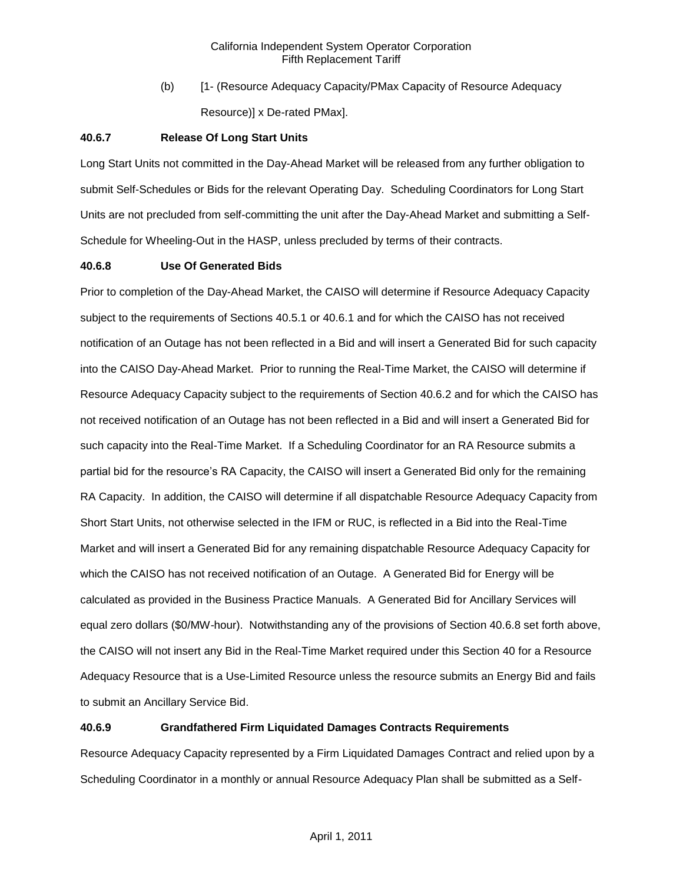(b) [1- (Resource Adequacy Capacity/PMax Capacity of Resource Adequacy Resource)] x De-rated PMax].

### 40.6.7 Release Of Long Start Units

Long Start Units not committed in the Day-Ahead Market will be released from any further obligation to submit Self-Schedules or Bids for the relevant Operating Day. Scheduling Coordinators for Long Start Units are not precluded from self-committing the unit after the Day-Ahead Market and submitting a Self-Schedule for Wheeling-Out in the HASP, unless precluded by terms of their contracts.

### 40.6.8 Use Of Generated Bids

Prior to completion of the Day-Ahead Market, the CAISO will determine if Resource Adequacy Capacity subject to the requirements of Sections 40.5.1 or 40.6.1 and for which the CAISO has not received notification of an Outage has not been reflected in a Bid and will insert a Generated Bid for such capacity into the CAISO Day-Ahead Market. Prior to running the Real-Time Market, the CAISO will determine if Resource Adequacy Capacity subject to the requirements of Section 40.6.2 and for which the CAISO has not received notification of an Outage has not been reflected in a Bid and will insert a Generated Bid for such capacity into the Real-Time Market. If a Scheduling Coordinator for an RA Resource submits a partial bid for the resource's RA Capacity, the CAISO will insert a Generated Bid only for the remaining RA Capacity. In addition, the CAISO will determine if all dispatchable Resource Adequacy Capacity from Short Start Units, not otherwise selected in the IFM or RUC, is reflected in a Bid into the Real-Time Market and will insert a Generated Bid for any remaining dispatchable Resource Adequacy Capacity for which the CAISO has not received notification of an Outage. A Generated Bid for Energy will be calculated as provided in the Business Practice Manuals. A Generated Bid for Ancillary Services will equal zero dollars ($0/MW-hour). Notwithstanding any of the provisions of Section 40.6.8 set forth above, the CAISO will not insert any Bid in the Real-Time Market required under this Section 40 for a Resource Adequacy Resource that is a Use-Limited Resource unless the resource submits an Energy Bid and fails to submit an Ancillary Service Bid.

### 40.6.9 Grandfathered Firm Liquidated Damages Contracts Requirements

Resource Adequacy Capacity represented by a Firm Liquidated Damages Contract and relied upon by a Scheduling Coordinator in a monthly or annual Resource Adequacy Plan shall be submitted as a Self-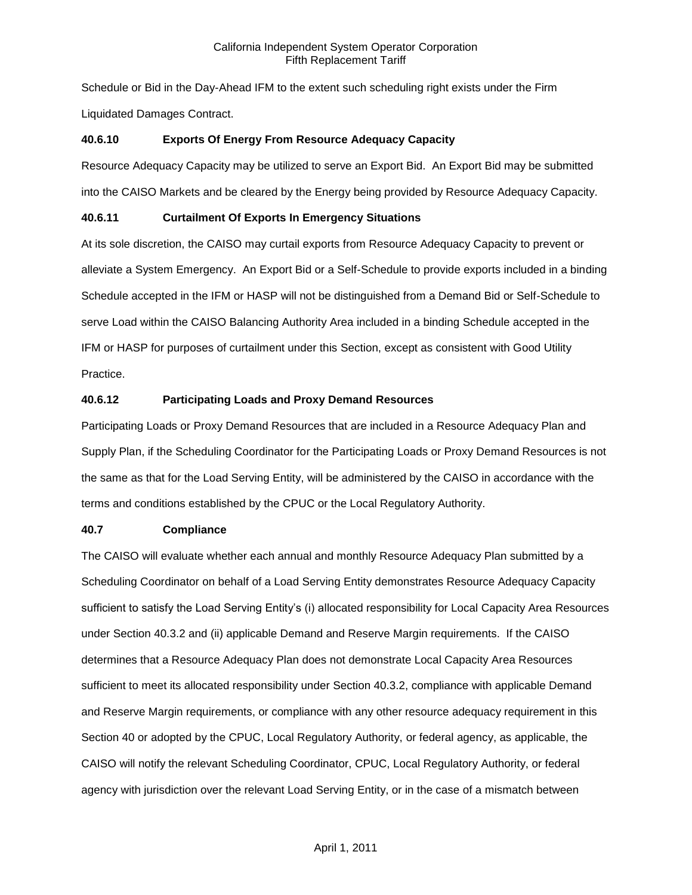Schedule or Bid in the Day-Ahead IFM to the extent such scheduling right exists under the Firm Liquidated Damages Contract.

### 40.6.10 Exports Of Energy From Resource Adequacy Capacity

Resource Adequacy Capacity may be utilized to serve an Export Bid. An Export Bid may be submitted into the CAISO Markets and be cleared by the Energy being provided by Resource Adequacy Capacity.

### 40.6.11 Curtailment Of Exports In Emergency Situations

At its sole discretion, the CAISO may curtail exports from Resource Adequacy Capacity to prevent or alleviate a System Emergency. An Export Bid or a Self-Schedule to provide exports included in a binding Schedule accepted in the IFM or HASP will not be distinguished from a Demand Bid or Self-Schedule to serve Load within the CAISO Balancing Authority Area included in a binding Schedule accepted in the IFM or HASP for purposes of curtailment under this Section, except as consistent with Good Utility Practice.

### 40.6.12 Participating Loads and Proxy Demand Resources

Participating Loads or Proxy Demand Resources that are included in a Resource Adequacy Plan and Supply Plan, if the Scheduling Coordinator for the Participating Loads or Proxy Demand Resources is not the same as that for the Load Serving Entity, will be administered by the CAISO in accordance with the terms and conditions established by the CPUC or the Local Regulatory Authority.

## 40.7 Compliance

The CAISO will evaluate whether each annual and monthly Resource Adequacy Plan submitted by a Scheduling Coordinator on behalf of a Load Serving Entity demonstrates Resource Adequacy Capacity sufficient to satisfy the Load Serving Entity's (i) allocated responsibility for Local Capacity Area Resources under Section 40.3.2 and (ii) applicable Demand and Reserve Margin requirements. If the CAISO determines that a Resource Adequacy Plan does not demonstrate Local Capacity Area Resources sufficient to meet its allocated responsibility under Section 40.3.2, compliance with applicable Demand and Reserve Margin requirements, or compliance with any other resource adequacy requirement in this Section 40 or adopted by the CPUC, Local Regulatory Authority, or federal agency, as applicable, the CAISO will notify the relevant Scheduling Coordinator, CPUC, Local Regulatory Authority, or federal agency with jurisdiction over the relevant Load Serving Entity, or in the case of a mismatch between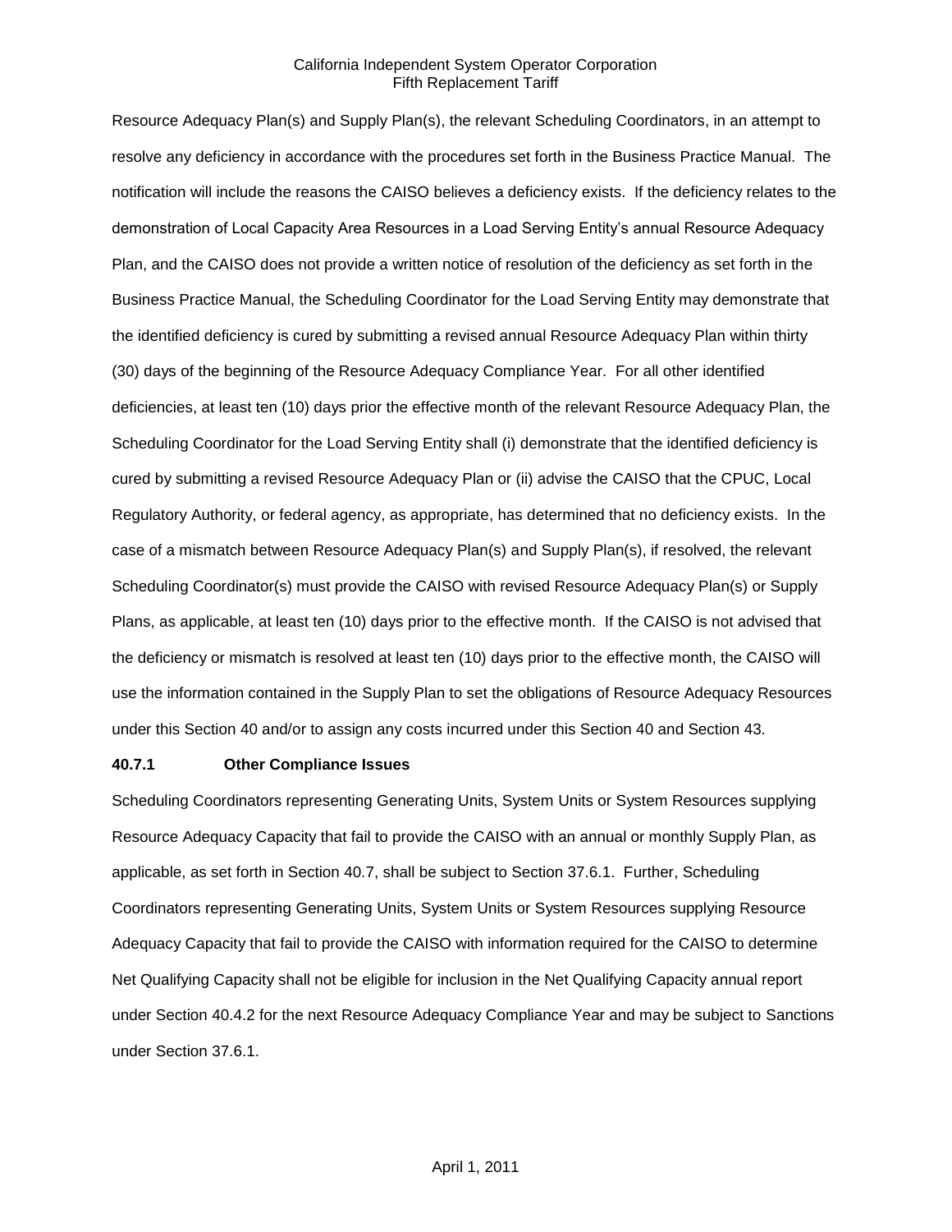Resource Adequacy Plan(s) and Supply Plan(s), the relevant Scheduling Coordinators, in an attempt to resolve any deficiency in accordance with the procedures set forth in the Business Practice Manual. The notification will include the reasons the CAISO believes a deficiency exists. If the deficiency relates to the demonstration of Local Capacity Area Resources in a Load Serving Entity's annual Resource Adequacy Plan, and the CAISO does not provide a written notice of resolution of the deficiency as set forth in the Business Practice Manual, the Scheduling Coordinator for the Load Serving Entity may demonstrate that the identified deficiency is cured by submitting a revised annual Resource Adequacy Plan within thirty (30) days of the beginning of the Resource Adequacy Compliance Year. For all other identified deficiencies, at least ten (10) days prior the effective month of the relevant Resource Adequacy Plan, the Scheduling Coordinator for the Load Serving Entity shall (i) demonstrate that the identified deficiency is cured by submitting a revised Resource Adequacy Plan or (ii) advise the CAISO that the CPUC, Local Regulatory Authority, or federal agency, as appropriate, has determined that no deficiency exists. In the case of a mismatch between Resource Adequacy Plan(s) and Supply Plan(s), if resolved, the relevant Scheduling Coordinator(s) must provide the CAISO with revised Resource Adequacy Plan(s) or Supply Plans, as applicable, at least ten (10) days prior to the effective month. If the CAISO is not advised that the deficiency or mismatch is resolved at least ten (10) days prior to the effective month, the CAISO will use the information contained in the Supply Plan to set the obligations of Resource Adequacy Resources under this Section 40 and/or to assign any costs incurred under this Section 40 and Section 43.

**40.7.1 Other Compliance Issues**

Scheduling Coordinators representing Generating Units, System Units or System Resources supplying Resource Adequacy Capacity that fail to provide the CAISO with an annual or monthly Supply Plan, as applicable, as set forth in Section 40.7, shall be subject to Section 37.6.1. Further, Scheduling Coordinators representing Generating Units, System Units or System Resources supplying Resource Adequacy Capacity that fail to provide the CAISO with information required for the CAISO to determine Net Qualifying Capacity shall not be eligible for inclusion in the Net Qualifying Capacity annual report under Section 40.4.2 for the next Resource Adequacy Compliance Year and may be subject to Sanctions under Section 37.6.1.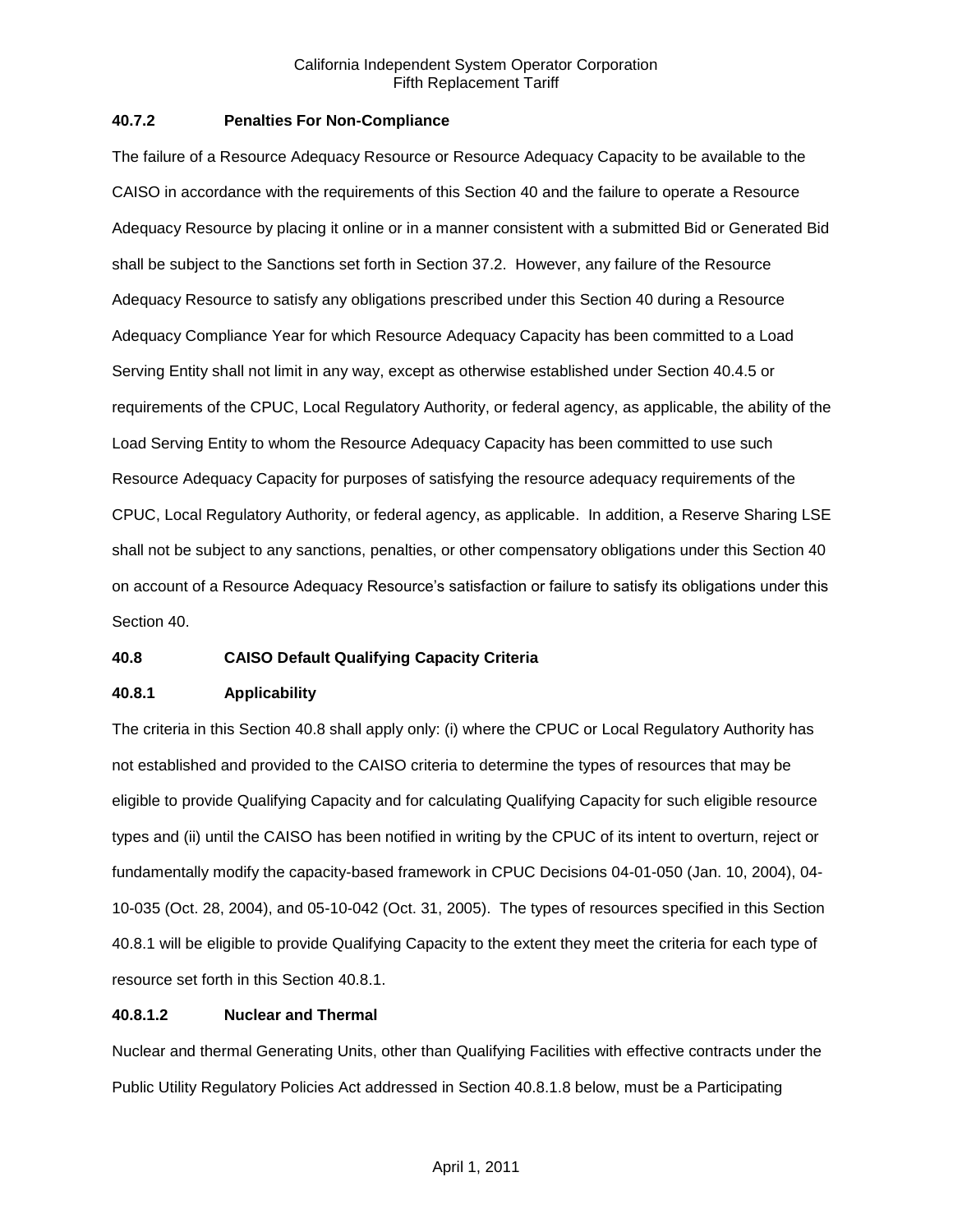### 40.7.2 Penalties For Non-Compliance

The failure of a Resource Adequacy Resource or Resource Adequacy Capacity to be available to the CAISO in accordance with the requirements of this Section 40 and the failure to operate a Resource Adequacy Resource by placing it online or in a manner consistent with a submitted Bid or Generated Bid shall be subject to the Sanctions set forth in Section 37.2. However, any failure of the Resource Adequacy Resource to satisfy any obligations prescribed under this Section 40 during a Resource Adequacy Compliance Year for which Resource Adequacy Capacity has been committed to a Load Serving Entity shall not limit in any way, except as otherwise established under Section 40.4.5 or requirements of the CPUC, Local Regulatory Authority, or federal agency, as applicable, the ability of the Load Serving Entity to whom the Resource Adequacy Capacity has been committed to use such Resource Adequacy Capacity for purposes of satisfying the resource adequacy requirements of the CPUC, Local Regulatory Authority, or federal agency, as applicable. In addition, a Reserve Sharing LSE shall not be subject to any sanctions, penalties, or other compensatory obligations under this Section 40 on account of a Resource Adequacy Resource's satisfaction or failure to satisfy its obligations under this Section 40.

## 40.8 CAISO Default Qualifying Capacity Criteria

### 40.8.1 Applicability

The criteria in this Section 40.8 shall apply only: (i) where the CPUC or Local Regulatory Authority has not established and provided to the CAISO criteria to determine the types of resources that may be eligible to provide Qualifying Capacity and for calculating Qualifying Capacity for such eligible resource types and (ii) until the CAISO has been notified in writing by the CPUC of its intent to overturn, reject or fundamentally modify the capacity-based framework in CPUC Decisions 04-01-050 (Jan. 10, 2004), 04-10-035 (Oct. 28, 2004), and 05-10-042 (Oct. 31, 2005). The types of resources specified in this Section 40.8.1 will be eligible to provide Qualifying Capacity to the extent they meet the criteria for each type of resource set forth in this Section 40.8.1.

#### 40.8.1.2 Nuclear and Thermal

Nuclear and thermal Generating Units, other than Qualifying Facilities with effective contracts under the Public Utility Regulatory Policies Act addressed in Section 40.8.1.8 below, must be a Participating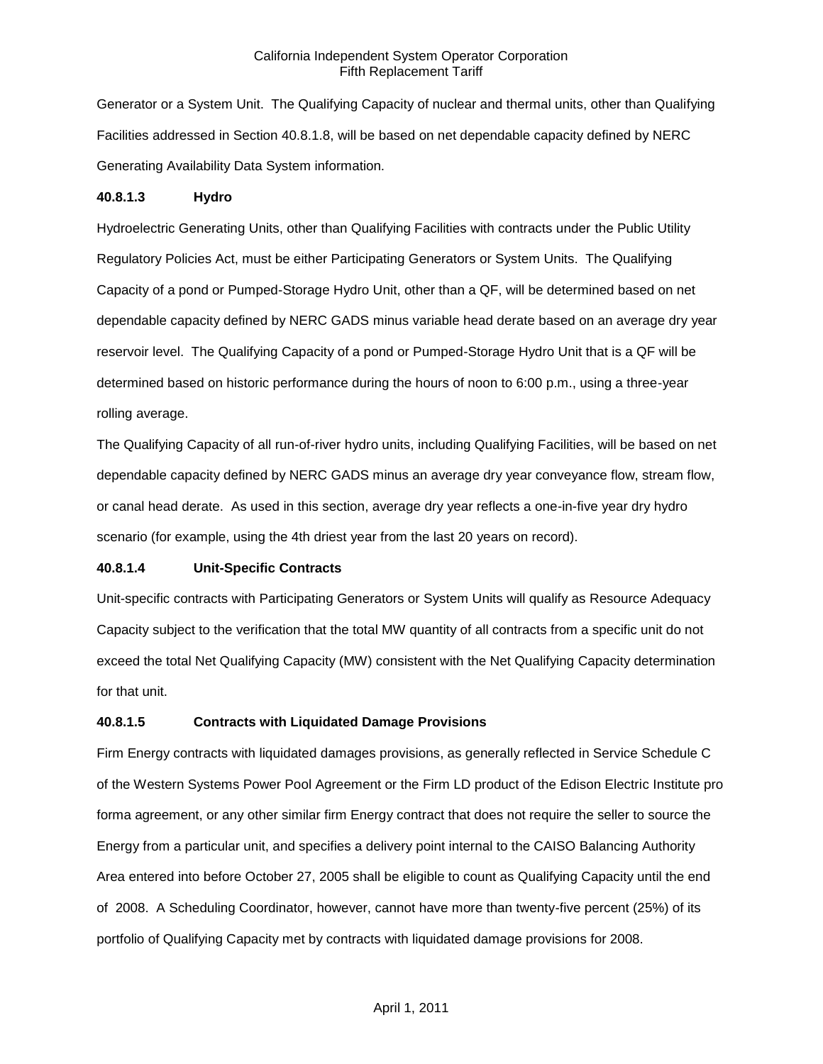Generator or a System Unit. The Qualifying Capacity of nuclear and thermal units, other than Qualifying Facilities addressed in Section 40.8.1.8, will be based on net dependable capacity defined by NERC Generating Availability Data System information.

**40.8.1.3 Hydro**

Hydroelectric Generating Units, other than Qualifying Facilities with contracts under the Public Utility Regulatory Policies Act, must be either Participating Generators or System Units. The Qualifying Capacity of a pond or Pumped-Storage Hydro Unit, other than a QF, will be determined based on net dependable capacity defined by NERC GADS minus variable head derate based on an average dry year reservoir level. The Qualifying Capacity of a pond or Pumped-Storage Hydro Unit that is a QF will be determined based on historic performance during the hours of noon to 6:00 p.m., using a three-year rolling average.

The Qualifying Capacity of all run-of-river hydro units, including Qualifying Facilities, will be based on net dependable capacity defined by NERC GADS minus an average dry year conveyance flow, stream flow, or canal head derate. As used in this section, average dry year reflects a one-in-five year dry hydro scenario (for example, using the 4th driest year from the last 20 years on record).

**40.8.1.4 Unit-Specific Contracts**

Unit-specific contracts with Participating Generators or System Units will qualify as Resource Adequacy Capacity subject to the verification that the total MW quantity of all contracts from a specific unit do not exceed the total Net Qualifying Capacity (MW) consistent with the Net Qualifying Capacity determination for that unit.

**40.8.1.5 Contracts with Liquidated Damage Provisions**

Firm Energy contracts with liquidated damages provisions, as generally reflected in Service Schedule C of the Western Systems Power Pool Agreement or the Firm LD product of the Edison Electric Institute pro forma agreement, or any other similar firm Energy contract that does not require the seller to source the Energy from a particular unit, and specifies a delivery point internal to the CAISO Balancing Authority Area entered into before October 27, 2005 shall be eligible to count as Qualifying Capacity until the end of 2008. A Scheduling Coordinator, however, cannot have more than twenty-five percent (25%) of its portfolio of Qualifying Capacity met by contracts with liquidated damage provisions for 2008.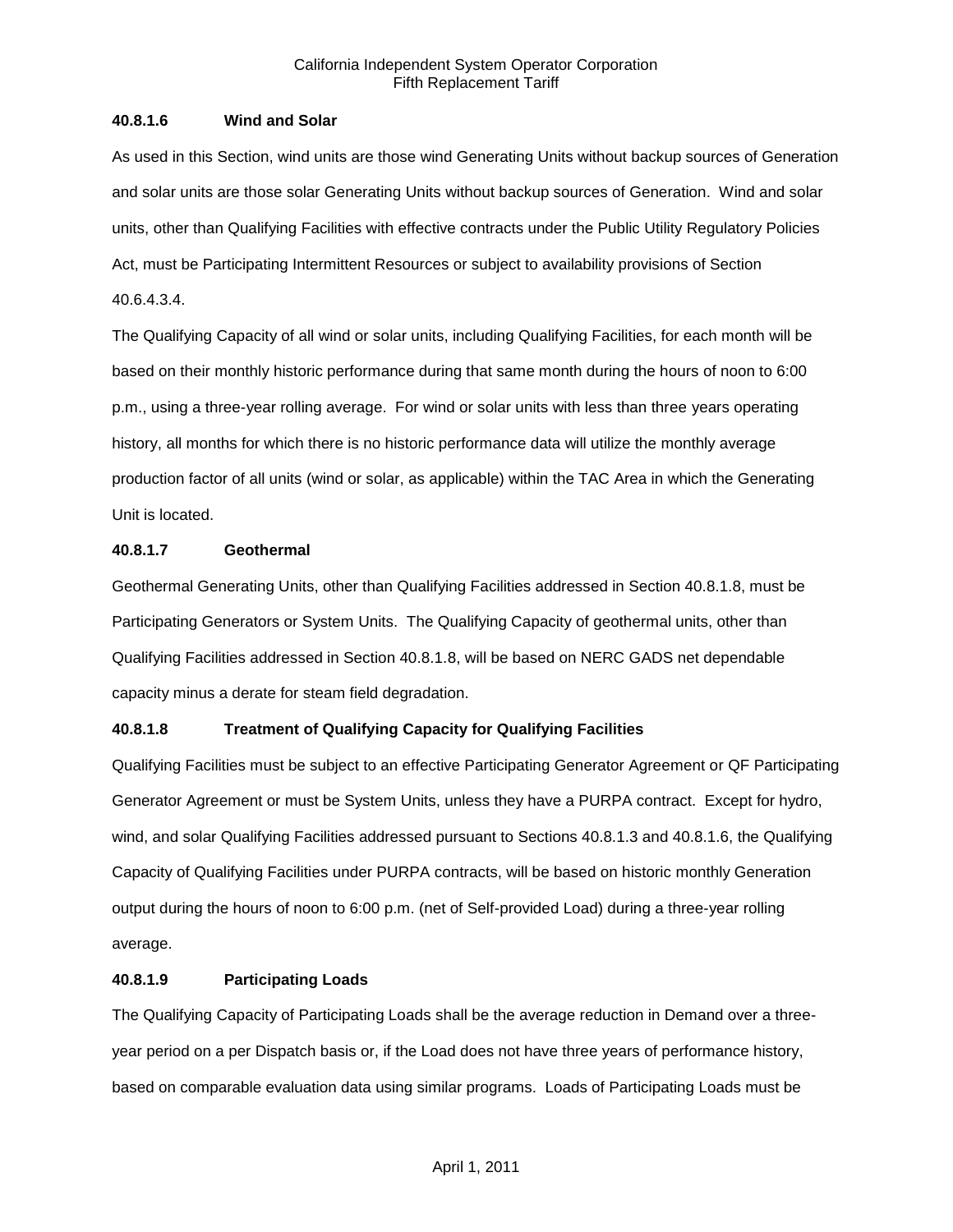#### 40.8.1.6 Wind and Solar

As used in this Section, wind units are those wind Generating Units without backup sources of Generation and solar units are those solar Generating Units without backup sources of Generation. Wind and solar units, other than Qualifying Facilities with effective contracts under the Public Utility Regulatory Policies Act, must be Participating Intermittent Resources or subject to availability provisions of Section 40.6.4.3.4.

The Qualifying Capacity of all wind or solar units, including Qualifying Facilities, for each month will be based on their monthly historic performance during that same month during the hours of noon to 6:00 p.m., using a three-year rolling average. For wind or solar units with less than three years operating history, all months for which there is no historic performance data will utilize the monthly average production factor of all units (wind or solar, as applicable) within the TAC Area in which the Generating Unit is located.

#### 40.8.1.7 Geothermal

Geothermal Generating Units, other than Qualifying Facilities addressed in Section 40.8.1.8, must be Participating Generators or System Units. The Qualifying Capacity of geothermal units, other than Qualifying Facilities addressed in Section 40.8.1.8, will be based on NERC GADS net dependable capacity minus a derate for steam field degradation.

#### 40.8.1.8 Treatment of Qualifying Capacity for Qualifying Facilities

Qualifying Facilities must be subject to an effective Participating Generator Agreement or QF Participating Generator Agreement or must be System Units, unless they have a PURPA contract. Except for hydro, wind, and solar Qualifying Facilities addressed pursuant to Sections 40.8.1.3 and 40.8.1.6, the Qualifying Capacity of Qualifying Facilities under PURPA contracts, will be based on historic monthly Generation output during the hours of noon to 6:00 p.m. (net of Self-provided Load) during a three-year rolling average.

#### 40.8.1.9 Participating Loads

The Qualifying Capacity of Participating Loads shall be the average reduction in Demand over a three-year period on a per Dispatch basis or, if the Load does not have three years of performance history, based on comparable evaluation data using similar programs. Loads of Participating Loads must be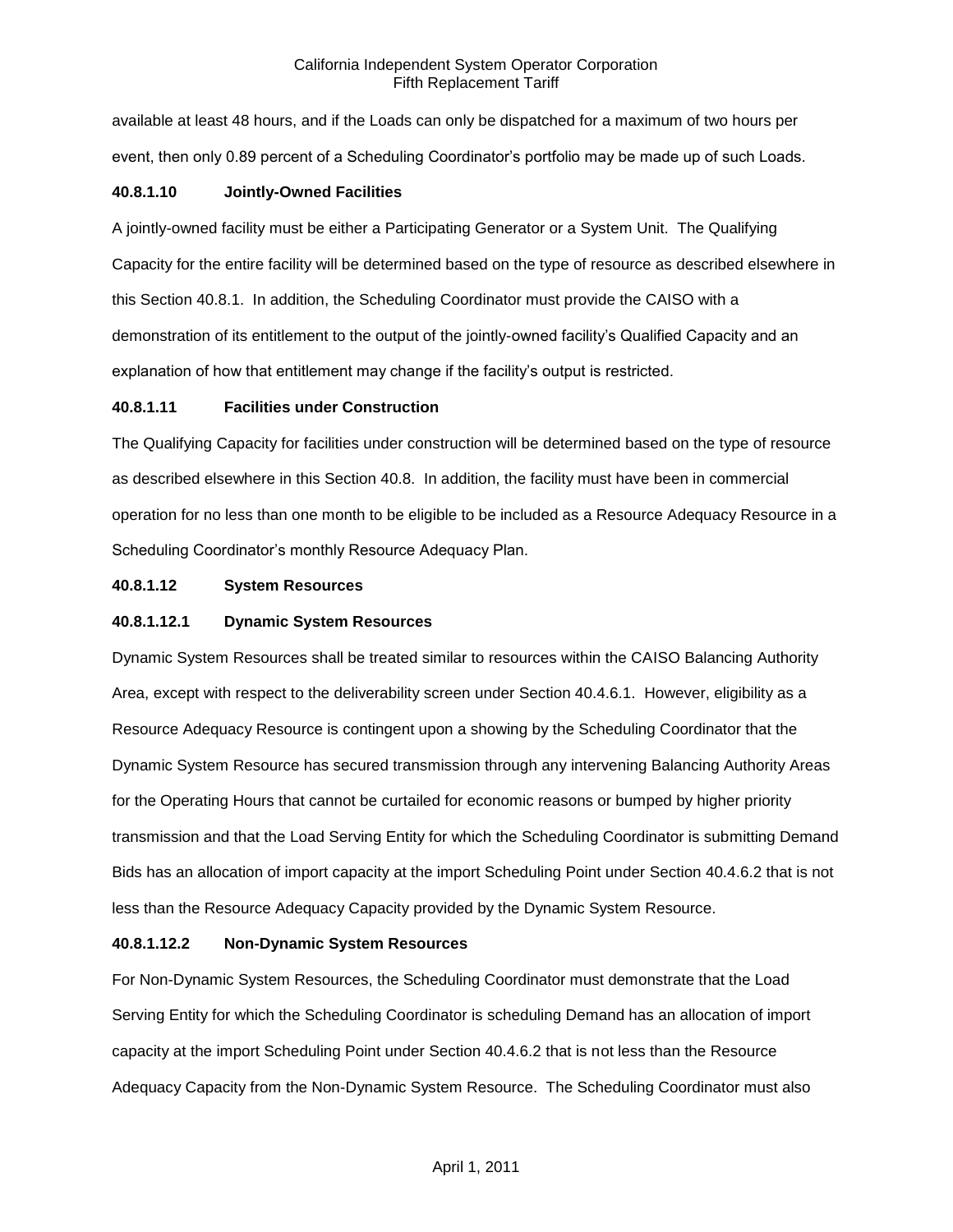available at least 48 hours, and if the Loads can only be dispatched for a maximum of two hours per event, then only 0.89 percent of a Scheduling Coordinator's portfolio may be made up of such Loads.

**40.8.1.10 Jointly-Owned Facilities**

A jointly-owned facility must be either a Participating Generator or a System Unit. The Qualifying Capacity for the entire facility will be determined based on the type of resource as described elsewhere in this Section 40.8.1. In addition, the Scheduling Coordinator must provide the CAISO with a demonstration of its entitlement to the output of the jointly-owned facility's Qualified Capacity and an explanation of how that entitlement may change if the facility's output is restricted.

**40.8.1.11 Facilities under Construction**

The Qualifying Capacity for facilities under construction will be determined based on the type of resource as described elsewhere in this Section 40.8. In addition, the facility must have been in commercial operation for no less than one month to be eligible to be included as a Resource Adequacy Resource in a Scheduling Coordinator's monthly Resource Adequacy Plan.

**40.8.1.12 System Resources**

**40.8.1.12.1 Dynamic System Resources**

Dynamic System Resources shall be treated similar to resources within the CAISO Balancing Authority Area, except with respect to the deliverability screen under Section 40.4.6.1. However, eligibility as a Resource Adequacy Resource is contingent upon a showing by the Scheduling Coordinator that the Dynamic System Resource has secured transmission through any intervening Balancing Authority Areas for the Operating Hours that cannot be curtailed for economic reasons or bumped by higher priority transmission and that the Load Serving Entity for which the Scheduling Coordinator is submitting Demand Bids has an allocation of import capacity at the import Scheduling Point under Section 40.4.6.2 that is not less than the Resource Adequacy Capacity provided by the Dynamic System Resource.

**40.8.1.12.2 Non-Dynamic System Resources**

For Non-Dynamic System Resources, the Scheduling Coordinator must demonstrate that the Load Serving Entity for which the Scheduling Coordinator is scheduling Demand has an allocation of import capacity at the import Scheduling Point under Section 40.4.6.2 that is not less than the Resource Adequacy Capacity from the Non-Dynamic System Resource. The Scheduling Coordinator must also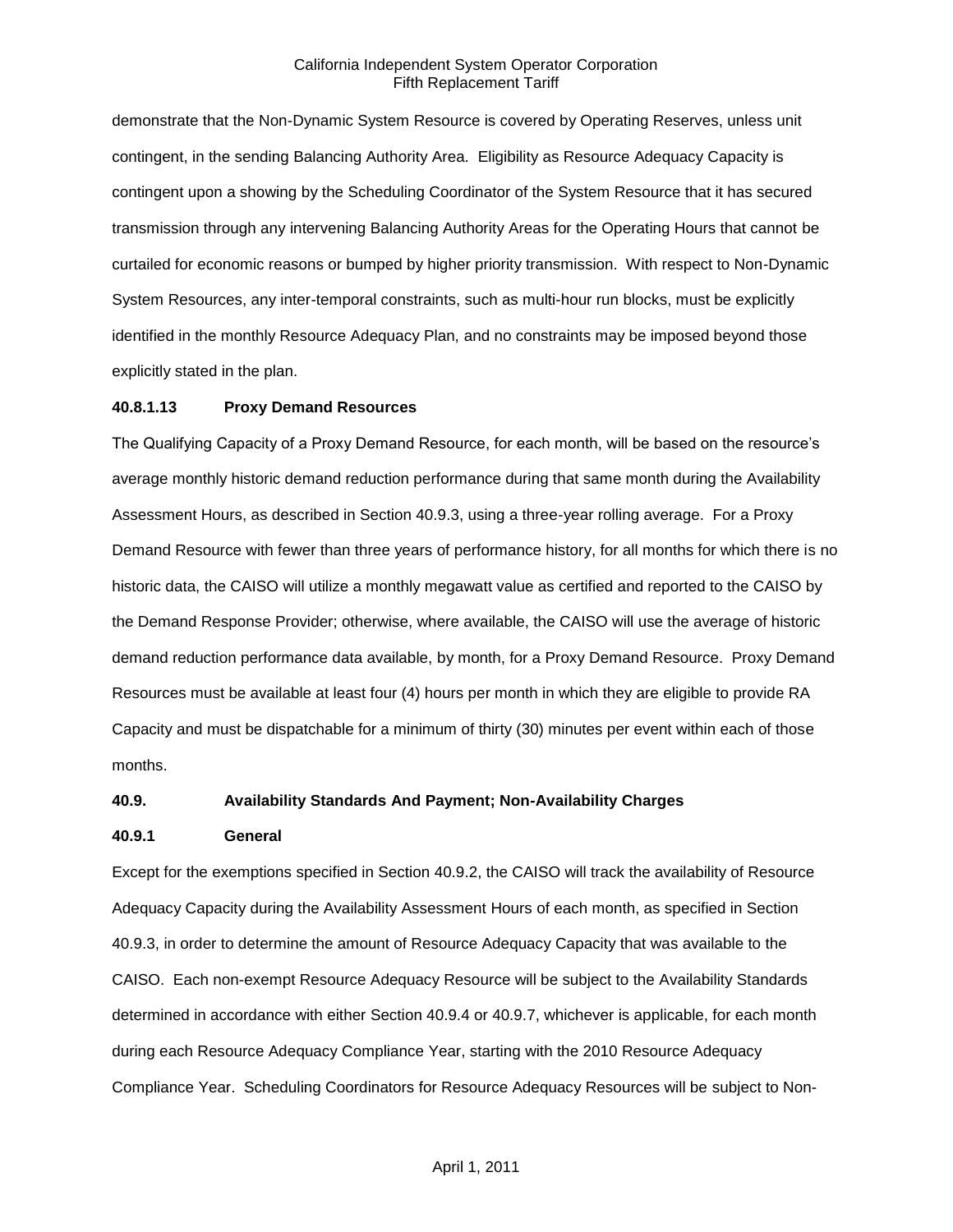demonstrate that the Non-Dynamic System Resource is covered by Operating Reserves, unless unit contingent, in the sending Balancing Authority Area. Eligibility as Resource Adequacy Capacity is contingent upon a showing by the Scheduling Coordinator of the System Resource that it has secured transmission through any intervening Balancing Authority Areas for the Operating Hours that cannot be curtailed for economic reasons or bumped by higher priority transmission. With respect to Non-Dynamic System Resources, any inter-temporal constraints, such as multi-hour run blocks, must be explicitly identified in the monthly Resource Adequacy Plan, and no constraints may be imposed beyond those explicitly stated in the plan.

**40.8.1.13 Proxy Demand Resources**

The Qualifying Capacity of a Proxy Demand Resource, for each month, will be based on the resource's average monthly historic demand reduction performance during that same month during the Availability Assessment Hours, as described in Section 40.9.3, using a three-year rolling average. For a Proxy Demand Resource with fewer than three years of performance history, for all months for which there is no historic data, the CAISO will utilize a monthly megawatt value as certified and reported to the CAISO by the Demand Response Provider; otherwise, where available, the CAISO will use the average of historic demand reduction performance data available, by month, for a Proxy Demand Resource. Proxy Demand Resources must be available at least four (4) hours per month in which they are eligible to provide RA Capacity and must be dispatchable for a minimum of thirty (30) minutes per event within each of those months.

**40.9. Availability Standards And Payment; Non-Availability Charges**

**40.9.1 General**

Except for the exemptions specified in Section 40.9.2, the CAISO will track the availability of Resource Adequacy Capacity during the Availability Assessment Hours of each month, as specified in Section 40.9.3, in order to determine the amount of Resource Adequacy Capacity that was available to the CAISO. Each non-exempt Resource Adequacy Resource will be subject to the Availability Standards determined in accordance with either Section 40.9.4 or 40.9.7, whichever is applicable, for each month during each Resource Adequacy Compliance Year, starting with the 2010 Resource Adequacy Compliance Year. Scheduling Coordinators for Resource Adequacy Resources will be subject to Non-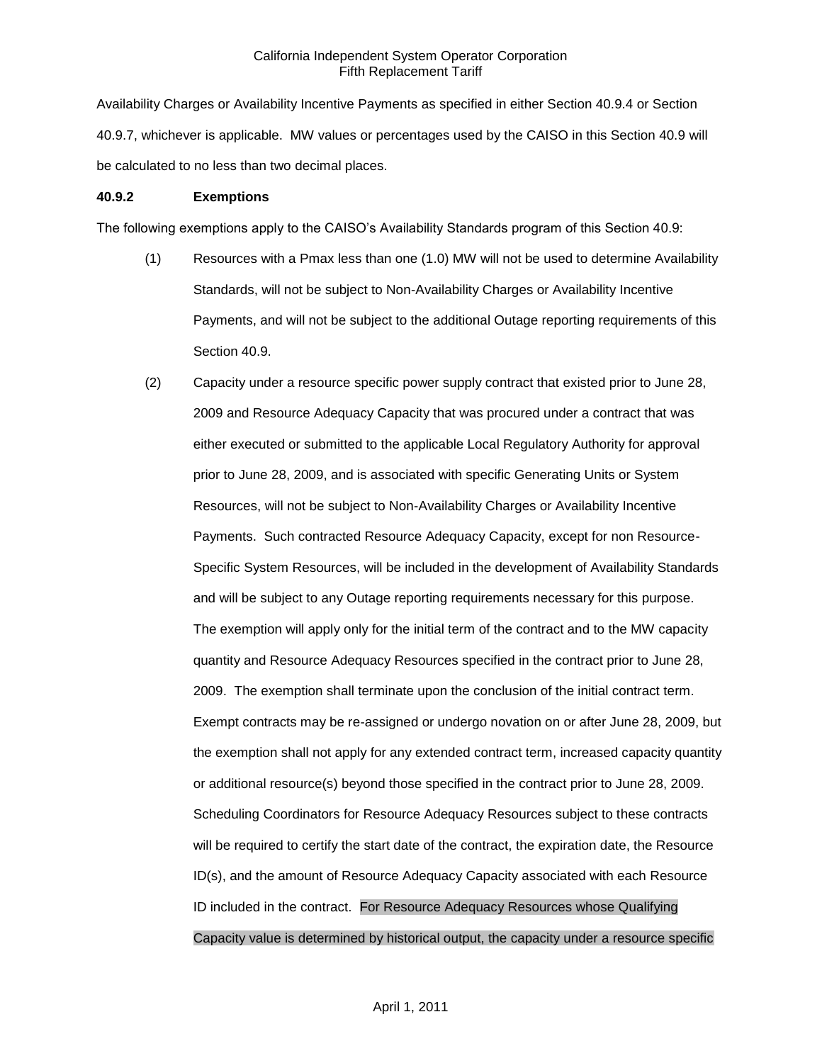Availability Charges or Availability Incentive Payments as specified in either Section 40.9.4 or Section 40.9.7, whichever is applicable. MW values or percentages used by the CAISO in this Section 40.9 will be calculated to no less than two decimal places.

**40.9.2 Exemptions**

The following exemptions apply to the CAISO's Availability Standards program of this Section 40.9:

(1) Resources with a Pmax less than one (1.0) MW will not be used to determine Availability Standards, will not be subject to Non-Availability Charges or Availability Incentive Payments, and will not be subject to the additional Outage reporting requirements of this Section 40.9.

(2) Capacity under a resource specific power supply contract that existed prior to June 28, 2009 and Resource Adequacy Capacity that was procured under a contract that was either executed or submitted to the applicable Local Regulatory Authority for approval prior to June 28, 2009, and is associated with specific Generating Units or System Resources, will not be subject to Non-Availability Charges or Availability Incentive Payments. Such contracted Resource Adequacy Capacity, except for non Resource-Specific System Resources, will be included in the development of Availability Standards and will be subject to any Outage reporting requirements necessary for this purpose. The exemption will apply only for the initial term of the contract and to the MW capacity quantity and Resource Adequacy Resources specified in the contract prior to June 28, 2009. The exemption shall terminate upon the conclusion of the initial contract term. Exempt contracts may be re-assigned or undergo novation on or after June 28, 2009, but the exemption shall not apply for any extended contract term, increased capacity quantity or additional resource(s) beyond those specified in the contract prior to June 28, 2009. Scheduling Coordinators for Resource Adequacy Resources subject to these contracts will be required to certify the start date of the contract, the expiration date, the Resource ID(s), and the amount of Resource Adequacy Capacity associated with each Resource ID included in the contract. For Resource Adequacy Resources whose Qualifying Capacity value is determined by historical output, the capacity under a resource specific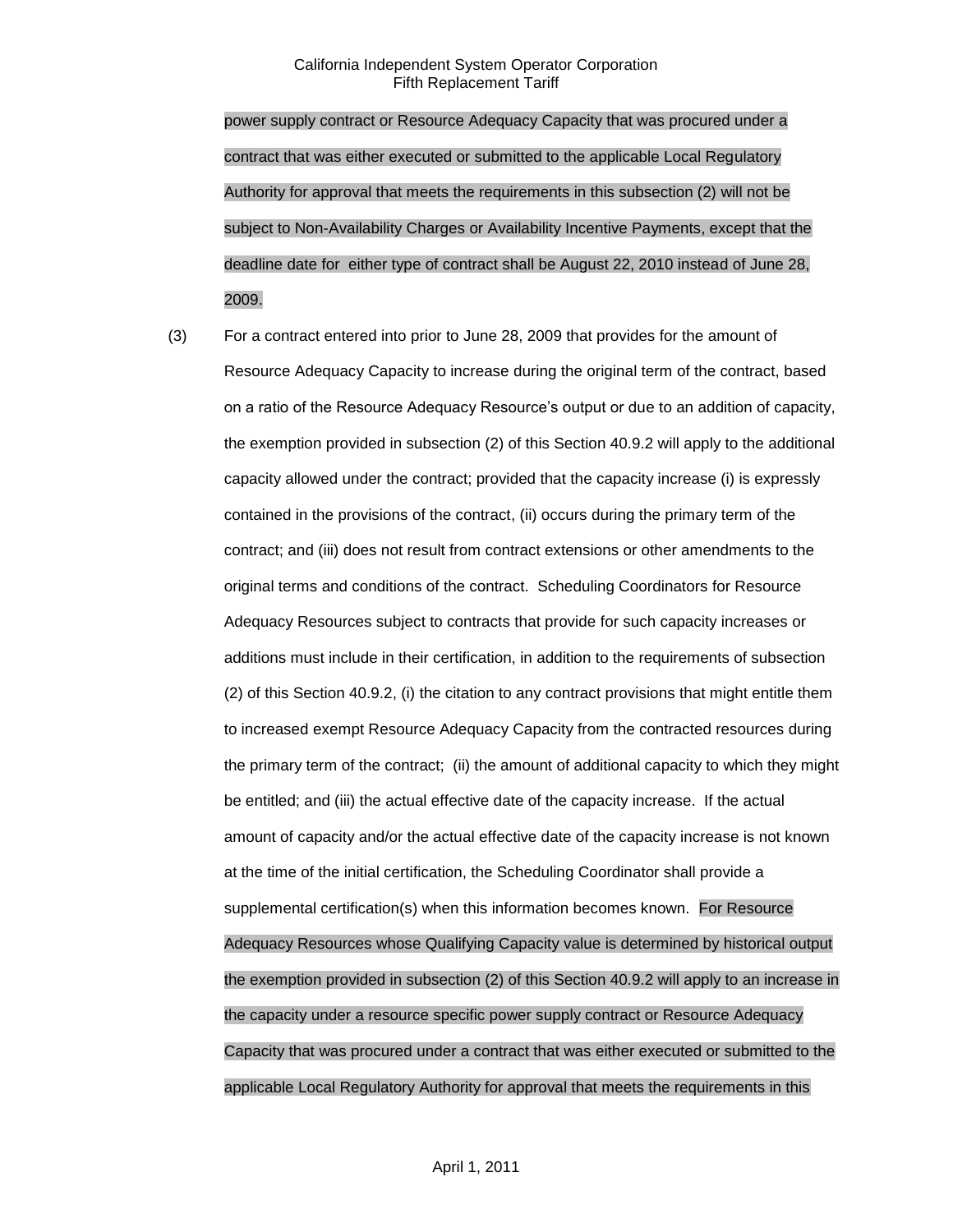power supply contract or Resource Adequacy Capacity that was procured under a contract that was either executed or submitted to the applicable Local Regulatory Authority for approval that meets the requirements in this subsection (2) will not be subject to Non-Availability Charges or Availability Incentive Payments, except that the deadline date for either type of contract shall be August 22, 2010 instead of June 28, 2009.

(3) For a contract entered into prior to June 28, 2009 that provides for the amount of Resource Adequacy Capacity to increase during the original term of the contract, based on a ratio of the Resource Adequacy Resource's output or due to an addition of capacity, the exemption provided in subsection (2) of this Section 40.9.2 will apply to the additional capacity allowed under the contract; provided that the capacity increase (i) is expressly contained in the provisions of the contract, (ii) occurs during the primary term of the contract; and (iii) does not result from contract extensions or other amendments to the original terms and conditions of the contract. Scheduling Coordinators for Resource Adequacy Resources subject to contracts that provide for such capacity increases or additions must include in their certification, in addition to the requirements of subsection (2) of this Section 40.9.2, (i) the citation to any contract provisions that might entitle them to increased exempt Resource Adequacy Capacity from the contracted resources during the primary term of the contract; (ii) the amount of additional capacity to which they might be entitled; and (iii) the actual effective date of the capacity increase. If the actual amount of capacity and/or the actual effective date of the capacity increase is not known at the time of the initial certification, the Scheduling Coordinator shall provide a supplemental certification(s) when this information becomes known. For Resource Adequacy Resources whose Qualifying Capacity value is determined by historical output the exemption provided in subsection (2) of this Section 40.9.2 will apply to an increase in the capacity under a resource specific power supply contract or Resource Adequacy Capacity that was procured under a contract that was either executed or submitted to the applicable Local Regulatory Authority for approval that meets the requirements in this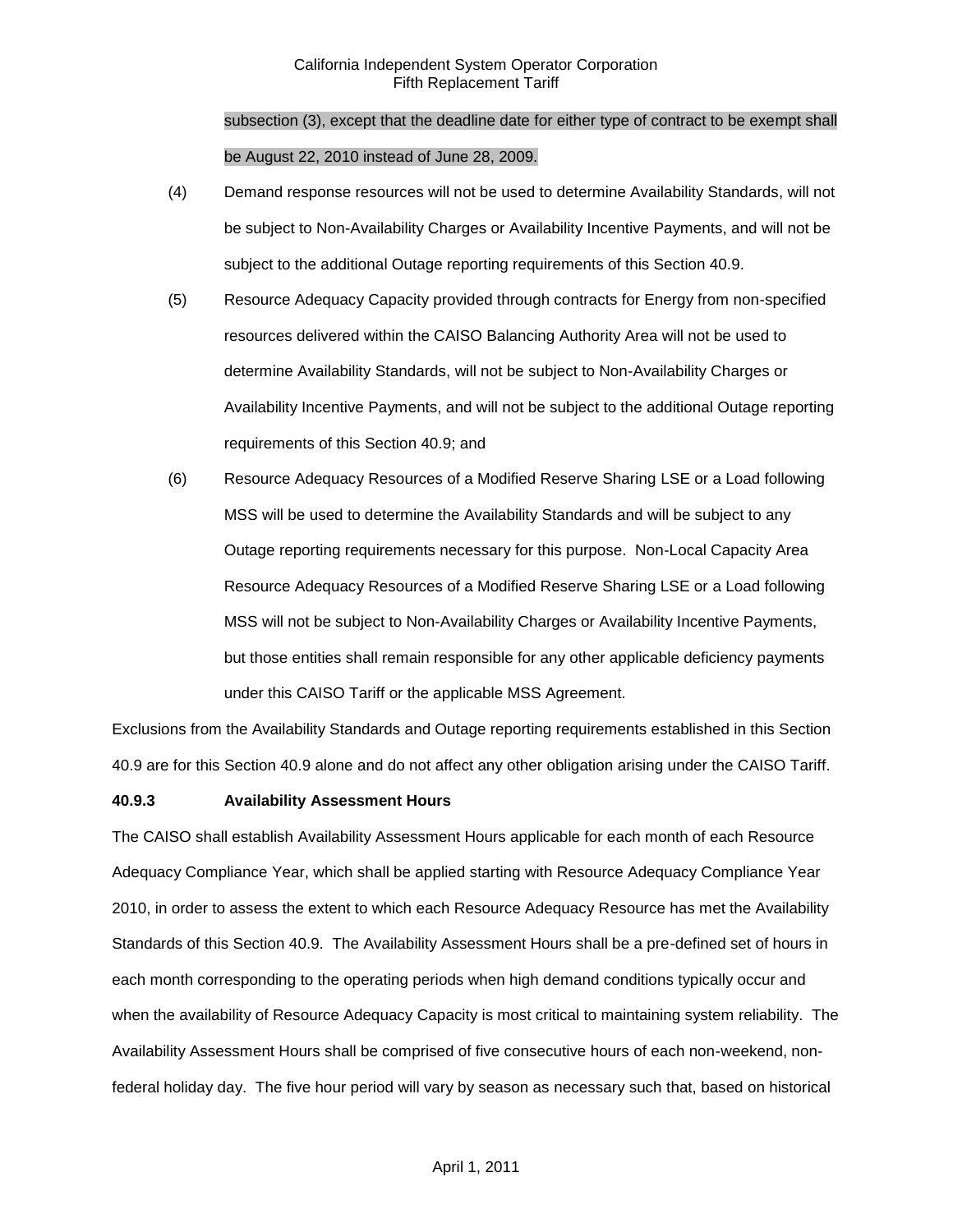subsection (3), except that the deadline date for either type of contract to be exempt shall be August 22, 2010 instead of June 28, 2009.

(4) Demand response resources will not be used to determine Availability Standards, will not be subject to Non-Availability Charges or Availability Incentive Payments, and will not be subject to the additional Outage reporting requirements of this Section 40.9.

(5) Resource Adequacy Capacity provided through contracts for Energy from non-specified resources delivered within the CAISO Balancing Authority Area will not be used to determine Availability Standards, will not be subject to Non-Availability Charges or Availability Incentive Payments, and will not be subject to the additional Outage reporting requirements of this Section 40.9; and

(6) Resource Adequacy Resources of a Modified Reserve Sharing LSE or a Load following MSS will be used to determine the Availability Standards and will be subject to any Outage reporting requirements necessary for this purpose. Non-Local Capacity Area Resource Adequacy Resources of a Modified Reserve Sharing LSE or a Load following MSS will not be subject to Non-Availability Charges or Availability Incentive Payments, but those entities shall remain responsible for any other applicable deficiency payments under this CAISO Tariff or the applicable MSS Agreement.

Exclusions from the Availability Standards and Outage reporting requirements established in this Section 40.9 are for this Section 40.9 alone and do not affect any other obligation arising under the CAISO Tariff.

**40.9.3 Availability Assessment Hours**

The CAISO shall establish Availability Assessment Hours applicable for each month of each Resource Adequacy Compliance Year, which shall be applied starting with Resource Adequacy Compliance Year 2010, in order to assess the extent to which each Resource Adequacy Resource has met the Availability Standards of this Section 40.9. The Availability Assessment Hours shall be a pre-defined set of hours in each month corresponding to the operating periods when high demand conditions typically occur and when the availability of Resource Adequacy Capacity is most critical to maintaining system reliability. The Availability Assessment Hours shall be comprised of five consecutive hours of each non-weekend, non-federal holiday day. The five hour period will vary by season as necessary such that, based on historical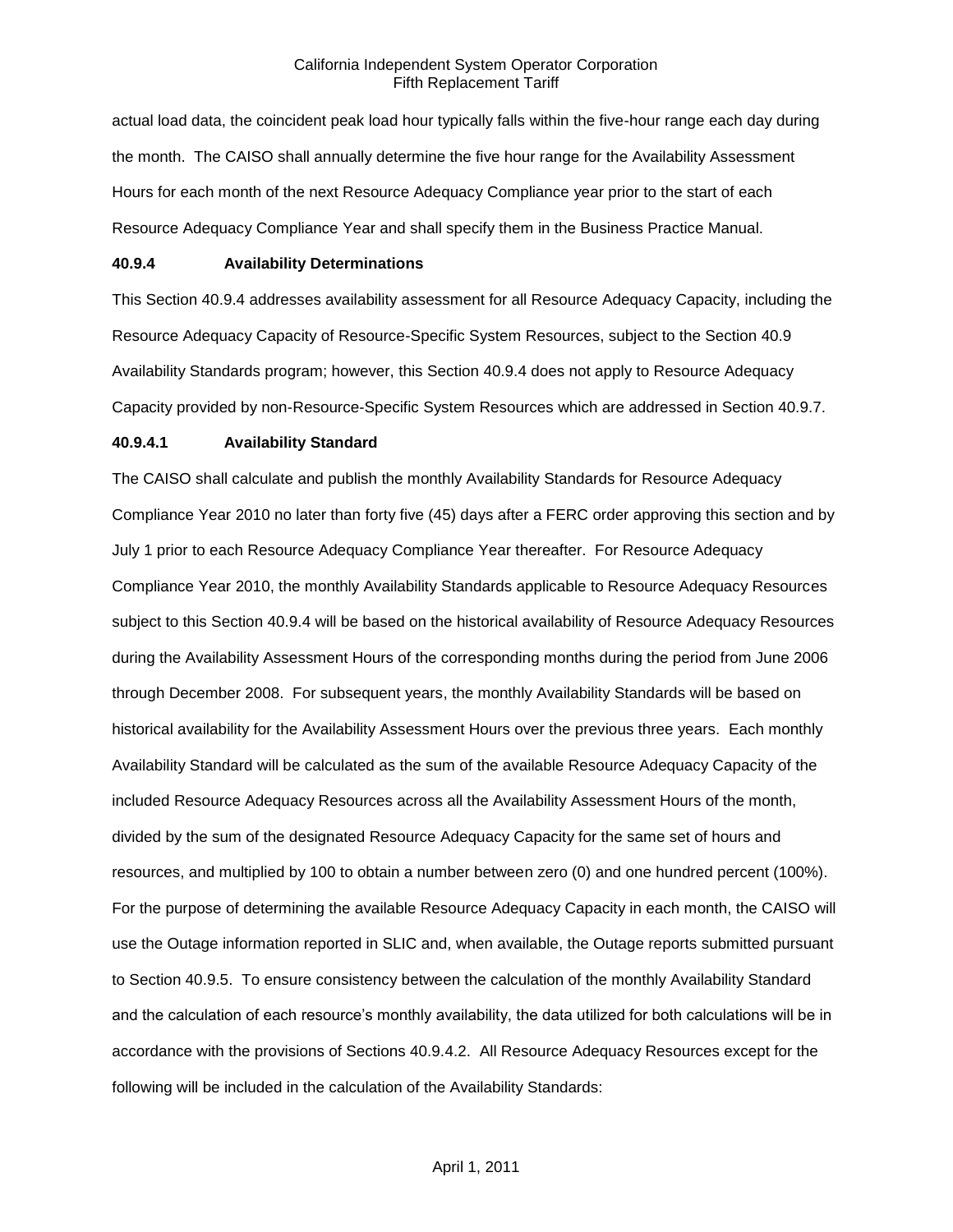actual load data, the coincident peak load hour typically falls within the five-hour range each day during the month. The CAISO shall annually determine the five hour range for the Availability Assessment Hours for each month of the next Resource Adequacy Compliance year prior to the start of each Resource Adequacy Compliance Year and shall specify them in the Business Practice Manual.

### 40.9.4 Availability Determinations

This Section 40.9.4 addresses availability assessment for all Resource Adequacy Capacity, including the Resource Adequacy Capacity of Resource-Specific System Resources, subject to the Section 40.9 Availability Standards program; however, this Section 40.9.4 does not apply to Resource Adequacy Capacity provided by non-Resource-Specific System Resources which are addressed in Section 40.9.7.

#### 40.9.4.1 Availability Standard

The CAISO shall calculate and publish the monthly Availability Standards for Resource Adequacy Compliance Year 2010 no later than forty five (45) days after a FERC order approving this section and by July 1 prior to each Resource Adequacy Compliance Year thereafter. For Resource Adequacy Compliance Year 2010, the monthly Availability Standards applicable to Resource Adequacy Resources subject to this Section 40.9.4 will be based on the historical availability of Resource Adequacy Resources during the Availability Assessment Hours of the corresponding months during the period from June 2006 through December 2008. For subsequent years, the monthly Availability Standards will be based on historical availability for the Availability Assessment Hours over the previous three years. Each monthly Availability Standard will be calculated as the sum of the available Resource Adequacy Capacity of the included Resource Adequacy Resources across all the Availability Assessment Hours of the month, divided by the sum of the designated Resource Adequacy Capacity for the same set of hours and resources, and multiplied by 100 to obtain a number between zero (0) and one hundred percent (100%). For the purpose of determining the available Resource Adequacy Capacity in each month, the CAISO will use the Outage information reported in SLIC and, when available, the Outage reports submitted pursuant to Section 40.9.5. To ensure consistency between the calculation of the monthly Availability Standard and the calculation of each resource's monthly availability, the data utilized for both calculations will be in accordance with the provisions of Sections 40.9.4.2. All Resource Adequacy Resources except for the following will be included in the calculation of the Availability Standards: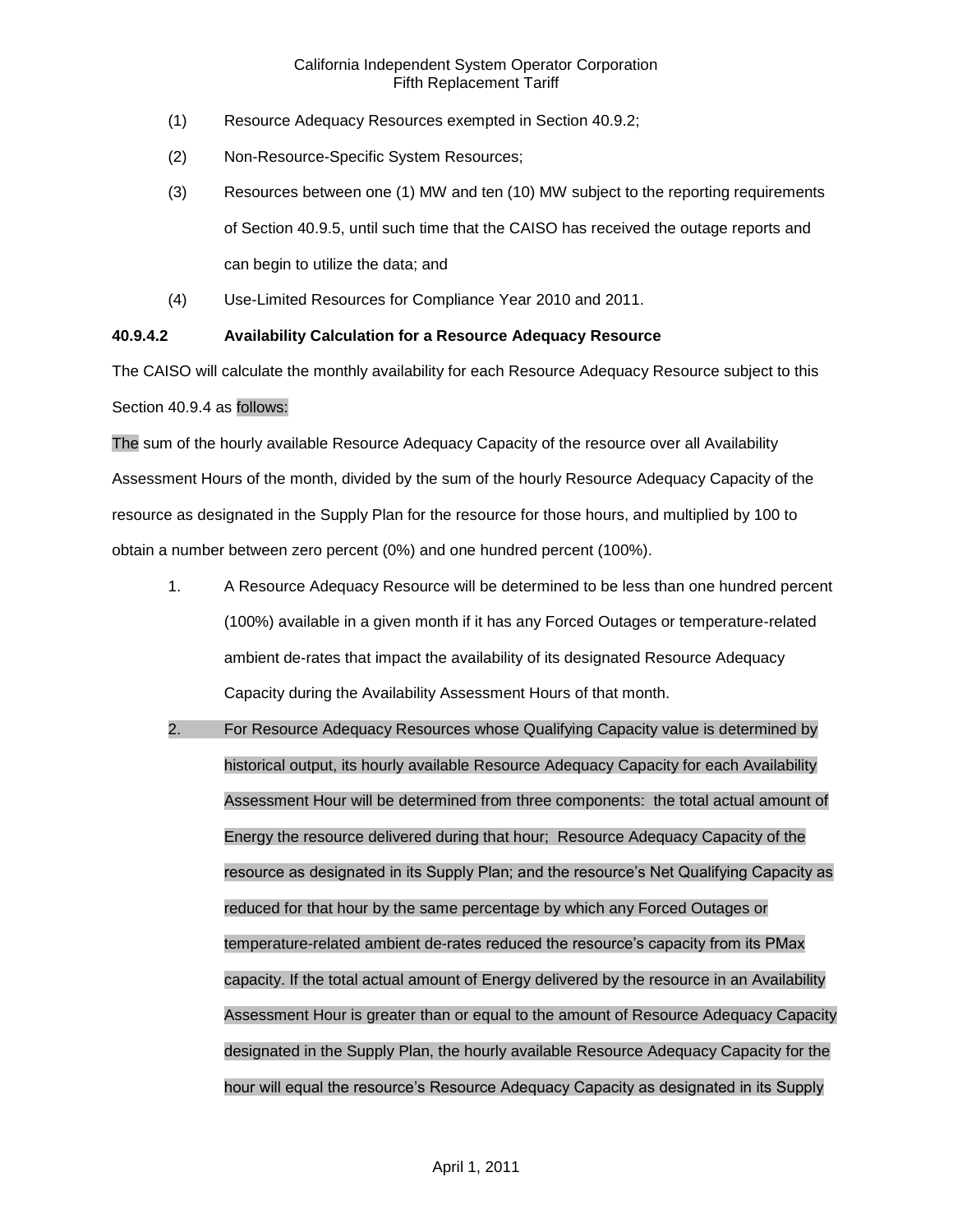(1) Resource Adequacy Resources exempted in Section 40.9.2;

(2) Non-Resource-Specific System Resources;

(3) Resources between one (1) MW and ten (10) MW subject to the reporting requirements of Section 40.9.5, until such time that the CAISO has received the outage reports and can begin to utilize the data; and

(4) Use-Limited Resources for Compliance Year 2010 and 2011.

**40.9.4.2 Availability Calculation for a Resource Adequacy Resource**

The CAISO will calculate the monthly availability for each Resource Adequacy Resource subject to this Section 40.9.4 as follows:

The sum of the hourly available Resource Adequacy Capacity of the resource over all Availability Assessment Hours of the month, divided by the sum of the hourly Resource Adequacy Capacity of the resource as designated in the Supply Plan for the resource for those hours, and multiplied by 100 to obtain a number between zero percent (0%) and one hundred percent (100%).

1. A Resource Adequacy Resource will be determined to be less than one hundred percent (100%) available in a given month if it has any Forced Outages or temperature-related ambient de-rates that impact the availability of its designated Resource Adequacy Capacity during the Availability Assessment Hours of that month.

2. For Resource Adequacy Resources whose Qualifying Capacity value is determined by historical output, its hourly available Resource Adequacy Capacity for each Availability Assessment Hour will be determined from three components: the total actual amount of Energy the resource delivered during that hour; Resource Adequacy Capacity of the resource as designated in its Supply Plan; and the resource's Net Qualifying Capacity as reduced for that hour by the same percentage by which any Forced Outages or temperature-related ambient de-rates reduced the resource's capacity from its PMax capacity. If the total actual amount of Energy delivered by the resource in an Availability Assessment Hour is greater than or equal to the amount of Resource Adequacy Capacity designated in the Supply Plan, the hourly available Resource Adequacy Capacity for the hour will equal the resource's Resource Adequacy Capacity as designated in its Supply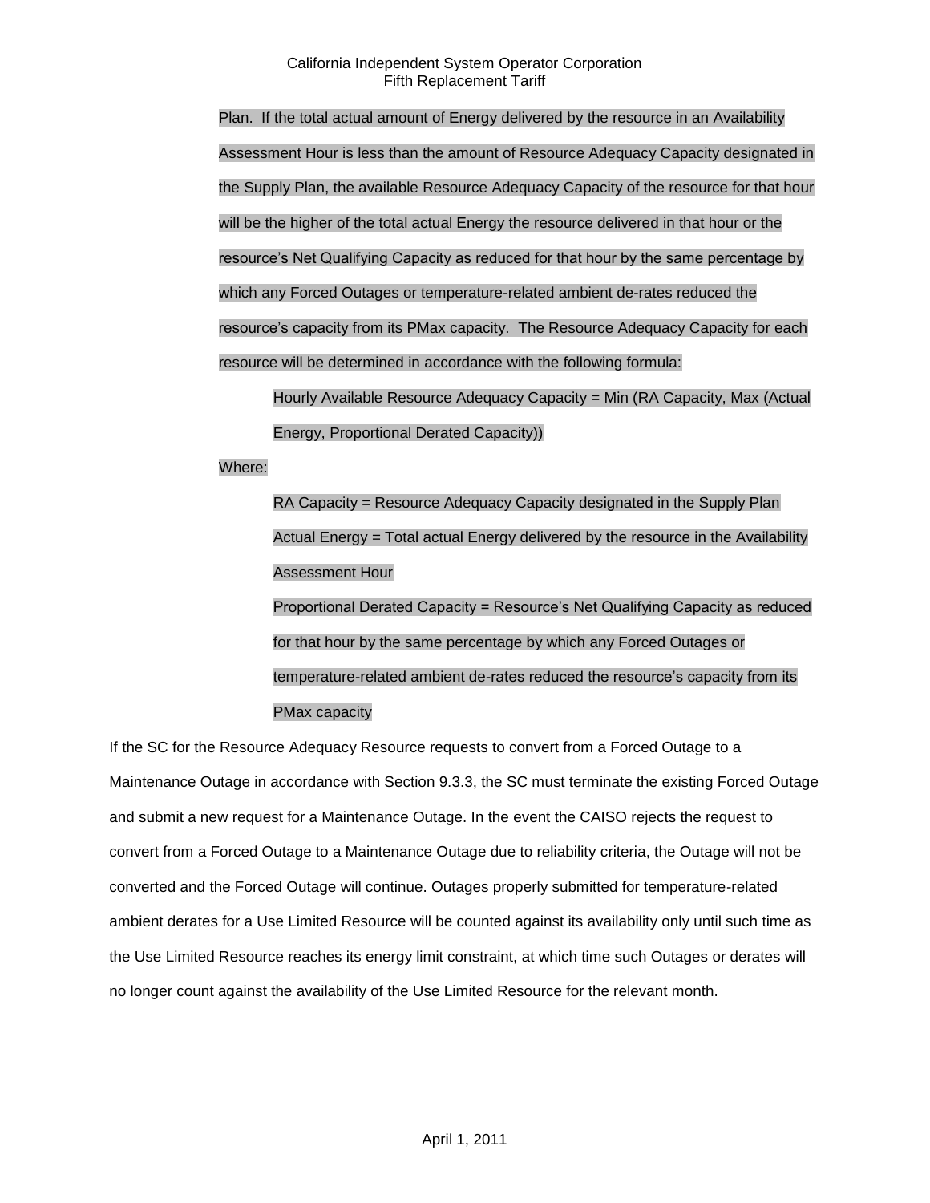Plan. If the total actual amount of Energy delivered by the resource in an Availability Assessment Hour is less than the amount of Resource Adequacy Capacity designated in the Supply Plan, the available Resource Adequacy Capacity of the resource for that hour will be the higher of the total actual Energy the resource delivered in that hour or the resource's Net Qualifying Capacity as reduced for that hour by the same percentage by which any Forced Outages or temperature-related ambient de-rates reduced the resource's capacity from its PMax capacity. The Resource Adequacy Capacity for each resource will be determined in accordance with the following formula:

Hourly Available Resource Adequacy Capacity = Min (RA Capacity, Max (Actual Energy, Proportional Derated Capacity))

Where:

RA Capacity = Resource Adequacy Capacity designated in the Supply Plan

Actual Energy = Total actual Energy delivered by the resource in the Availability Assessment Hour

Proportional Derated Capacity = Resource's Net Qualifying Capacity as reduced for that hour by the same percentage by which any Forced Outages or temperature-related ambient de-rates reduced the resource's capacity from its PMax capacity

If the SC for the Resource Adequacy Resource requests to convert from a Forced Outage to a Maintenance Outage in accordance with Section 9.3.3, the SC must terminate the existing Forced Outage and submit a new request for a Maintenance Outage. In the event the CAISO rejects the request to convert from a Forced Outage to a Maintenance Outage due to reliability criteria, the Outage will not be converted and the Forced Outage will continue. Outages properly submitted for temperature-related ambient derates for a Use Limited Resource will be counted against its availability only until such time as the Use Limited Resource reaches its energy limit constraint, at which time such Outages or derates will no longer count against the availability of the Use Limited Resource for the relevant month.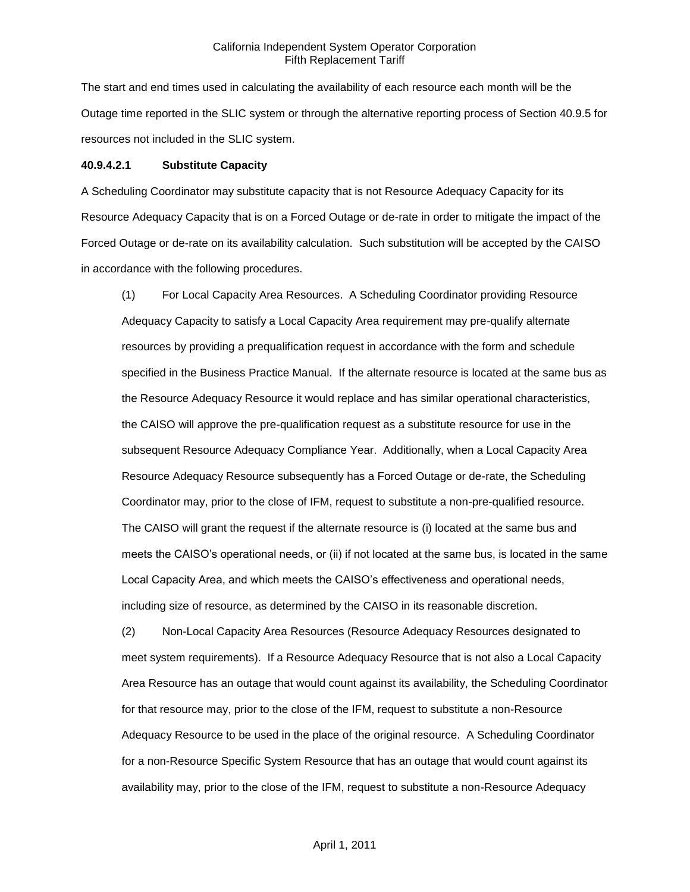The start and end times used in calculating the availability of each resource each month will be the Outage time reported in the SLIC system or through the alternative reporting process of Section 40.9.5 for resources not included in the SLIC system.

**40.9.4.2.1 Substitute Capacity**

A Scheduling Coordinator may substitute capacity that is not Resource Adequacy Capacity for its Resource Adequacy Capacity that is on a Forced Outage or de-rate in order to mitigate the impact of the Forced Outage or de-rate on its availability calculation. Such substitution will be accepted by the CAISO in accordance with the following procedures.

(1) For Local Capacity Area Resources. A Scheduling Coordinator providing Resource Adequacy Capacity to satisfy a Local Capacity Area requirement may pre-qualify alternate resources by providing a prequalification request in accordance with the form and schedule specified in the Business Practice Manual. If the alternate resource is located at the same bus as the Resource Adequacy Resource it would replace and has similar operational characteristics, the CAISO will approve the pre-qualification request as a substitute resource for use in the subsequent Resource Adequacy Compliance Year. Additionally, when a Local Capacity Area Resource Adequacy Resource subsequently has a Forced Outage or de-rate, the Scheduling Coordinator may, prior to the close of IFM, request to substitute a non-pre-qualified resource. The CAISO will grant the request if the alternate resource is (i) located at the same bus and meets the CAISO's operational needs, or (ii) if not located at the same bus, is located in the same Local Capacity Area, and which meets the CAISO's effectiveness and operational needs, including size of resource, as determined by the CAISO in its reasonable discretion.

(2) Non-Local Capacity Area Resources (Resource Adequacy Resources designated to meet system requirements). If a Resource Adequacy Resource that is not also a Local Capacity Area Resource has an outage that would count against its availability, the Scheduling Coordinator for that resource may, prior to the close of the IFM, request to substitute a non-Resource Adequacy Resource to be used in the place of the original resource. A Scheduling Coordinator for a non-Resource Specific System Resource that has an outage that would count against its availability may, prior to the close of the IFM, request to substitute a non-Resource Adequacy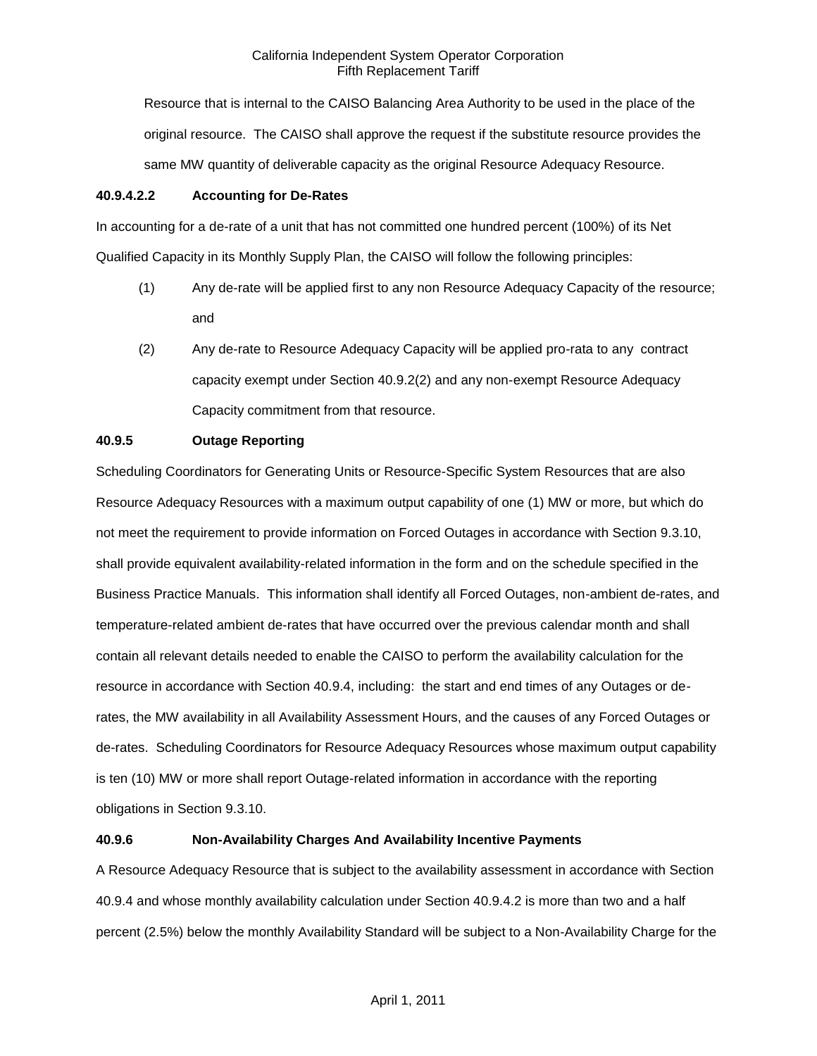Resource that is internal to the CAISO Balancing Area Authority to be used in the place of the original resource. The CAISO shall approve the request if the substitute resource provides the same MW quantity of deliverable capacity as the original Resource Adequacy Resource.

**40.9.4.2.2 Accounting for De-Rates**

In accounting for a de-rate of a unit that has not committed one hundred percent (100%) of its Net Qualified Capacity in its Monthly Supply Plan, the CAISO will follow the following principles:

(1) Any de-rate will be applied first to any non Resource Adequacy Capacity of the resource; and

(2) Any de-rate to Resource Adequacy Capacity will be applied pro-rata to any contract capacity exempt under Section 40.9.2(2) and any non-exempt Resource Adequacy Capacity commitment from that resource.

**40.9.5 Outage Reporting**

Scheduling Coordinators for Generating Units or Resource-Specific System Resources that are also Resource Adequacy Resources with a maximum output capability of one (1) MW or more, but which do not meet the requirement to provide information on Forced Outages in accordance with Section 9.3.10, shall provide equivalent availability-related information in the form and on the schedule specified in the Business Practice Manuals. This information shall identify all Forced Outages, non-ambient de-rates, and temperature-related ambient de-rates that have occurred over the previous calendar month and shall contain all relevant details needed to enable the CAISO to perform the availability calculation for the resource in accordance with Section 40.9.4, including: the start and end times of any Outages or de-rates, the MW availability in all Availability Assessment Hours, and the causes of any Forced Outages or de-rates. Scheduling Coordinators for Resource Adequacy Resources whose maximum output capability is ten (10) MW or more shall report Outage-related information in accordance with the reporting obligations in Section 9.3.10.

**40.9.6 Non-Availability Charges And Availability Incentive Payments**

A Resource Adequacy Resource that is subject to the availability assessment in accordance with Section 40.9.4 and whose monthly availability calculation under Section 40.9.4.2 is more than two and a half percent (2.5%) below the monthly Availability Standard will be subject to a Non-Availability Charge for the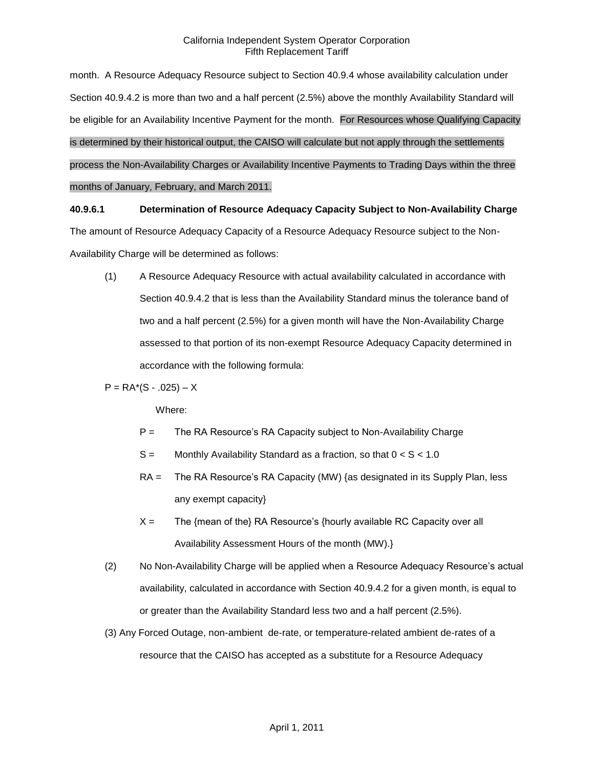month. A Resource Adequacy Resource subject to Section 40.9.4 whose availability calculation under Section 40.9.4.2 is more than two and a half percent (2.5%) above the monthly Availability Standard will be eligible for an Availability Incentive Payment for the month. For Resources whose Qualifying Capacity is determined by their historical output, the CAISO will calculate but not apply through the settlements process the Non-Availability Charges or Availability Incentive Payments to Trading Days within the three months of January, February, and March 2011.

**40.9.6.1 Determination of Resource Adequacy Capacity Subject to Non-Availability Charge**

The amount of Resource Adequacy Capacity of a Resource Adequacy Resource subject to the Non-Availability Charge will be determined as follows:

(1) A Resource Adequacy Resource with actual availability calculated in accordance with Section 40.9.4.2 that is less than the Availability Standard minus the tolerance band of two and a half percent (2.5%) for a given month will have the Non-Availability Charge assessed to that portion of its non-exempt Resource Adequacy Capacity determined in accordance with the following formula:

$$P = RA*(S - .025) - X$$

Where:

P = The RA Resource's RA Capacity subject to Non-Availability Charge

S = Monthly Availability Standard as a fraction, so that $0 < S < 1.0$

RA = The RA Resource's RA Capacity (MW) {as designated in its Supply Plan, less any exempt capacity}

X = The {mean of the} RA Resource's {hourly available RC Capacity over all Availability Assessment Hours of the month (MW).}

(2) No Non-Availability Charge will be applied when a Resource Adequacy Resource's actual availability, calculated in accordance with Section 40.9.4.2 for a given month, is equal to or greater than the Availability Standard less two and a half percent (2.5%).

(3) Any Forced Outage, non-ambient de-rate, or temperature-related ambient de-rates of a resource that the CAISO has accepted as a substitute for a Resource Adequacy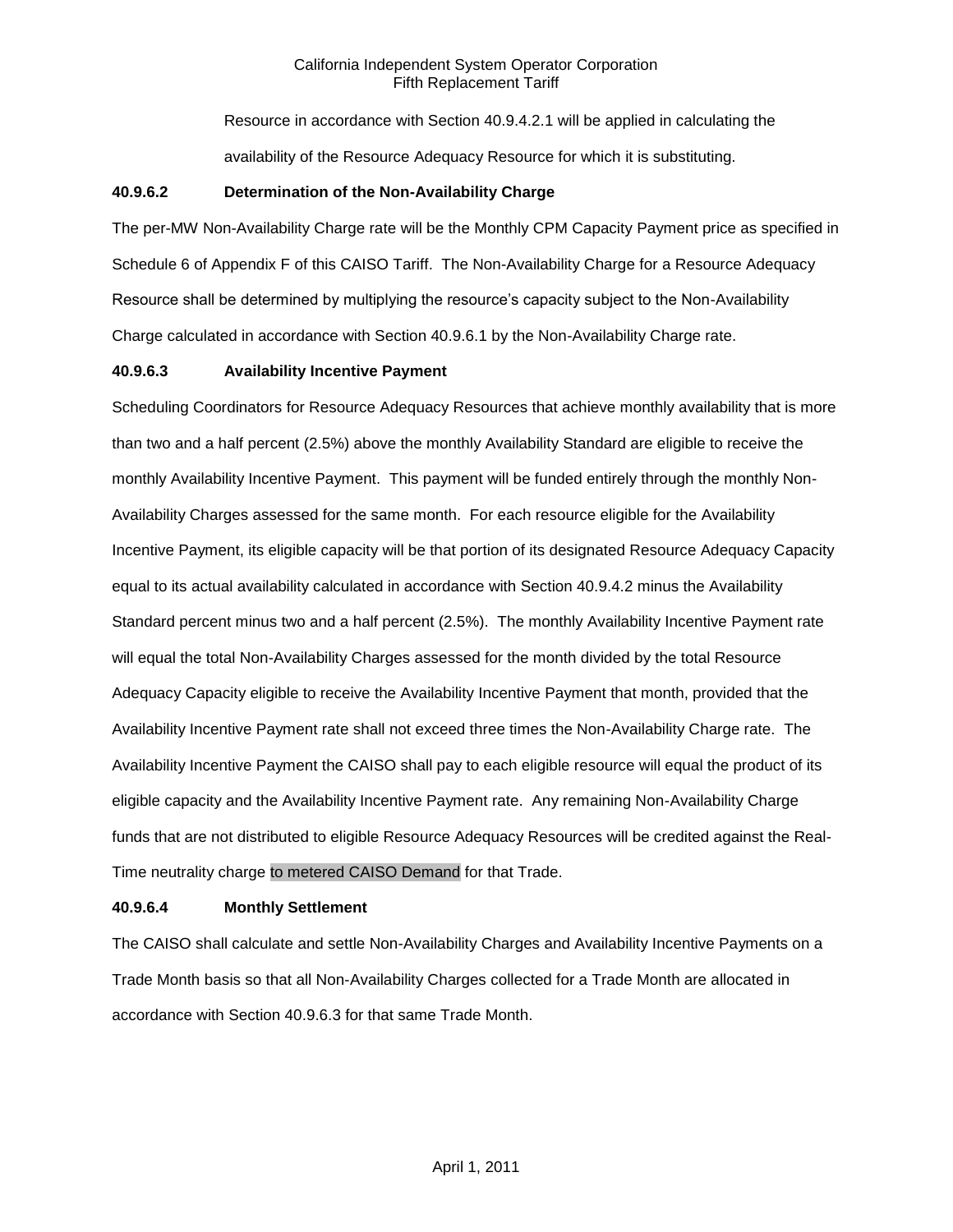Resource in accordance with Section 40.9.4.2.1 will be applied in calculating the availability of the Resource Adequacy Resource for which it is substituting.

**40.9.6.2 Determination of the Non-Availability Charge**

The per-MW Non-Availability Charge rate will be the Monthly CPM Capacity Payment price as specified in Schedule 6 of Appendix F of this CAISO Tariff. The Non-Availability Charge for a Resource Adequacy Resource shall be determined by multiplying the resource's capacity subject to the Non-Availability Charge calculated in accordance with Section 40.9.6.1 by the Non-Availability Charge rate.

**40.9.6.3 Availability Incentive Payment**

Scheduling Coordinators for Resource Adequacy Resources that achieve monthly availability that is more than two and a half percent (2.5%) above the monthly Availability Standard are eligible to receive the monthly Availability Incentive Payment. This payment will be funded entirely through the monthly Non-Availability Charges assessed for the same month. For each resource eligible for the Availability Incentive Payment, its eligible capacity will be that portion of its designated Resource Adequacy Capacity equal to its actual availability calculated in accordance with Section 40.9.4.2 minus the Availability Standard percent minus two and a half percent (2.5%). The monthly Availability Incentive Payment rate will equal the total Non-Availability Charges assessed for the month divided by the total Resource Adequacy Capacity eligible to receive the Availability Incentive Payment that month, provided that the Availability Incentive Payment rate shall not exceed three times the Non-Availability Charge rate. The Availability Incentive Payment the CAISO shall pay to each eligible resource will equal the product of its eligible capacity and the Availability Incentive Payment rate. Any remaining Non-Availability Charge funds that are not distributed to eligible Resource Adequacy Resources will be credited against the Real-Time neutrality charge to metered CAISO Demand for that Trade.

**40.9.6.4 Monthly Settlement**

The CAISO shall calculate and settle Non-Availability Charges and Availability Incentive Payments on a Trade Month basis so that all Non-Availability Charges collected for a Trade Month are allocated in accordance with Section 40.9.6.3 for that same Trade Month.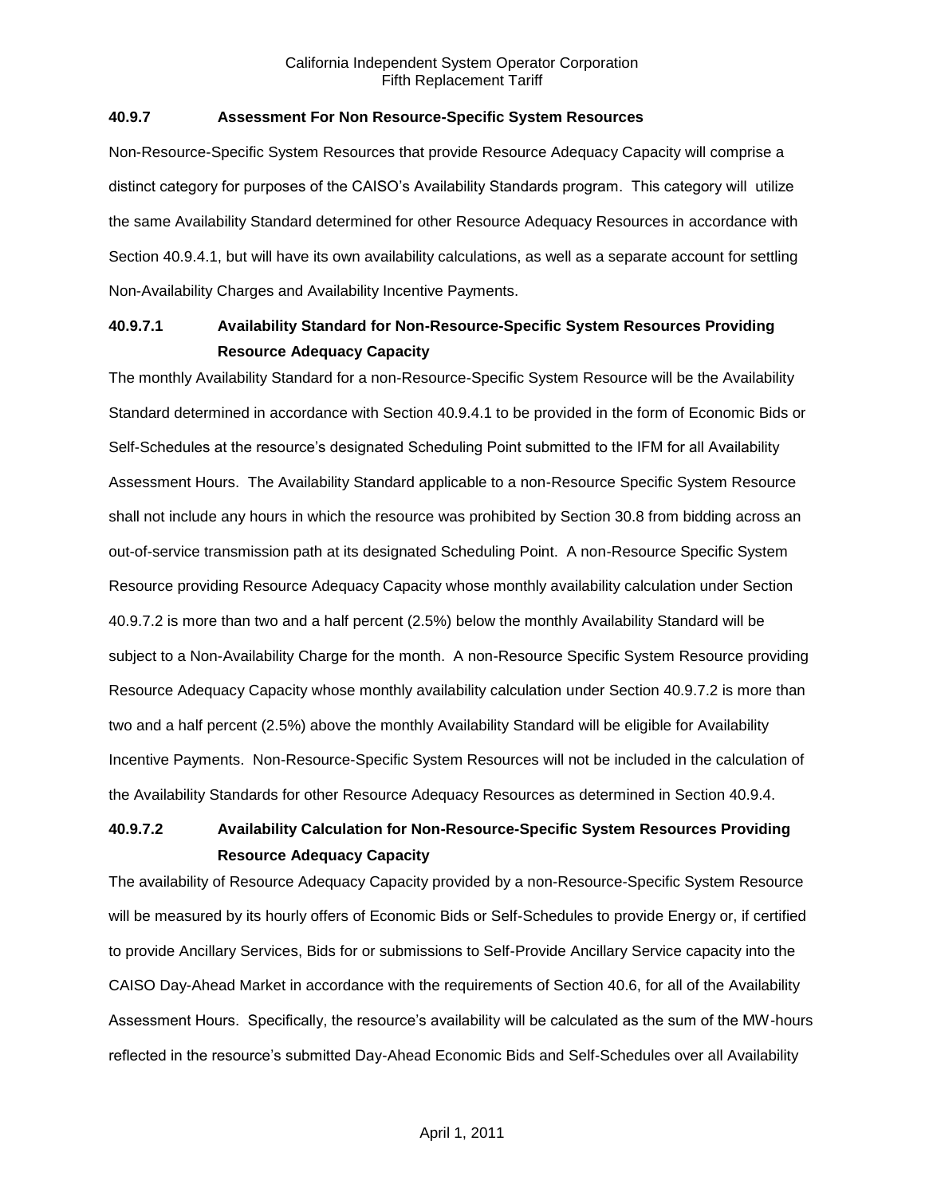### 40.9.7 Assessment For Non Resource-Specific System Resources

Non-Resource-Specific System Resources that provide Resource Adequacy Capacity will comprise a distinct category for purposes of the CAISO's Availability Standards program. This category will utilize the same Availability Standard determined for other Resource Adequacy Resources in accordance with Section 40.9.4.1, but will have its own availability calculations, as well as a separate account for settling Non-Availability Charges and Availability Incentive Payments.

#### 40.9.7.1 Availability Standard for Non-Resource-Specific System Resources Providing Resource Adequacy Capacity

The monthly Availability Standard for a non-Resource-Specific System Resource will be the Availability Standard determined in accordance with Section 40.9.4.1 to be provided in the form of Economic Bids or Self-Schedules at the resource's designated Scheduling Point submitted to the IFM for all Availability Assessment Hours. The Availability Standard applicable to a non-Resource Specific System Resource shall not include any hours in which the resource was prohibited by Section 30.8 from bidding across an out-of-service transmission path at its designated Scheduling Point. A non-Resource Specific System Resource providing Resource Adequacy Capacity whose monthly availability calculation under Section 40.9.7.2 is more than two and a half percent (2.5%) below the monthly Availability Standard will be subject to a Non-Availability Charge for the month. A non-Resource Specific System Resource providing Resource Adequacy Capacity whose monthly availability calculation under Section 40.9.7.2 is more than two and a half percent (2.5%) above the monthly Availability Standard will be eligible for Availability Incentive Payments. Non-Resource-Specific System Resources will not be included in the calculation of the Availability Standards for other Resource Adequacy Resources as determined in Section 40.9.4.

#### 40.9.7.2 Availability Calculation for Non-Resource-Specific System Resources Providing Resource Adequacy Capacity

The availability of Resource Adequacy Capacity provided by a non-Resource-Specific System Resource will be measured by its hourly offers of Economic Bids or Self-Schedules to provide Energy or, if certified to provide Ancillary Services, Bids for or submissions to Self-Provide Ancillary Service capacity into the CAISO Day-Ahead Market in accordance with the requirements of Section 40.6, for all of the Availability Assessment Hours. Specifically, the resource's availability will be calculated as the sum of the MW-hours reflected in the resource's submitted Day-Ahead Economic Bids and Self-Schedules over all Availability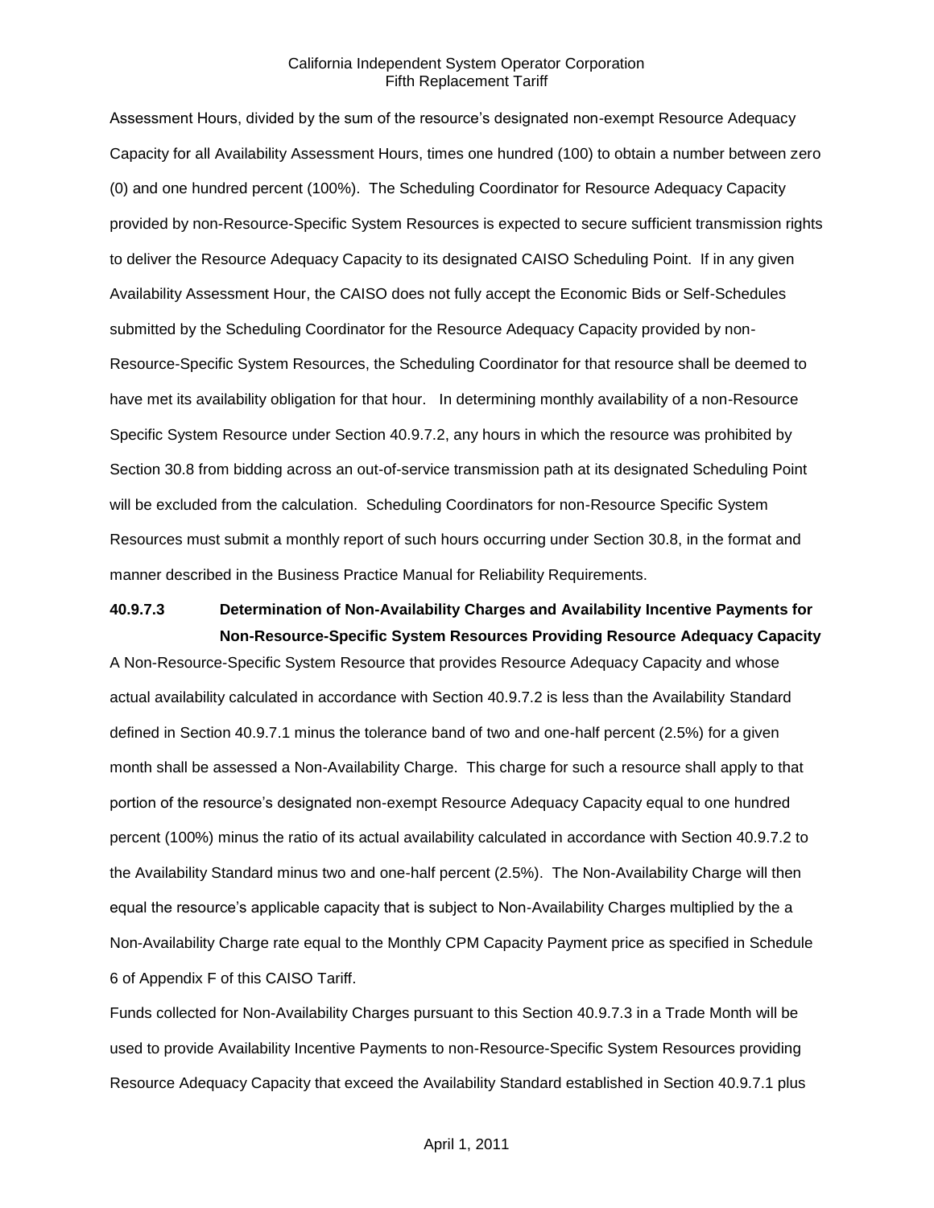Assessment Hours, divided by the sum of the resource's designated non-exempt Resource Adequacy Capacity for all Availability Assessment Hours, times one hundred (100) to obtain a number between zero (0) and one hundred percent (100%). The Scheduling Coordinator for Resource Adequacy Capacity provided by non-Resource-Specific System Resources is expected to secure sufficient transmission rights to deliver the Resource Adequacy Capacity to its designated CAISO Scheduling Point. If in any given Availability Assessment Hour, the CAISO does not fully accept the Economic Bids or Self-Schedules submitted by the Scheduling Coordinator for the Resource Adequacy Capacity provided by non-Resource-Specific System Resources, the Scheduling Coordinator for that resource shall be deemed to have met its availability obligation for that hour. In determining monthly availability of a non-Resource Specific System Resource under Section 40.9.7.2, any hours in which the resource was prohibited by Section 30.8 from bidding across an out-of-service transmission path at its designated Scheduling Point will be excluded from the calculation. Scheduling Coordinators for non-Resource Specific System Resources must submit a monthly report of such hours occurring under Section 30.8, in the format and manner described in the Business Practice Manual for Reliability Requirements.

**40.9.7.3 Determination of Non-Availability Charges and Availability Incentive Payments for Non-Resource-Specific System Resources Providing Resource Adequacy Capacity**

A Non-Resource-Specific System Resource that provides Resource Adequacy Capacity and whose actual availability calculated in accordance with Section 40.9.7.2 is less than the Availability Standard defined in Section 40.9.7.1 minus the tolerance band of two and one-half percent (2.5%) for a given month shall be assessed a Non-Availability Charge. This charge for such a resource shall apply to that portion of the resource's designated non-exempt Resource Adequacy Capacity equal to one hundred percent (100%) minus the ratio of its actual availability calculated in accordance with Section 40.9.7.2 to the Availability Standard minus two and one-half percent (2.5%). The Non-Availability Charge will then equal the resource's applicable capacity that is subject to Non-Availability Charges multiplied by the a Non-Availability Charge rate equal to the Monthly CPM Capacity Payment price as specified in Schedule 6 of Appendix F of this CAISO Tariff.

Funds collected for Non-Availability Charges pursuant to this Section 40.9.7.3 in a Trade Month will be used to provide Availability Incentive Payments to non-Resource-Specific System Resources providing Resource Adequacy Capacity that exceed the Availability Standard established in Section 40.9.7.1 plus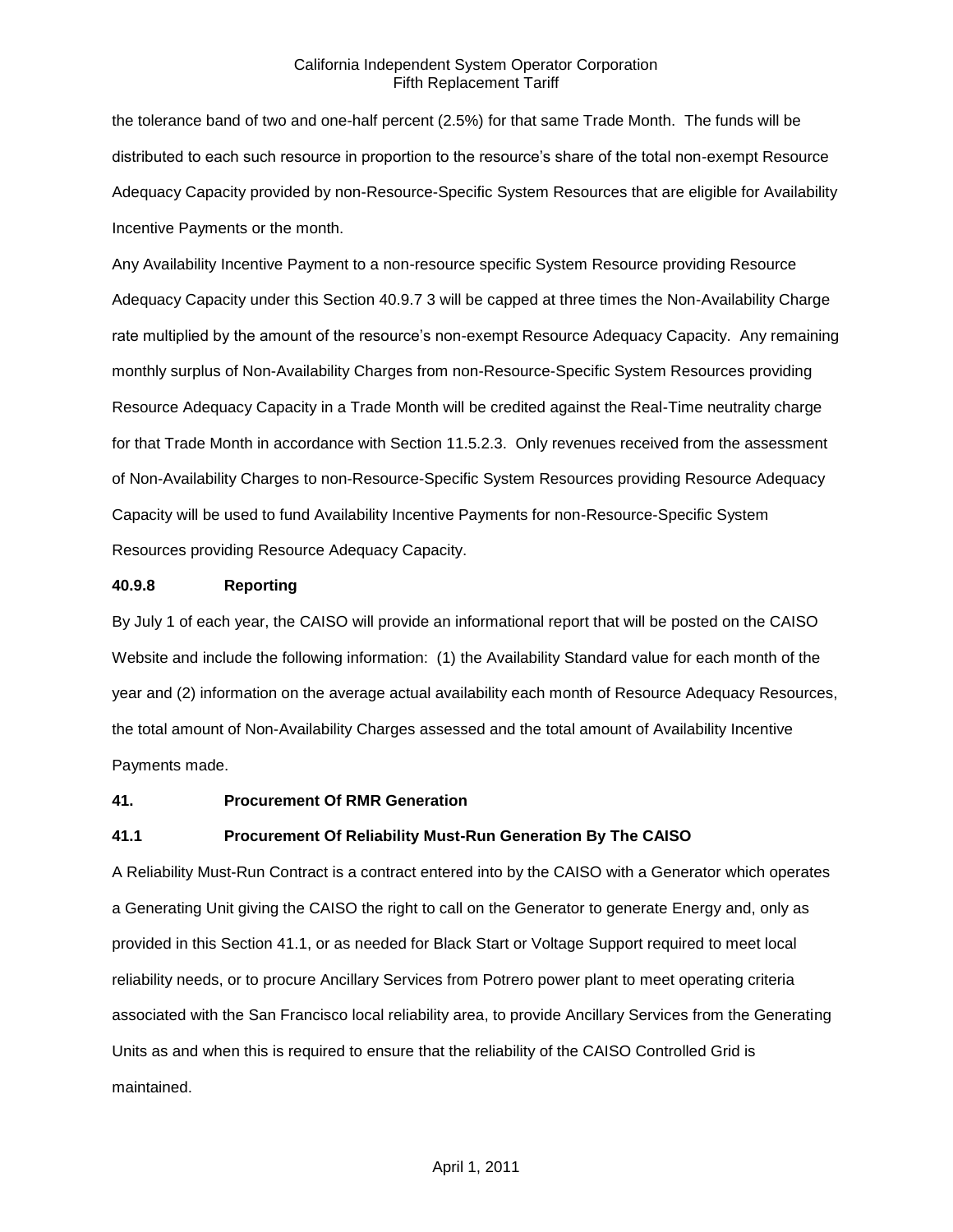the tolerance band of two and one-half percent (2.5%) for that same Trade Month. The funds will be distributed to each such resource in proportion to the resource's share of the total non-exempt Resource Adequacy Capacity provided by non-Resource-Specific System Resources that are eligible for Availability Incentive Payments or the month.

Any Availability Incentive Payment to a non-resource specific System Resource providing Resource Adequacy Capacity under this Section 40.9.7 3 will be capped at three times the Non-Availability Charge rate multiplied by the amount of the resource's non-exempt Resource Adequacy Capacity. Any remaining monthly surplus of Non-Availability Charges from non-Resource-Specific System Resources providing Resource Adequacy Capacity in a Trade Month will be credited against the Real-Time neutrality charge for that Trade Month in accordance with Section 11.5.2.3. Only revenues received from the assessment of Non-Availability Charges to non-Resource-Specific System Resources providing Resource Adequacy Capacity will be used to fund Availability Incentive Payments for non-Resource-Specific System Resources providing Resource Adequacy Capacity.

**40.9.8 Reporting**

By July 1 of each year, the CAISO will provide an informational report that will be posted on the CAISO Website and include the following information: (1) the Availability Standard value for each month of the year and (2) information on the average actual availability each month of Resource Adequacy Resources, the total amount of Non-Availability Charges assessed and the total amount of Availability Incentive Payments made.

**41. Procurement Of RMR Generation**

**41.1 Procurement Of Reliability Must-Run Generation By The CAISO**

A Reliability Must-Run Contract is a contract entered into by the CAISO with a Generator which operates a Generating Unit giving the CAISO the right to call on the Generator to generate Energy and, only as provided in this Section 41.1, or as needed for Black Start or Voltage Support required to meet local reliability needs, or to procure Ancillary Services from Potrero power plant to meet operating criteria associated with the San Francisco local reliability area, to provide Ancillary Services from the Generating Units as and when this is required to ensure that the reliability of the CAISO Controlled Grid is maintained.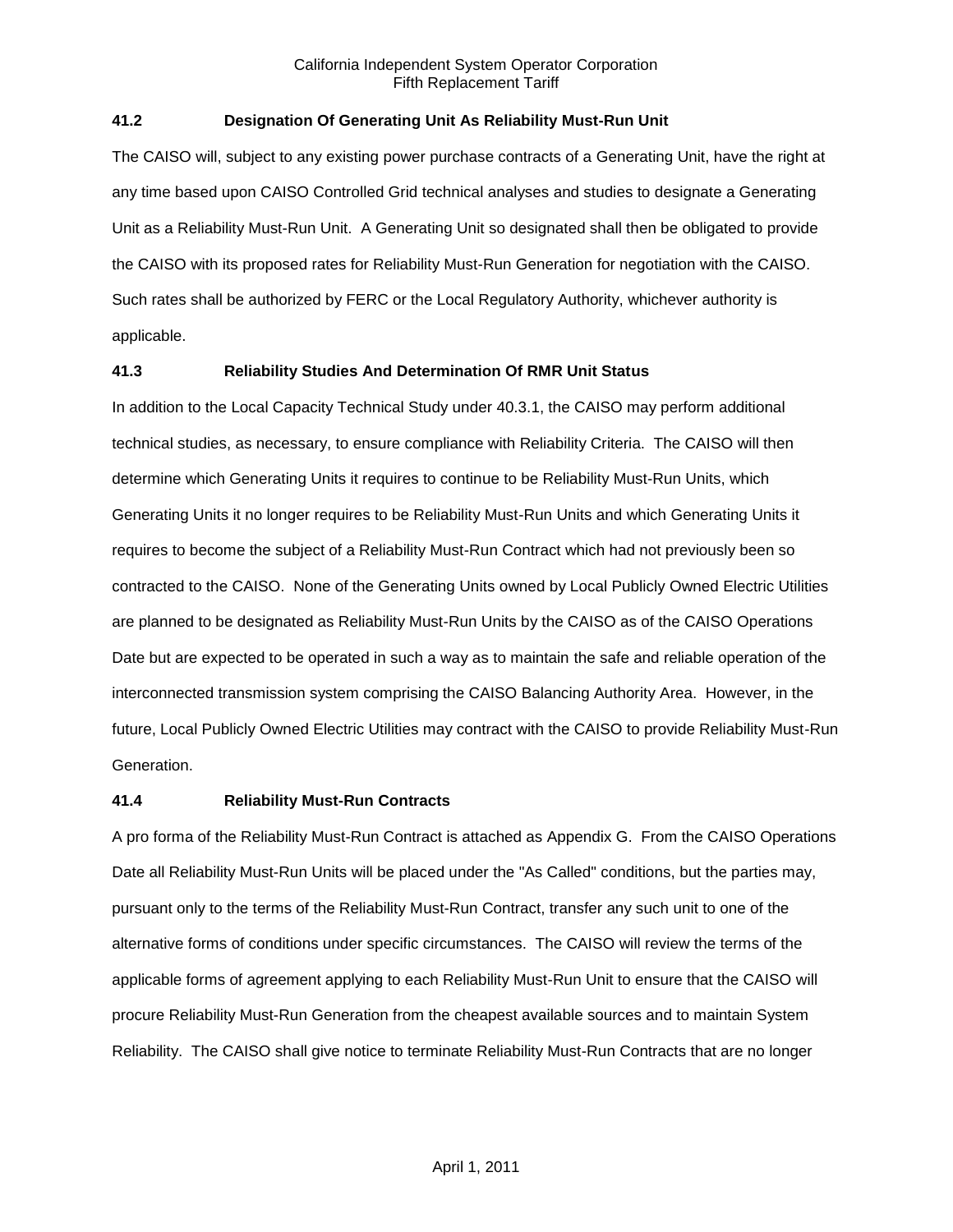### 41.2 Designation Of Generating Unit As Reliability Must-Run Unit

The CAISO will, subject to any existing power purchase contracts of a Generating Unit, have the right at any time based upon CAISO Controlled Grid technical analyses and studies to designate a Generating Unit as a Reliability Must-Run Unit. A Generating Unit so designated shall then be obligated to provide the CAISO with its proposed rates for Reliability Must-Run Generation for negotiation with the CAISO. Such rates shall be authorized by FERC or the Local Regulatory Authority, whichever authority is applicable.

### 41.3 Reliability Studies And Determination Of RMR Unit Status

In addition to the Local Capacity Technical Study under 40.3.1, the CAISO may perform additional technical studies, as necessary, to ensure compliance with Reliability Criteria. The CAISO will then determine which Generating Units it requires to continue to be Reliability Must-Run Units, which Generating Units it no longer requires to be Reliability Must-Run Units and which Generating Units it requires to become the subject of a Reliability Must-Run Contract which had not previously been so contracted to the CAISO. None of the Generating Units owned by Local Publicly Owned Electric Utilities are planned to be designated as Reliability Must-Run Units by the CAISO as of the CAISO Operations Date but are expected to be operated in such a way as to maintain the safe and reliable operation of the interconnected transmission system comprising the CAISO Balancing Authority Area. However, in the future, Local Publicly Owned Electric Utilities may contract with the CAISO to provide Reliability Must-Run Generation.

### 41.4 Reliability Must-Run Contracts

A pro forma of the Reliability Must-Run Contract is attached as Appendix G. From the CAISO Operations Date all Reliability Must-Run Units will be placed under the "As Called" conditions, but the parties may, pursuant only to the terms of the Reliability Must-Run Contract, transfer any such unit to one of the alternative forms of conditions under specific circumstances. The CAISO will review the terms of the applicable forms of agreement applying to each Reliability Must-Run Unit to ensure that the CAISO will procure Reliability Must-Run Generation from the cheapest available sources and to maintain System Reliability. The CAISO shall give notice to terminate Reliability Must-Run Contracts that are no longer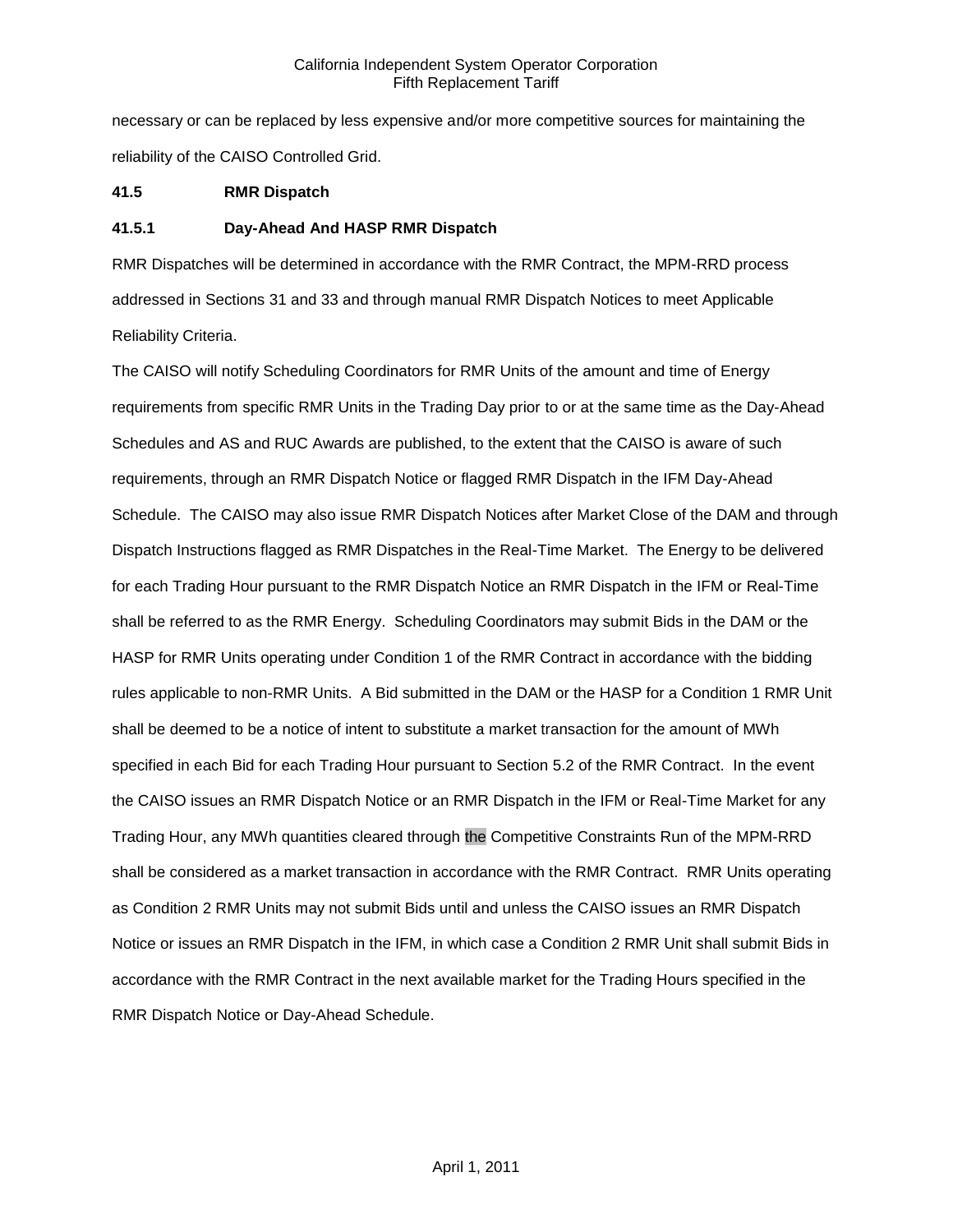necessary or can be replaced by less expensive and/or more competitive sources for maintaining the reliability of the CAISO Controlled Grid.

**41.5 RMR Dispatch**

**41.5.1 Day-Ahead And HASP RMR Dispatch**

RMR Dispatches will be determined in accordance with the RMR Contract, the MPM-RRD process addressed in Sections 31 and 33 and through manual RMR Dispatch Notices to meet Applicable Reliability Criteria.

The CAISO will notify Scheduling Coordinators for RMR Units of the amount and time of Energy requirements from specific RMR Units in the Trading Day prior to or at the same time as the Day-Ahead Schedules and AS and RUC Awards are published, to the extent that the CAISO is aware of such requirements, through an RMR Dispatch Notice or flagged RMR Dispatch in the IFM Day-Ahead Schedule. The CAISO may also issue RMR Dispatch Notices after Market Close of the DAM and through Dispatch Instructions flagged as RMR Dispatches in the Real-Time Market. The Energy to be delivered for each Trading Hour pursuant to the RMR Dispatch Notice an RMR Dispatch in the IFM or Real-Time shall be referred to as the RMR Energy. Scheduling Coordinators may submit Bids in the DAM or the HASP for RMR Units operating under Condition 1 of the RMR Contract in accordance with the bidding rules applicable to non-RMR Units. A Bid submitted in the DAM or the HASP for a Condition 1 RMR Unit shall be deemed to be a notice of intent to substitute a market transaction for the amount of MWh specified in each Bid for each Trading Hour pursuant to Section 5.2 of the RMR Contract. In the event the CAISO issues an RMR Dispatch Notice or an RMR Dispatch in the IFM or Real-Time Market for any Trading Hour, any MWh quantities cleared through the Competitive Constraints Run of the MPM-RRD shall be considered as a market transaction in accordance with the RMR Contract. RMR Units operating as Condition 2 RMR Units may not submit Bids until and unless the CAISO issues an RMR Dispatch Notice or issues an RMR Dispatch in the IFM, in which case a Condition 2 RMR Unit shall submit Bids in accordance with the RMR Contract in the next available market for the Trading Hours specified in the RMR Dispatch Notice or Day-Ahead Schedule.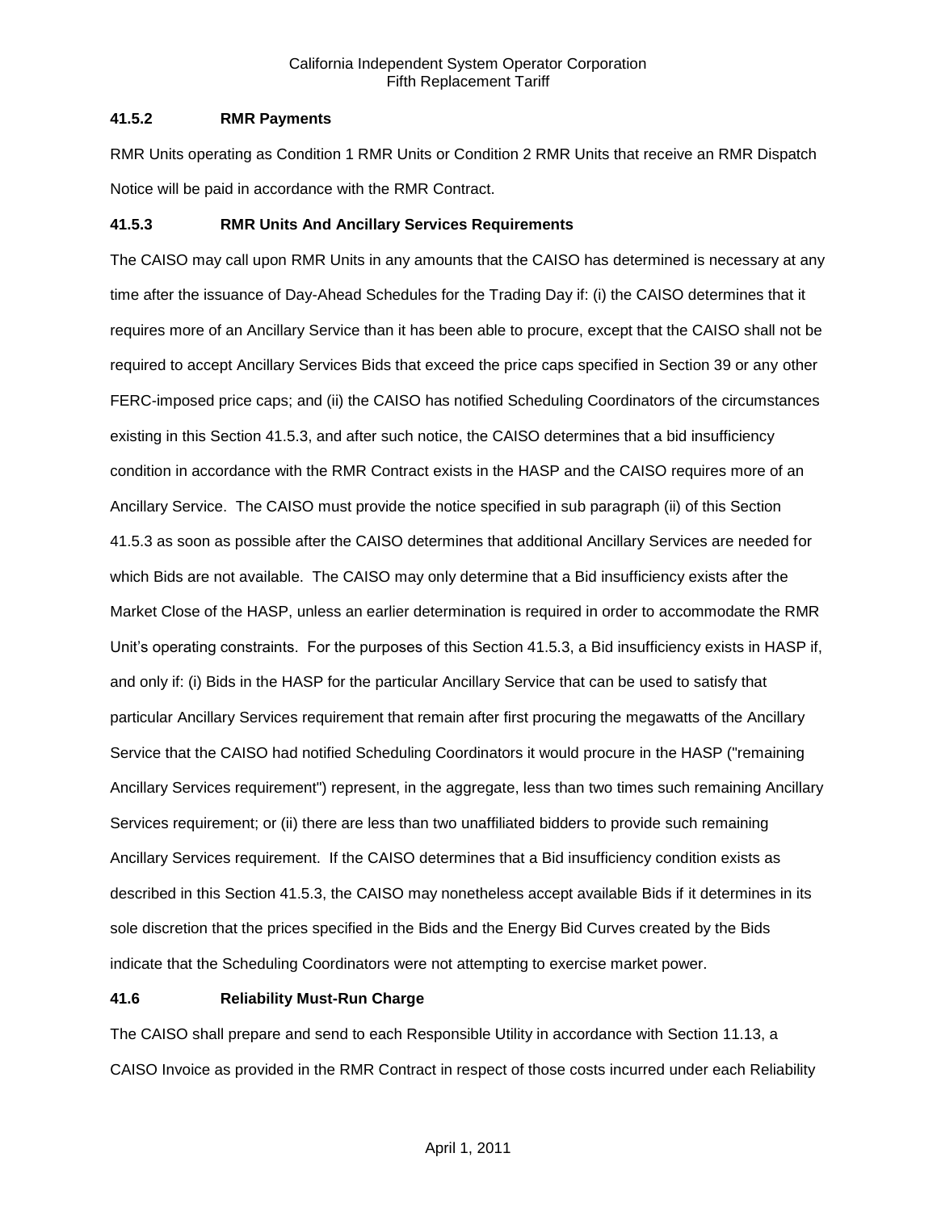### 41.5.2 RMR Payments

RMR Units operating as Condition 1 RMR Units or Condition 2 RMR Units that receive an RMR Dispatch Notice will be paid in accordance with the RMR Contract.

### 41.5.3 RMR Units And Ancillary Services Requirements

The CAISO may call upon RMR Units in any amounts that the CAISO has determined is necessary at any time after the issuance of Day-Ahead Schedules for the Trading Day if: (i) the CAISO determines that it requires more of an Ancillary Service than it has been able to procure, except that the CAISO shall not be required to accept Ancillary Services Bids that exceed the price caps specified in Section 39 or any other FERC-imposed price caps; and (ii) the CAISO has notified Scheduling Coordinators of the circumstances existing in this Section 41.5.3, and after such notice, the CAISO determines that a bid insufficiency condition in accordance with the RMR Contract exists in the HASP and the CAISO requires more of an Ancillary Service. The CAISO must provide the notice specified in sub paragraph (ii) of this Section 41.5.3 as soon as possible after the CAISO determines that additional Ancillary Services are needed for which Bids are not available. The CAISO may only determine that a Bid insufficiency exists after the Market Close of the HASP, unless an earlier determination is required in order to accommodate the RMR Unit's operating constraints. For the purposes of this Section 41.5.3, a Bid insufficiency exists in HASP if, and only if: (i) Bids in the HASP for the particular Ancillary Service that can be used to satisfy that particular Ancillary Services requirement that remain after first procuring the megawatts of the Ancillary Service that the CAISO had notified Scheduling Coordinators it would procure in the HASP ("remaining Ancillary Services requirement") represent, in the aggregate, less than two times such remaining Ancillary Services requirement; or (ii) there are less than two unaffiliated bidders to provide such remaining Ancillary Services requirement. If the CAISO determines that a Bid insufficiency condition exists as described in this Section 41.5.3, the CAISO may nonetheless accept available Bids if it determines in its sole discretion that the prices specified in the Bids and the Energy Bid Curves created by the Bids indicate that the Scheduling Coordinators were not attempting to exercise market power.

## 41.6 Reliability Must-Run Charge

The CAISO shall prepare and send to each Responsible Utility in accordance with Section 11.13, a CAISO Invoice as provided in the RMR Contract in respect of those costs incurred under each Reliability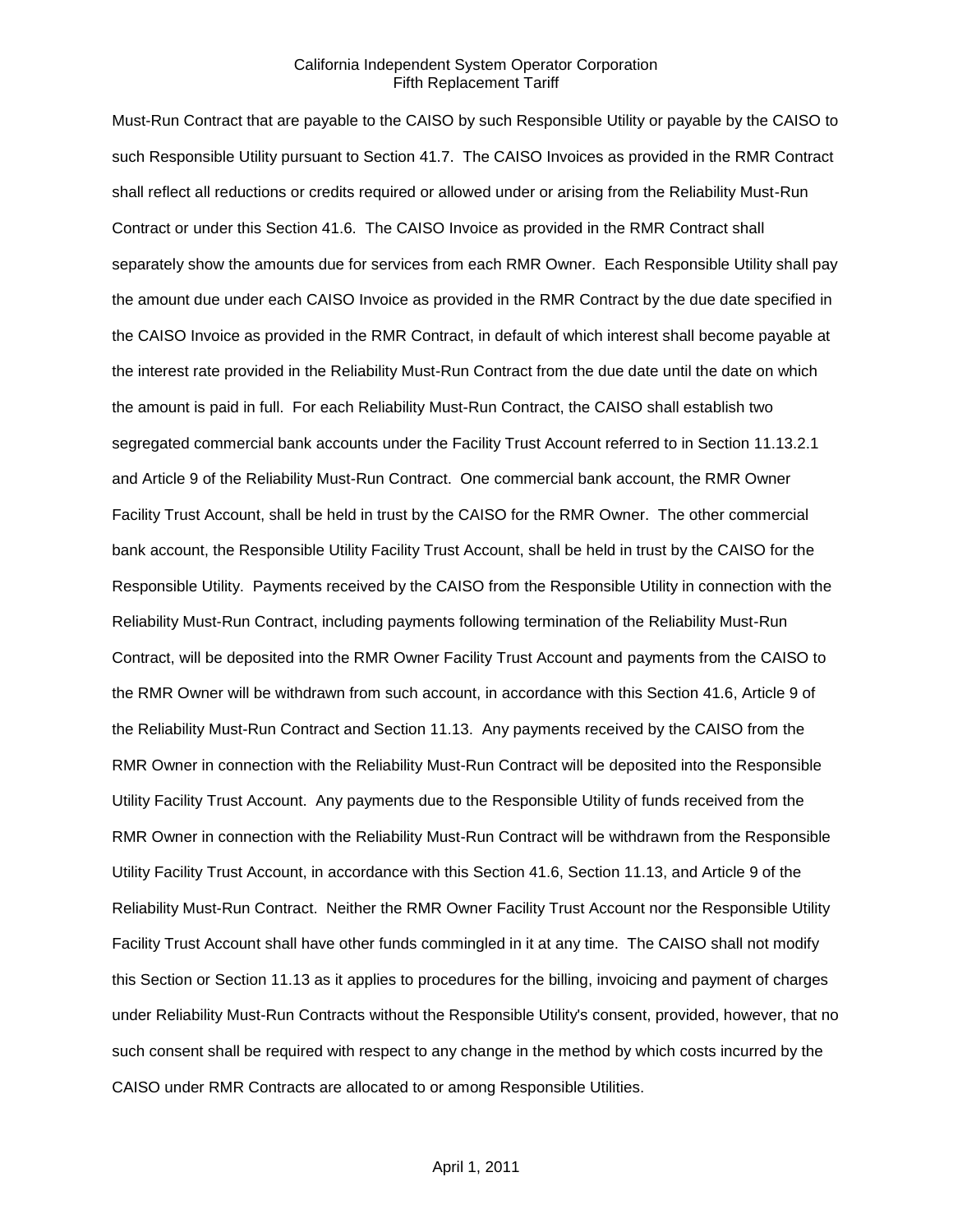Must-Run Contract that are payable to the CAISO by such Responsible Utility or payable by the CAISO to such Responsible Utility pursuant to Section 41.7. The CAISO Invoices as provided in the RMR Contract shall reflect all reductions or credits required or allowed under or arising from the Reliability Must-Run Contract or under this Section 41.6. The CAISO Invoice as provided in the RMR Contract shall separately show the amounts due for services from each RMR Owner. Each Responsible Utility shall pay the amount due under each CAISO Invoice as provided in the RMR Contract by the due date specified in the CAISO Invoice as provided in the RMR Contract, in default of which interest shall become payable at the interest rate provided in the Reliability Must-Run Contract from the due date until the date on which the amount is paid in full. For each Reliability Must-Run Contract, the CAISO shall establish two segregated commercial bank accounts under the Facility Trust Account referred to in Section 11.13.2.1 and Article 9 of the Reliability Must-Run Contract. One commercial bank account, the RMR Owner Facility Trust Account, shall be held in trust by the CAISO for the RMR Owner. The other commercial bank account, the Responsible Utility Facility Trust Account, shall be held in trust by the CAISO for the Responsible Utility. Payments received by the CAISO from the Responsible Utility in connection with the Reliability Must-Run Contract, including payments following termination of the Reliability Must-Run Contract, will be deposited into the RMR Owner Facility Trust Account and payments from the CAISO to the RMR Owner will be withdrawn from such account, in accordance with this Section 41.6, Article 9 of the Reliability Must-Run Contract and Section 11.13. Any payments received by the CAISO from the RMR Owner in connection with the Reliability Must-Run Contract will be deposited into the Responsible Utility Facility Trust Account. Any payments due to the Responsible Utility of funds received from the RMR Owner in connection with the Reliability Must-Run Contract will be withdrawn from the Responsible Utility Facility Trust Account, in accordance with this Section 41.6, Section 11.13, and Article 9 of the Reliability Must-Run Contract. Neither the RMR Owner Facility Trust Account nor the Responsible Utility Facility Trust Account shall have other funds commingled in it at any time. The CAISO shall not modify this Section or Section 11.13 as it applies to procedures for the billing, invoicing and payment of charges under Reliability Must-Run Contracts without the Responsible Utility's consent, provided, however, that no such consent shall be required with respect to any change in the method by which costs incurred by the CAISO under RMR Contracts are allocated to or among Responsible Utilities.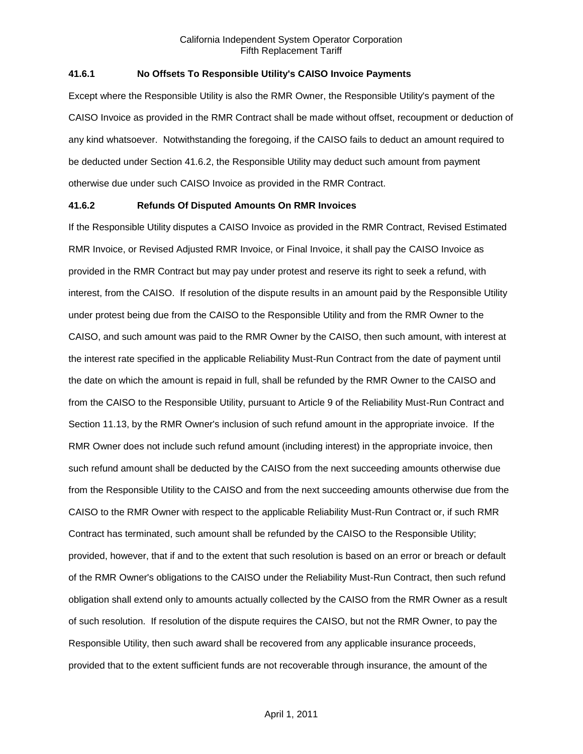### 41.6.1 No Offsets To Responsible Utility's CAISO Invoice Payments

Except where the Responsible Utility is also the RMR Owner, the Responsible Utility's payment of the CAISO Invoice as provided in the RMR Contract shall be made without offset, recoupment or deduction of any kind whatsoever. Notwithstanding the foregoing, if the CAISO fails to deduct an amount required to be deducted under Section 41.6.2, the Responsible Utility may deduct such amount from payment otherwise due under such CAISO Invoice as provided in the RMR Contract.

### 41.6.2 Refunds Of Disputed Amounts On RMR Invoices

If the Responsible Utility disputes a CAISO Invoice as provided in the RMR Contract, Revised Estimated RMR Invoice, or Revised Adjusted RMR Invoice, or Final Invoice, it shall pay the CAISO Invoice as provided in the RMR Contract but may pay under protest and reserve its right to seek a refund, with interest, from the CAISO. If resolution of the dispute results in an amount paid by the Responsible Utility under protest being due from the CAISO to the Responsible Utility and from the RMR Owner to the CAISO, and such amount was paid to the RMR Owner by the CAISO, then such amount, with interest at the interest rate specified in the applicable Reliability Must-Run Contract from the date of payment until the date on which the amount is repaid in full, shall be refunded by the RMR Owner to the CAISO and from the CAISO to the Responsible Utility, pursuant to Article 9 of the Reliability Must-Run Contract and Section 11.13, by the RMR Owner's inclusion of such refund amount in the appropriate invoice. If the RMR Owner does not include such refund amount (including interest) in the appropriate invoice, then such refund amount shall be deducted by the CAISO from the next succeeding amounts otherwise due from the Responsible Utility to the CAISO and from the next succeeding amounts otherwise due from the CAISO to the RMR Owner with respect to the applicable Reliability Must-Run Contract or, if such RMR Contract has terminated, such amount shall be refunded by the CAISO to the Responsible Utility; provided, however, that if and to the extent that such resolution is based on an error or breach or default of the RMR Owner's obligations to the CAISO under the Reliability Must-Run Contract, then such refund obligation shall extend only to amounts actually collected by the CAISO from the RMR Owner as a result of such resolution. If resolution of the dispute requires the CAISO, but not the RMR Owner, to pay the Responsible Utility, then such award shall be recovered from any applicable insurance proceeds, provided that to the extent sufficient funds are not recoverable through insurance, the amount of the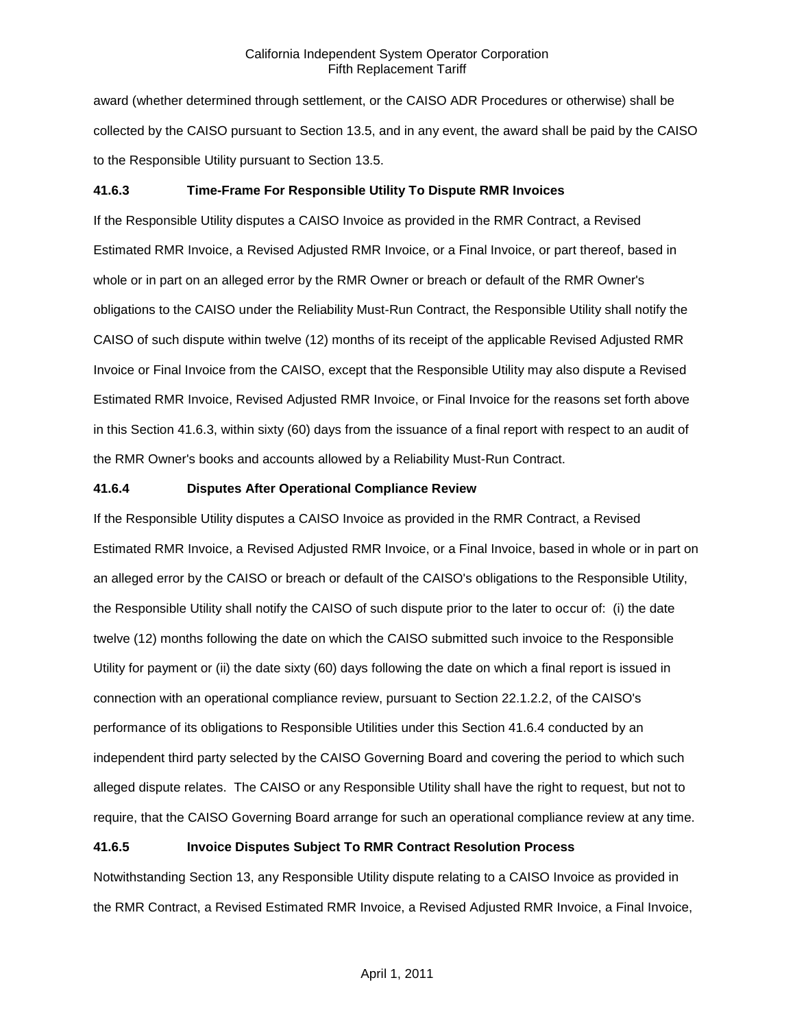award (whether determined through settlement, or the CAISO ADR Procedures or otherwise) shall be collected by the CAISO pursuant to Section 13.5, and in any event, the award shall be paid by the CAISO to the Responsible Utility pursuant to Section 13.5.

### 41.6.3 Time-Frame For Responsible Utility To Dispute RMR Invoices

If the Responsible Utility disputes a CAISO Invoice as provided in the RMR Contract, a Revised Estimated RMR Invoice, a Revised Adjusted RMR Invoice, or a Final Invoice, or part thereof, based in whole or in part on an alleged error by the RMR Owner or breach or default of the RMR Owner's obligations to the CAISO under the Reliability Must-Run Contract, the Responsible Utility shall notify the CAISO of such dispute within twelve (12) months of its receipt of the applicable Revised Adjusted RMR Invoice or Final Invoice from the CAISO, except that the Responsible Utility may also dispute a Revised Estimated RMR Invoice, Revised Adjusted RMR Invoice, or Final Invoice for the reasons set forth above in this Section 41.6.3, within sixty (60) days from the issuance of a final report with respect to an audit of the RMR Owner's books and accounts allowed by a Reliability Must-Run Contract.

### 41.6.4 Disputes After Operational Compliance Review

If the Responsible Utility disputes a CAISO Invoice as provided in the RMR Contract, a Revised Estimated RMR Invoice, a Revised Adjusted RMR Invoice, or a Final Invoice, based in whole or in part on an alleged error by the CAISO or breach or default of the CAISO's obligations to the Responsible Utility, the Responsible Utility shall notify the CAISO of such dispute prior to the later to occur of: (i) the date twelve (12) months following the date on which the CAISO submitted such invoice to the Responsible Utility for payment or (ii) the date sixty (60) days following the date on which a final report is issued in connection with an operational compliance review, pursuant to Section 22.1.2.2, of the CAISO's performance of its obligations to Responsible Utilities under this Section 41.6.4 conducted by an independent third party selected by the CAISO Governing Board and covering the period to which such alleged dispute relates. The CAISO or any Responsible Utility shall have the right to request, but not to require, that the CAISO Governing Board arrange for such an operational compliance review at any time.

### 41.6.5 Invoice Disputes Subject To RMR Contract Resolution Process

Notwithstanding Section 13, any Responsible Utility dispute relating to a CAISO Invoice as provided in the RMR Contract, a Revised Estimated RMR Invoice, a Revised Adjusted RMR Invoice, a Final Invoice,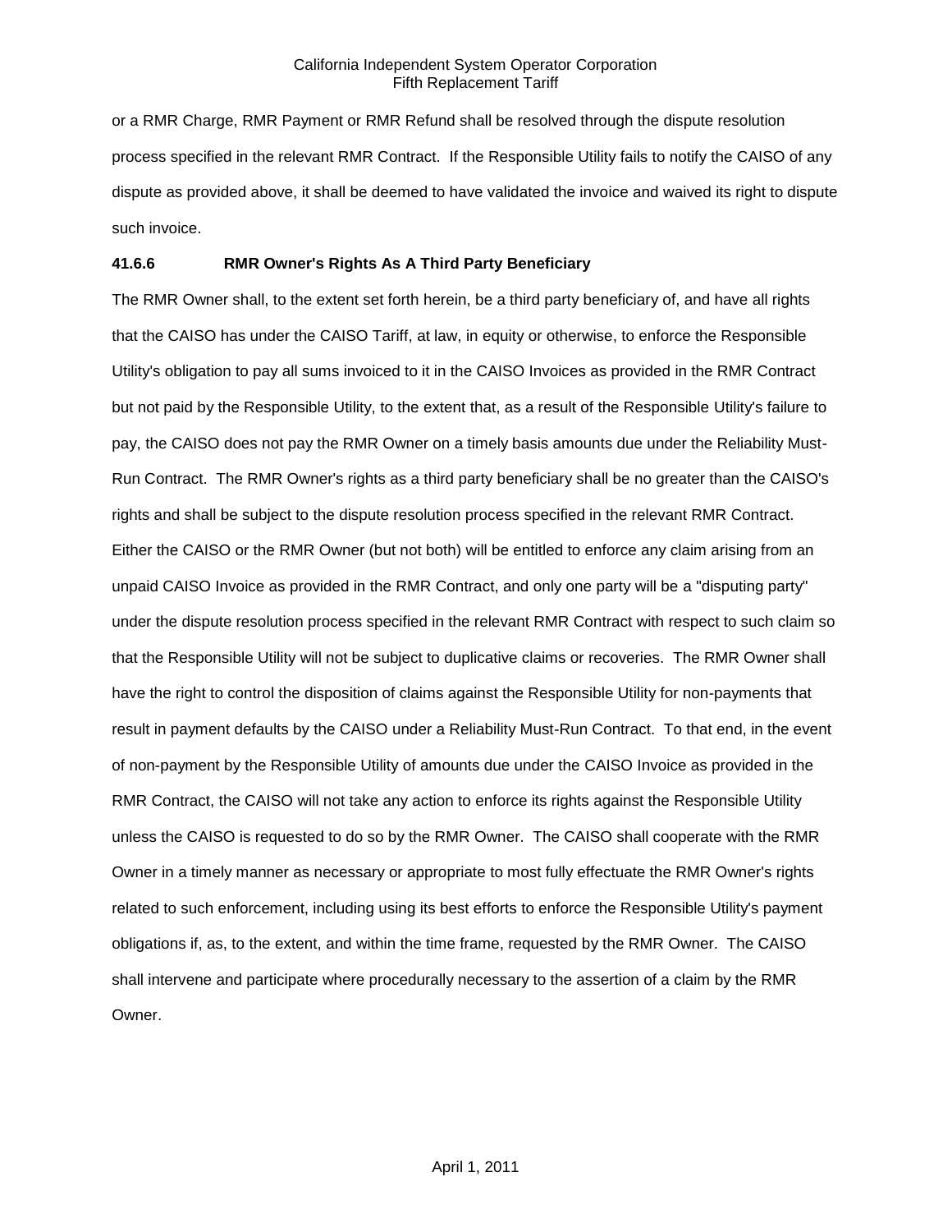or a RMR Charge, RMR Payment or RMR Refund shall be resolved through the dispute resolution process specified in the relevant RMR Contract. If the Responsible Utility fails to notify the CAISO of any dispute as provided above, it shall be deemed to have validated the invoice and waived its right to dispute such invoice.

### 41.6.6 RMR Owner's Rights As A Third Party Beneficiary

The RMR Owner shall, to the extent set forth herein, be a third party beneficiary of, and have all rights that the CAISO has under the CAISO Tariff, at law, in equity or otherwise, to enforce the Responsible Utility's obligation to pay all sums invoiced to it in the CAISO Invoices as provided in the RMR Contract but not paid by the Responsible Utility, to the extent that, as a result of the Responsible Utility's failure to pay, the CAISO does not pay the RMR Owner on a timely basis amounts due under the Reliability Must-Run Contract. The RMR Owner's rights as a third party beneficiary shall be no greater than the CAISO's rights and shall be subject to the dispute resolution process specified in the relevant RMR Contract. Either the CAISO or the RMR Owner (but not both) will be entitled to enforce any claim arising from an unpaid CAISO Invoice as provided in the RMR Contract, and only one party will be a "disputing party" under the dispute resolution process specified in the relevant RMR Contract with respect to such claim so that the Responsible Utility will not be subject to duplicative claims or recoveries. The RMR Owner shall have the right to control the disposition of claims against the Responsible Utility for non-payments that result in payment defaults by the CAISO under a Reliability Must-Run Contract. To that end, in the event of non-payment by the Responsible Utility of amounts due under the CAISO Invoice as provided in the RMR Contract, the CAISO will not take any action to enforce its rights against the Responsible Utility unless the CAISO is requested to do so by the RMR Owner. The CAISO shall cooperate with the RMR Owner in a timely manner as necessary or appropriate to most fully effectuate the RMR Owner's rights related to such enforcement, including using its best efforts to enforce the Responsible Utility's payment obligations if, as, to the extent, and within the time frame, requested by the RMR Owner. The CAISO shall intervene and participate where procedurally necessary to the assertion of a claim by the RMR Owner.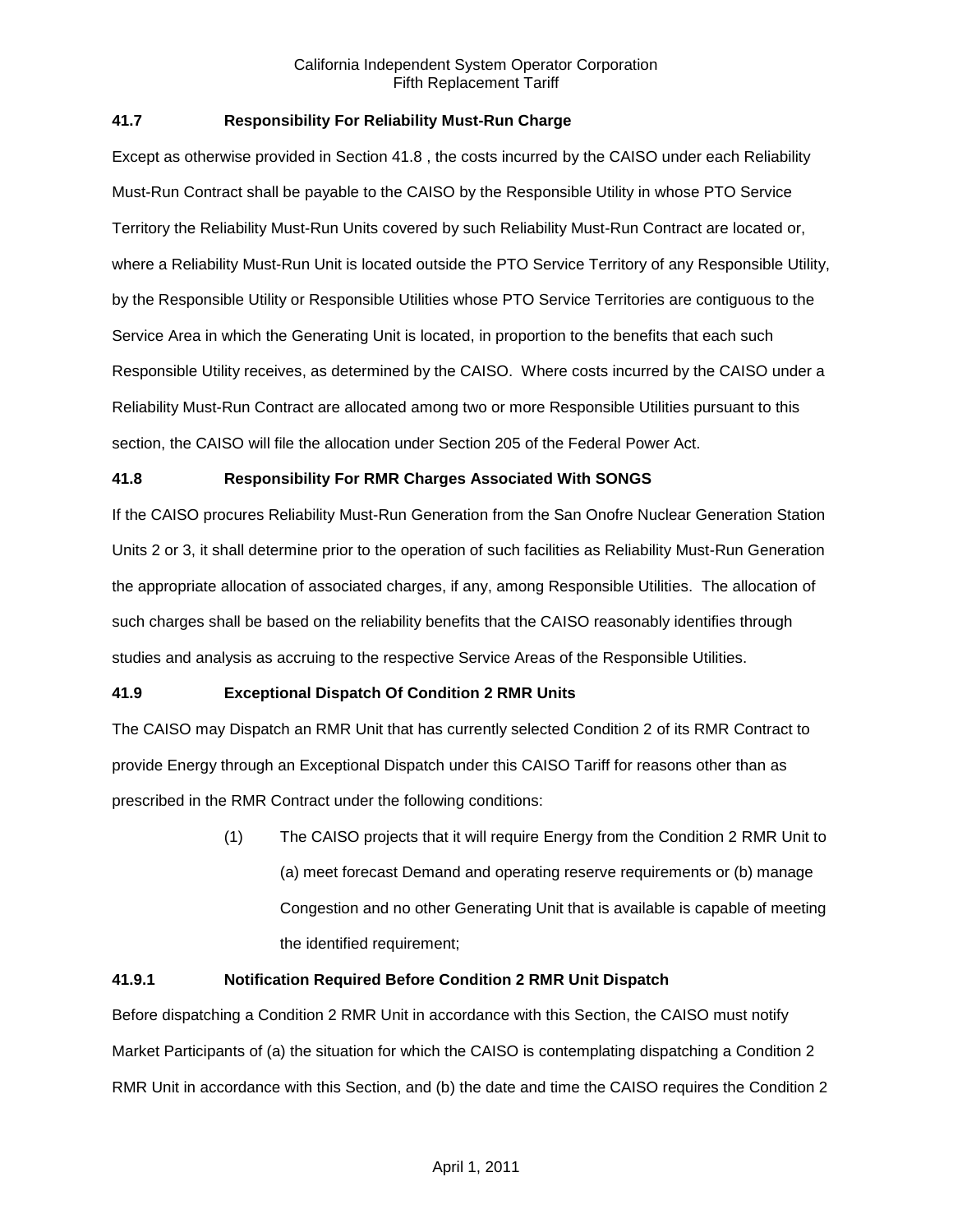### 41.7 Responsibility For Reliability Must-Run Charge

Except as otherwise provided in Section 41.8 , the costs incurred by the CAISO under each Reliability Must-Run Contract shall be payable to the CAISO by the Responsible Utility in whose PTO Service Territory the Reliability Must-Run Units covered by such Reliability Must-Run Contract are located or, where a Reliability Must-Run Unit is located outside the PTO Service Territory of any Responsible Utility, by the Responsible Utility or Responsible Utilities whose PTO Service Territories are contiguous to the Service Area in which the Generating Unit is located, in proportion to the benefits that each such Responsible Utility receives, as determined by the CAISO. Where costs incurred by the CAISO under a Reliability Must-Run Contract are allocated among two or more Responsible Utilities pursuant to this section, the CAISO will file the allocation under Section 205 of the Federal Power Act.

### 41.8 Responsibility For RMR Charges Associated With SONGS

If the CAISO procures Reliability Must-Run Generation from the San Onofre Nuclear Generation Station Units 2 or 3, it shall determine prior to the operation of such facilities as Reliability Must-Run Generation the appropriate allocation of associated charges, if any, among Responsible Utilities. The allocation of such charges shall be based on the reliability benefits that the CAISO reasonably identifies through studies and analysis as accruing to the respective Service Areas of the Responsible Utilities.

### 41.9 Exceptional Dispatch Of Condition 2 RMR Units

The CAISO may Dispatch an RMR Unit that has currently selected Condition 2 of its RMR Contract to provide Energy through an Exceptional Dispatch under this CAISO Tariff for reasons other than as prescribed in the RMR Contract under the following conditions:

(1) The CAISO projects that it will require Energy from the Condition 2 RMR Unit to (a) meet forecast Demand and operating reserve requirements or (b) manage Congestion and no other Generating Unit that is available is capable of meeting the identified requirement;

### 41.9.1 Notification Required Before Condition 2 RMR Unit Dispatch

Before dispatching a Condition 2 RMR Unit in accordance with this Section, the CAISO must notify Market Participants of (a) the situation for which the CAISO is contemplating dispatching a Condition 2 RMR Unit in accordance with this Section, and (b) the date and time the CAISO requires the Condition 2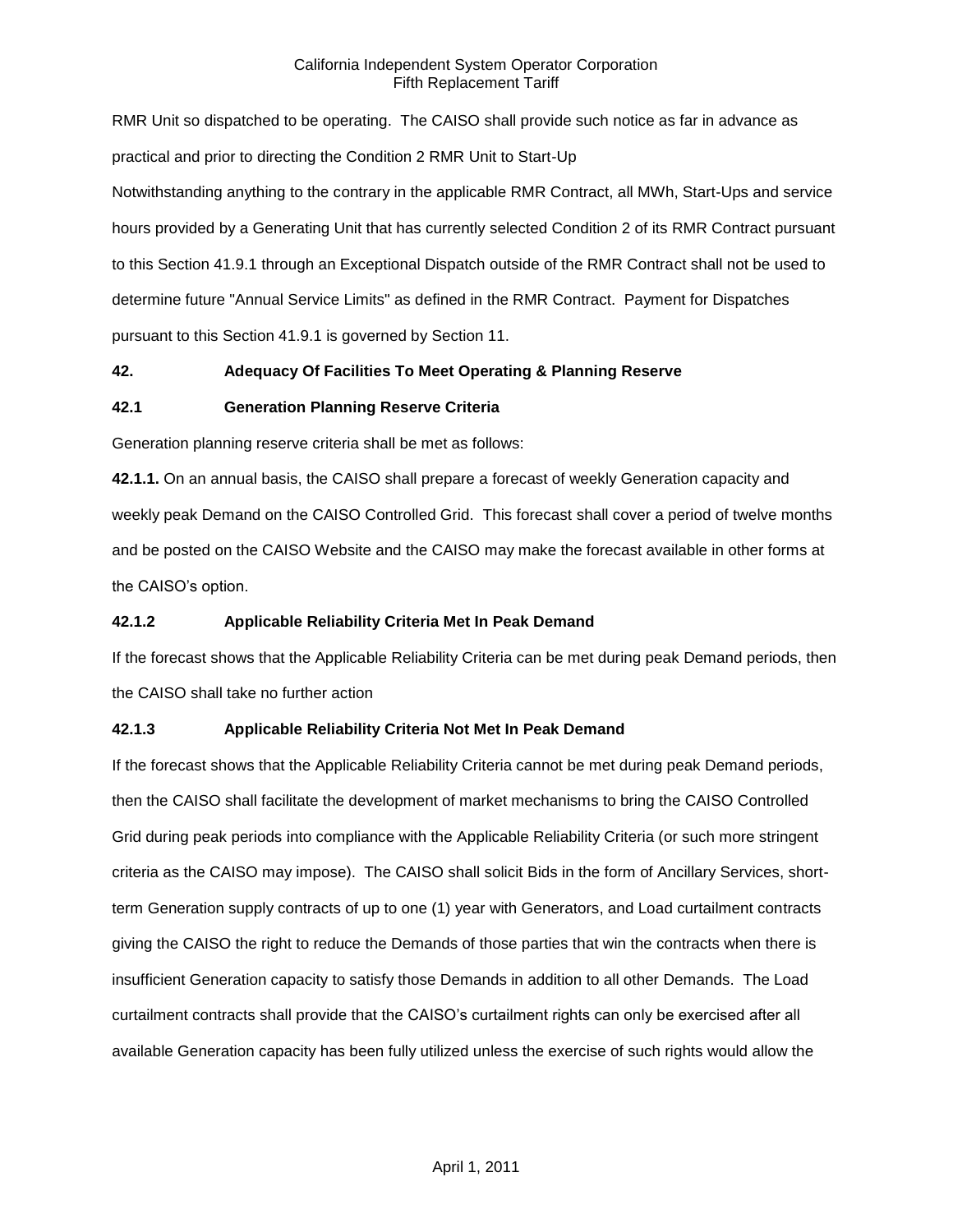RMR Unit so dispatched to be operating. The CAISO shall provide such notice as far in advance as practical and prior to directing the Condition 2 RMR Unit to Start-Up

Notwithstanding anything to the contrary in the applicable RMR Contract, all MWh, Start-Ups and service hours provided by a Generating Unit that has currently selected Condition 2 of its RMR Contract pursuant to this Section 41.9.1 through an Exceptional Dispatch outside of the RMR Contract shall not be used to determine future "Annual Service Limits" as defined in the RMR Contract. Payment for Dispatches pursuant to this Section 41.9.1 is governed by Section 11.

## 42. Adequacy Of Facilities To Meet Operating & Planning Reserve

### 42.1 Generation Planning Reserve Criteria

Generation planning reserve criteria shall be met as follows:

**42.1.1.** On an annual basis, the CAISO shall prepare a forecast of weekly Generation capacity and weekly peak Demand on the CAISO Controlled Grid. This forecast shall cover a period of twelve months and be posted on the CAISO Website and the CAISO may make the forecast available in other forms at the CAISO's option.

### 42.1.2 Applicable Reliability Criteria Met In Peak Demand

If the forecast shows that the Applicable Reliability Criteria can be met during peak Demand periods, then the CAISO shall take no further action

### 42.1.3 Applicable Reliability Criteria Not Met In Peak Demand

If the forecast shows that the Applicable Reliability Criteria cannot be met during peak Demand periods, then the CAISO shall facilitate the development of market mechanisms to bring the CAISO Controlled Grid during peak periods into compliance with the Applicable Reliability Criteria (or such more stringent criteria as the CAISO may impose). The CAISO shall solicit Bids in the form of Ancillary Services, short-term Generation supply contracts of up to one (1) year with Generators, and Load curtailment contracts giving the CAISO the right to reduce the Demands of those parties that win the contracts when there is insufficient Generation capacity to satisfy those Demands in addition to all other Demands. The Load curtailment contracts shall provide that the CAISO's curtailment rights can only be exercised after all available Generation capacity has been fully utilized unless the exercise of such rights would allow the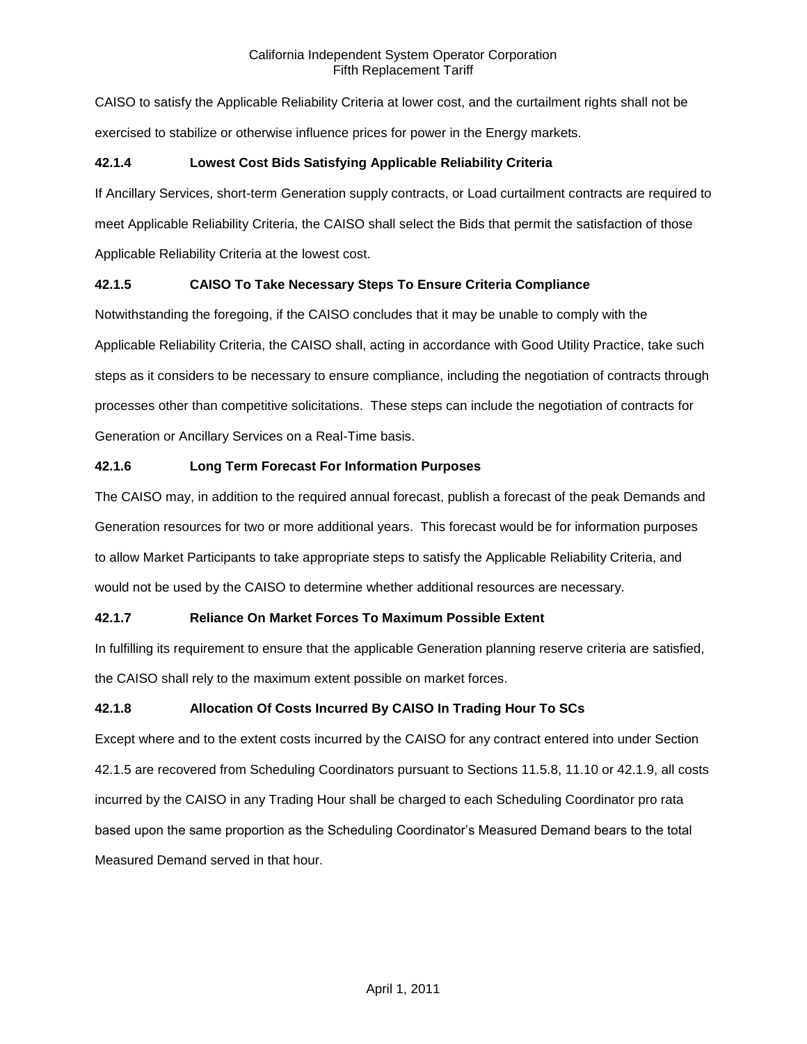CAISO to satisfy the Applicable Reliability Criteria at lower cost, and the curtailment rights shall not be exercised to stabilize or otherwise influence prices for power in the Energy markets.

#### 42.1.4 Lowest Cost Bids Satisfying Applicable Reliability Criteria

If Ancillary Services, short-term Generation supply contracts, or Load curtailment contracts are required to meet Applicable Reliability Criteria, the CAISO shall select the Bids that permit the satisfaction of those Applicable Reliability Criteria at the lowest cost.

#### 42.1.5 CAISO To Take Necessary Steps To Ensure Criteria Compliance

Notwithstanding the foregoing, if the CAISO concludes that it may be unable to comply with the Applicable Reliability Criteria, the CAISO shall, acting in accordance with Good Utility Practice, take such steps as it considers to be necessary to ensure compliance, including the negotiation of contracts through processes other than competitive solicitations. These steps can include the negotiation of contracts for Generation or Ancillary Services on a Real-Time basis.

#### 42.1.6 Long Term Forecast For Information Purposes

The CAISO may, in addition to the required annual forecast, publish a forecast of the peak Demands and Generation resources for two or more additional years. This forecast would be for information purposes to allow Market Participants to take appropriate steps to satisfy the Applicable Reliability Criteria, and would not be used by the CAISO to determine whether additional resources are necessary.

#### 42.1.7 Reliance On Market Forces To Maximum Possible Extent

In fulfilling its requirement to ensure that the applicable Generation planning reserve criteria are satisfied, the CAISO shall rely to the maximum extent possible on market forces.

#### 42.1.8 Allocation Of Costs Incurred By CAISO In Trading Hour To SCs

Except where and to the extent costs incurred by the CAISO for any contract entered into under Section 42.1.5 are recovered from Scheduling Coordinators pursuant to Sections 11.5.8, 11.10 or 42.1.9, all costs incurred by the CAISO in any Trading Hour shall be charged to each Scheduling Coordinator pro rata based upon the same proportion as the Scheduling Coordinator's Measured Demand bears to the total Measured Demand served in that hour.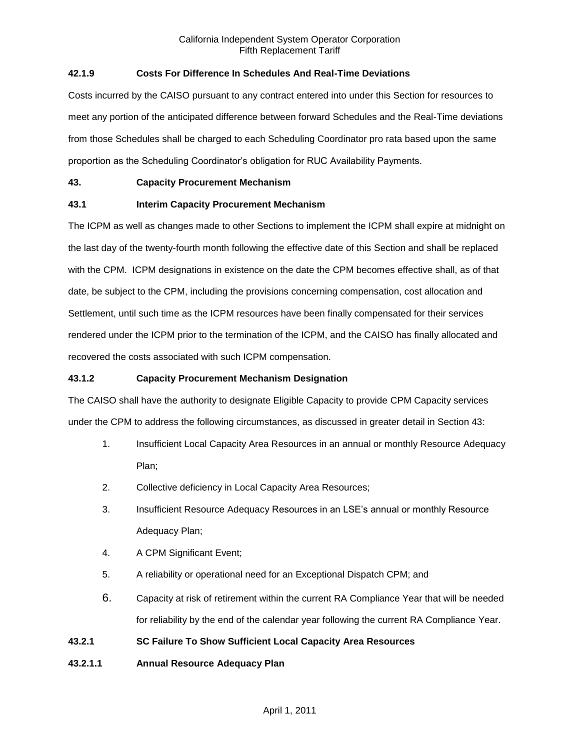**42.1.9 Costs For Difference In Schedules And Real-Time Deviations**

Costs incurred by the CAISO pursuant to any contract entered into under this Section for resources to meet any portion of the anticipated difference between forward Schedules and the Real-Time deviations from those Schedules shall be charged to each Scheduling Coordinator pro rata based upon the same proportion as the Scheduling Coordinator's obligation for RUC Availability Payments.

**43. Capacity Procurement Mechanism**

**43.1 Interim Capacity Procurement Mechanism**

The ICPM as well as changes made to other Sections to implement the ICPM shall expire at midnight on the last day of the twenty-fourth month following the effective date of this Section and shall be replaced with the CPM. ICPM designations in existence on the date the CPM becomes effective shall, as of that date, be subject to the CPM, including the provisions concerning compensation, cost allocation and Settlement, until such time as the ICPM resources have been finally compensated for their services rendered under the ICPM prior to the termination of the ICPM, and the CAISO has finally allocated and recovered the costs associated with such ICPM compensation.

**43.1.2 Capacity Procurement Mechanism Designation**

The CAISO shall have the authority to designate Eligible Capacity to provide CPM Capacity services under the CPM to address the following circumstances, as discussed in greater detail in Section 43:

1. Insufficient Local Capacity Area Resources in an annual or monthly Resource Adequacy Plan;
2. Collective deficiency in Local Capacity Area Resources;
3. Insufficient Resource Adequacy Resources in an LSE's annual or monthly Resource Adequacy Plan;
4. A CPM Significant Event;
5. A reliability or operational need for an Exceptional Dispatch CPM; and
6. Capacity at risk of retirement within the current RA Compliance Year that will be needed for reliability by the end of the calendar year following the current RA Compliance Year.

**43.2.1 SC Failure To Show Sufficient Local Capacity Area Resources**

**43.2.1.1 Annual Resource Adequacy Plan**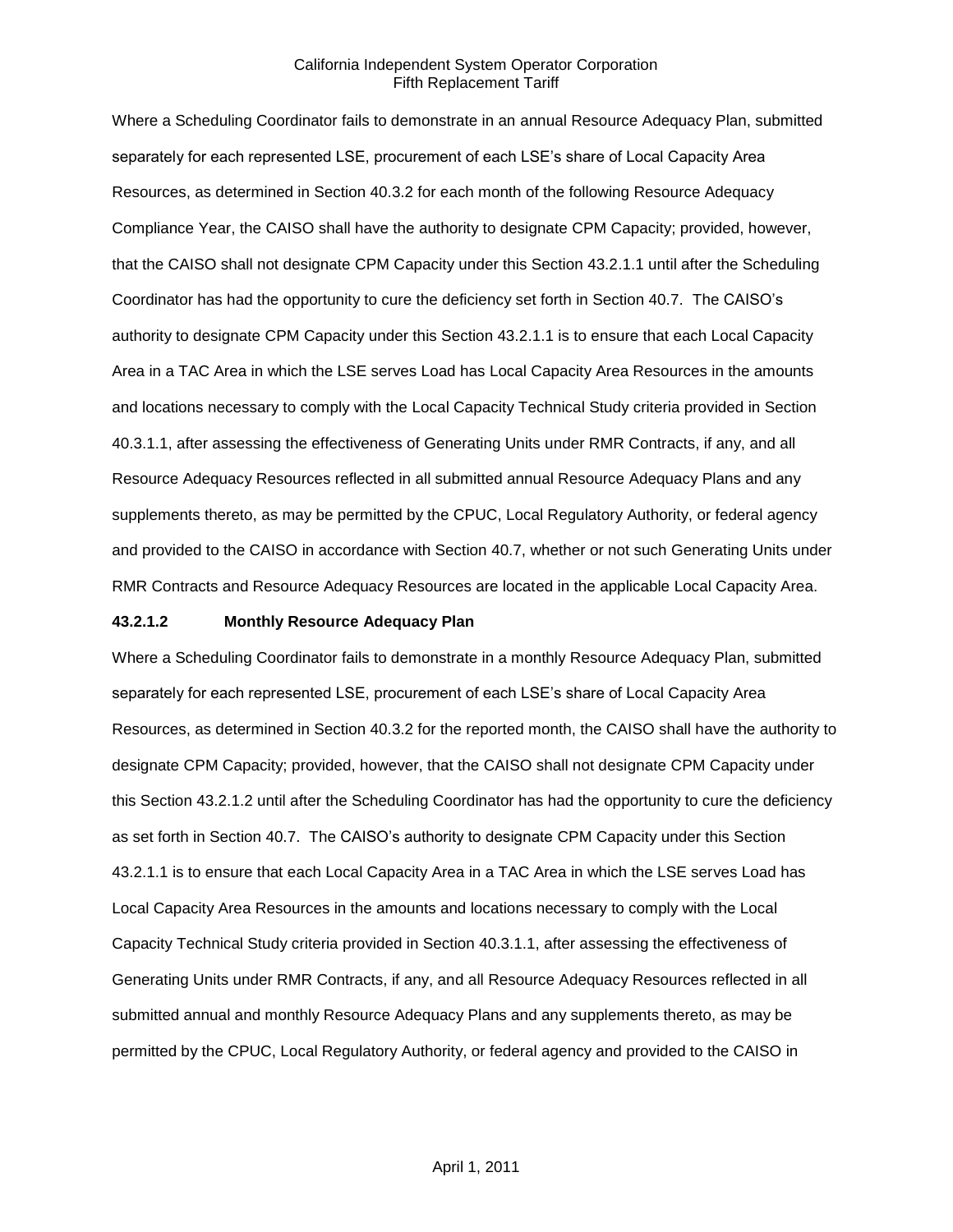Where a Scheduling Coordinator fails to demonstrate in an annual Resource Adequacy Plan, submitted separately for each represented LSE, procurement of each LSE's share of Local Capacity Area Resources, as determined in Section 40.3.2 for each month of the following Resource Adequacy Compliance Year, the CAISO shall have the authority to designate CPM Capacity; provided, however, that the CAISO shall not designate CPM Capacity under this Section 43.2.1.1 until after the Scheduling Coordinator has had the opportunity to cure the deficiency set forth in Section 40.7. The CAISO's authority to designate CPM Capacity under this Section 43.2.1.1 is to ensure that each Local Capacity Area in a TAC Area in which the LSE serves Load has Local Capacity Area Resources in the amounts and locations necessary to comply with the Local Capacity Technical Study criteria provided in Section 40.3.1.1, after assessing the effectiveness of Generating Units under RMR Contracts, if any, and all Resource Adequacy Resources reflected in all submitted annual Resource Adequacy Plans and any supplements thereto, as may be permitted by the CPUC, Local Regulatory Authority, or federal agency and provided to the CAISO in accordance with Section 40.7, whether or not such Generating Units under RMR Contracts and Resource Adequacy Resources are located in the applicable Local Capacity Area.

**43.2.1.2 Monthly Resource Adequacy Plan**

Where a Scheduling Coordinator fails to demonstrate in a monthly Resource Adequacy Plan, submitted separately for each represented LSE, procurement of each LSE's share of Local Capacity Area Resources, as determined in Section 40.3.2 for the reported month, the CAISO shall have the authority to designate CPM Capacity; provided, however, that the CAISO shall not designate CPM Capacity under this Section 43.2.1.2 until after the Scheduling Coordinator has had the opportunity to cure the deficiency as set forth in Section 40.7. The CAISO's authority to designate CPM Capacity under this Section 43.2.1.1 is to ensure that each Local Capacity Area in a TAC Area in which the LSE serves Load has Local Capacity Area Resources in the amounts and locations necessary to comply with the Local Capacity Technical Study criteria provided in Section 40.3.1.1, after assessing the effectiveness of Generating Units under RMR Contracts, if any, and all Resource Adequacy Resources reflected in all submitted annual and monthly Resource Adequacy Plans and any supplements thereto, as may be permitted by the CPUC, Local Regulatory Authority, or federal agency and provided to the CAISO in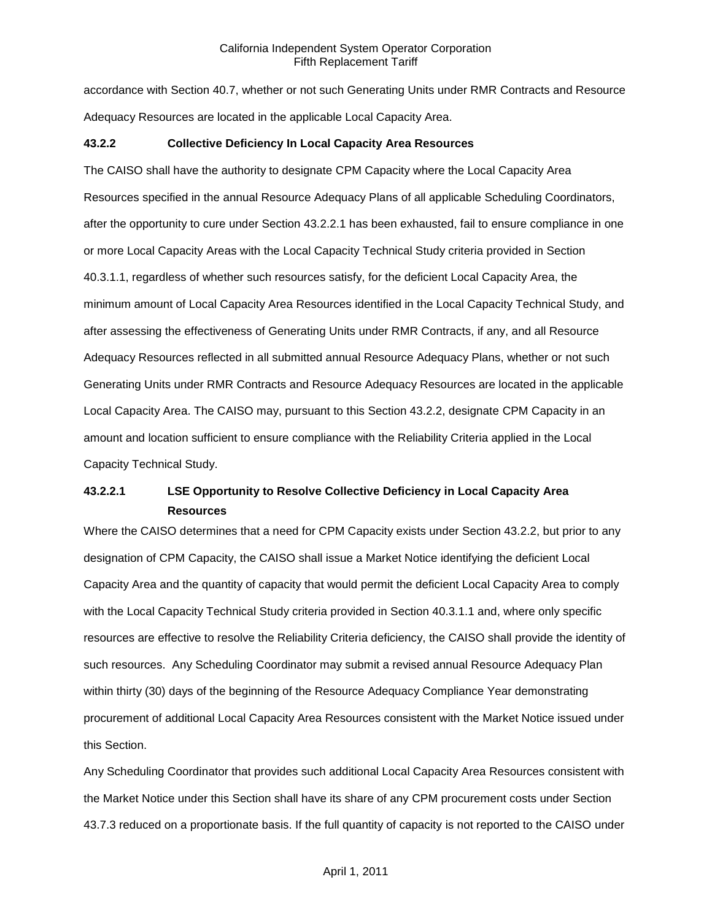accordance with Section 40.7, whether or not such Generating Units under RMR Contracts and Resource Adequacy Resources are located in the applicable Local Capacity Area.

**43.2.2 Collective Deficiency In Local Capacity Area Resources**

The CAISO shall have the authority to designate CPM Capacity where the Local Capacity Area Resources specified in the annual Resource Adequacy Plans of all applicable Scheduling Coordinators, after the opportunity to cure under Section 43.2.2.1 has been exhausted, fail to ensure compliance in one or more Local Capacity Areas with the Local Capacity Technical Study criteria provided in Section 40.3.1.1, regardless of whether such resources satisfy, for the deficient Local Capacity Area, the minimum amount of Local Capacity Area Resources identified in the Local Capacity Technical Study, and after assessing the effectiveness of Generating Units under RMR Contracts, if any, and all Resource Adequacy Resources reflected in all submitted annual Resource Adequacy Plans, whether or not such Generating Units under RMR Contracts and Resource Adequacy Resources are located in the applicable Local Capacity Area. The CAISO may, pursuant to this Section 43.2.2, designate CPM Capacity in an amount and location sufficient to ensure compliance with the Reliability Criteria applied in the Local Capacity Technical Study.

**43.2.2.1 LSE Opportunity to Resolve Collective Deficiency in Local Capacity Area Resources**

Where the CAISO determines that a need for CPM Capacity exists under Section 43.2.2, but prior to any designation of CPM Capacity, the CAISO shall issue a Market Notice identifying the deficient Local Capacity Area and the quantity of capacity that would permit the deficient Local Capacity Area to comply with the Local Capacity Technical Study criteria provided in Section 40.3.1.1 and, where only specific resources are effective to resolve the Reliability Criteria deficiency, the CAISO shall provide the identity of such resources. Any Scheduling Coordinator may submit a revised annual Resource Adequacy Plan within thirty (30) days of the beginning of the Resource Adequacy Compliance Year demonstrating procurement of additional Local Capacity Area Resources consistent with the Market Notice issued under this Section.

Any Scheduling Coordinator that provides such additional Local Capacity Area Resources consistent with the Market Notice under this Section shall have its share of any CPM procurement costs under Section 43.7.3 reduced on a proportionate basis. If the full quantity of capacity is not reported to the CAISO under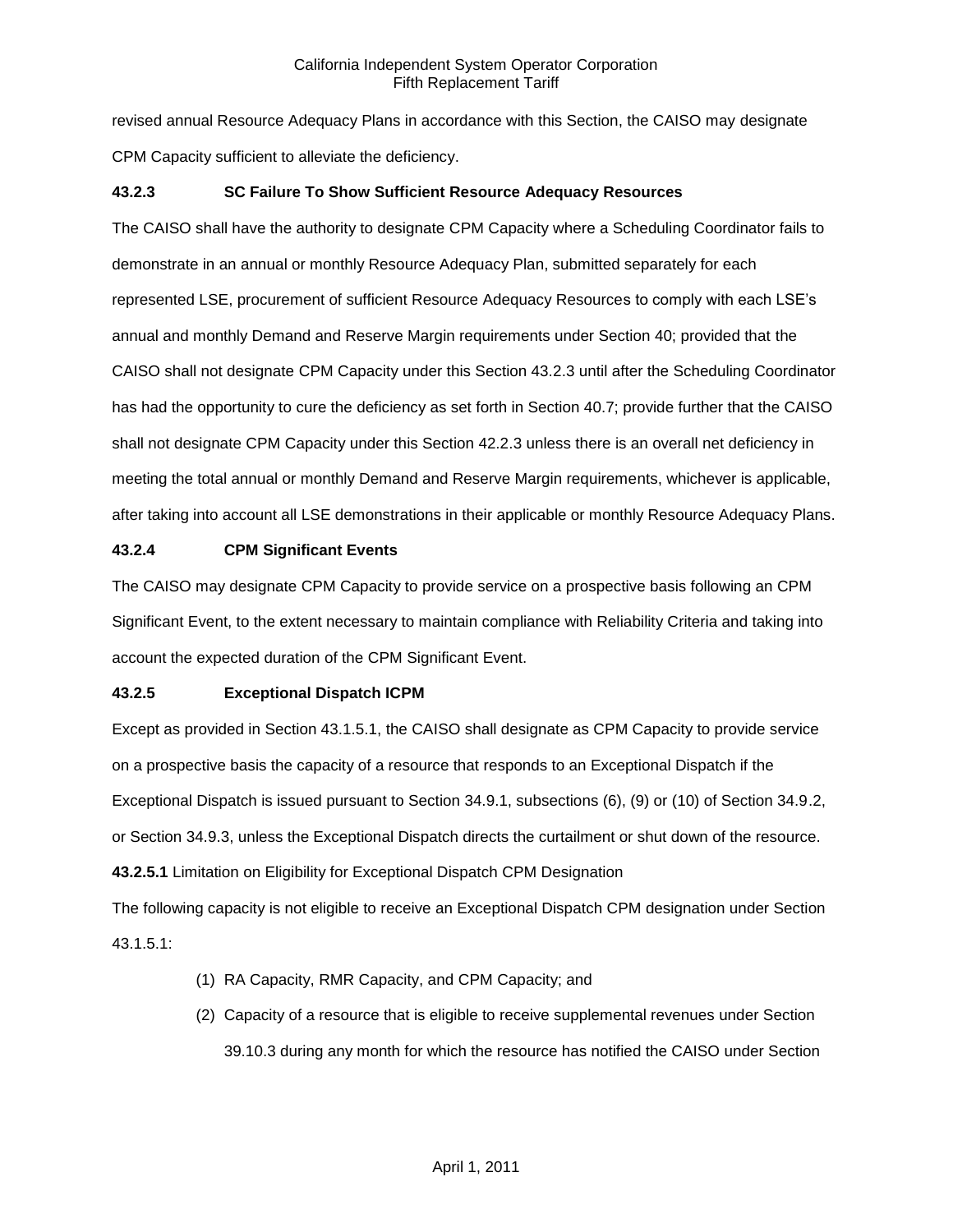revised annual Resource Adequacy Plans in accordance with this Section, the CAISO may designate CPM Capacity sufficient to alleviate the deficiency.

### 43.2.3 SC Failure To Show Sufficient Resource Adequacy Resources

The CAISO shall have the authority to designate CPM Capacity where a Scheduling Coordinator fails to demonstrate in an annual or monthly Resource Adequacy Plan, submitted separately for each represented LSE, procurement of sufficient Resource Adequacy Resources to comply with each LSE's annual and monthly Demand and Reserve Margin requirements under Section 40; provided that the CAISO shall not designate CPM Capacity under this Section 43.2.3 until after the Scheduling Coordinator has had the opportunity to cure the deficiency as set forth in Section 40.7; provide further that the CAISO shall not designate CPM Capacity under this Section 42.2.3 unless there is an overall net deficiency in meeting the total annual or monthly Demand and Reserve Margin requirements, whichever is applicable, after taking into account all LSE demonstrations in their applicable or monthly Resource Adequacy Plans.

### 43.2.4 CPM Significant Events

The CAISO may designate CPM Capacity to provide service on a prospective basis following an CPM Significant Event, to the extent necessary to maintain compliance with Reliability Criteria and taking into account the expected duration of the CPM Significant Event.

### 43.2.5 Exceptional Dispatch ICPM

Except as provided in Section 43.1.5.1, the CAISO shall designate as CPM Capacity to provide service on a prospective basis the capacity of a resource that responds to an Exceptional Dispatch if the Exceptional Dispatch is issued pursuant to Section 34.9.1, subsections (6), (9) or (10) of Section 34.9.2, or Section 34.9.3, unless the Exceptional Dispatch directs the curtailment or shut down of the resource.

**43.2.5.1** Limitation on Eligibility for Exceptional Dispatch CPM Designation

The following capacity is not eligible to receive an Exceptional Dispatch CPM designation under Section 43.1.5.1:

(1) RA Capacity, RMR Capacity, and CPM Capacity; and

(2) Capacity of a resource that is eligible to receive supplemental revenues under Section 39.10.3 during any month for which the resource has notified the CAISO under Section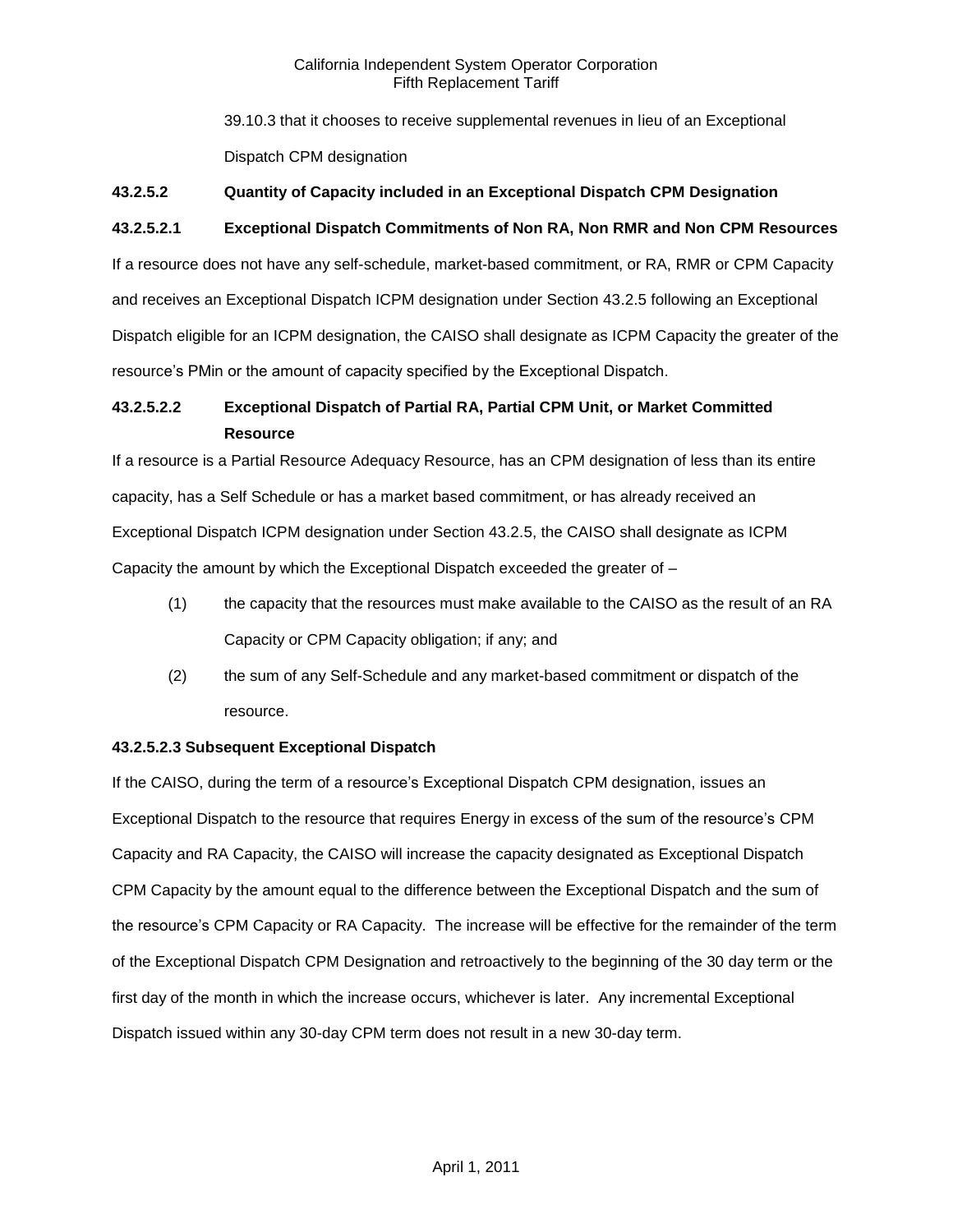39.10.3 that it chooses to receive supplemental revenues in lieu of an Exceptional Dispatch CPM designation

**43.2.5.2 Quantity of Capacity included in an Exceptional Dispatch CPM Designation**

**43.2.5.2.1 Exceptional Dispatch Commitments of Non RA, Non RMR and Non CPM Resources**

If a resource does not have any self-schedule, market-based commitment, or RA, RMR or CPM Capacity and receives an Exceptional Dispatch ICPM designation under Section 43.2.5 following an Exceptional Dispatch eligible for an ICPM designation, the CAISO shall designate as ICPM Capacity the greater of the resource's PMin or the amount of capacity specified by the Exceptional Dispatch.

**43.2.5.2.2 Exceptional Dispatch of Partial RA, Partial CPM Unit, or Market Committed Resource**

If a resource is a Partial Resource Adequacy Resource, has an CPM designation of less than its entire capacity, has a Self Schedule or has a market based commitment, or has already received an Exceptional Dispatch ICPM designation under Section 43.2.5, the CAISO shall designate as ICPM Capacity the amount by which the Exceptional Dispatch exceeded the greater of –

(1) the capacity that the resources must make available to the CAISO as the result of an RA Capacity or CPM Capacity obligation; if any; and

(2) the sum of any Self-Schedule and any market-based commitment or dispatch of the resource.

**43.2.5.2.3 Subsequent Exceptional Dispatch**

If the CAISO, during the term of a resource's Exceptional Dispatch CPM designation, issues an Exceptional Dispatch to the resource that requires Energy in excess of the sum of the resource's CPM Capacity and RA Capacity, the CAISO will increase the capacity designated as Exceptional Dispatch CPM Capacity by the amount equal to the difference between the Exceptional Dispatch and the sum of the resource's CPM Capacity or RA Capacity. The increase will be effective for the remainder of the term of the Exceptional Dispatch CPM Designation and retroactively to the beginning of the 30 day term or the first day of the month in which the increase occurs, whichever is later. Any incremental Exceptional Dispatch issued within any 30-day CPM term does not result in a new 30-day term.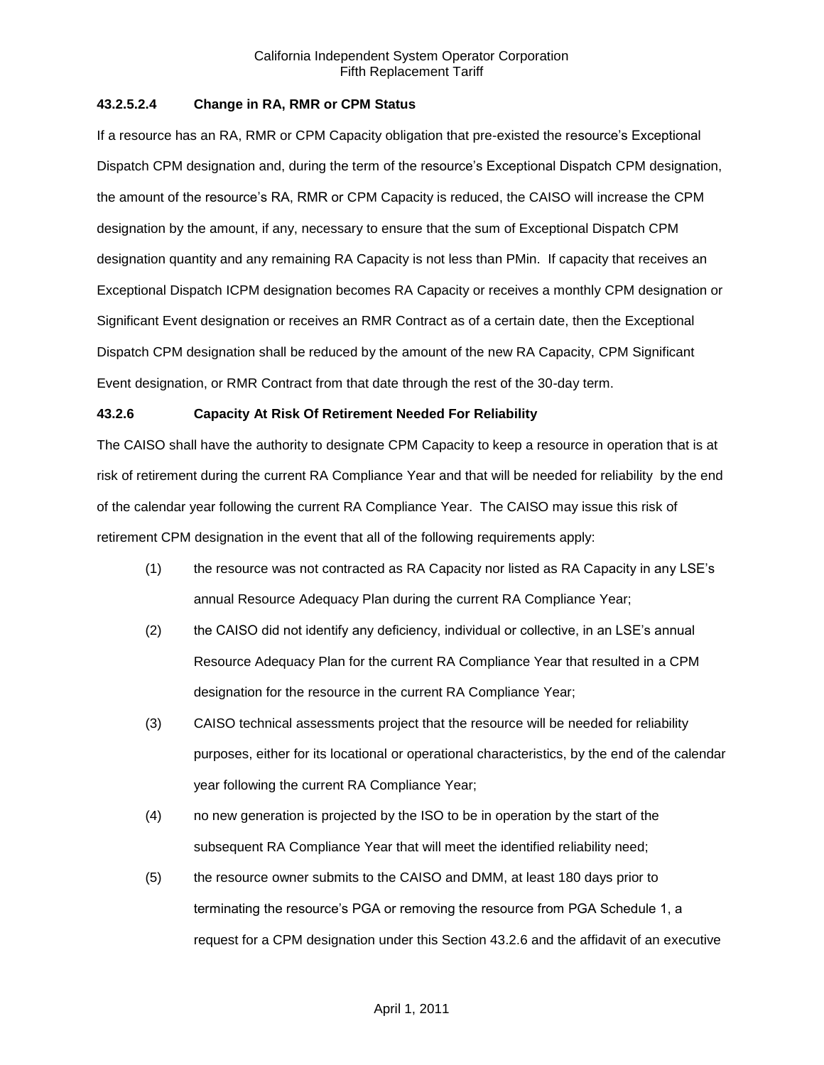#### 43.2.5.2.4 Change in RA, RMR or CPM Status

If a resource has an RA, RMR or CPM Capacity obligation that pre-existed the resource's Exceptional Dispatch CPM designation and, during the term of the resource's Exceptional Dispatch CPM designation, the amount of the resource's RA, RMR or CPM Capacity is reduced, the CAISO will increase the CPM designation by the amount, if any, necessary to ensure that the sum of Exceptional Dispatch CPM designation quantity and any remaining RA Capacity is not less than PMin. If capacity that receives an Exceptional Dispatch ICPM designation becomes RA Capacity or receives a monthly CPM designation or Significant Event designation or receives an RMR Contract as of a certain date, then the Exceptional Dispatch CPM designation shall be reduced by the amount of the new RA Capacity, CPM Significant Event designation, or RMR Contract from that date through the rest of the 30-day term.

### 43.2.6 Capacity At Risk Of Retirement Needed For Reliability

The CAISO shall have the authority to designate CPM Capacity to keep a resource in operation that is at risk of retirement during the current RA Compliance Year and that will be needed for reliability by the end of the calendar year following the current RA Compliance Year. The CAISO may issue this risk of retirement CPM designation in the event that all of the following requirements apply:

(1) the resource was not contracted as RA Capacity nor listed as RA Capacity in any LSE's annual Resource Adequacy Plan during the current RA Compliance Year;

(2) the CAISO did not identify any deficiency, individual or collective, in an LSE's annual Resource Adequacy Plan for the current RA Compliance Year that resulted in a CPM designation for the resource in the current RA Compliance Year;

(3) CAISO technical assessments project that the resource will be needed for reliability purposes, either for its locational or operational characteristics, by the end of the calendar year following the current RA Compliance Year;

(4) no new generation is projected by the ISO to be in operation by the start of the subsequent RA Compliance Year that will meet the identified reliability need;

(5) the resource owner submits to the CAISO and DMM, at least 180 days prior to terminating the resource's PGA or removing the resource from PGA Schedule 1, a request for a CPM designation under this Section 43.2.6 and the affidavit of an executive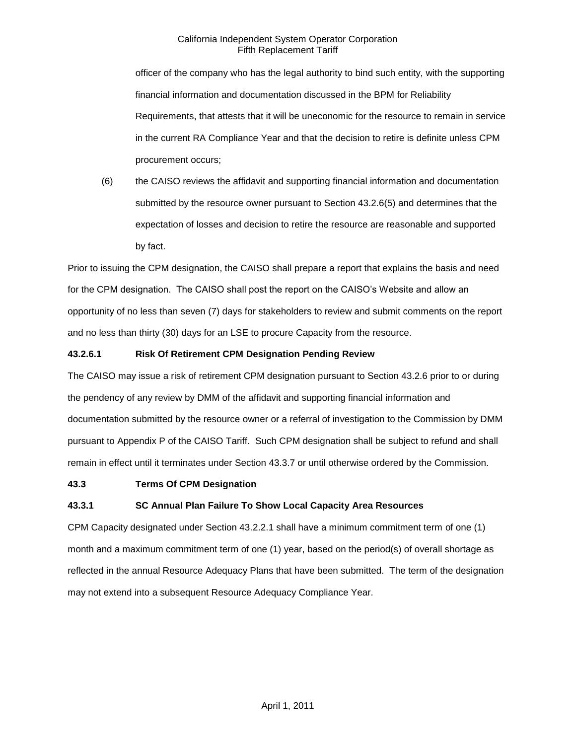officer of the company who has the legal authority to bind such entity, with the supporting financial information and documentation discussed in the BPM for Reliability Requirements, that attests that it will be uneconomic for the resource to remain in service in the current RA Compliance Year and that the decision to retire is definite unless CPM procurement occurs;

(6) the CAISO reviews the affidavit and supporting financial information and documentation submitted by the resource owner pursuant to Section 43.2.6(5) and determines that the expectation of losses and decision to retire the resource are reasonable and supported by fact.

Prior to issuing the CPM designation, the CAISO shall prepare a report that explains the basis and need for the CPM designation. The CAISO shall post the report on the CAISO's Website and allow an opportunity of no less than seven (7) days for stakeholders to review and submit comments on the report and no less than thirty (30) days for an LSE to procure Capacity from the resource.

**43.2.6.1 Risk Of Retirement CPM Designation Pending Review**

The CAISO may issue a risk of retirement CPM designation pursuant to Section 43.2.6 prior to or during the pendency of any review by DMM of the affidavit and supporting financial information and documentation submitted by the resource owner or a referral of investigation to the Commission by DMM pursuant to Appendix P of the CAISO Tariff. Such CPM designation shall be subject to refund and shall remain in effect until it terminates under Section 43.3.7 or until otherwise ordered by the Commission.

**43.3 Terms Of CPM Designation**

**43.3.1 SC Annual Plan Failure To Show Local Capacity Area Resources**

CPM Capacity designated under Section 43.2.2.1 shall have a minimum commitment term of one (1) month and a maximum commitment term of one (1) year, based on the period(s) of overall shortage as reflected in the annual Resource Adequacy Plans that have been submitted. The term of the designation may not extend into a subsequent Resource Adequacy Compliance Year.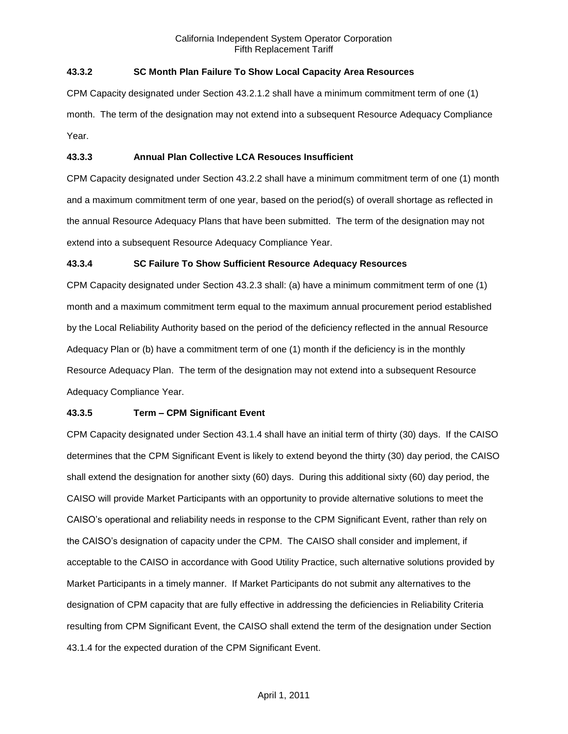### 43.3.2 SC Month Plan Failure To Show Local Capacity Area Resources

CPM Capacity designated under Section 43.2.1.2 shall have a minimum commitment term of one (1) month. The term of the designation may not extend into a subsequent Resource Adequacy Compliance Year.

### 43.3.3 Annual Plan Collective LCA Resouces Insufficient

CPM Capacity designated under Section 43.2.2 shall have a minimum commitment term of one (1) month and a maximum commitment term of one year, based on the period(s) of overall shortage as reflected in the annual Resource Adequacy Plans that have been submitted. The term of the designation may not extend into a subsequent Resource Adequacy Compliance Year.

### 43.3.4 SC Failure To Show Sufficient Resource Adequacy Resources

CPM Capacity designated under Section 43.2.3 shall: (a) have a minimum commitment term of one (1) month and a maximum commitment term equal to the maximum annual procurement period established by the Local Reliability Authority based on the period of the deficiency reflected in the annual Resource Adequacy Plan or (b) have a commitment term of one (1) month if the deficiency is in the monthly Resource Adequacy Plan. The term of the designation may not extend into a subsequent Resource Adequacy Compliance Year.

### 43.3.5 Term – CPM Significant Event

CPM Capacity designated under Section 43.1.4 shall have an initial term of thirty (30) days. If the CAISO determines that the CPM Significant Event is likely to extend beyond the thirty (30) day period, the CAISO shall extend the designation for another sixty (60) days. During this additional sixty (60) day period, the CAISO will provide Market Participants with an opportunity to provide alternative solutions to meet the CAISO's operational and reliability needs in response to the CPM Significant Event, rather than rely on the CAISO's designation of capacity under the CPM. The CAISO shall consider and implement, if acceptable to the CAISO in accordance with Good Utility Practice, such alternative solutions provided by Market Participants in a timely manner. If Market Participants do not submit any alternatives to the designation of CPM capacity that are fully effective in addressing the deficiencies in Reliability Criteria resulting from CPM Significant Event, the CAISO shall extend the term of the designation under Section 43.1.4 for the expected duration of the CPM Significant Event.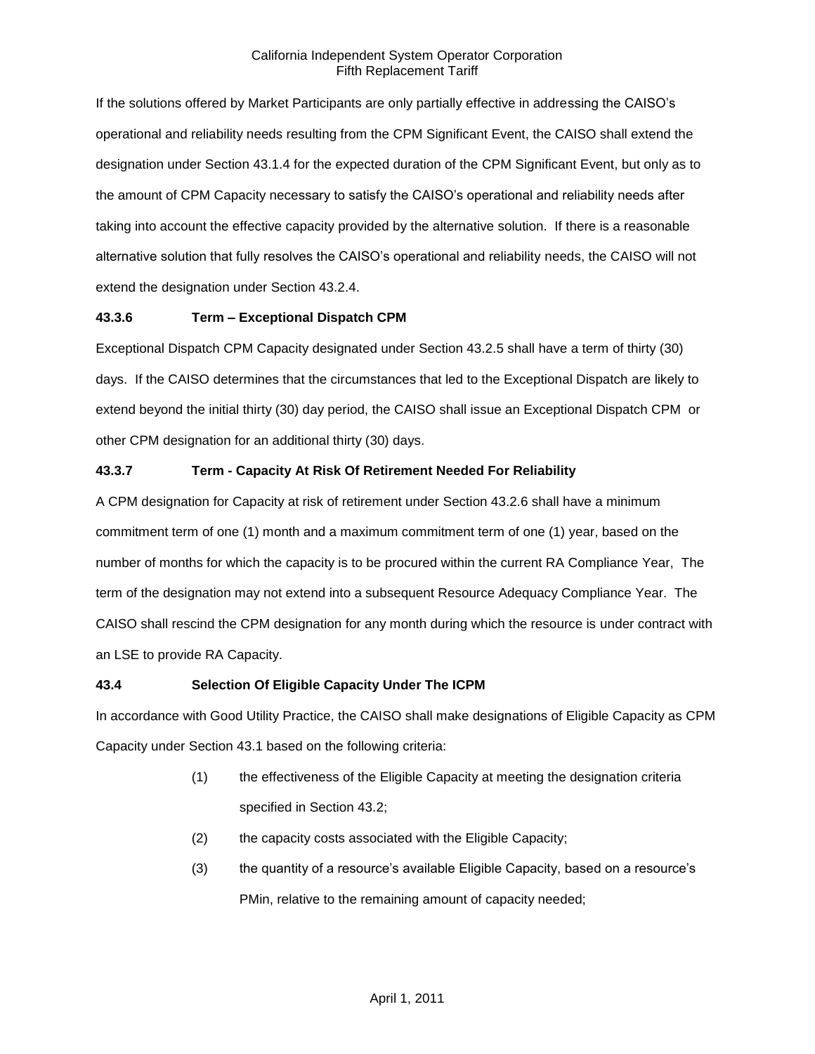If the solutions offered by Market Participants are only partially effective in addressing the CAISO's operational and reliability needs resulting from the CPM Significant Event, the CAISO shall extend the designation under Section 43.1.4 for the expected duration of the CPM Significant Event, but only as to the amount of CPM Capacity necessary to satisfy the CAISO's operational and reliability needs after taking into account the effective capacity provided by the alternative solution. If there is a reasonable alternative solution that fully resolves the CAISO's operational and reliability needs, the CAISO will not extend the designation under Section 43.2.4.

### 43.3.6 Term – Exceptional Dispatch CPM

Exceptional Dispatch CPM Capacity designated under Section 43.2.5 shall have a term of thirty (30) days. If the CAISO determines that the circumstances that led to the Exceptional Dispatch are likely to extend beyond the initial thirty (30) day period, the CAISO shall issue an Exceptional Dispatch CPM or other CPM designation for an additional thirty (30) days.

### 43.3.7 Term - Capacity At Risk Of Retirement Needed For Reliability

A CPM designation for Capacity at risk of retirement under Section 43.2.6 shall have a minimum commitment term of one (1) month and a maximum commitment term of one (1) year, based on the number of months for which the capacity is to be procured within the current RA Compliance Year, The term of the designation may not extend into a subsequent Resource Adequacy Compliance Year. The CAISO shall rescind the CPM designation for any month during which the resource is under contract with an LSE to provide RA Capacity.

## 43.4 Selection Of Eligible Capacity Under The ICPM

In accordance with Good Utility Practice, the CAISO shall make designations of Eligible Capacity as CPM Capacity under Section 43.1 based on the following criteria:

(1) the effectiveness of the Eligible Capacity at meeting the designation criteria specified in Section 43.2;

(2) the capacity costs associated with the Eligible Capacity;

(3) the quantity of a resource's available Eligible Capacity, based on a resource's PMin, relative to the remaining amount of capacity needed;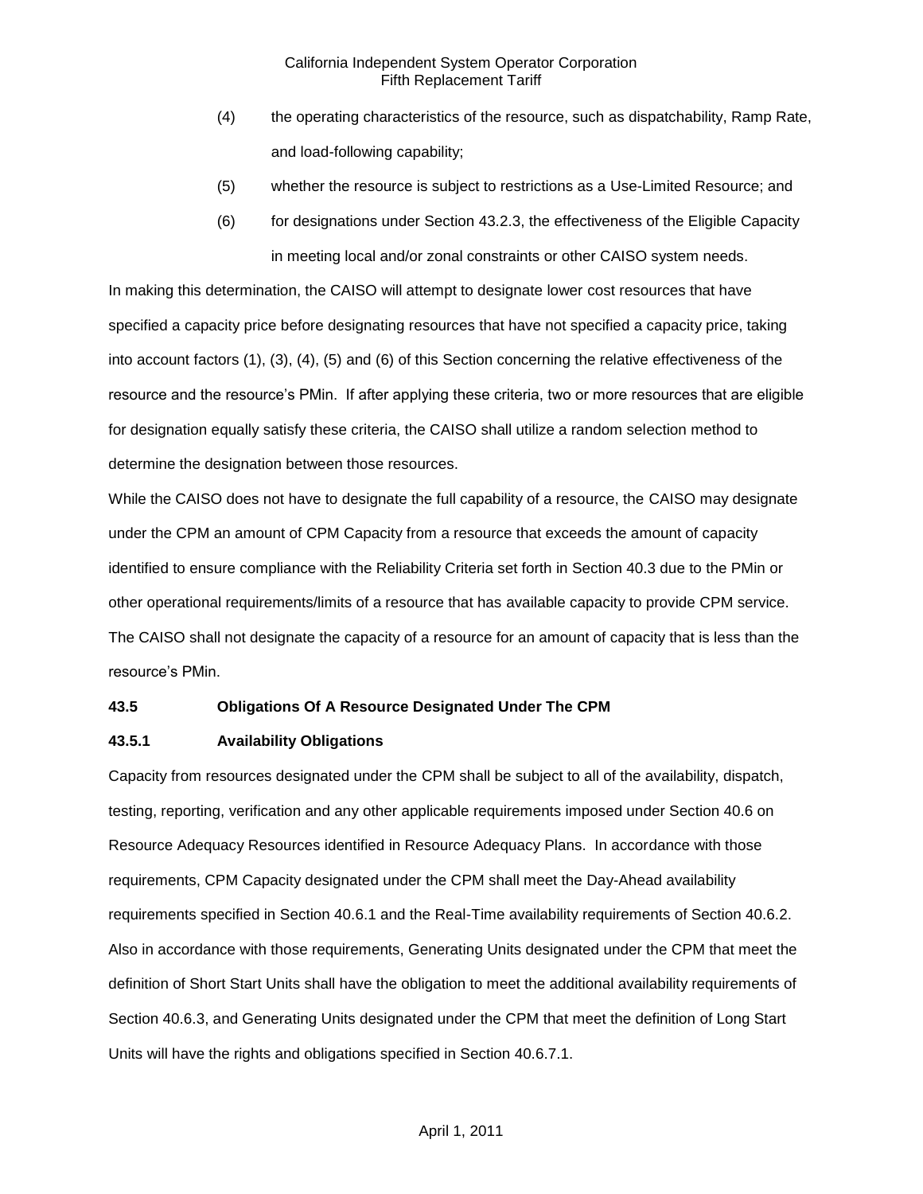(4) the operating characteristics of the resource, such as dispatchability, Ramp Rate, and load-following capability;

(5) whether the resource is subject to restrictions as a Use-Limited Resource; and

(6) for designations under Section 43.2.3, the effectiveness of the Eligible Capacity in meeting local and/or zonal constraints or other CAISO system needs.

In making this determination, the CAISO will attempt to designate lower cost resources that have specified a capacity price before designating resources that have not specified a capacity price, taking into account factors (1), (3), (4), (5) and (6) of this Section concerning the relative effectiveness of the resource and the resource's PMin. If after applying these criteria, two or more resources that are eligible for designation equally satisfy these criteria, the CAISO shall utilize a random selection method to determine the designation between those resources.

While the CAISO does not have to designate the full capability of a resource, the CAISO may designate under the CPM an amount of CPM Capacity from a resource that exceeds the amount of capacity identified to ensure compliance with the Reliability Criteria set forth in Section 40.3 due to the PMin or other operational requirements/limits of a resource that has available capacity to provide CPM service. The CAISO shall not designate the capacity of a resource for an amount of capacity that is less than the resource's PMin.

### 43.5 Obligations Of A Resource Designated Under The CPM

#### 43.5.1 Availability Obligations

Capacity from resources designated under the CPM shall be subject to all of the availability, dispatch, testing, reporting, verification and any other applicable requirements imposed under Section 40.6 on Resource Adequacy Resources identified in Resource Adequacy Plans. In accordance with those requirements, CPM Capacity designated under the CPM shall meet the Day-Ahead availability requirements specified in Section 40.6.1 and the Real-Time availability requirements of Section 40.6.2. Also in accordance with those requirements, Generating Units designated under the CPM that meet the definition of Short Start Units shall have the obligation to meet the additional availability requirements of Section 40.6.3, and Generating Units designated under the CPM that meet the definition of Long Start Units will have the rights and obligations specified in Section 40.6.7.1.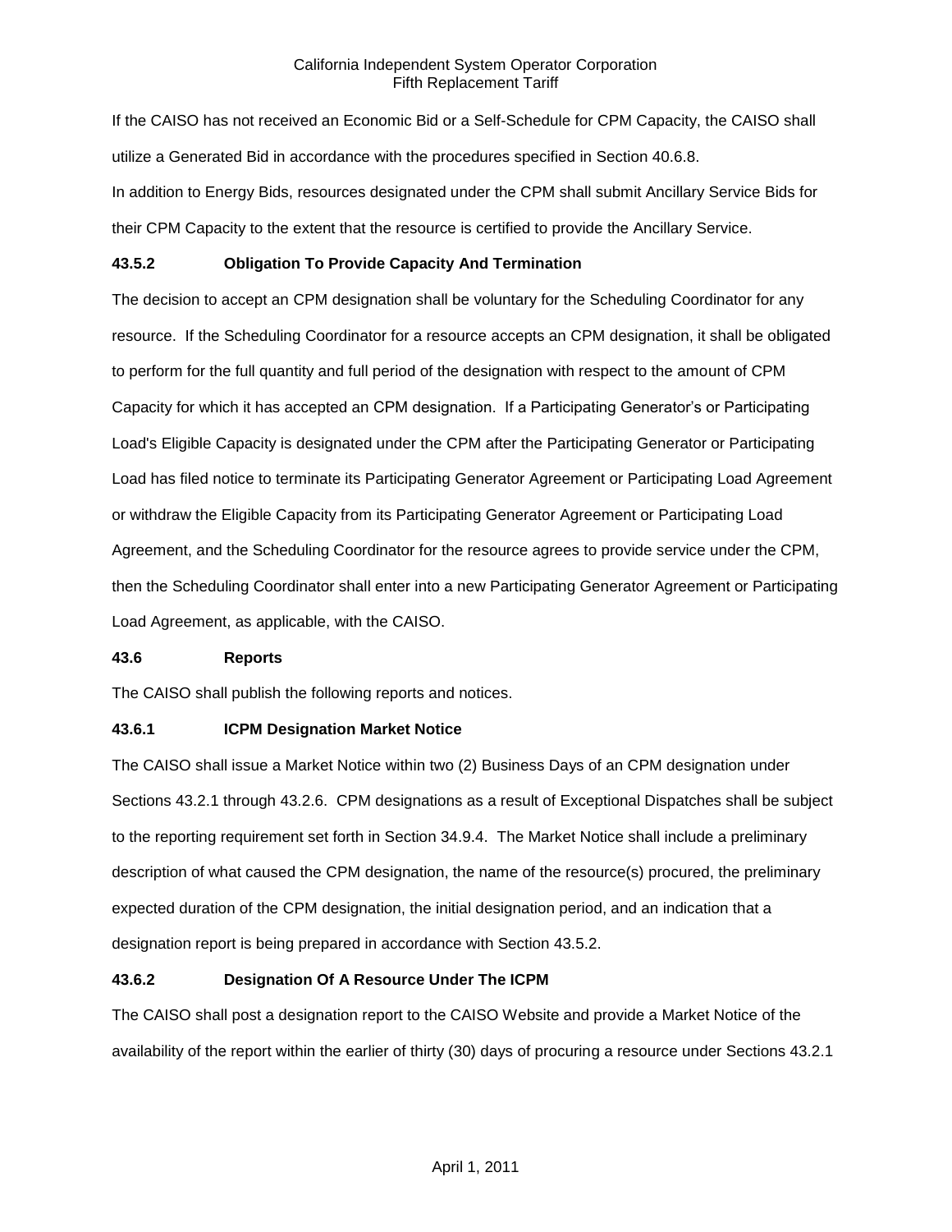If the CAISO has not received an Economic Bid or a Self-Schedule for CPM Capacity, the CAISO shall utilize a Generated Bid in accordance with the procedures specified in Section 40.6.8.

In addition to Energy Bids, resources designated under the CPM shall submit Ancillary Service Bids for their CPM Capacity to the extent that the resource is certified to provide the Ancillary Service.

### 43.5.2 Obligation To Provide Capacity And Termination

The decision to accept an CPM designation shall be voluntary for the Scheduling Coordinator for any resource. If the Scheduling Coordinator for a resource accepts an CPM designation, it shall be obligated to perform for the full quantity and full period of the designation with respect to the amount of CPM Capacity for which it has accepted an CPM designation. If a Participating Generator's or Participating Load's Eligible Capacity is designated under the CPM after the Participating Generator or Participating Load has filed notice to terminate its Participating Generator Agreement or Participating Load Agreement or withdraw the Eligible Capacity from its Participating Generator Agreement or Participating Load Agreement, and the Scheduling Coordinator for the resource agrees to provide service under the CPM, then the Scheduling Coordinator shall enter into a new Participating Generator Agreement or Participating Load Agreement, as applicable, with the CAISO.

## 43.6 Reports

The CAISO shall publish the following reports and notices.

### 43.6.1 ICPM Designation Market Notice

The CAISO shall issue a Market Notice within two (2) Business Days of an CPM designation under Sections 43.2.1 through 43.2.6. CPM designations as a result of Exceptional Dispatches shall be subject to the reporting requirement set forth in Section 34.9.4. The Market Notice shall include a preliminary description of what caused the CPM designation, the name of the resource(s) procured, the preliminary expected duration of the CPM designation, the initial designation period, and an indication that a designation report is being prepared in accordance with Section 43.5.2.

### 43.6.2 Designation Of A Resource Under The ICPM

The CAISO shall post a designation report to the CAISO Website and provide a Market Notice of the availability of the report within the earlier of thirty (30) days of procuring a resource under Sections 43.2.1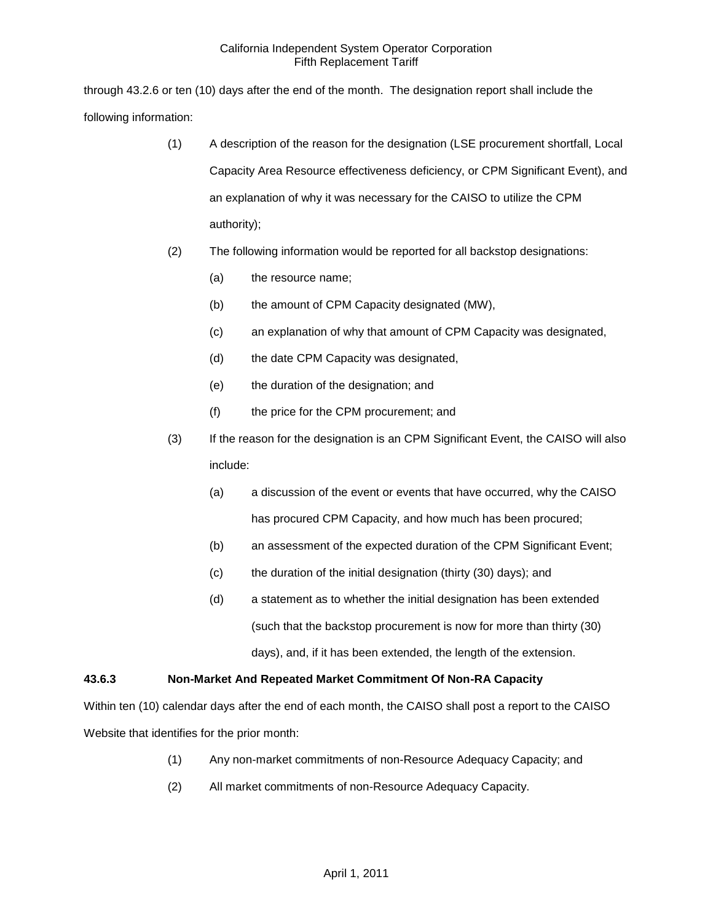through 43.2.6 or ten (10) days after the end of the month. The designation report shall include the following information:

(1) A description of the reason for the designation (LSE procurement shortfall, Local Capacity Area Resource effectiveness deficiency, or CPM Significant Event), and an explanation of why it was necessary for the CAISO to utilize the CPM authority);

(2) The following information would be reported for all backstop designations:

   (a) the resource name;

   (b) the amount of CPM Capacity designated (MW),

   (c) an explanation of why that amount of CPM Capacity was designated,

   (d) the date CPM Capacity was designated,

   (e) the duration of the designation; and

   (f) the price for the CPM procurement; and

(3) If the reason for the designation is an CPM Significant Event, the CAISO will also include:

   (a) a discussion of the event or events that have occurred, why the CAISO has procured CPM Capacity, and how much has been procured;

   (b) an assessment of the expected duration of the CPM Significant Event;

   (c) the duration of the initial designation (thirty (30) days); and

   (d) a statement as to whether the initial designation has been extended (such that the backstop procurement is now for more than thirty (30) days), and, if it has been extended, the length of the extension.

**43.6.3 Non-Market And Repeated Market Commitment Of Non-RA Capacity**

Within ten (10) calendar days after the end of each month, the CAISO shall post a report to the CAISO Website that identifies for the prior month:

(1) Any non-market commitments of non-Resource Adequacy Capacity; and

(2) All market commitments of non-Resource Adequacy Capacity.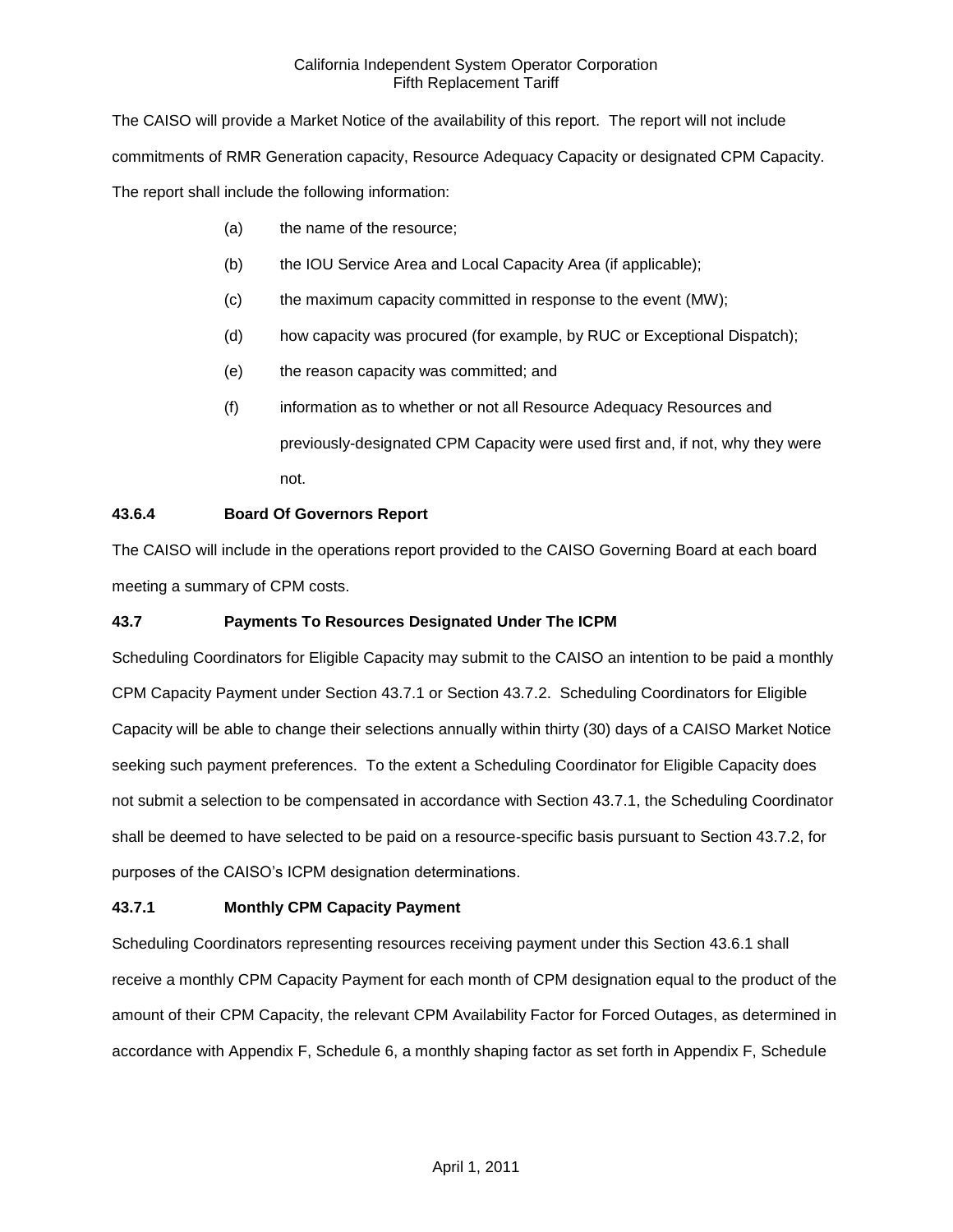The CAISO will provide a Market Notice of the availability of this report. The report will not include commitments of RMR Generation capacity, Resource Adequacy Capacity or designated CPM Capacity. The report shall include the following information:

(a) the name of the resource;

(b) the IOU Service Area and Local Capacity Area (if applicable);

(c) the maximum capacity committed in response to the event (MW);

(d) how capacity was procured (for example, by RUC or Exceptional Dispatch);

(e) the reason capacity was committed; and

(f) information as to whether or not all Resource Adequacy Resources and previously-designated CPM Capacity were used first and, if not, why they were not.

### 43.6.4 Board Of Governors Report

The CAISO will include in the operations report provided to the CAISO Governing Board at each board meeting a summary of CPM costs.

### 43.7 Payments To Resources Designated Under The ICPM

Scheduling Coordinators for Eligible Capacity may submit to the CAISO an intention to be paid a monthly CPM Capacity Payment under Section 43.7.1 or Section 43.7.2. Scheduling Coordinators for Eligible Capacity will be able to change their selections annually within thirty (30) days of a CAISO Market Notice seeking such payment preferences. To the extent a Scheduling Coordinator for Eligible Capacity does not submit a selection to be compensated in accordance with Section 43.7.1, the Scheduling Coordinator shall be deemed to have selected to be paid on a resource-specific basis pursuant to Section 43.7.2, for purposes of the CAISO's ICPM designation determinations.

### 43.7.1 Monthly CPM Capacity Payment

Scheduling Coordinators representing resources receiving payment under this Section 43.6.1 shall receive a monthly CPM Capacity Payment for each month of CPM designation equal to the product of the amount of their CPM Capacity, the relevant CPM Availability Factor for Forced Outages, as determined in accordance with Appendix F, Schedule 6, a monthly shaping factor as set forth in Appendix F, Schedule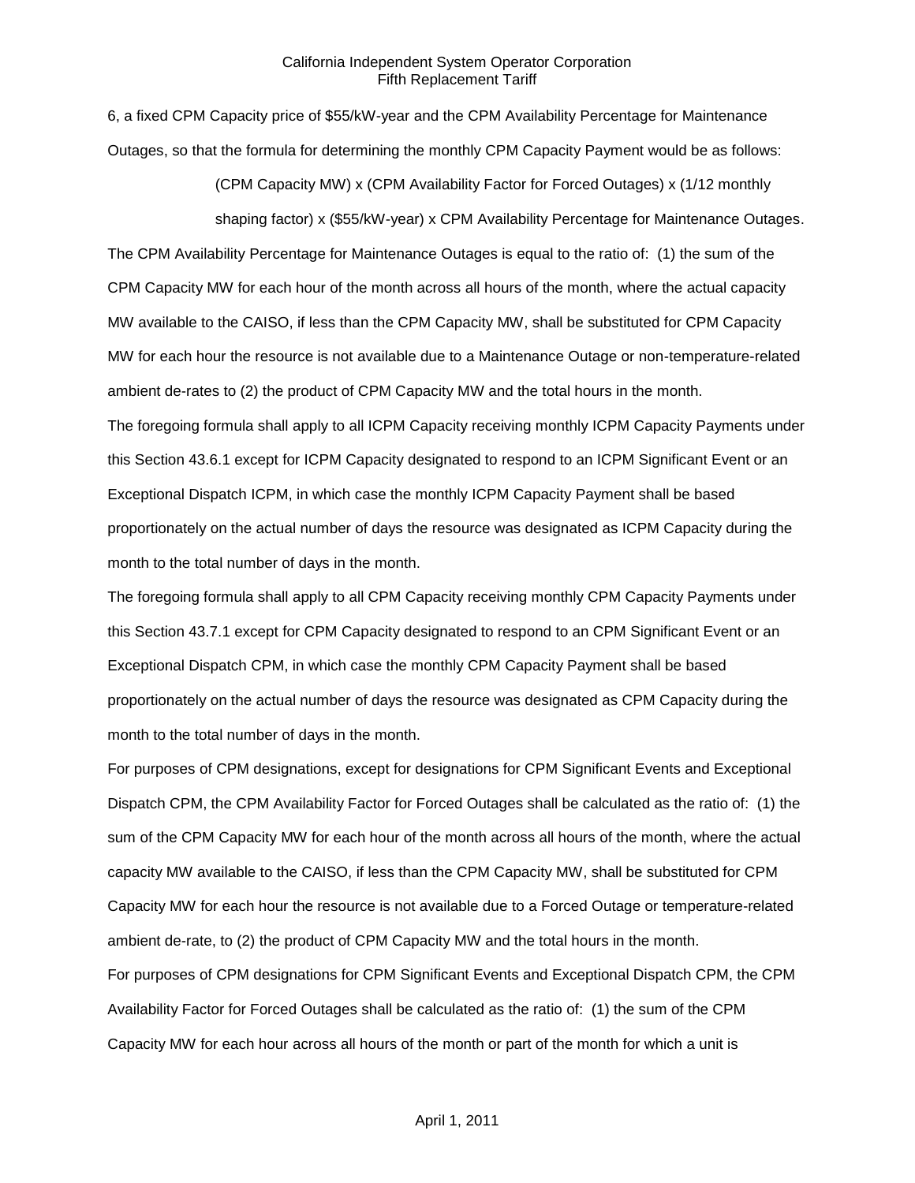6, a fixed CPM Capacity price of $55/kW-year and the CPM Availability Percentage for Maintenance Outages, so that the formula for determining the monthly CPM Capacity Payment would be as follows:

> (CPM Capacity MW) x (CPM Availability Factor for Forced Outages) x (1/12 monthly shaping factor) x ($55/kW-year) x CPM Availability Percentage for Maintenance Outages.

The CPM Availability Percentage for Maintenance Outages is equal to the ratio of: (1) the sum of the CPM Capacity MW for each hour of the month across all hours of the month, where the actual capacity MW available to the CAISO, if less than the CPM Capacity MW, shall be substituted for CPM Capacity MW for each hour the resource is not available due to a Maintenance Outage or non-temperature-related ambient de-rates to (2) the product of CPM Capacity MW and the total hours in the month.

The foregoing formula shall apply to all ICPM Capacity receiving monthly ICPM Capacity Payments under this Section 43.6.1 except for ICPM Capacity designated to respond to an ICPM Significant Event or an Exceptional Dispatch ICPM, in which case the monthly ICPM Capacity Payment shall be based proportionately on the actual number of days the resource was designated as ICPM Capacity during the month to the total number of days in the month.

The foregoing formula shall apply to all CPM Capacity receiving monthly CPM Capacity Payments under this Section 43.7.1 except for CPM Capacity designated to respond to an CPM Significant Event or an Exceptional Dispatch CPM, in which case the monthly CPM Capacity Payment shall be based proportionately on the actual number of days the resource was designated as CPM Capacity during the month to the total number of days in the month.

For purposes of CPM designations, except for designations for CPM Significant Events and Exceptional Dispatch CPM, the CPM Availability Factor for Forced Outages shall be calculated as the ratio of: (1) the sum of the CPM Capacity MW for each hour of the month across all hours of the month, where the actual capacity MW available to the CAISO, if less than the CPM Capacity MW, shall be substituted for CPM Capacity MW for each hour the resource is not available due to a Forced Outage or temperature-related ambient de-rate, to (2) the product of CPM Capacity MW and the total hours in the month.

For purposes of CPM designations for CPM Significant Events and Exceptional Dispatch CPM, the CPM Availability Factor for Forced Outages shall be calculated as the ratio of: (1) the sum of the CPM Capacity MW for each hour across all hours of the month or part of the month for which a unit is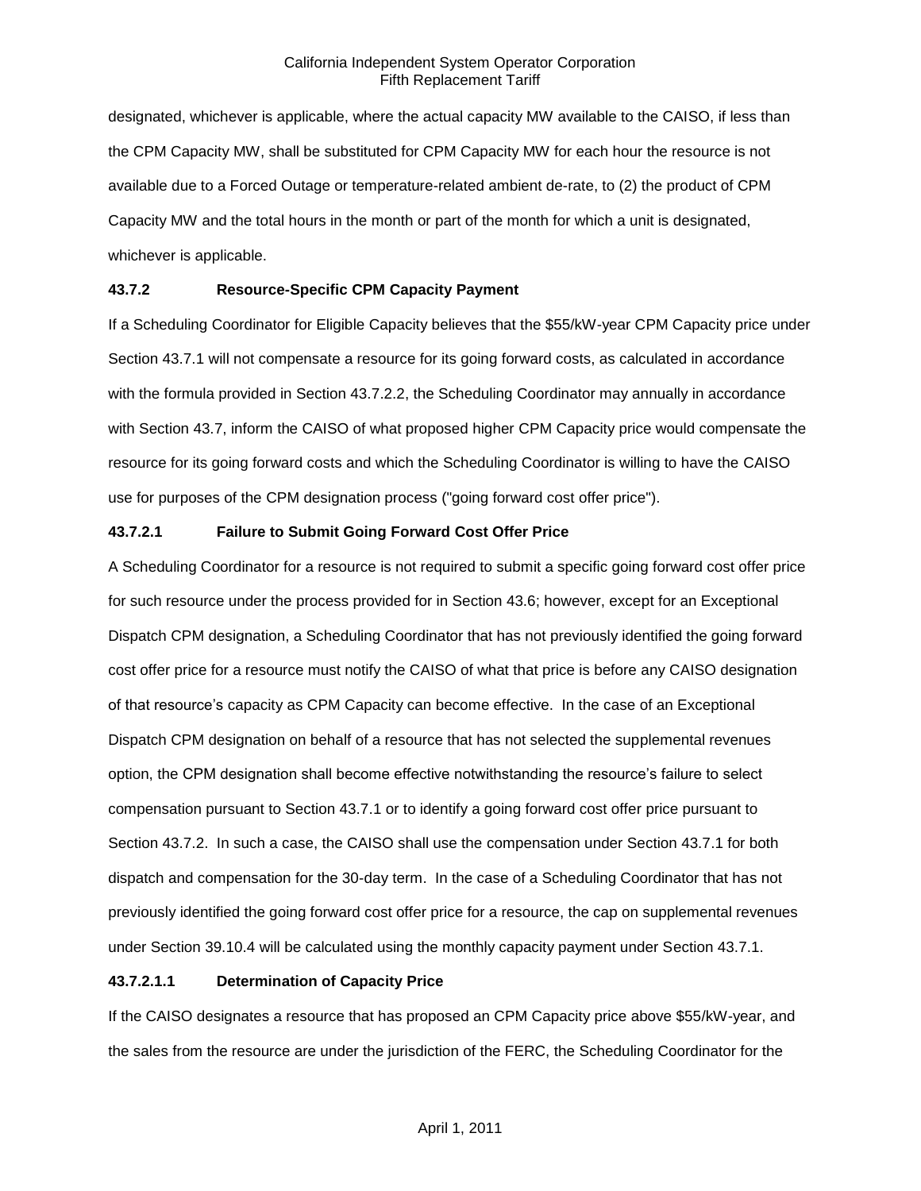designated, whichever is applicable, where the actual capacity MW available to the CAISO, if less than the CPM Capacity MW, shall be substituted for CPM Capacity MW for each hour the resource is not available due to a Forced Outage or temperature-related ambient de-rate, to (2) the product of CPM Capacity MW and the total hours in the month or part of the month for which a unit is designated, whichever is applicable.

**43.7.2 Resource-Specific CPM Capacity Payment**

If a Scheduling Coordinator for Eligible Capacity believes that the $55/kW-year CPM Capacity price under Section 43.7.1 will not compensate a resource for its going forward costs, as calculated in accordance with the formula provided in Section 43.7.2.2, the Scheduling Coordinator may annually in accordance with Section 43.7, inform the CAISO of what proposed higher CPM Capacity price would compensate the resource for its going forward costs and which the Scheduling Coordinator is willing to have the CAISO use for purposes of the CPM designation process ("going forward cost offer price").

**43.7.2.1 Failure to Submit Going Forward Cost Offer Price**

A Scheduling Coordinator for a resource is not required to submit a specific going forward cost offer price for such resource under the process provided for in Section 43.6; however, except for an Exceptional Dispatch CPM designation, a Scheduling Coordinator that has not previously identified the going forward cost offer price for a resource must notify the CAISO of what that price is before any CAISO designation of that resource's capacity as CPM Capacity can become effective. In the case of an Exceptional Dispatch CPM designation on behalf of a resource that has not selected the supplemental revenues option, the CPM designation shall become effective notwithstanding the resource's failure to select compensation pursuant to Section 43.7.1 or to identify a going forward cost offer price pursuant to Section 43.7.2. In such a case, the CAISO shall use the compensation under Section 43.7.1 for both dispatch and compensation for the 30-day term. In the case of a Scheduling Coordinator that has not previously identified the going forward cost offer price for a resource, the cap on supplemental revenues under Section 39.10.4 will be calculated using the monthly capacity payment under Section 43.7.1.

**43.7.2.1.1 Determination of Capacity Price**

If the CAISO designates a resource that has proposed an CPM Capacity price above $55/kW-year, and the sales from the resource are under the jurisdiction of the FERC, the Scheduling Coordinator for the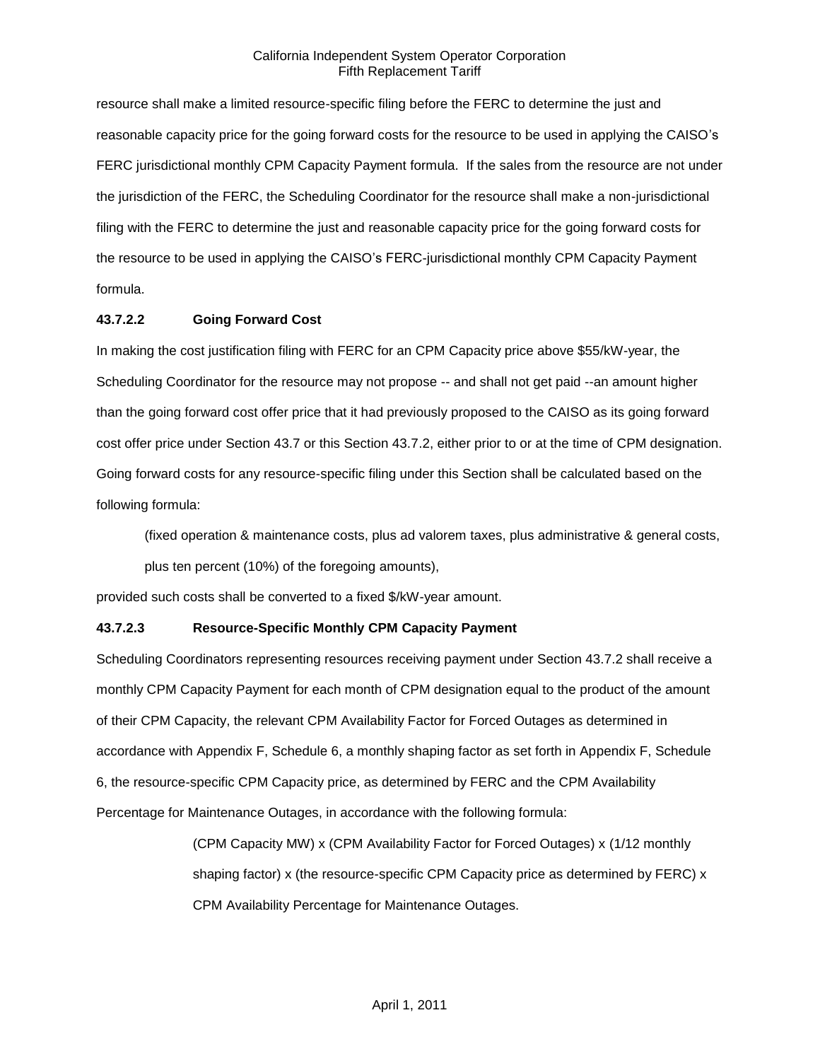resource shall make a limited resource-specific filing before the FERC to determine the just and reasonable capacity price for the going forward costs for the resource to be used in applying the CAISO's FERC jurisdictional monthly CPM Capacity Payment formula. If the sales from the resource are not under the jurisdiction of the FERC, the Scheduling Coordinator for the resource shall make a non-jurisdictional filing with the FERC to determine the just and reasonable capacity price for the going forward costs for the resource to be used in applying the CAISO's FERC-jurisdictional monthly CPM Capacity Payment formula.

**43.7.2.2 Going Forward Cost**

In making the cost justification filing with FERC for an CPM Capacity price above $55/kW-year, the Scheduling Coordinator for the resource may not propose -- and shall not get paid --an amount higher than the going forward cost offer price that it had previously proposed to the CAISO as its going forward cost offer price under Section 43.7 or this Section 43.7.2, either prior to or at the time of CPM designation. Going forward costs for any resource-specific filing under this Section shall be calculated based on the following formula:

> (fixed operation & maintenance costs, plus ad valorem taxes, plus administrative & general costs, plus ten percent (10%) of the foregoing amounts),

provided such costs shall be converted to a fixed $/kW-year amount.

**43.7.2.3 Resource-Specific Monthly CPM Capacity Payment**

Scheduling Coordinators representing resources receiving payment under Section 43.7.2 shall receive a monthly CPM Capacity Payment for each month of CPM designation equal to the product of the amount of their CPM Capacity, the relevant CPM Availability Factor for Forced Outages as determined in accordance with Appendix F, Schedule 6, a monthly shaping factor as set forth in Appendix F, Schedule 6, the resource-specific CPM Capacity price, as determined by FERC and the CPM Availability Percentage for Maintenance Outages, in accordance with the following formula:

> (CPM Capacity MW) x (CPM Availability Factor for Forced Outages) x (1/12 monthly shaping factor) x (the resource-specific CPM Capacity price as determined by FERC) x CPM Availability Percentage for Maintenance Outages.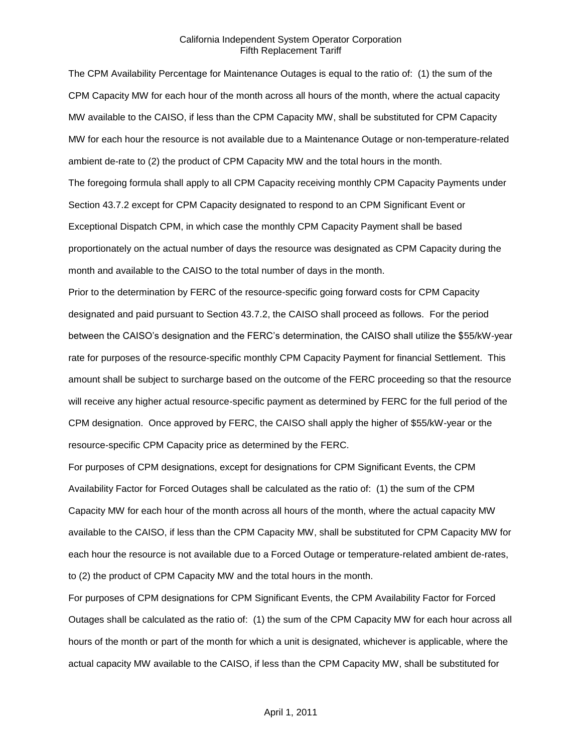The CPM Availability Percentage for Maintenance Outages is equal to the ratio of: (1) the sum of the CPM Capacity MW for each hour of the month across all hours of the month, where the actual capacity MW available to the CAISO, if less than the CPM Capacity MW, shall be substituted for CPM Capacity MW for each hour the resource is not available due to a Maintenance Outage or non-temperature-related ambient de-rate to (2) the product of CPM Capacity MW and the total hours in the month.

The foregoing formula shall apply to all CPM Capacity receiving monthly CPM Capacity Payments under Section 43.7.2 except for CPM Capacity designated to respond to an CPM Significant Event or Exceptional Dispatch CPM, in which case the monthly CPM Capacity Payment shall be based proportionately on the actual number of days the resource was designated as CPM Capacity during the month and available to the CAISO to the total number of days in the month.

Prior to the determination by FERC of the resource-specific going forward costs for CPM Capacity designated and paid pursuant to Section 43.7.2, the CAISO shall proceed as follows. For the period between the CAISO's designation and the FERC's determination, the CAISO shall utilize the $55/kW-year rate for purposes of the resource-specific monthly CPM Capacity Payment for financial Settlement. This amount shall be subject to surcharge based on the outcome of the FERC proceeding so that the resource will receive any higher actual resource-specific payment as determined by FERC for the full period of the CPM designation. Once approved by FERC, the CAISO shall apply the higher of $55/kW-year or the resource-specific CPM Capacity price as determined by the FERC.

For purposes of CPM designations, except for designations for CPM Significant Events, the CPM Availability Factor for Forced Outages shall be calculated as the ratio of: (1) the sum of the CPM Capacity MW for each hour of the month across all hours of the month, where the actual capacity MW available to the CAISO, if less than the CPM Capacity MW, shall be substituted for CPM Capacity MW for each hour the resource is not available due to a Forced Outage or temperature-related ambient de-rates, to (2) the product of CPM Capacity MW and the total hours in the month.

For purposes of CPM designations for CPM Significant Events, the CPM Availability Factor for Forced Outages shall be calculated as the ratio of: (1) the sum of the CPM Capacity MW for each hour across all hours of the month or part of the month for which a unit is designated, whichever is applicable, where the actual capacity MW available to the CAISO, if less than the CPM Capacity MW, shall be substituted for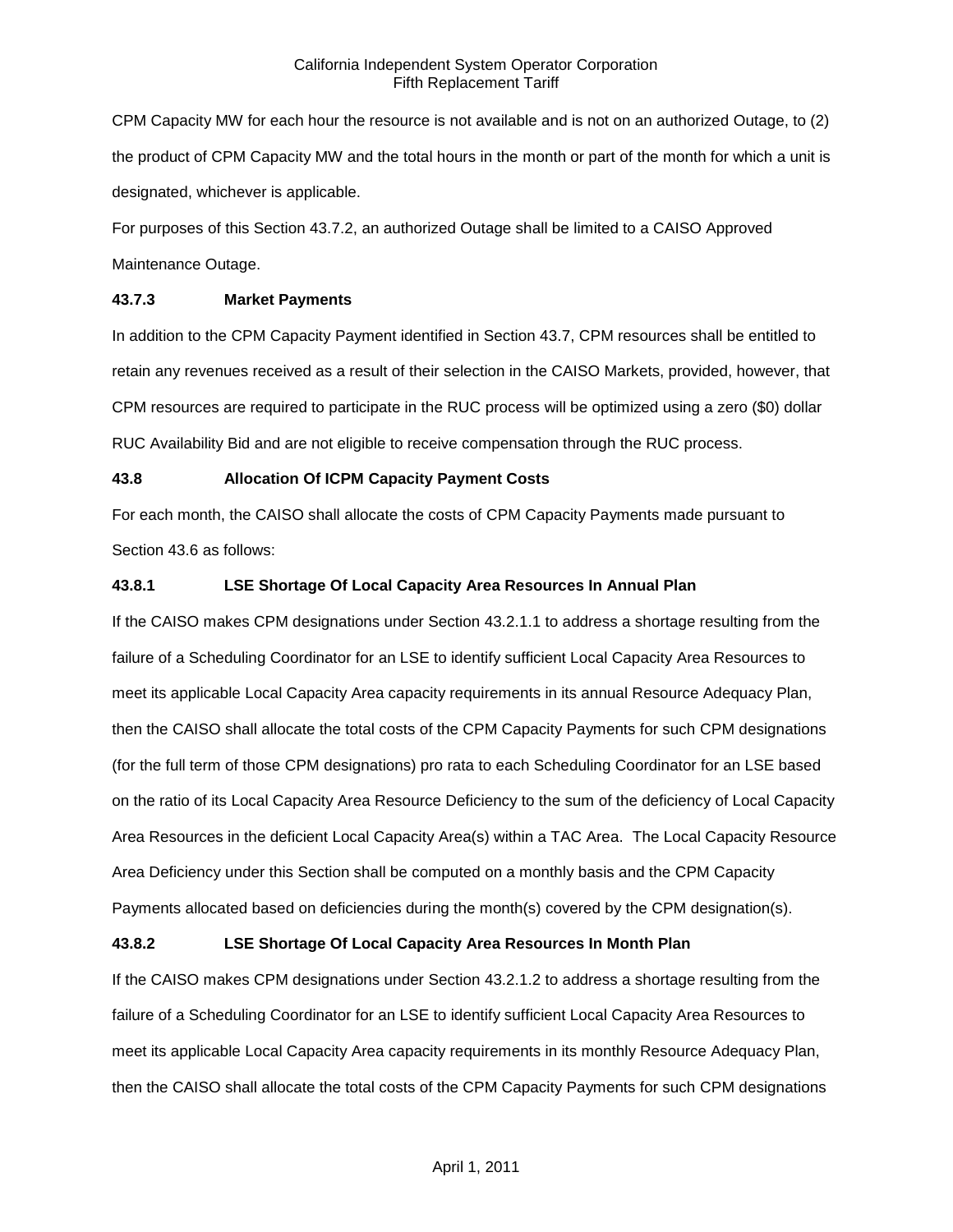CPM Capacity MW for each hour the resource is not available and is not on an authorized Outage, to (2) the product of CPM Capacity MW and the total hours in the month or part of the month for which a unit is designated, whichever is applicable.

For purposes of this Section 43.7.2, an authorized Outage shall be limited to a CAISO Approved Maintenance Outage.

**43.7.3 Market Payments**

In addition to the CPM Capacity Payment identified in Section 43.7, CPM resources shall be entitled to retain any revenues received as a result of their selection in the CAISO Markets, provided, however, that CPM resources are required to participate in the RUC process will be optimized using a zero ($0) dollar RUC Availability Bid and are not eligible to receive compensation through the RUC process.

**43.8 Allocation Of ICPM Capacity Payment Costs**

For each month, the CAISO shall allocate the costs of CPM Capacity Payments made pursuant to Section 43.6 as follows:

**43.8.1 LSE Shortage Of Local Capacity Area Resources In Annual Plan**

If the CAISO makes CPM designations under Section 43.2.1.1 to address a shortage resulting from the failure of a Scheduling Coordinator for an LSE to identify sufficient Local Capacity Area Resources to meet its applicable Local Capacity Area capacity requirements in its annual Resource Adequacy Plan, then the CAISO shall allocate the total costs of the CPM Capacity Payments for such CPM designations (for the full term of those CPM designations) pro rata to each Scheduling Coordinator for an LSE based on the ratio of its Local Capacity Area Resource Deficiency to the sum of the deficiency of Local Capacity Area Resources in the deficient Local Capacity Area(s) within a TAC Area. The Local Capacity Resource Area Deficiency under this Section shall be computed on a monthly basis and the CPM Capacity Payments allocated based on deficiencies during the month(s) covered by the CPM designation(s).

**43.8.2 LSE Shortage Of Local Capacity Area Resources In Month Plan**

If the CAISO makes CPM designations under Section 43.2.1.2 to address a shortage resulting from the failure of a Scheduling Coordinator for an LSE to identify sufficient Local Capacity Area Resources to meet its applicable Local Capacity Area capacity requirements in its monthly Resource Adequacy Plan, then the CAISO shall allocate the total costs of the CPM Capacity Payments for such CPM designations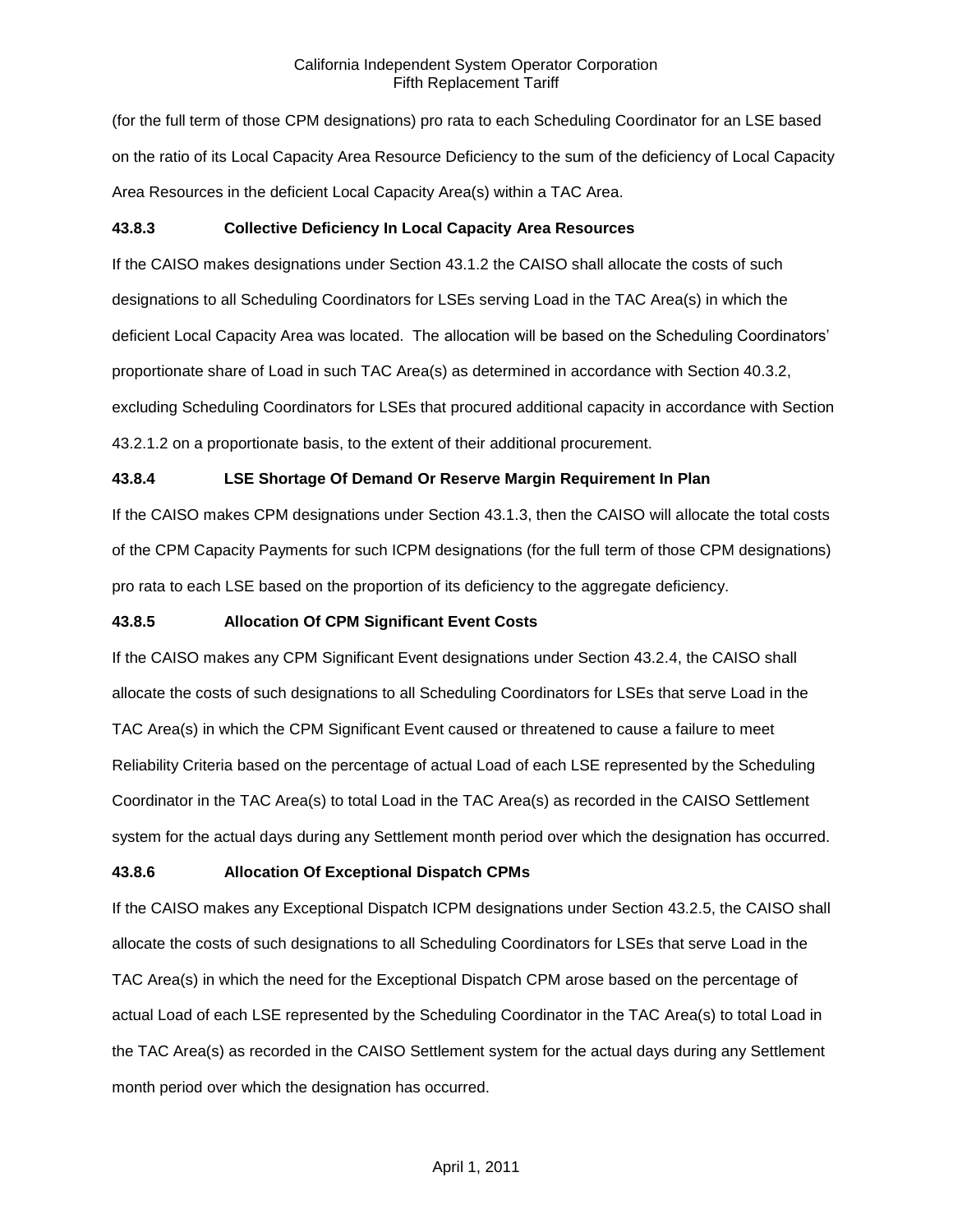(for the full term of those CPM designations) pro rata to each Scheduling Coordinator for an LSE based on the ratio of its Local Capacity Area Resource Deficiency to the sum of the deficiency of Local Capacity Area Resources in the deficient Local Capacity Area(s) within a TAC Area.

**43.8.3 Collective Deficiency In Local Capacity Area Resources**

If the CAISO makes designations under Section 43.1.2 the CAISO shall allocate the costs of such designations to all Scheduling Coordinators for LSEs serving Load in the TAC Area(s) in which the deficient Local Capacity Area was located. The allocation will be based on the Scheduling Coordinators' proportionate share of Load in such TAC Area(s) as determined in accordance with Section 40.3.2, excluding Scheduling Coordinators for LSEs that procured additional capacity in accordance with Section 43.2.1.2 on a proportionate basis, to the extent of their additional procurement.

**43.8.4 LSE Shortage Of Demand Or Reserve Margin Requirement In Plan**

If the CAISO makes CPM designations under Section 43.1.3, then the CAISO will allocate the total costs of the CPM Capacity Payments for such ICPM designations (for the full term of those CPM designations) pro rata to each LSE based on the proportion of its deficiency to the aggregate deficiency.

**43.8.5 Allocation Of CPM Significant Event Costs**

If the CAISO makes any CPM Significant Event designations under Section 43.2.4, the CAISO shall allocate the costs of such designations to all Scheduling Coordinators for LSEs that serve Load in the TAC Area(s) in which the CPM Significant Event caused or threatened to cause a failure to meet Reliability Criteria based on the percentage of actual Load of each LSE represented by the Scheduling Coordinator in the TAC Area(s) to total Load in the TAC Area(s) as recorded in the CAISO Settlement system for the actual days during any Settlement month period over which the designation has occurred.

**43.8.6 Allocation Of Exceptional Dispatch CPMs**

If the CAISO makes any Exceptional Dispatch ICPM designations under Section 43.2.5, the CAISO shall allocate the costs of such designations to all Scheduling Coordinators for LSEs that serve Load in the TAC Area(s) in which the need for the Exceptional Dispatch CPM arose based on the percentage of actual Load of each LSE represented by the Scheduling Coordinator in the TAC Area(s) to total Load in the TAC Area(s) as recorded in the CAISO Settlement system for the actual days during any Settlement month period over which the designation has occurred.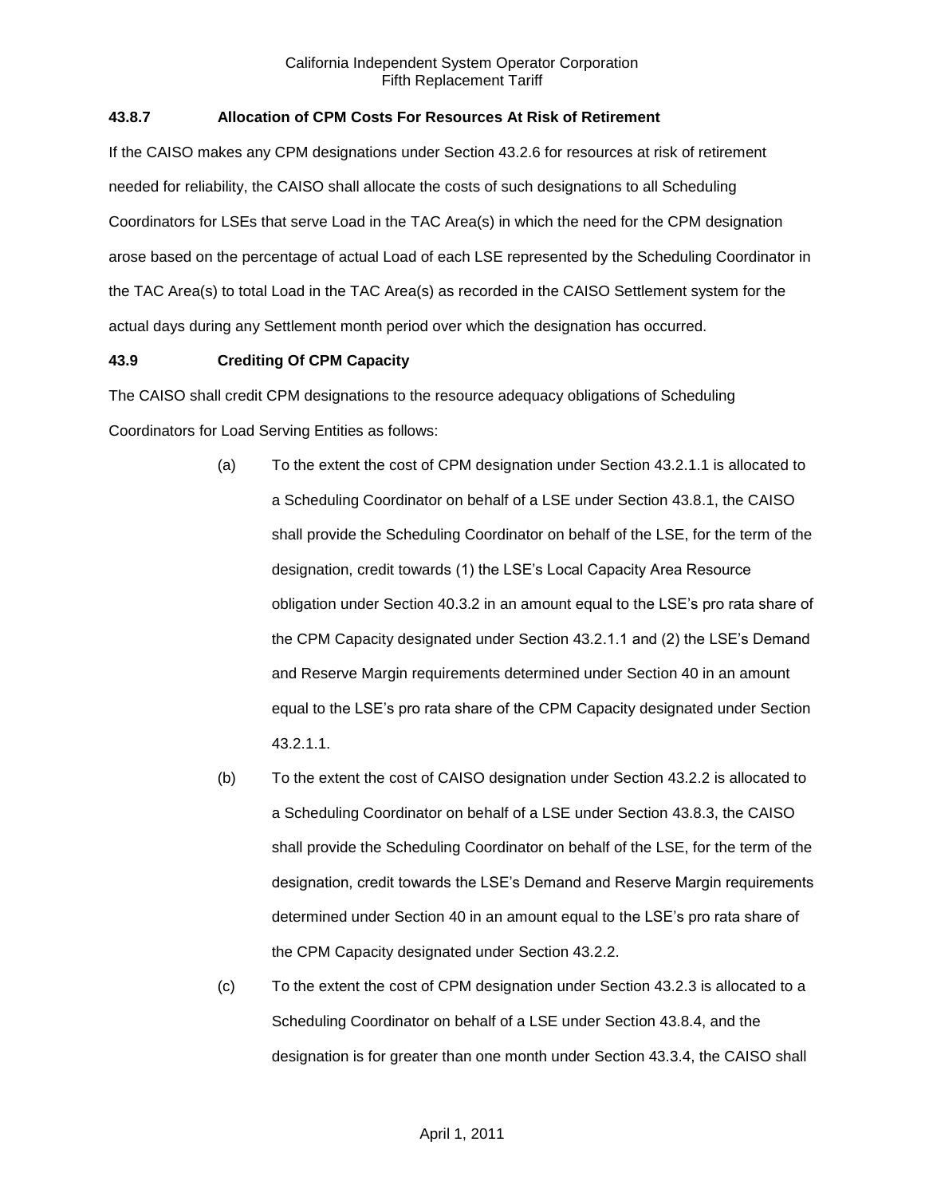### 43.8.7 Allocation of CPM Costs For Resources At Risk of Retirement

If the CAISO makes any CPM designations under Section 43.2.6 for resources at risk of retirement needed for reliability, the CAISO shall allocate the costs of such designations to all Scheduling Coordinators for LSEs that serve Load in the TAC Area(s) in which the need for the CPM designation arose based on the percentage of actual Load of each LSE represented by the Scheduling Coordinator in the TAC Area(s) to total Load in the TAC Area(s) as recorded in the CAISO Settlement system for the actual days during any Settlement month period over which the designation has occurred.

### 43.9 Crediting Of CPM Capacity

The CAISO shall credit CPM designations to the resource adequacy obligations of Scheduling Coordinators for Load Serving Entities as follows:

(a) To the extent the cost of CPM designation under Section 43.2.1.1 is allocated to a Scheduling Coordinator on behalf of a LSE under Section 43.8.1, the CAISO shall provide the Scheduling Coordinator on behalf of the LSE, for the term of the designation, credit towards (1) the LSE's Local Capacity Area Resource obligation under Section 40.3.2 in an amount equal to the LSE's pro rata share of the CPM Capacity designated under Section 43.2.1.1 and (2) the LSE's Demand and Reserve Margin requirements determined under Section 40 in an amount equal to the LSE's pro rata share of the CPM Capacity designated under Section 43.2.1.1.

(b) To the extent the cost of CAISO designation under Section 43.2.2 is allocated to a Scheduling Coordinator on behalf of a LSE under Section 43.8.3, the CAISO shall provide the Scheduling Coordinator on behalf of the LSE, for the term of the designation, credit towards the LSE's Demand and Reserve Margin requirements determined under Section 40 in an amount equal to the LSE's pro rata share of the CPM Capacity designated under Section 43.2.2.

(c) To the extent the cost of CPM designation under Section 43.2.3 is allocated to a Scheduling Coordinator on behalf of a LSE under Section 43.8.4, and the designation is for greater than one month under Section 43.3.4, the CAISO shall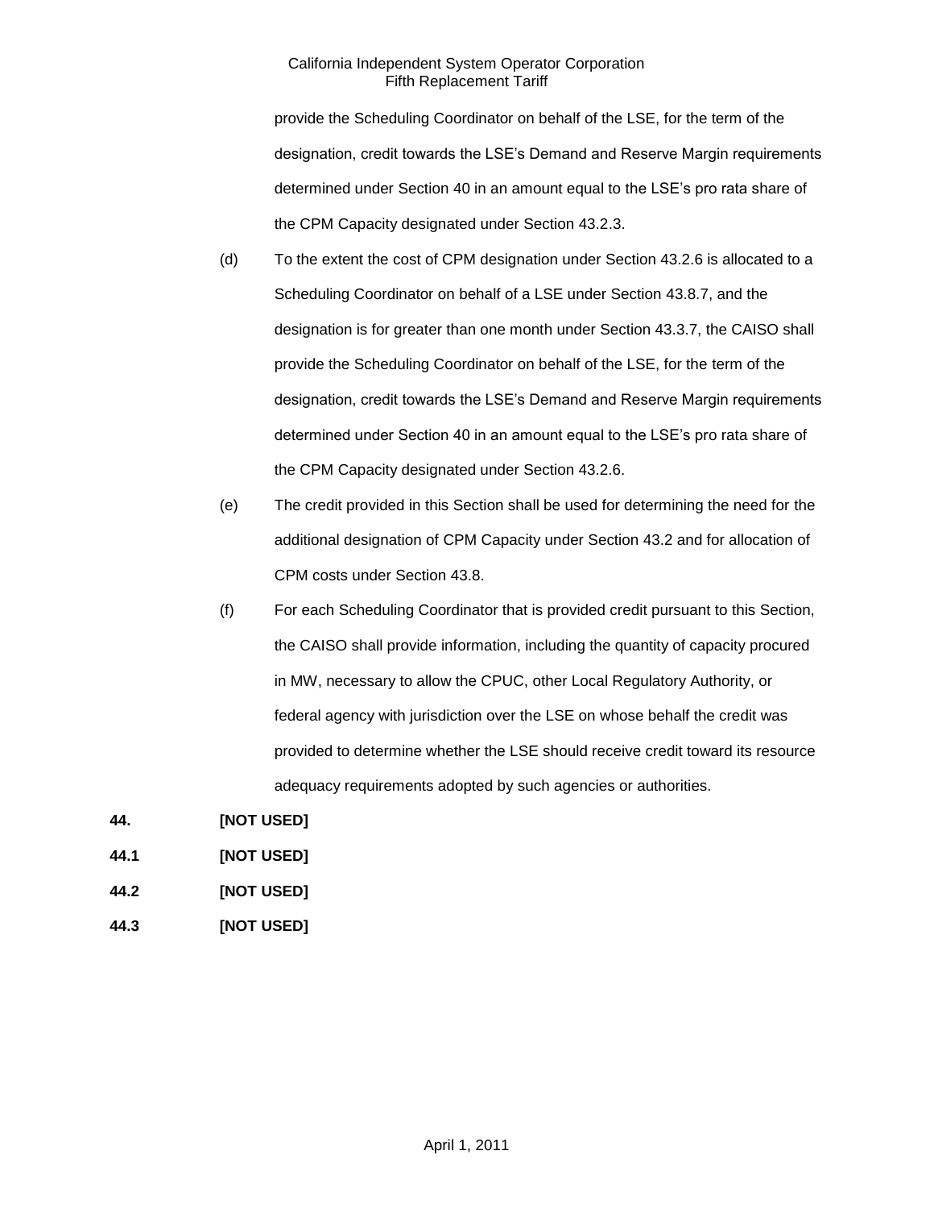provide the Scheduling Coordinator on behalf of the LSE, for the term of the designation, credit towards the LSE's Demand and Reserve Margin requirements determined under Section 40 in an amount equal to the LSE's pro rata share of the CPM Capacity designated under Section 43.2.3.

(d) To the extent the cost of CPM designation under Section 43.2.6 is allocated to a Scheduling Coordinator on behalf of a LSE under Section 43.8.7, and the designation is for greater than one month under Section 43.3.7, the CAISO shall provide the Scheduling Coordinator on behalf of the LSE, for the term of the designation, credit towards the LSE's Demand and Reserve Margin requirements determined under Section 40 in an amount equal to the LSE's pro rata share of the CPM Capacity designated under Section 43.2.6.

(e) The credit provided in this Section shall be used for determining the need for the additional designation of CPM Capacity under Section 43.2 and for allocation of CPM costs under Section 43.8.

(f) For each Scheduling Coordinator that is provided credit pursuant to this Section, the CAISO shall provide information, including the quantity of capacity procured in MW, necessary to allow the CPUC, other Local Regulatory Authority, or federal agency with jurisdiction over the LSE on whose behalf the credit was provided to determine whether the LSE should receive credit toward its resource adequacy requirements adopted by such agencies or authorities.

**44. [NOT USED]**

**44.1 [NOT USED]**

**44.2 [NOT USED]**

**44.3 [NOT USED]**